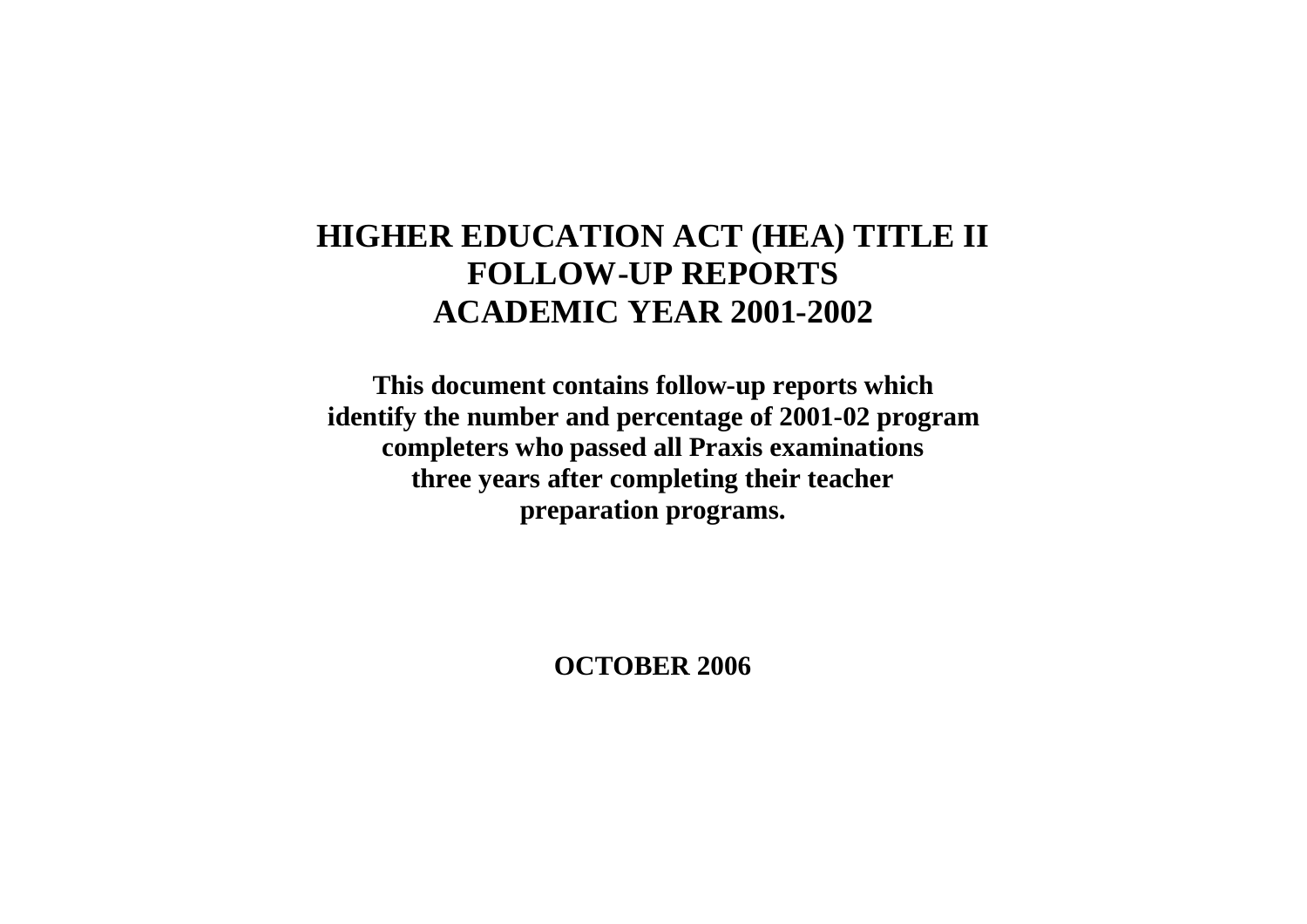# HIGHER EDUCATION ACT (HEA) TITLE II
# FOLLOW-UP REPORTS
# ACADEMIC YEAR 2001-2002

**This document contains follow-up reports which identify the number and percentage of 2001-02 program completers who passed all Praxis examinations three years after completing their teacher preparation programs.**

**OCTOBER 2006**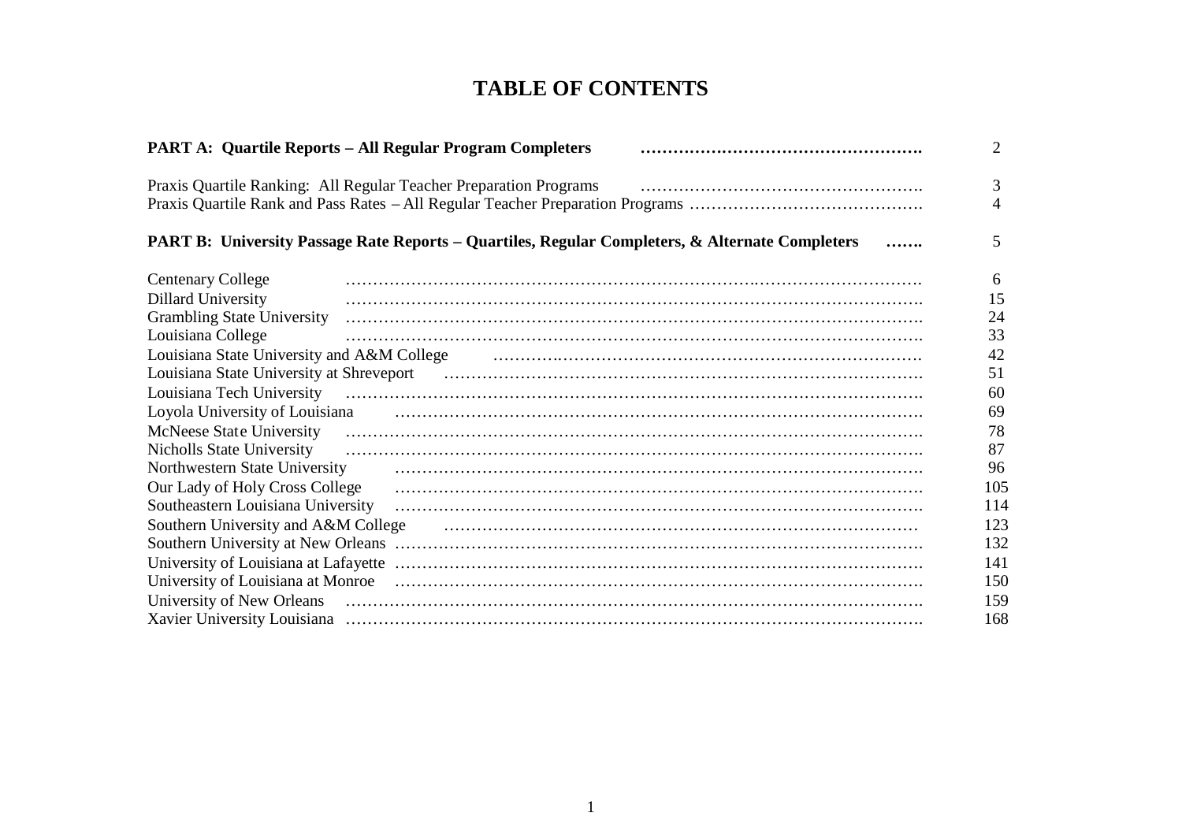# TABLE OF CONTENTS

| | |
|---|---|
| **PART A: Quartile Reports – All Regular Program Completers** | 2 |
| Praxis Quartile Ranking: All Regular Teacher Preparation Programs | 3 |
| Praxis Quartile Rank and Pass Rates – All Regular Teacher Preparation Programs | 4 |
| **PART B: University Passage Rate Reports – Quartiles, Regular Completers, & Alternate Completers** | 5 |
| Centenary College | 6 |
| Dillard University | 15 |
| Grambling State University | 24 |
| Louisiana College | 33 |
| Louisiana State University and A&M College | 42 |
| Louisiana State University at Shreveport | 51 |
| Louisiana Tech University | 60 |
| Loyola University of Louisiana | 69 |
| McNeese State University | 78 |
| Nicholls State University | 87 |
| Northwestern State University | 96 |
| Our Lady of Holy Cross College | 105 |
| Southeastern Louisiana University | 114 |
| Southern University and A&M College | 123 |
| Southern University at New Orleans | 132 |
| University of Louisiana at Lafayette | 141 |
| University of Louisiana at Monroe | 150 |
| University of New Orleans | 159 |
| Xavier University Louisiana | 168 |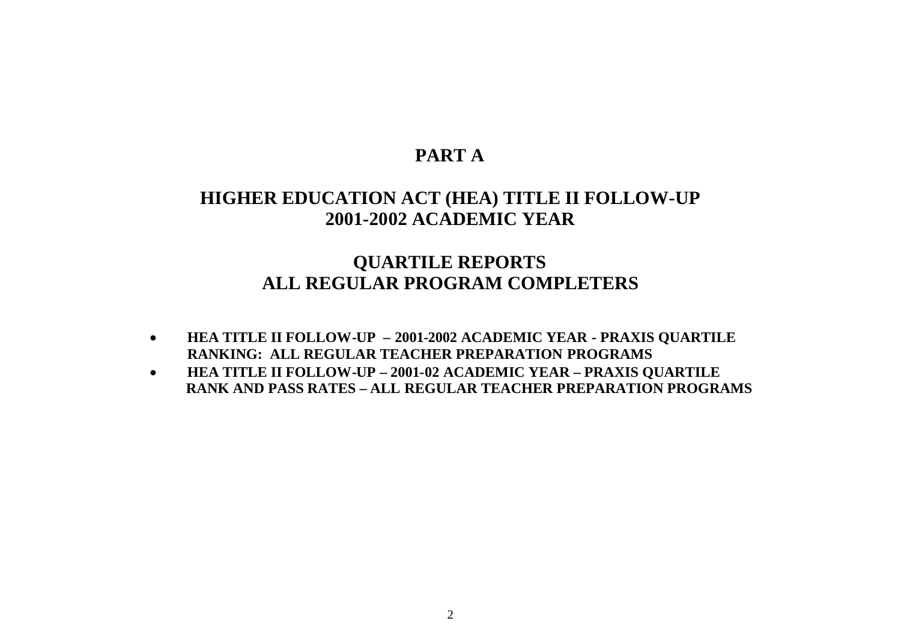# PART A

## HIGHER EDUCATION ACT (HEA) TITLE II FOLLOW-UP
## 2001-2002 ACADEMIC YEAR

## QUARTILE REPORTS
## ALL REGULAR PROGRAM COMPLETERS

- **HEA TITLE II FOLLOW-UP – 2001-2002 ACADEMIC YEAR - PRAXIS QUARTILE RANKING: ALL REGULAR TEACHER PREPARATION PROGRAMS**
- **HEA TITLE II FOLLOW-UP – 2001-02 ACADEMIC YEAR – PRAXIS QUARTILE RANK AND PASS RATES – ALL REGULAR TEACHER PREPARATION PROGRAMS**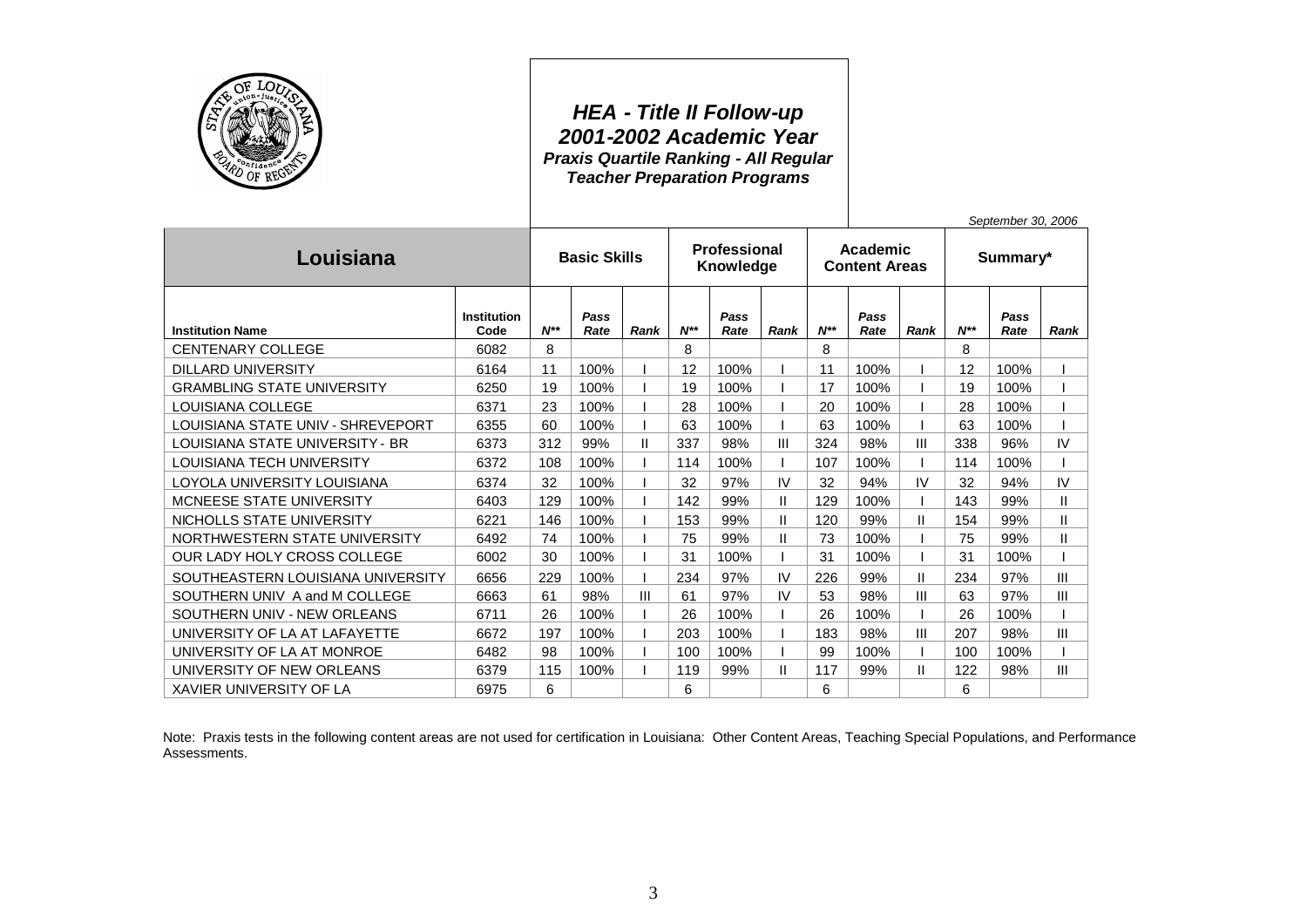# HEA - Title II Follow-up
## 2001-2002 Academic Year
### Praxis Quartile Ranking - All Regular Teacher Preparation Programs

*September 30, 2006*

| Louisiana | | Basic Skills | | | Professional Knowledge | | | Academic Content Areas | | | Summary* | | |
|---|---|---|---|---|---|---|---|---|---|---|---|---|---|
| **Institution Name** | **Institution Code** | ***N**** | ***Pass Rate*** | ***Rank*** | ***N**** | ***Pass Rate*** | ***Rank*** | ***N**** | ***Pass Rate*** | ***Rank*** | ***N**** | ***Pass Rate*** | ***Rank*** |
| CENTENARY COLLEGE | 6082 | 8 | | | 8 | | | 8 | | | 8 | | |
| DILLARD UNIVERSITY | 6164 | 11 | 100% | I | 12 | 100% | I | 11 | 100% | I | 12 | 100% | I |
| GRAMBLING STATE UNIVERSITY | 6250 | 19 | 100% | I | 19 | 100% | I | 17 | 100% | I | 19 | 100% | I |
| LOUISIANA COLLEGE | 6371 | 23 | 100% | I | 28 | 100% | I | 20 | 100% | I | 28 | 100% | I |
| LOUISIANA STATE UNIV - SHREVEPORT | 6355 | 60 | 100% | I | 63 | 100% | I | 63 | 100% | I | 63 | 100% | I |
| LOUISIANA STATE UNIVERSITY - BR | 6373 | 312 | 99% | II | 337 | 98% | III | 324 | 98% | III | 338 | 96% | IV |
| LOUISIANA TECH UNIVERSITY | 6372 | 108 | 100% | I | 114 | 100% | I | 107 | 100% | I | 114 | 100% | I |
| LOYOLA UNIVERSITY LOUISIANA | 6374 | 32 | 100% | I | 32 | 97% | IV | 32 | 94% | IV | 32 | 94% | IV |
| MCNEESE STATE UNIVERSITY | 6403 | 129 | 100% | I | 142 | 99% | II | 129 | 100% | I | 143 | 99% | II |
| NICHOLLS STATE UNIVERSITY | 6221 | 146 | 100% | I | 153 | 99% | II | 120 | 99% | II | 154 | 99% | II |
| NORTHWESTERN STATE UNIVERSITY | 6492 | 74 | 100% | I | 75 | 99% | II | 73 | 100% | I | 75 | 99% | II |
| OUR LADY HOLY CROSS COLLEGE | 6002 | 30 | 100% | I | 31 | 100% | I | 31 | 100% | I | 31 | 100% | I |
| SOUTHEASTERN LOUISIANA UNIVERSITY | 6656 | 229 | 100% | I | 234 | 97% | IV | 226 | 99% | II | 234 | 97% | III |
| SOUTHERN UNIV A and M COLLEGE | 6663 | 61 | 98% | III | 61 | 97% | IV | 53 | 98% | III | 63 | 97% | III |
| SOUTHERN UNIV - NEW ORLEANS | 6711 | 26 | 100% | I | 26 | 100% | I | 26 | 100% | I | 26 | 100% | I |
| UNIVERSITY OF LA AT LAFAYETTE | 6672 | 197 | 100% | I | 203 | 100% | I | 183 | 98% | III | 207 | 98% | III |
| UNIVERSITY OF LA AT MONROE | 6482 | 98 | 100% | I | 100 | 100% | I | 99 | 100% | I | 100 | 100% | I |
| UNIVERSITY OF NEW ORLEANS | 6379 | 115 | 100% | I | 119 | 99% | II | 117 | 99% | II | 122 | 98% | III |
| XAVIER UNIVERSITY OF LA | 6975 | 6 | | | 6 | | | 6 | | | 6 | | |

Note: Praxis tests in the following content areas are not used for certification in Louisiana: Other Content Areas, Teaching Special Populations, and Performance Assessments.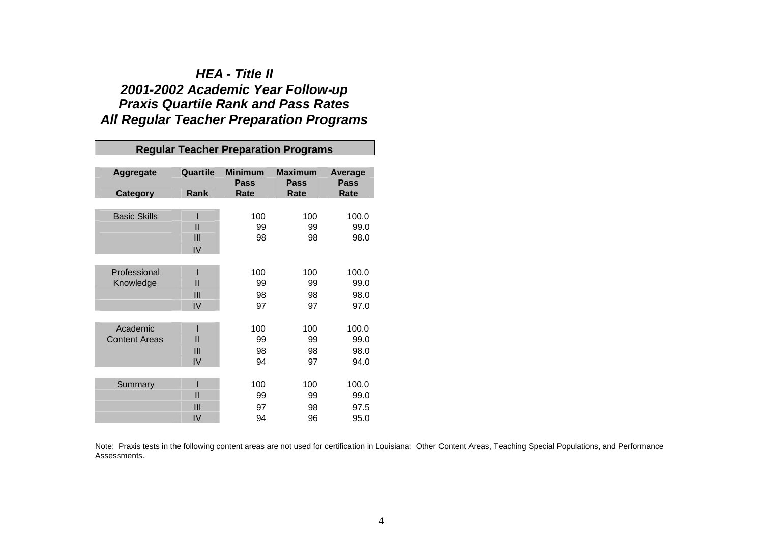# *HEA - Title II*
## *2001-2002 Academic Year Follow-up*
## *Praxis Quartile Rank and Pass Rates*
## *All Regular Teacher Preparation Programs*

| Regular Teacher Preparation Programs | | | | |
|---|---|---|---|---|
| **Aggregate Category** | **Quartile Rank** | **Minimum Pass Rate** | **Maximum Pass Rate** | **Average Pass Rate** |
| Basic Skills | I | 100 | 100 | 100.0 |
| | II | 99 | 99 | 99.0 |
| | III | 98 | 98 | 98.0 |
| | IV | | | |
| Professional Knowledge | I | 100 | 100 | 100.0 |
| | II | 99 | 99 | 99.0 |
| | III | 98 | 98 | 98.0 |
| | IV | 97 | 97 | 97.0 |
| Academic Content Areas | I | 100 | 100 | 100.0 |
| | II | 99 | 99 | 99.0 |
| | III | 98 | 98 | 98.0 |
| | IV | 94 | 97 | 94.0 |
| Summary | I | 100 | 100 | 100.0 |
| | II | 99 | 99 | 99.0 |
| | III | 97 | 98 | 97.5 |
| | IV | 94 | 96 | 95.0 |

Note: Praxis tests in the following content areas are not used for certification in Louisiana: Other Content Areas, Teaching Special Populations, and Performance Assessments.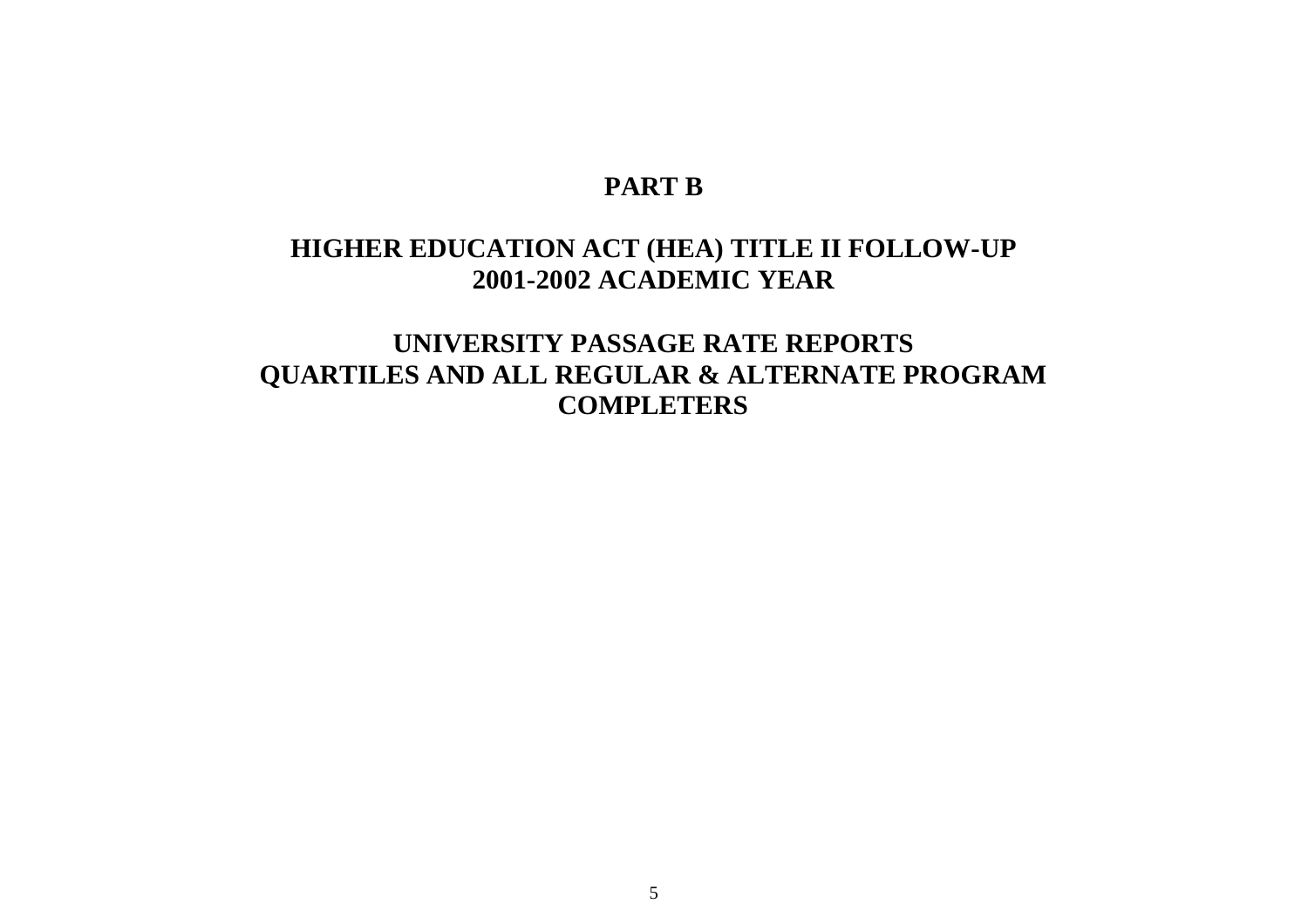# PART B

## HIGHER EDUCATION ACT (HEA) TITLE II FOLLOW-UP 2001-2002 ACADEMIC YEAR

## UNIVERSITY PASSAGE RATE REPORTS QUARTILES AND ALL REGULAR & ALTERNATE PROGRAM COMPLETERS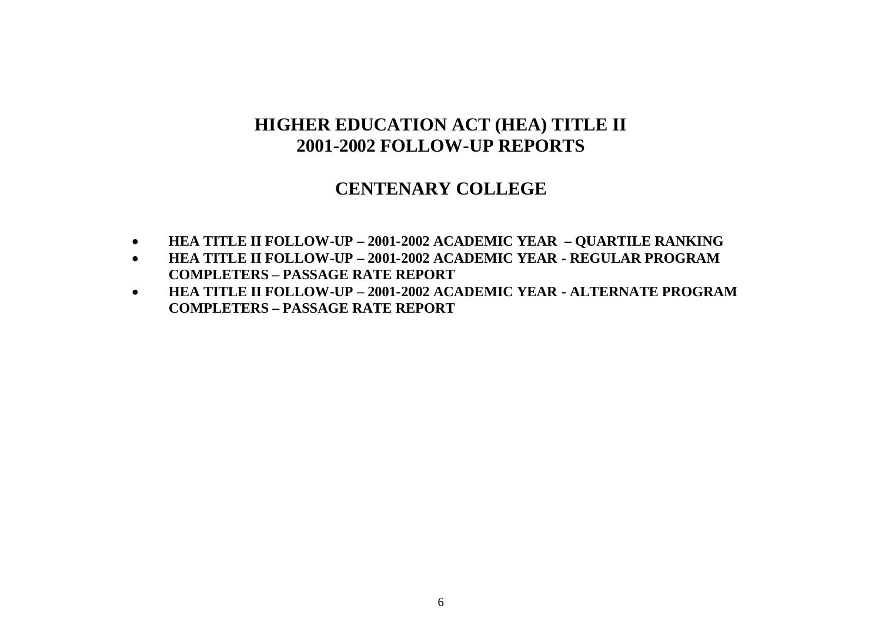# HIGHER EDUCATION ACT (HEA) TITLE II
# 2001-2002 FOLLOW-UP REPORTS

## CENTENARY COLLEGE

- **HEA TITLE II FOLLOW-UP – 2001-2002 ACADEMIC YEAR – QUARTILE RANKING**
- **HEA TITLE II FOLLOW-UP – 2001-2002 ACADEMIC YEAR - REGULAR PROGRAM COMPLETERS – PASSAGE RATE REPORT**
- **HEA TITLE II FOLLOW-UP – 2001-2002 ACADEMIC YEAR - ALTERNATE PROGRAM COMPLETERS – PASSAGE RATE REPORT**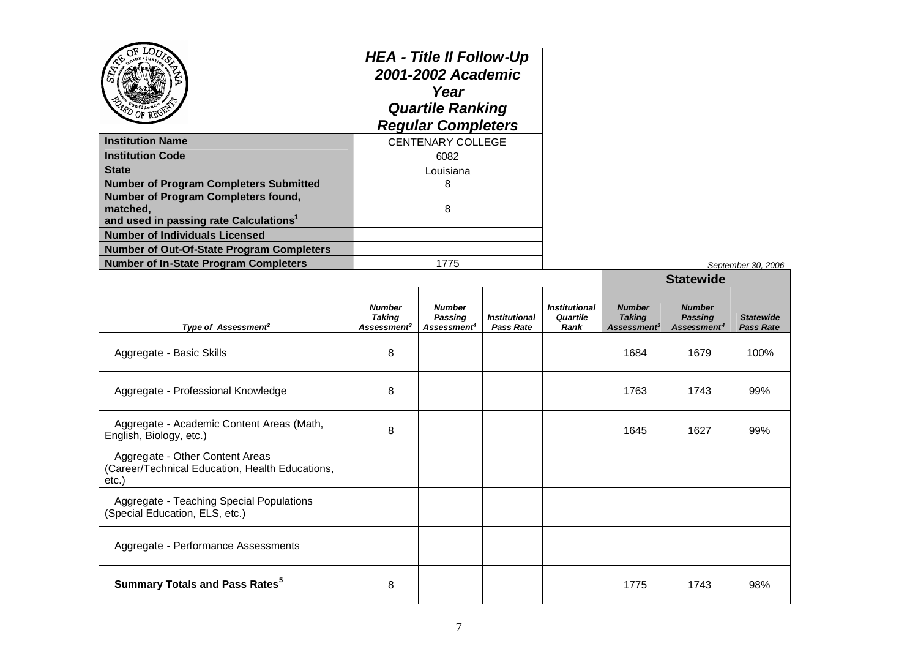## HEA - Title II Follow-Up 2001-2002 Academic Year Quartile Ranking Regular Completers

| | |
|---|---|
| **Institution Name** | CENTENARY COLLEGE |
| **Institution Code** | 6082 |
| **State** | Louisiana |
| **Number of Program Completers Submitted** | 8 |
| **Number of Program Completers found, matched, and used in passing rate Calculations[1]** | 8 |
| **Number of Individuals Licensed** | |
| **Number of Out-Of-State Program Completers** | |
| **Number of In-State Program Completers** | 1775 |

*September 30, 2006*

| Type of Assessment[2] | Number Taking Assessment[3] | Number Passing Assessment[4] | Institutional Pass Rate | Institutional Quartile Rank | Statewide Number Taking Assessment[3] | Statewide Number Passing Assessment[4] | Statewide Pass Rate |
|---|---|---|---|---|---|---|---|
| Aggregate - Basic Skills | 8 | | | | 1684 | 1679 | 100% |
| Aggregate - Professional Knowledge | 8 | | | | 1763 | 1743 | 99% |
| Aggregate - Academic Content Areas (Math, English, Biology, etc.) | 8 | | | | 1645 | 1627 | 99% |
| Aggregate - Other Content Areas (Career/Technical Education, Health Educations, etc.) | | | | | | | |
| Aggregate - Teaching Special Populations (Special Education, ELS, etc.) | | | | | | | |
| Aggregate - Performance Assessments | | | | | | | |
| **Summary Totals and Pass Rates[5]** | 8 | | | | 1775 | 1743 | 98% |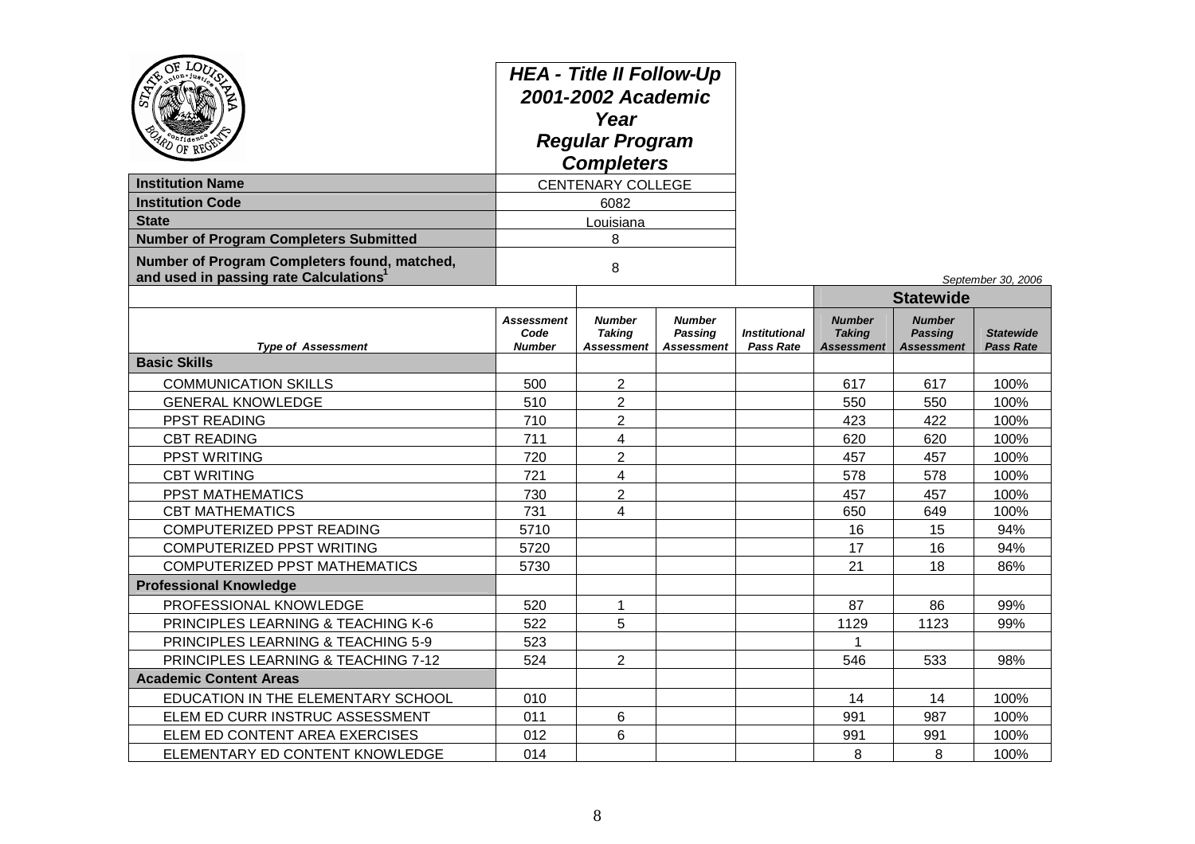# HEA - Title II Follow-Up 2001-2002 Academic Year Regular Program Completers

| | |
|---|---|
| **Institution Name** | CENTENARY COLLEGE |
| **Institution Code** | 6082 |
| **State** | Louisiana |
| **Number of Program Completers Submitted** | 8 |
| **Number of Program Completers found, matched, and used in passing rate Calculations**[1] | 8 |

*September 30, 2006*

| | | | | | Statewide | | |
|---|---|---|---|---|---|---|---|
| ***Type of Assessment*** | ***Assessment Code Number*** | ***Number Taking Assessment*** | ***Number Passing Assessment*** | ***Institutional Pass Rate*** | ***Number Taking Assessment*** | ***Number Passing Assessment*** | ***Statewide Pass Rate*** |
| **Basic Skills** | | | | | | | |
| COMMUNICATION SKILLS | 500 | 2 | | | 617 | 617 | 100% |
| GENERAL KNOWLEDGE | 510 | 2 | | | 550 | 550 | 100% |
| PPST READING | 710 | 2 | | | 423 | 422 | 100% |
| CBT READING | 711 | 4 | | | 620 | 620 | 100% |
| PPST WRITING | 720 | 2 | | | 457 | 457 | 100% |
| CBT WRITING | 721 | 4 | | | 578 | 578 | 100% |
| PPST MATHEMATICS | 730 | 2 | | | 457 | 457 | 100% |
| CBT MATHEMATICS | 731 | 4 | | | 650 | 649 | 100% |
| COMPUTERIZED PPST READING | 5710 | | | | 16 | 15 | 94% |
| COMPUTERIZED PPST WRITING | 5720 | | | | 17 | 16 | 94% |
| COMPUTERIZED PPST MATHEMATICS | 5730 | | | | 21 | 18 | 86% |
| **Professional Knowledge** | | | | | | | |
| PROFESSIONAL KNOWLEDGE | 520 | 1 | | | 87 | 86 | 99% |
| PRINCIPLES LEARNING & TEACHING K-6 | 522 | 5 | | | 1129 | 1123 | 99% |
| PRINCIPLES LEARNING & TEACHING 5-9 | 523 | | | | 1 | | |
| PRINCIPLES LEARNING & TEACHING 7-12 | 524 | 2 | | | 546 | 533 | 98% |
| **Academic Content Areas** | | | | | | | |
| EDUCATION IN THE ELEMENTARY SCHOOL | 010 | | | | 14 | 14 | 100% |
| ELEM ED CURR INSTRUC ASSESSMENT | 011 | 6 | | | 991 | 987 | 100% |
| ELEM ED CONTENT AREA EXERCISES | 012 | 6 | | | 991 | 991 | 100% |
| ELEMENTARY ED CONTENT KNOWLEDGE | 014 | | | | 8 | 8 | 100% |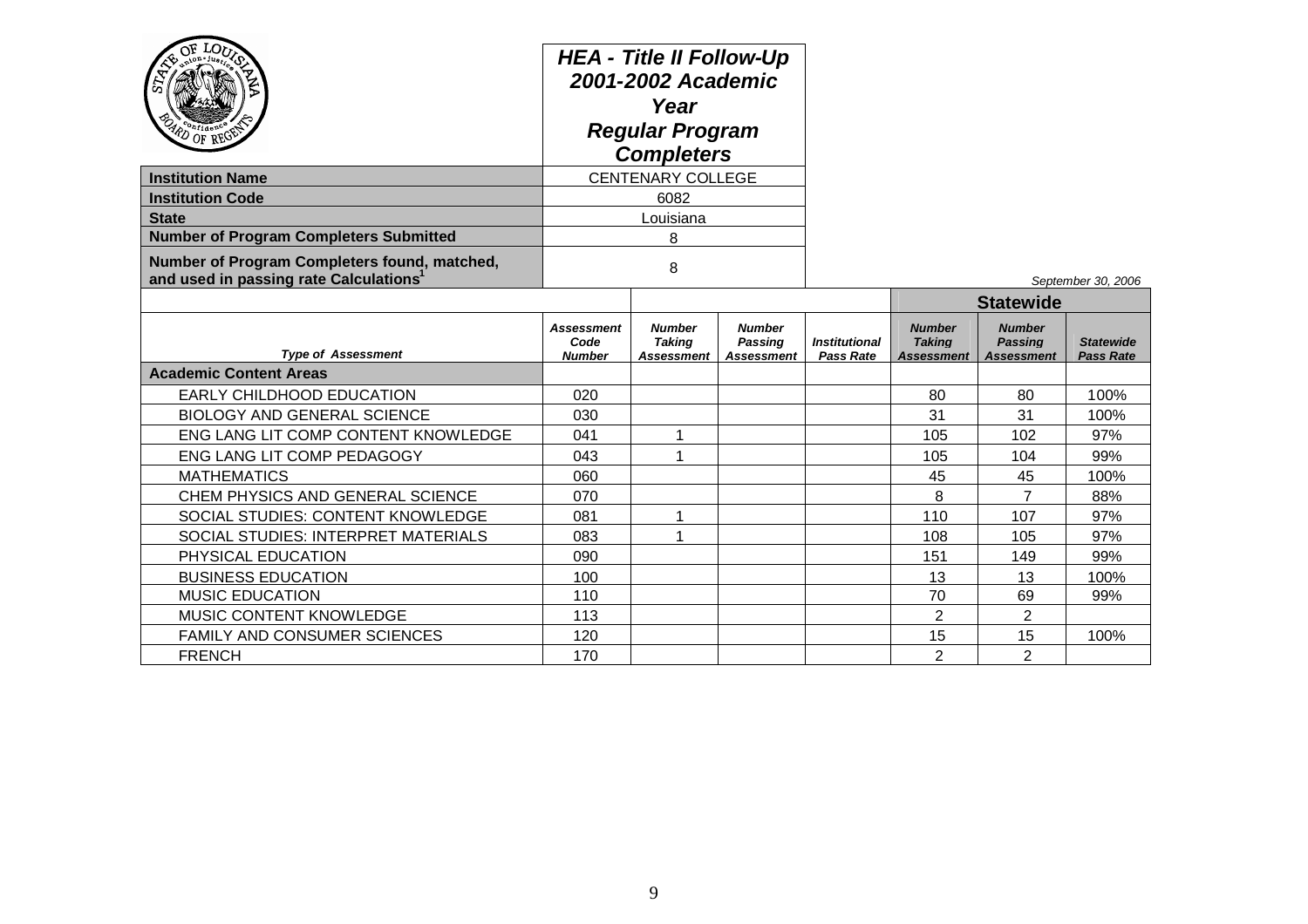## HEA - Title II Follow-Up 2001-2002 Academic Year Regular Program Completers

| | |
|---|---|
| **Institution Name** | CENTENARY COLLEGE |
| **Institution Code** | 6082 |
| **State** | Louisiana |
| **Number of Program Completers Submitted** | 8 |
| **Number of Program Completers found, matched, and used in passing rate Calculations**[1] | 8 |

*September 30, 2006*

| | | | | | Statewide | | |
|---|---|---|---|---|---|---|---|
| ***Type of Assessment*** | ***Assessment Code Number*** | ***Number Taking Assessment*** | ***Number Passing Assessment*** | ***Institutional Pass Rate*** | ***Number Taking Assessment*** | ***Number Passing Assessment*** | ***Statewide Pass Rate*** |
| **Academic Content Areas** | | | | | | | |
| EARLY CHILDHOOD EDUCATION | 020 | | | | 80 | 80 | 100% |
| BIOLOGY AND GENERAL SCIENCE | 030 | | | | 31 | 31 | 100% |
| ENG LANG LIT COMP CONTENT KNOWLEDGE | 041 | 1 | | | 105 | 102 | 97% |
| ENG LANG LIT COMP PEDAGOGY | 043 | 1 | | | 105 | 104 | 99% |
| MATHEMATICS | 060 | | | | 45 | 45 | 100% |
| CHEM PHYSICS AND GENERAL SCIENCE | 070 | | | | 8 | 7 | 88% |
| SOCIAL STUDIES: CONTENT KNOWLEDGE | 081 | 1 | | | 110 | 107 | 97% |
| SOCIAL STUDIES: INTERPRET MATERIALS | 083 | 1 | | | 108 | 105 | 97% |
| PHYSICAL EDUCATION | 090 | | | | 151 | 149 | 99% |
| BUSINESS EDUCATION | 100 | | | | 13 | 13 | 100% |
| MUSIC EDUCATION | 110 | | | | 70 | 69 | 99% |
| MUSIC CONTENT KNOWLEDGE | 113 | | | | 2 | 2 | |
| FAMILY AND CONSUMER SCIENCES | 120 | | | | 15 | 15 | 100% |
| FRENCH | 170 | | | | 2 | 2 | |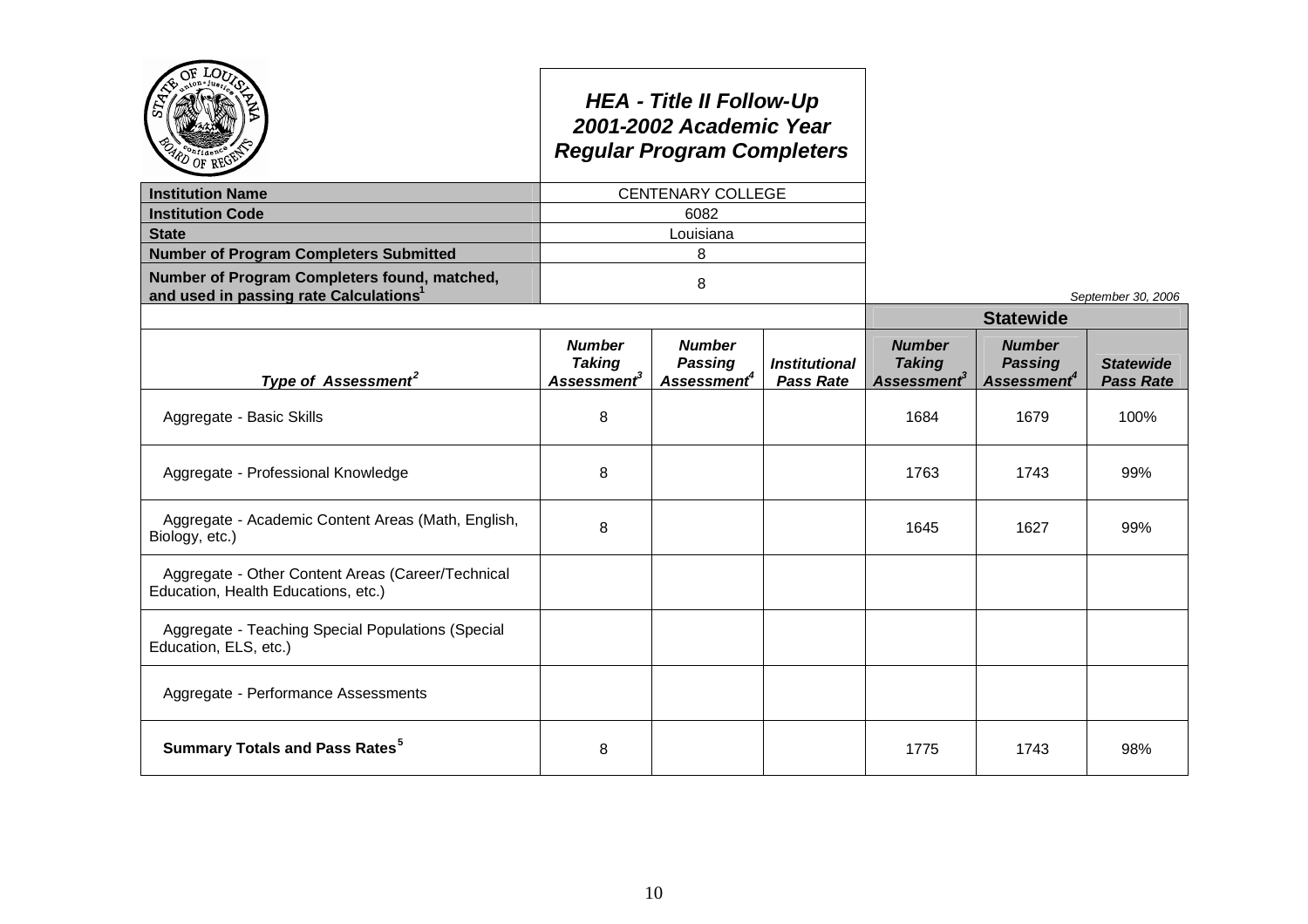# HEA - Title II Follow-Up
## 2001-2002 Academic Year
## Regular Program Completers

| | |
|---|---|
| **Institution Name** | CENTENARY COLLEGE |
| **Institution Code** | 6082 |
| **State** | Louisiana |
| **Number of Program Completers Submitted** | 8 |
| **Number of Program Completers found, matched, and used in passing rate Calculations**[1] | 8 |

*September 30, 2006*

| | | | | Statewide | | |
|---|---|---|---|---|---|---|
| ***Type of Assessment***[2] | ***Number Taking Assessment***[3] | ***Number Passing Assessment***[4] | ***Institutional Pass Rate*** | ***Number Taking Assessment***[3] | ***Number Passing Assessment***[4] | ***Statewide Pass Rate*** |
| Aggregate - Basic Skills | 8 | | | 1684 | 1679 | 100% |
| Aggregate - Professional Knowledge | 8 | | | 1763 | 1743 | 99% |
| Aggregate - Academic Content Areas (Math, English, Biology, etc.) | 8 | | | 1645 | 1627 | 99% |
| Aggregate - Other Content Areas (Career/Technical Education, Health Educations, etc.) | | | | | | |
| Aggregate - Teaching Special Populations (Special Education, ELS, etc.) | | | | | | |
| Aggregate - Performance Assessments | | | | | | |
| **Summary Totals and Pass Rates**[5] | 8 | | | 1775 | 1743 | 98% |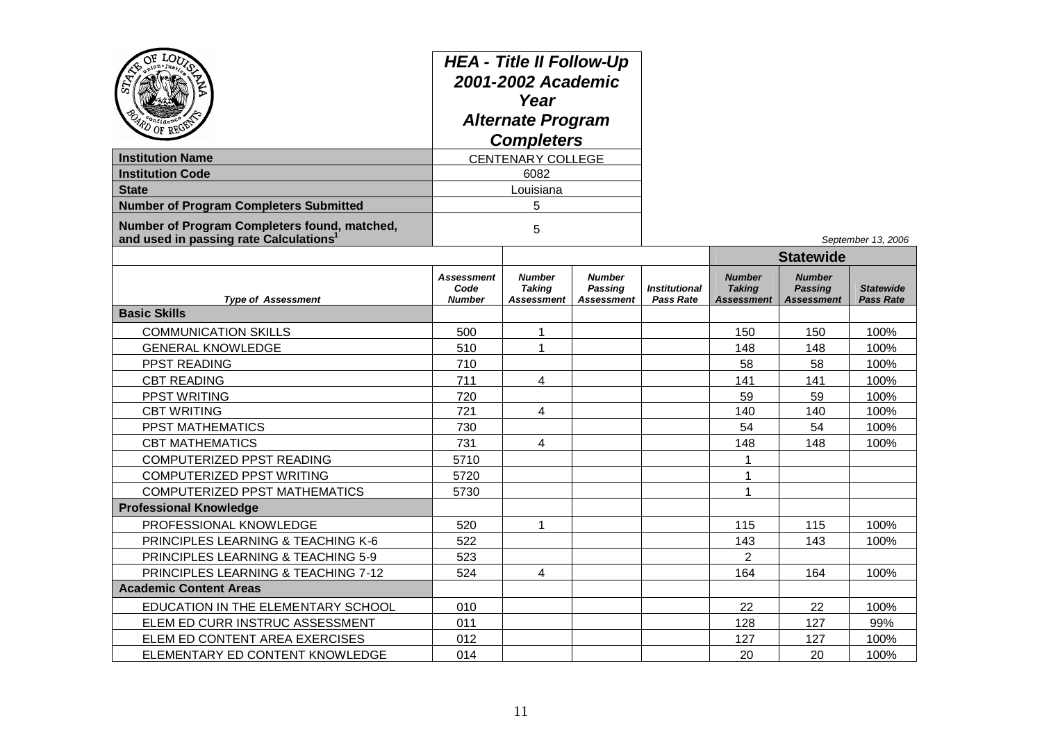**HEA - Title II Follow-Up 2001-2002 Academic Year Alternate Program Completers**

| | |
|---|---|
| **Institution Name** | CENTENARY COLLEGE |
| **Institution Code** | 6082 |
| **State** | Louisiana |
| **Number of Program Completers Submitted** | 5 |
| **Number of Program Completers found, matched, and used in passing rate Calculations**[1] | 5 |

*September 13, 2006*

| | | | | | Statewide | | |
|---|---|---|---|---|---|---|---|
| ***Type of Assessment*** | ***Assessment Code Number*** | ***Number Taking Assessment*** | ***Number Passing Assessment*** | ***Institutional Pass Rate*** | ***Number Taking Assessment*** | ***Number Passing Assessment*** | ***Statewide Pass Rate*** |
| **Basic Skills** | | | | | | | |
| COMMUNICATION SKILLS | 500 | 1 | | | 150 | 150 | 100% |
| GENERAL KNOWLEDGE | 510 | 1 | | | 148 | 148 | 100% |
| PPST READING | 710 | | | | 58 | 58 | 100% |
| CBT READING | 711 | 4 | | | 141 | 141 | 100% |
| PPST WRITING | 720 | | | | 59 | 59 | 100% |
| CBT WRITING | 721 | 4 | | | 140 | 140 | 100% |
| PPST MATHEMATICS | 730 | | | | 54 | 54 | 100% |
| CBT MATHEMATICS | 731 | 4 | | | 148 | 148 | 100% |
| COMPUTERIZED PPST READING | 5710 | | | | 1 | | |
| COMPUTERIZED PPST WRITING | 5720 | | | | 1 | | |
| COMPUTERIZED PPST MATHEMATICS | 5730 | | | | 1 | | |
| **Professional Knowledge** | | | | | | | |
| PROFESSIONAL KNOWLEDGE | 520 | 1 | | | 115 | 115 | 100% |
| PRINCIPLES LEARNING & TEACHING K-6 | 522 | | | | 143 | 143 | 100% |
| PRINCIPLES LEARNING & TEACHING 5-9 | 523 | | | | 2 | | |
| PRINCIPLES LEARNING & TEACHING 7-12 | 524 | 4 | | | 164 | 164 | 100% |
| **Academic Content Areas** | | | | | | | |
| EDUCATION IN THE ELEMENTARY SCHOOL | 010 | | | | 22 | 22 | 100% |
| ELEM ED CURR INSTRUC ASSESSMENT | 011 | | | | 128 | 127 | 99% |
| ELEM ED CONTENT AREA EXERCISES | 012 | | | | 127 | 127 | 100% |
| ELEMENTARY ED CONTENT KNOWLEDGE | 014 | | | | 20 | 20 | 100% |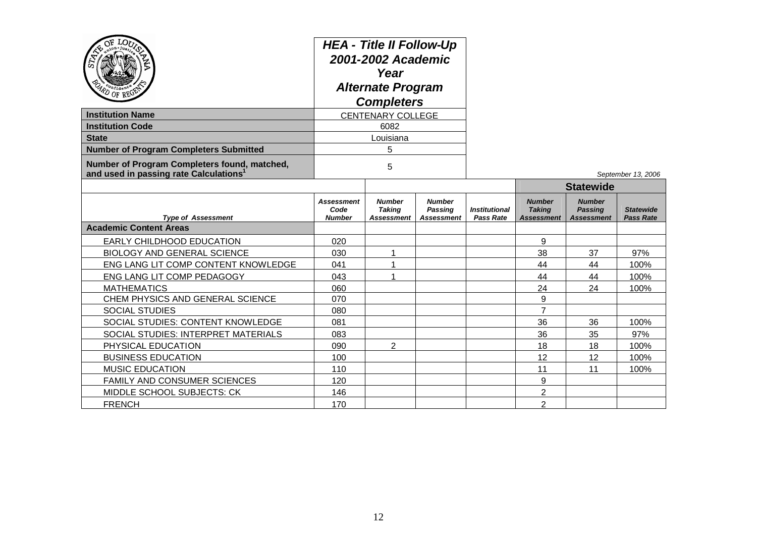# HEA - Title II Follow-Up 2001-2002 Academic Year Alternate Program Completers

| | |
|---|---|
| **Institution Name** | CENTENARY COLLEGE |
| **Institution Code** | 6082 |
| **State** | Louisiana |
| **Number of Program Completers Submitted** | 5 |
| **Number of Program Completers found, matched, and used in passing rate Calculations[1]** | 5 |

*September 13, 2006*

| | | | | | Statewide | | |
|---|---|---|---|---|---|---|---|
| *Type of Assessment* | *Assessment Code Number* | *Number Taking Assessment* | *Number Passing Assessment* | *Institutional Pass Rate* | *Number Taking Assessment* | *Number Passing Assessment* | *Statewide Pass Rate* |
| **Academic Content Areas** | | | | | | | |
| EARLY CHILDHOOD EDUCATION | 020 | | | | 9 | | |
| BIOLOGY AND GENERAL SCIENCE | 030 | 1 | | | 38 | 37 | 97% |
| ENG LANG LIT COMP CONTENT KNOWLEDGE | 041 | 1 | | | 44 | 44 | 100% |
| ENG LANG LIT COMP PEDAGOGY | 043 | 1 | | | 44 | 44 | 100% |
| MATHEMATICS | 060 | | | | 24 | 24 | 100% |
| CHEM PHYSICS AND GENERAL SCIENCE | 070 | | | | 9 | | |
| SOCIAL STUDIES | 080 | | | | 7 | | |
| SOCIAL STUDIES: CONTENT KNOWLEDGE | 081 | | | | 36 | 36 | 100% |
| SOCIAL STUDIES: INTERPRET MATERIALS | 083 | | | | 36 | 35 | 97% |
| PHYSICAL EDUCATION | 090 | 2 | | | 18 | 18 | 100% |
| BUSINESS EDUCATION | 100 | | | | 12 | 12 | 100% |
| MUSIC EDUCATION | 110 | | | | 11 | 11 | 100% |
| FAMILY AND CONSUMER SCIENCES | 120 | | | | 9 | | |
| MIDDLE SCHOOL SUBJECTS: CK | 146 | | | | 2 | | |
| FRENCH | 170 | | | | 2 | | |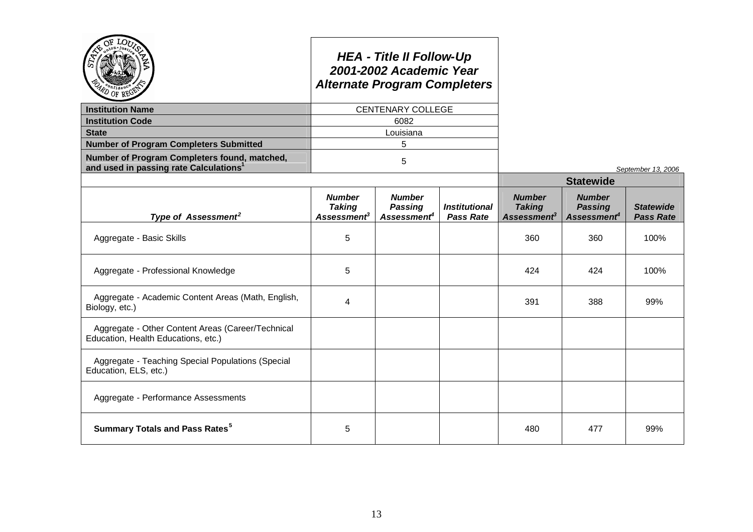## HEA - Title II Follow-Up
## 2001-2002 Academic Year
## Alternate Program Completers

| | |
|---|---|
| **Institution Name** | CENTENARY COLLEGE |
| **Institution Code** | 6082 |
| **State** | Louisiana |
| **Number of Program Completers Submitted** | 5 |
| **Number of Program Completers found, matched, and used in passing rate Calculations**[1] | 5 |

*September 13, 2006*

| | | | | Statewide | | |
|---|---|---|---|---|---|---|
| ***Type of Assessment***[2] | ***Number Taking Assessment***[3] | ***Number Passing Assessment***[4] | ***Institutional Pass Rate*** | ***Number Taking Assessment***[3] | ***Number Passing Assessment***[4] | ***Statewide Pass Rate*** |
| Aggregate - Basic Skills | 5 | | | 360 | 360 | 100% |
| Aggregate - Professional Knowledge | 5 | | | 424 | 424 | 100% |
| Aggregate - Academic Content Areas (Math, English, Biology, etc.) | 4 | | | 391 | 388 | 99% |
| Aggregate - Other Content Areas (Career/Technical Education, Health Educations, etc.) | | | | | | |
| Aggregate - Teaching Special Populations (Special Education, ELS, etc.) | | | | | | |
| Aggregate - Performance Assessments | | | | | | |
| **Summary Totals and Pass Rates**[5] | 5 | | | 480 | 477 | 99% |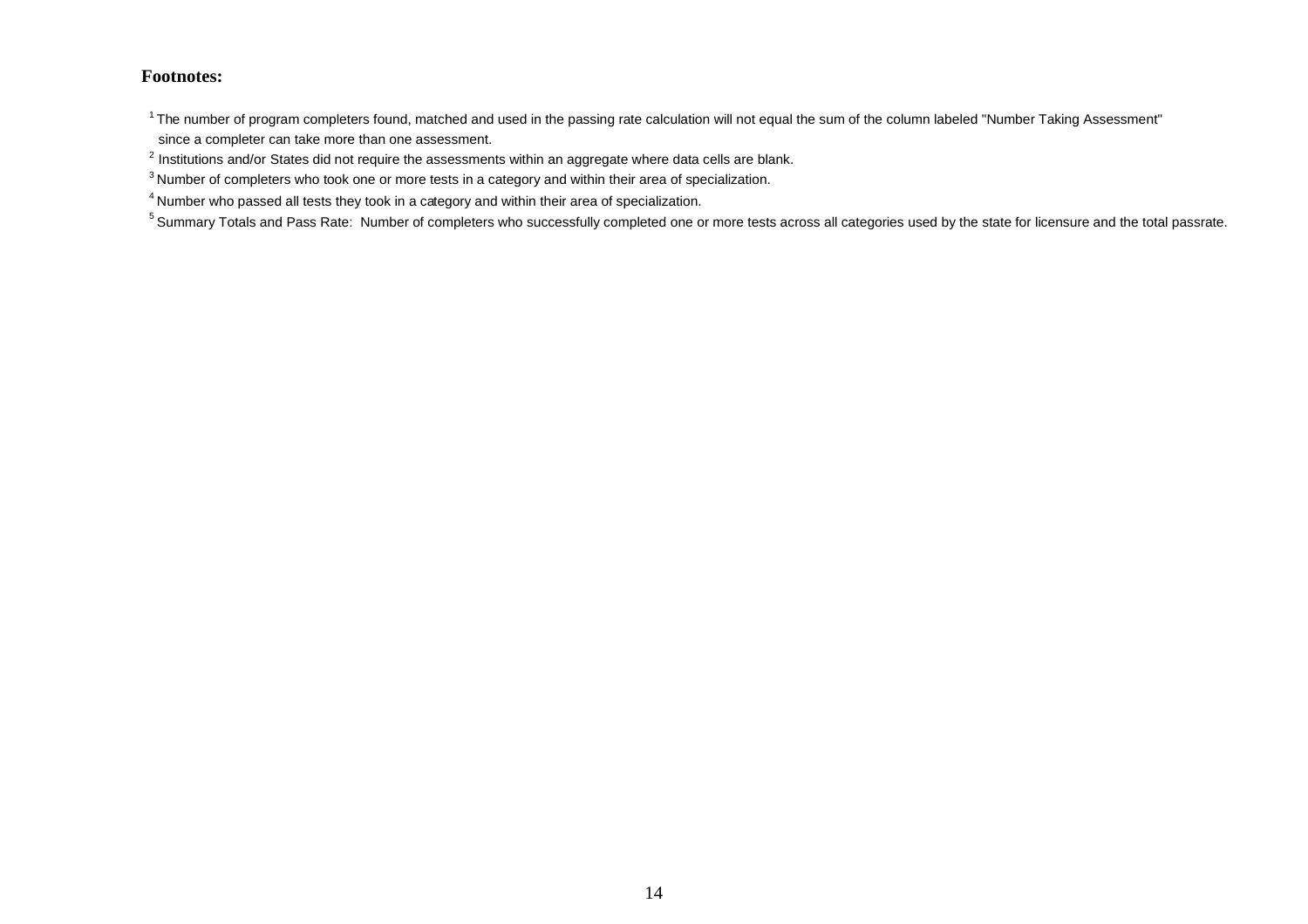**Footnotes:**

[1] The number of program completers found, matched and used in the passing rate calculation will not equal the sum of the column labeled "Number Taking Assessment" since a completer can take more than one assessment.

[2] Institutions and/or States did not require the assessments within an aggregate where data cells are blank.

[3] Number of completers who took one or more tests in a category and within their area of specialization.

[4] Number who passed all tests they took in a category and within their area of specialization.

[5] Summary Totals and Pass Rate: Number of completers who successfully completed one or more tests across all categories used by the state for licensure and the total passrate.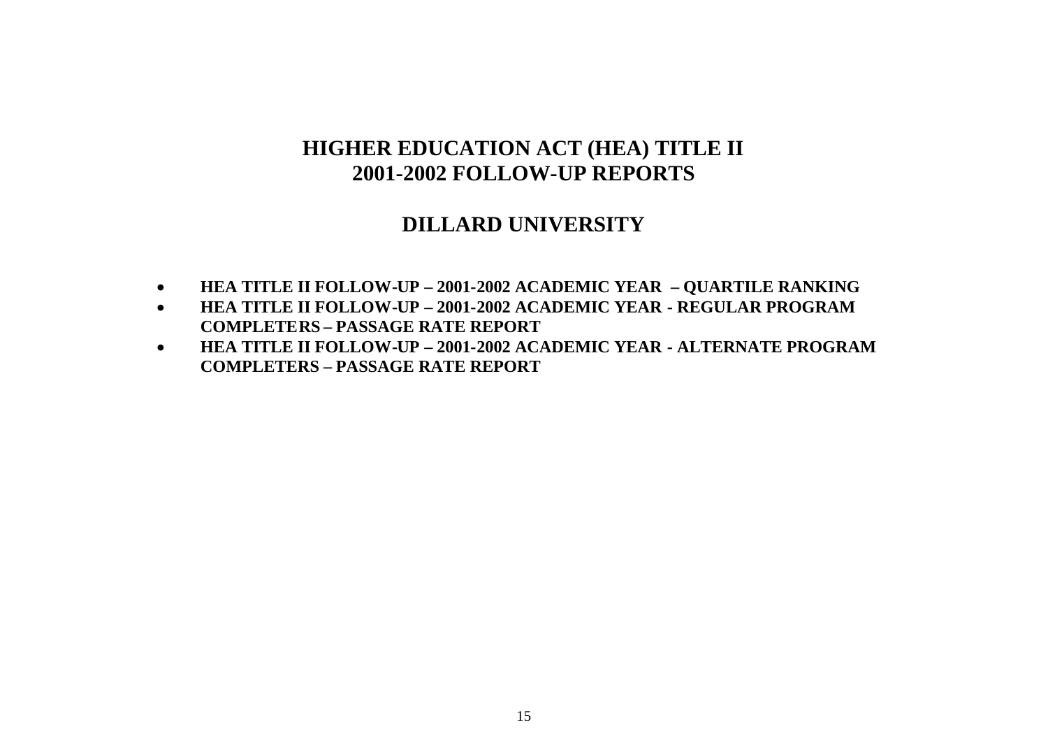# HIGHER EDUCATION ACT (HEA) TITLE II
# 2001-2002 FOLLOW-UP REPORTS

## DILLARD UNIVERSITY

- **HEA TITLE II FOLLOW-UP – 2001-2002 ACADEMIC YEAR – QUARTILE RANKING**
- **HEA TITLE II FOLLOW-UP – 2001-2002 ACADEMIC YEAR - REGULAR PROGRAM COMPLETERS – PASSAGE RATE REPORT**
- **HEA TITLE II FOLLOW-UP – 2001-2002 ACADEMIC YEAR - ALTERNATE PROGRAM COMPLETERS – PASSAGE RATE REPORT**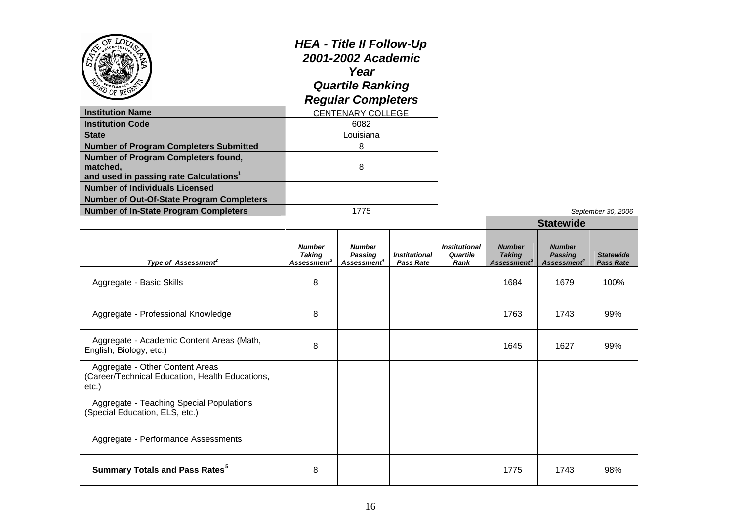# HEA - Title II Follow-Up 2001-2002 Academic Year Quartile Ranking Regular Completers

| | |
|---|---|
| **Institution Name** | CENTENARY COLLEGE |
| **Institution Code** | 6082 |
| **State** | Louisiana |
| **Number of Program Completers Submitted** | 8 |
| **Number of Program Completers found, matched, and used in passing rate Calculations[1]** | 8 |
| **Number of Individuals Licensed** | |
| **Number of Out-Of-State Program Completers** | |
| **Number of In-State Program Completers** | 1775 |

*September 30, 2006*

| | | | | | Statewide | | |
|---|---|---|---|---|---|---|---|
| *Type of Assessment[2]* | *Number Taking Assessment[3]* | *Number Passing Assessment[4]* | *Institutional Pass Rate* | *Institutional Quartile Rank* | *Number Taking Assessment[3]* | *Number Passing Assessment[4]* | *Statewide Pass Rate* |
| Aggregate - Basic Skills | 8 | | | | 1684 | 1679 | 100% |
| Aggregate - Professional Knowledge | 8 | | | | 1763 | 1743 | 99% |
| Aggregate - Academic Content Areas (Math, English, Biology, etc.) | 8 | | | | 1645 | 1627 | 99% |
| Aggregate - Other Content Areas (Career/Technical Education, Health Educations, etc.) | | | | | | | |
| Aggregate - Teaching Special Populations (Special Education, ELS, etc.) | | | | | | | |
| Aggregate - Performance Assessments | | | | | | | |
| **Summary Totals and Pass Rates[5]** | 8 | | | | 1775 | 1743 | 98% |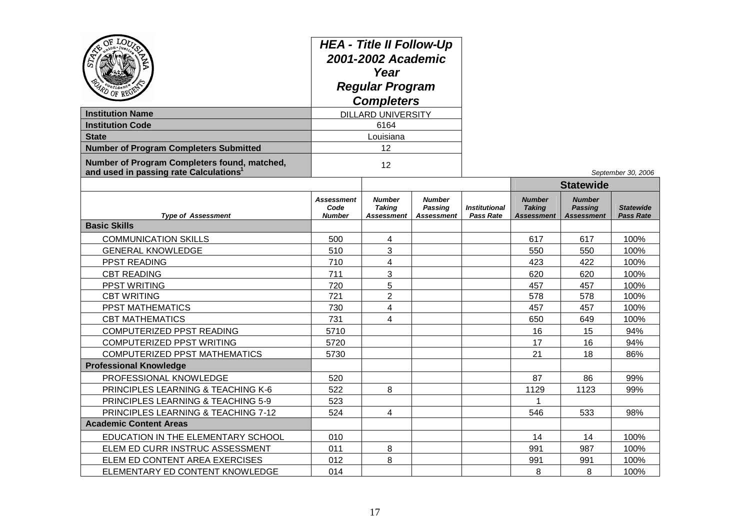## HEA - Title II Follow-Up 2001-2002 Academic Year Regular Program Completers

| | |
|---|---|
| **Institution Name** | DILLARD UNIVERSITY |
| **Institution Code** | 6164 |
| **State** | Louisiana |
| **Number of Program Completers Submitted** | 12 |
| **Number of Program Completers found, matched, and used in passing rate Calculations[1]** | 12 |

*September 30, 2006*

| | | | | | Statewide | | |
|---|---|---|---|---|---|---|---|
| ***Type of Assessment*** | ***Assessment Code Number*** | ***Number Taking Assessment*** | ***Number Passing Assessment*** | ***Institutional Pass Rate*** | ***Number Taking Assessment*** | ***Number Passing Assessment*** | ***Statewide Pass Rate*** |
| **Basic Skills** | | | | | | | |
| COMMUNICATION SKILLS | 500 | 4 | | | 617 | 617 | 100% |
| GENERAL KNOWLEDGE | 510 | 3 | | | 550 | 550 | 100% |
| PPST READING | 710 | 4 | | | 423 | 422 | 100% |
| CBT READING | 711 | 3 | | | 620 | 620 | 100% |
| PPST WRITING | 720 | 5 | | | 457 | 457 | 100% |
| CBT WRITING | 721 | 2 | | | 578 | 578 | 100% |
| PPST MATHEMATICS | 730 | 4 | | | 457 | 457 | 100% |
| CBT MATHEMATICS | 731 | 4 | | | 650 | 649 | 100% |
| COMPUTERIZED PPST READING | 5710 | | | | 16 | 15 | 94% |
| COMPUTERIZED PPST WRITING | 5720 | | | | 17 | 16 | 94% |
| COMPUTERIZED PPST MATHEMATICS | 5730 | | | | 21 | 18 | 86% |
| **Professional Knowledge** | | | | | | | |
| PROFESSIONAL KNOWLEDGE | 520 | | | | 87 | 86 | 99% |
| PRINCIPLES LEARNING & TEACHING K-6 | 522 | 8 | | | 1129 | 1123 | 99% |
| PRINCIPLES LEARNING & TEACHING 5-9 | 523 | | | | 1 | | |
| PRINCIPLES LEARNING & TEACHING 7-12 | 524 | 4 | | | 546 | 533 | 98% |
| **Academic Content Areas** | | | | | | | |
| EDUCATION IN THE ELEMENTARY SCHOOL | 010 | | | | 14 | 14 | 100% |
| ELEM ED CURR INSTRUC ASSESSMENT | 011 | 8 | | | 991 | 987 | 100% |
| ELEM ED CONTENT AREA EXERCISES | 012 | 8 | | | 991 | 991 | 100% |
| ELEMENTARY ED CONTENT KNOWLEDGE | 014 | | | | 8 | 8 | 100% |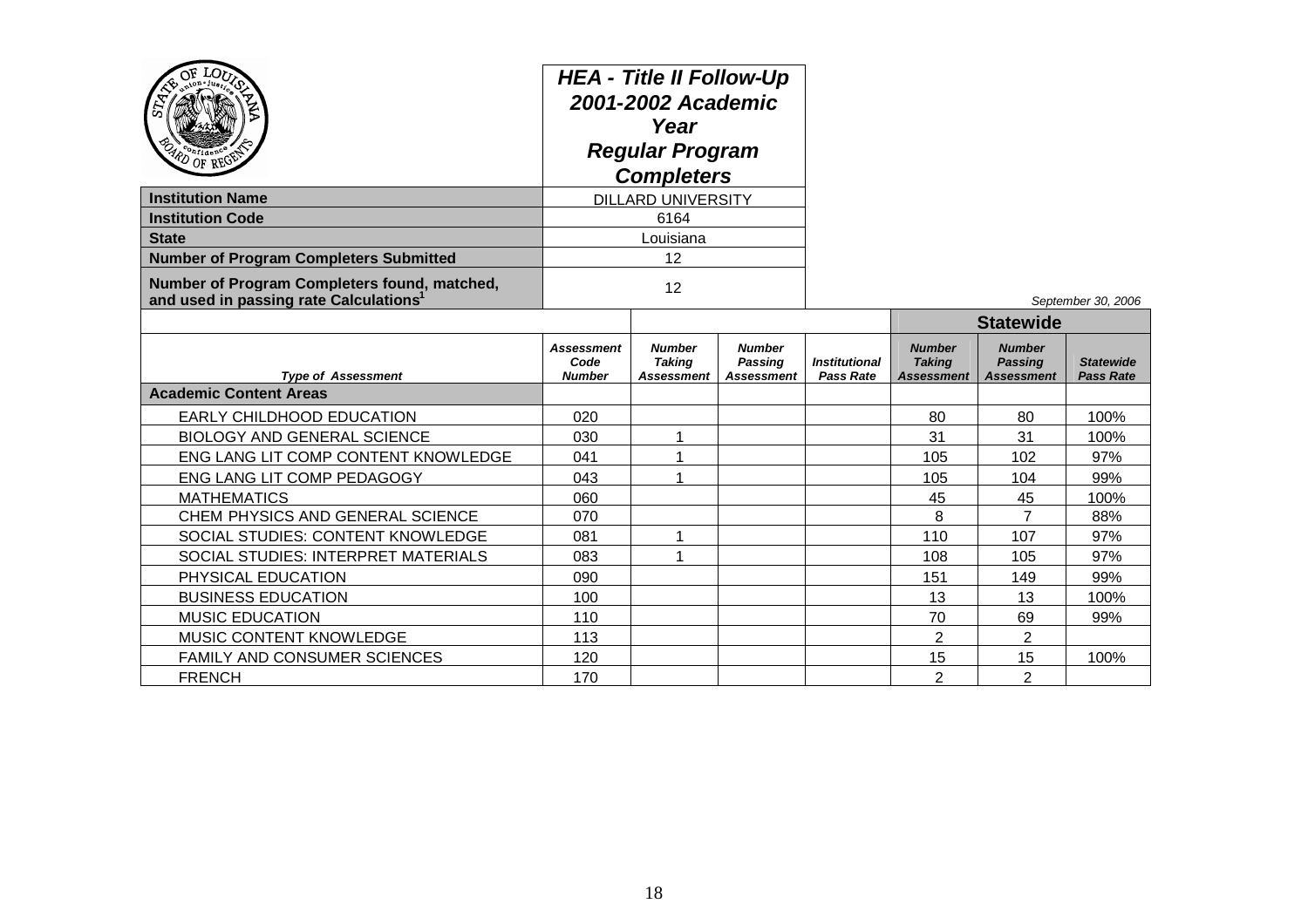# HEA - Title II Follow-Up 2001-2002 Academic Year Regular Program Completers

| | |
|---|---|
| **Institution Name** | DILLARD UNIVERSITY |
| **Institution Code** | 6164 |
| **State** | Louisiana |
| **Number of Program Completers Submitted** | 12 |
| **Number of Program Completers found, matched, and used in passing rate Calculations[1]** | 12 |

*September 30, 2006*

| | | | | | Statewide | | |
|---|---|---|---|---|---|---|---|
| *Type of Assessment* | *Assessment Code Number* | *Number Taking Assessment* | *Number Passing Assessment* | *Institutional Pass Rate* | *Number Taking Assessment* | *Number Passing Assessment* | *Statewide Pass Rate* |
| **Academic Content Areas** | | | | | | | |
| EARLY CHILDHOOD EDUCATION | 020 | | | | 80 | 80 | 100% |
| BIOLOGY AND GENERAL SCIENCE | 030 | 1 | | | 31 | 31 | 100% |
| ENG LANG LIT COMP CONTENT KNOWLEDGE | 041 | 1 | | | 105 | 102 | 97% |
| ENG LANG LIT COMP PEDAGOGY | 043 | 1 | | | 105 | 104 | 99% |
| MATHEMATICS | 060 | | | | 45 | 45 | 100% |
| CHEM PHYSICS AND GENERAL SCIENCE | 070 | | | | 8 | 7 | 88% |
| SOCIAL STUDIES: CONTENT KNOWLEDGE | 081 | 1 | | | 110 | 107 | 97% |
| SOCIAL STUDIES: INTERPRET MATERIALS | 083 | 1 | | | 108 | 105 | 97% |
| PHYSICAL EDUCATION | 090 | | | | 151 | 149 | 99% |
| BUSINESS EDUCATION | 100 | | | | 13 | 13 | 100% |
| MUSIC EDUCATION | 110 | | | | 70 | 69 | 99% |
| MUSIC CONTENT KNOWLEDGE | 113 | | | | 2 | 2 | |
| FAMILY AND CONSUMER SCIENCES | 120 | | | | 15 | 15 | 100% |
| FRENCH | 170 | | | | 2 | 2 | |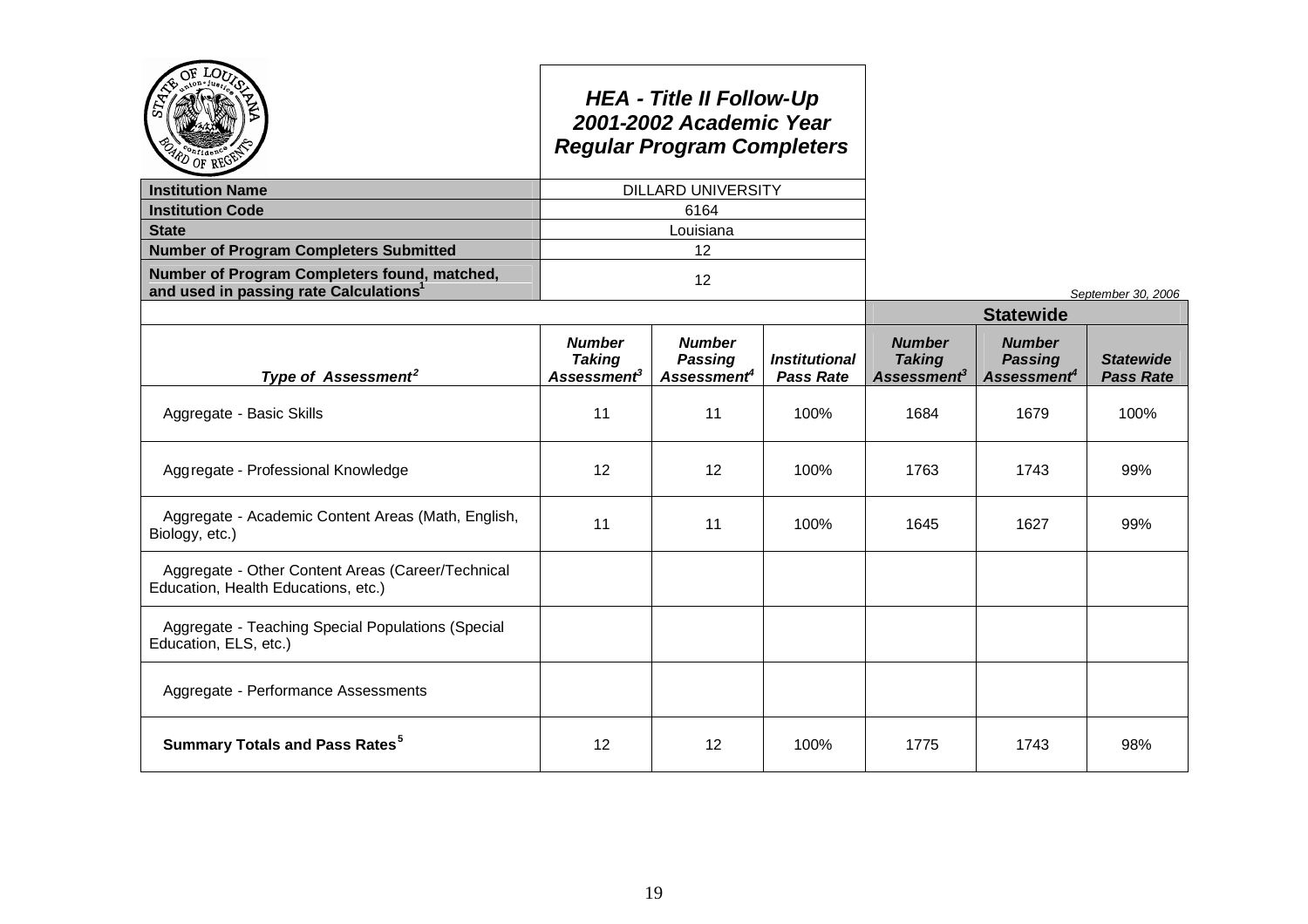# HEA - Title II Follow-Up
## 2001-2002 Academic Year
## Regular Program Completers

| | |
|---|---|
| **Institution Name** | DILLARD UNIVERSITY |
| **Institution Code** | 6164 |
| **State** | Louisiana |
| **Number of Program Completers Submitted** | 12 |
| **Number of Program Completers found, matched, and used in passing rate Calculations**[1] | 12 |

*September 30, 2006*

| | | | | **Statewide** | | |
|---|---|---|---|---|---|---|
| ***Type of Assessment***[2] | ***Number Taking Assessment***[3] | ***Number Passing Assessment***[4] | ***Institutional Pass Rate*** | ***Number Taking Assessment***[3] | ***Number Passing Assessment***[4] | ***Statewide Pass Rate*** |
| Aggregate - Basic Skills | 11 | 11 | 100% | 1684 | 1679 | 100% |
| Aggregate - Professional Knowledge | 12 | 12 | 100% | 1763 | 1743 | 99% |
| Aggregate - Academic Content Areas (Math, English, Biology, etc.) | 11 | 11 | 100% | 1645 | 1627 | 99% |
| Aggregate - Other Content Areas (Career/Technical Education, Health Educations, etc.) | | | | | | |
| Aggregate - Teaching Special Populations (Special Education, ELS, etc.) | | | | | | |
| Aggregate - Performance Assessments | | | | | | |
| **Summary Totals and Pass Rates**[5] | 12 | 12 | 100% | 1775 | 1743 | 98% |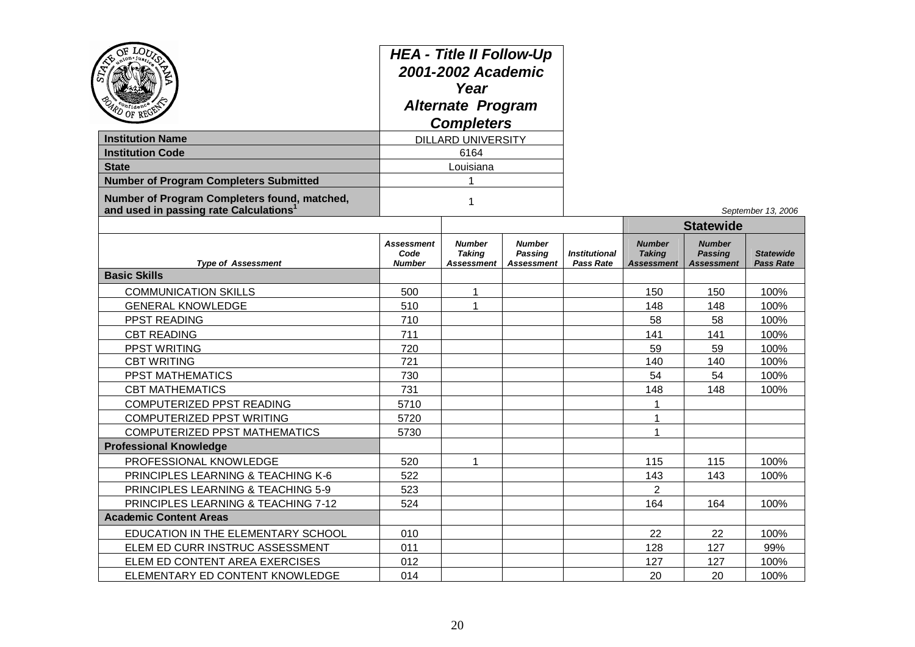# HEA - Title II Follow-Up 2001-2002 Academic Year Alternate Program Completers

| | |
|---|---|
| **Institution Name** | DILLARD UNIVERSITY |
| **Institution Code** | 6164 |
| **State** | Louisiana |
| **Number of Program Completers Submitted** | 1 |
| **Number of Program Completers found, matched, and used in passing rate Calculations[1]** | 1 |

*September 13, 2006*

| | | | | | Statewide | | |
|---|---|---|---|---|---|---|---|
| ***Type of Assessment*** | ***Assessment Code Number*** | ***Number Taking Assessment*** | ***Number Passing Assessment*** | ***Institutional Pass Rate*** | ***Number Taking Assessment*** | ***Number Passing Assessment*** | ***Statewide Pass Rate*** |
| **Basic Skills** | | | | | | | |
| COMMUNICATION SKILLS | 500 | 1 | | | 150 | 150 | 100% |
| GENERAL KNOWLEDGE | 510 | 1 | | | 148 | 148 | 100% |
| PPST READING | 710 | | | | 58 | 58 | 100% |
| CBT READING | 711 | | | | 141 | 141 | 100% |
| PPST WRITING | 720 | | | | 59 | 59 | 100% |
| CBT WRITING | 721 | | | | 140 | 140 | 100% |
| PPST MATHEMATICS | 730 | | | | 54 | 54 | 100% |
| CBT MATHEMATICS | 731 | | | | 148 | 148 | 100% |
| COMPUTERIZED PPST READING | 5710 | | | | 1 | | |
| COMPUTERIZED PPST WRITING | 5720 | | | | 1 | | |
| COMPUTERIZED PPST MATHEMATICS | 5730 | | | | 1 | | |
| **Professional Knowledge** | | | | | | | |
| PROFESSIONAL KNOWLEDGE | 520 | 1 | | | 115 | 115 | 100% |
| PRINCIPLES LEARNING & TEACHING K-6 | 522 | | | | 143 | 143 | 100% |
| PRINCIPLES LEARNING & TEACHING 5-9 | 523 | | | | 2 | | |
| PRINCIPLES LEARNING & TEACHING 7-12 | 524 | | | | 164 | 164 | 100% |
| **Academic Content Areas** | | | | | | | |
| EDUCATION IN THE ELEMENTARY SCHOOL | 010 | | | | 22 | 22 | 100% |
| ELEM ED CURR INSTRUC ASSESSMENT | 011 | | | | 128 | 127 | 99% |
| ELEM ED CONTENT AREA EXERCISES | 012 | | | | 127 | 127 | 100% |
| ELEMENTARY ED CONTENT KNOWLEDGE | 014 | | | | 20 | 20 | 100% |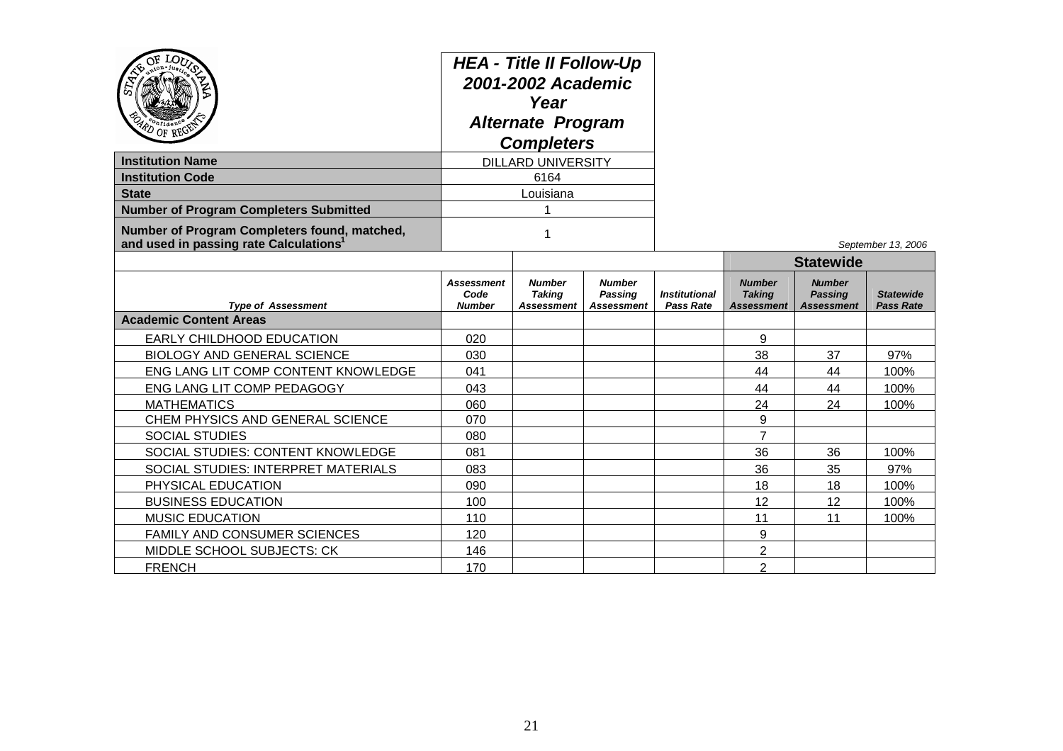# HEA - Title II Follow-Up 2001-2002 Academic Year Alternate Program Completers

| | |
|---|---|
| **Institution Name** | DILLARD UNIVERSITY |
| **Institution Code** | 6164 |
| **State** | Louisiana |
| **Number of Program Completers Submitted** | 1 |
| **Number of Program Completers found, matched, and used in passing rate Calculations[1]** | 1 |

*September 13, 2006*

| | | | | | Statewide | | |
|---|---|---|---|---|---|---|---|
| ***Type of Assessment*** | ***Assessment Code Number*** | ***Number Taking Assessment*** | ***Number Passing Assessment*** | ***Institutional Pass Rate*** | ***Number Taking Assessment*** | ***Number Passing Assessment*** | ***Statewide Pass Rate*** |
| **Academic Content Areas** | | | | | | | |
| EARLY CHILDHOOD EDUCATION | 020 | | | | 9 | | |
| BIOLOGY AND GENERAL SCIENCE | 030 | | | | 38 | 37 | 97% |
| ENG LANG LIT COMP CONTENT KNOWLEDGE | 041 | | | | 44 | 44 | 100% |
| ENG LANG LIT COMP PEDAGOGY | 043 | | | | 44 | 44 | 100% |
| MATHEMATICS | 060 | | | | 24 | 24 | 100% |
| CHEM PHYSICS AND GENERAL SCIENCE | 070 | | | | 9 | | |
| SOCIAL STUDIES | 080 | | | | 7 | | |
| SOCIAL STUDIES: CONTENT KNOWLEDGE | 081 | | | | 36 | 36 | 100% |
| SOCIAL STUDIES: INTERPRET MATERIALS | 083 | | | | 36 | 35 | 97% |
| PHYSICAL EDUCATION | 090 | | | | 18 | 18 | 100% |
| BUSINESS EDUCATION | 100 | | | | 12 | 12 | 100% |
| MUSIC EDUCATION | 110 | | | | 11 | 11 | 100% |
| FAMILY AND CONSUMER SCIENCES | 120 | | | | 9 | | |
| MIDDLE SCHOOL SUBJECTS: CK | 146 | | | | 2 | | |
| FRENCH | 170 | | | | 2 | | |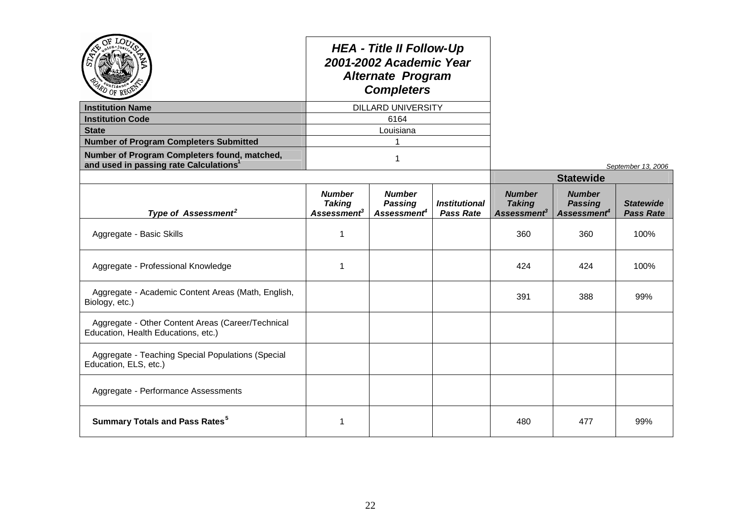## HEA - Title II Follow-Up
## 2001-2002 Academic Year
## Alternate Program Completers

| | |
|---|---|
| **Institution Name** | DILLARD UNIVERSITY |
| **Institution Code** | 6164 |
| **State** | Louisiana |
| **Number of Program Completers Submitted** | 1 |
| **Number of Program Completers found, matched, and used in passing rate Calculations**[1] | 1 |

*September 13, 2006*

| | | | | Statewide | | |
|---|---|---|---|---|---|---|
| ***Type of Assessment***[2] | ***Number Taking Assessment***[3] | ***Number Passing Assessment***[4] | ***Institutional Pass Rate*** | ***Number Taking Assessment***[3] | ***Number Passing Assessment***[4] | ***Statewide Pass Rate*** |
| Aggregate - Basic Skills | 1 | | | 360 | 360 | 100% |
| Aggregate - Professional Knowledge | 1 | | | 424 | 424 | 100% |
| Aggregate - Academic Content Areas (Math, English, Biology, etc.) | | | | 391 | 388 | 99% |
| Aggregate - Other Content Areas (Career/Technical Education, Health Educations, etc.) | | | | | | |
| Aggregate - Teaching Special Populations (Special Education, ELS, etc.) | | | | | | |
| Aggregate - Performance Assessments | | | | | | |
| **Summary Totals and Pass Rates**[5] | 1 | | | 480 | 477 | 99% |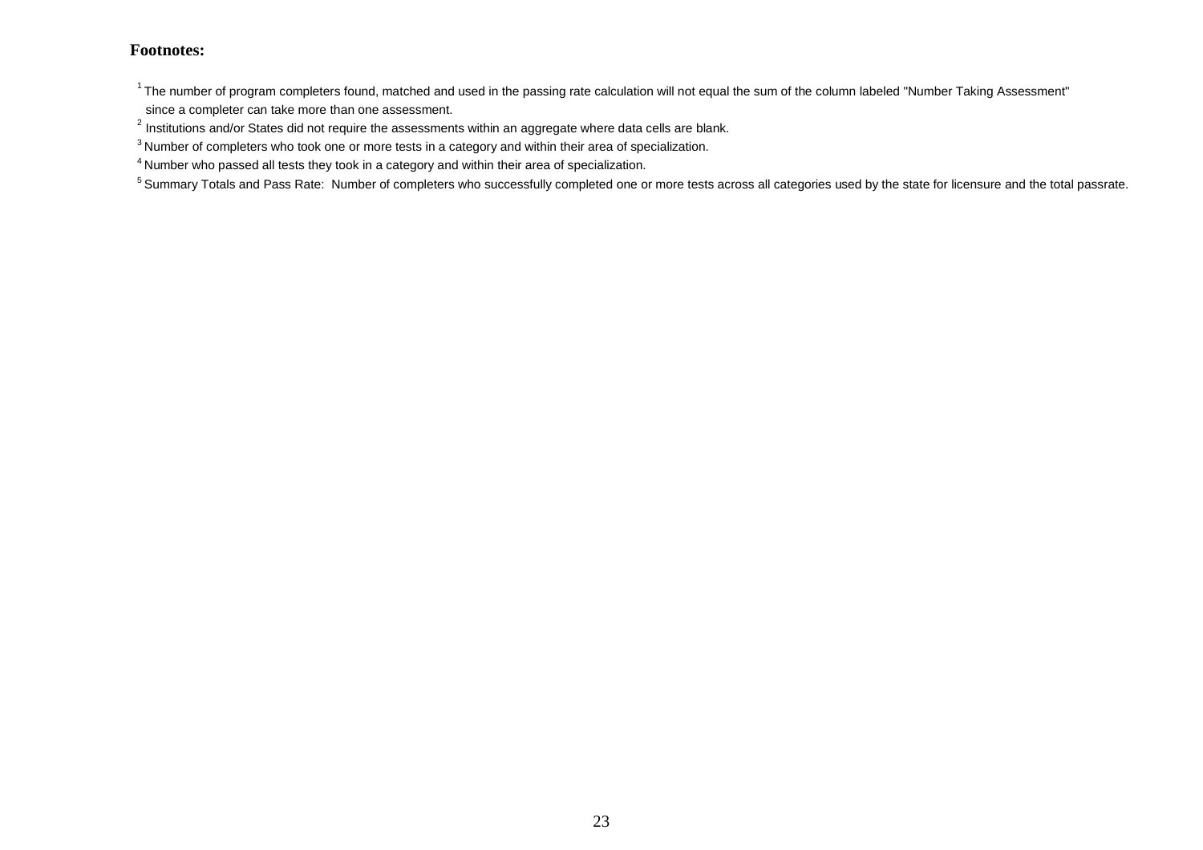**Footnotes:**

[1] The number of program completers found, matched and used in the passing rate calculation will not equal the sum of the column labeled "Number Taking Assessment" since a completer can take more than one assessment.

[2] Institutions and/or States did not require the assessments within an aggregate where data cells are blank.

[3] Number of completers who took one or more tests in a category and within their area of specialization.

[4] Number who passed all tests they took in a category and within their area of specialization.

[5] Summary Totals and Pass Rate: Number of completers who successfully completed one or more tests across all categories used by the state for licensure and the total passrate.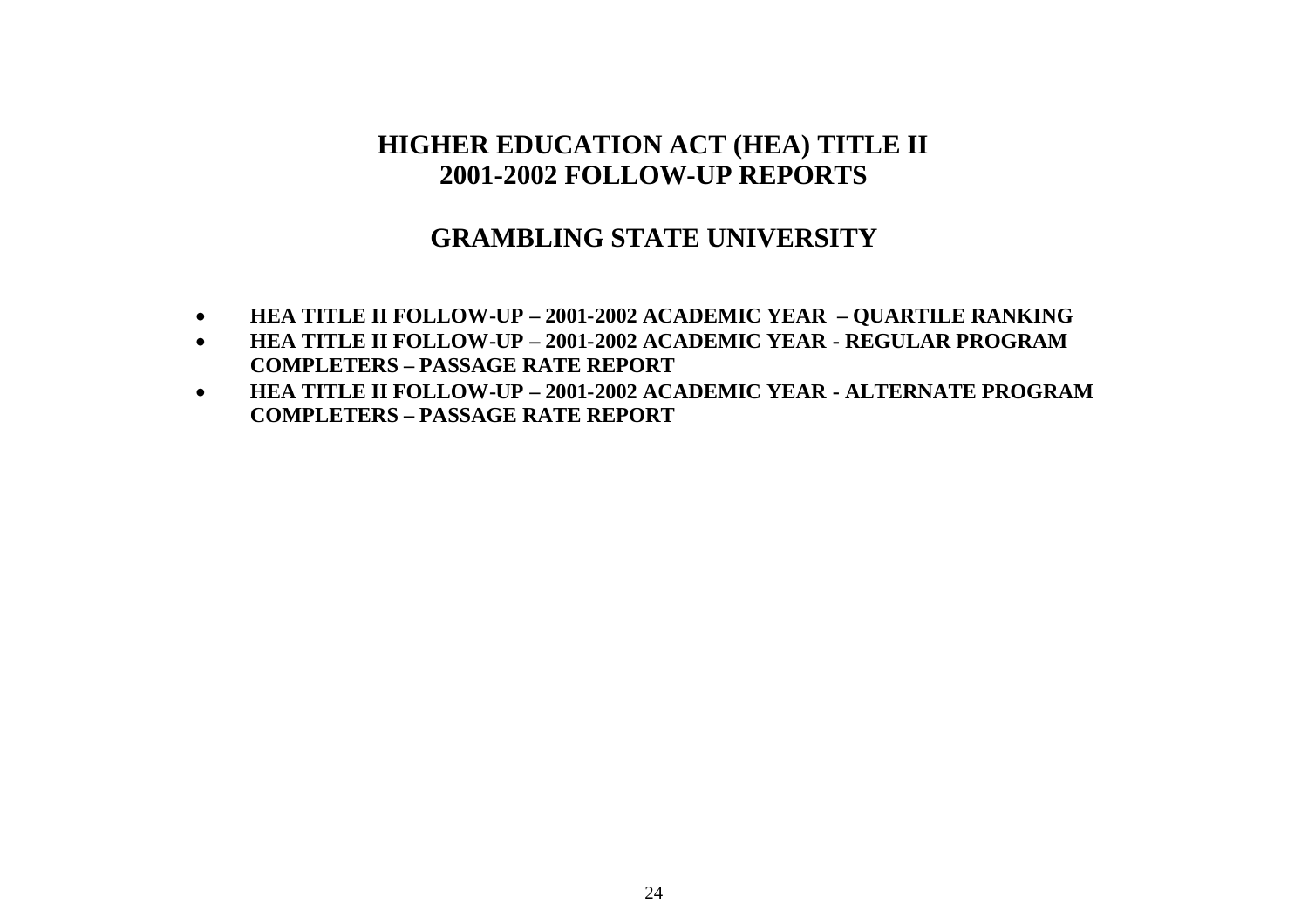# HIGHER EDUCATION ACT (HEA) TITLE II
# 2001-2002 FOLLOW-UP REPORTS

## GRAMBLING STATE UNIVERSITY

- **HEA TITLE II FOLLOW-UP – 2001-2002 ACADEMIC YEAR – QUARTILE RANKING**
- **HEA TITLE II FOLLOW-UP – 2001-2002 ACADEMIC YEAR - REGULAR PROGRAM COMPLETERS – PASSAGE RATE REPORT**
- **HEA TITLE II FOLLOW-UP – 2001-2002 ACADEMIC YEAR - ALTERNATE PROGRAM COMPLETERS – PASSAGE RATE REPORT**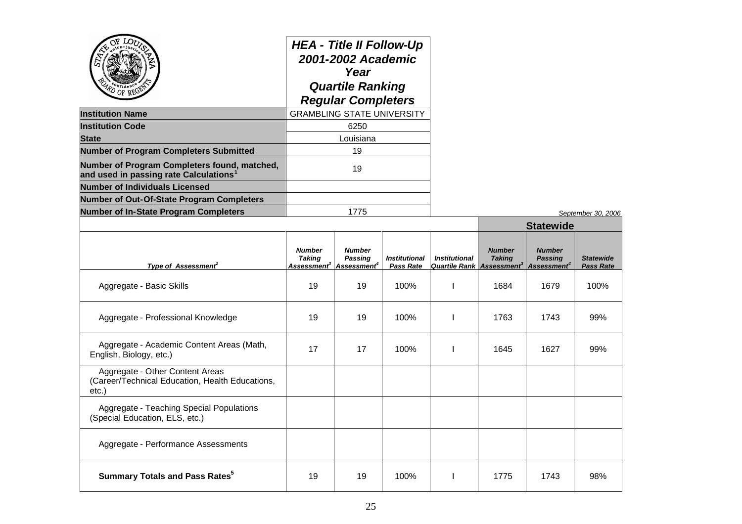# HEA - Title II Follow-Up 2001-2002 Academic Year Quartile Ranking Regular Completers

| | |
|---|---|
| **Institution Name** | GRAMBLING STATE UNIVERSITY |
| **Institution Code** | 6250 |
| **State** | Louisiana |
| **Number of Program Completers Submitted** | 19 |
| **Number of Program Completers found, matched, and used in passing rate Calculations[1]** | 19 |
| **Number of Individuals Licensed** | |
| **Number of Out-Of-State Program Completers** | |
| **Number of In-State Program Completers** | 1775 |

*September 30, 2006*

| | | | | | Statewide | | |
|---|---|---|---|---|---|---|---|
| *Type of Assessment[2]* | *Number Taking Assessment[3]* | *Number Passing Assessment[4]* | *Institutional Pass Rate* | *Institutional Quartile Rank* | *Number Taking Assessment[3]* | *Number Passing Assessment[4]* | *Statewide Pass Rate* |
| Aggregate - Basic Skills | 19 | 19 | 100% | I | 1684 | 1679 | 100% |
| Aggregate - Professional Knowledge | 19 | 19 | 100% | I | 1763 | 1743 | 99% |
| Aggregate - Academic Content Areas (Math, English, Biology, etc.) | 17 | 17 | 100% | I | 1645 | 1627 | 99% |
| Aggregate - Other Content Areas (Career/Technical Education, Health Educations, etc.) | | | | | | | |
| Aggregate - Teaching Special Populations (Special Education, ELS, etc.) | | | | | | | |
| Aggregate - Performance Assessments | | | | | | | |
| **Summary Totals and Pass Rates[5]** | 19 | 19 | 100% | I | 1775 | 1743 | 98% |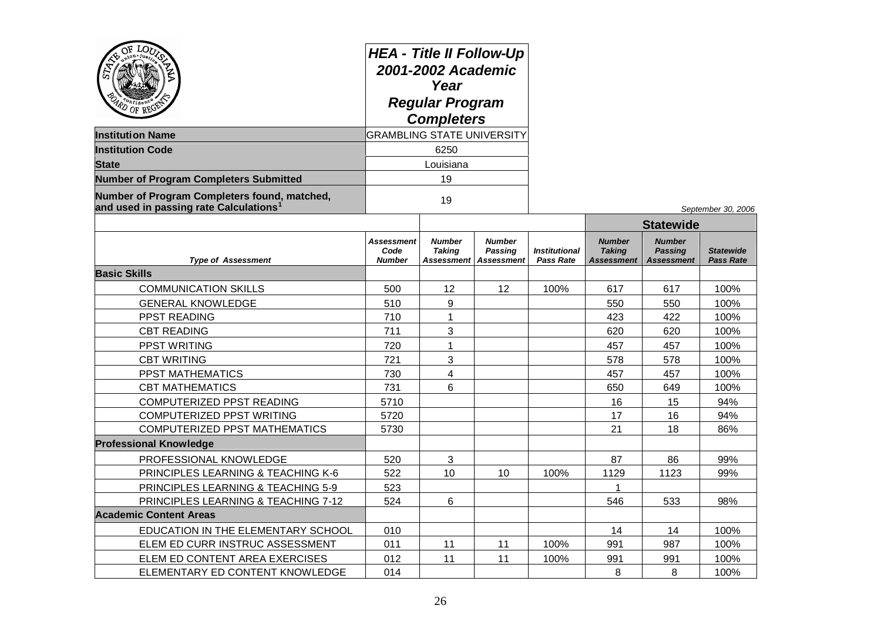## HEA - Title II Follow-Up 2001-2002 Academic Year Regular Program Completers

| | |
|---|---|
| **Institution Name** | GRAMBLING STATE UNIVERSITY |
| **Institution Code** | 6250 |
| **State** | Louisiana |
| **Number of Program Completers Submitted** | 19 |
| **Number of Program Completers found, matched, and used in passing rate Calculations[1]** | 19 |

*September 30, 2006*

| | | | | | Statewide | | |
|---|---|---|---|---|---|---|---|
| *Type of Assessment* | *Assessment Code Number* | *Number Taking Assessment* | *Number Passing Assessment* | *Institutional Pass Rate* | *Number Taking Assessment* | *Number Passing Assessment* | *Statewide Pass Rate* |
| **Basic Skills** | | | | | | | |
| COMMUNICATION SKILLS | 500 | 12 | 12 | 100% | 617 | 617 | 100% |
| GENERAL KNOWLEDGE | 510 | 9 | | | 550 | 550 | 100% |
| PPST READING | 710 | 1 | | | 423 | 422 | 100% |
| CBT READING | 711 | 3 | | | 620 | 620 | 100% |
| PPST WRITING | 720 | 1 | | | 457 | 457 | 100% |
| CBT WRITING | 721 | 3 | | | 578 | 578 | 100% |
| PPST MATHEMATICS | 730 | 4 | | | 457 | 457 | 100% |
| CBT MATHEMATICS | 731 | 6 | | | 650 | 649 | 100% |
| COMPUTERIZED PPST READING | 5710 | | | | 16 | 15 | 94% |
| COMPUTERIZED PPST WRITING | 5720 | | | | 17 | 16 | 94% |
| COMPUTERIZED PPST MATHEMATICS | 5730 | | | | 21 | 18 | 86% |
| **Professional Knowledge** | | | | | | | |
| PROFESSIONAL KNOWLEDGE | 520 | 3 | | | 87 | 86 | 99% |
| PRINCIPLES LEARNING & TEACHING K-6 | 522 | 10 | 10 | 100% | 1129 | 1123 | 99% |
| PRINCIPLES LEARNING & TEACHING 5-9 | 523 | | | | 1 | | |
| PRINCIPLES LEARNING & TEACHING 7-12 | 524 | 6 | | | 546 | 533 | 98% |
| **Academic Content Areas** | | | | | | | |
| EDUCATION IN THE ELEMENTARY SCHOOL | 010 | | | | 14 | 14 | 100% |
| ELEM ED CURR INSTRUC ASSESSMENT | 011 | 11 | 11 | 100% | 991 | 987 | 100% |
| ELEM ED CONTENT AREA EXERCISES | 012 | 11 | 11 | 100% | 991 | 991 | 100% |
| ELEMENTARY ED CONTENT KNOWLEDGE | 014 | | | | 8 | 8 | 100% |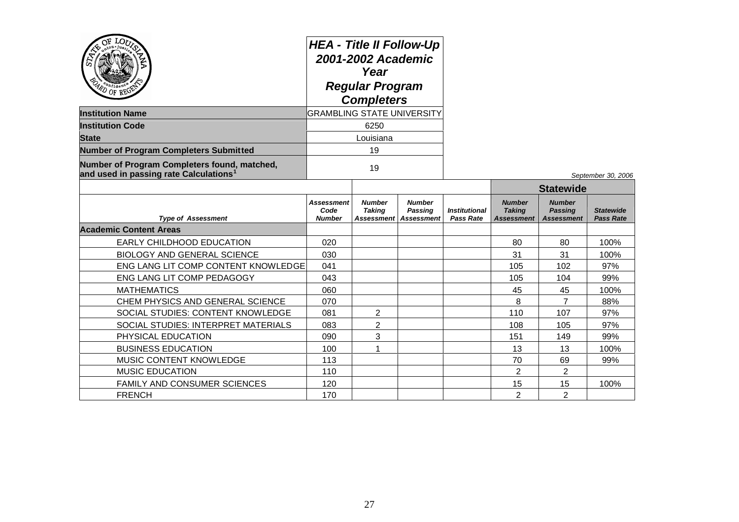# HEA - Title II Follow-Up 2001-2002 Academic Year Regular Program Completers

| | |
|---|---|
| **Institution Name** | GRAMBLING STATE UNIVERSITY |
| **Institution Code** | 6250 |
| **State** | Louisiana |
| **Number of Program Completers Submitted** | 19 |
| **Number of Program Completers found, matched, and used in passing rate Calculations[1]** | 19 |

*September 30, 2006*

| | | | | | Statewide | | |
|---|---|---|---|---|---|---|---|
| ***Type of Assessment*** | ***Assessment Code Number*** | ***Number Taking Assessment*** | ***Number Passing Assessment*** | ***Institutional Pass Rate*** | ***Number Taking Assessment*** | ***Number Passing Assessment*** | ***Statewide Pass Rate*** |
| **Academic Content Areas** | | | | | | | |
| EARLY CHILDHOOD EDUCATION | 020 | | | | 80 | 80 | 100% |
| BIOLOGY AND GENERAL SCIENCE | 030 | | | | 31 | 31 | 100% |
| ENG LANG LIT COMP CONTENT KNOWLEDGE | 041 | | | | 105 | 102 | 97% |
| ENG LANG LIT COMP PEDAGOGY | 043 | | | | 105 | 104 | 99% |
| MATHEMATICS | 060 | | | | 45 | 45 | 100% |
| CHEM PHYSICS AND GENERAL SCIENCE | 070 | | | | 8 | 7 | 88% |
| SOCIAL STUDIES: CONTENT KNOWLEDGE | 081 | 2 | | | 110 | 107 | 97% |
| SOCIAL STUDIES: INTERPRET MATERIALS | 083 | 2 | | | 108 | 105 | 97% |
| PHYSICAL EDUCATION | 090 | 3 | | | 151 | 149 | 99% |
| BUSINESS EDUCATION | 100 | 1 | | | 13 | 13 | 100% |
| MUSIC CONTENT KNOWLEDGE | 113 | | | | 70 | 69 | 99% |
| MUSIC EDUCATION | 110 | | | | 2 | 2 | |
| FAMILY AND CONSUMER SCIENCES | 120 | | | | 15 | 15 | 100% |
| FRENCH | 170 | | | | 2 | 2 | |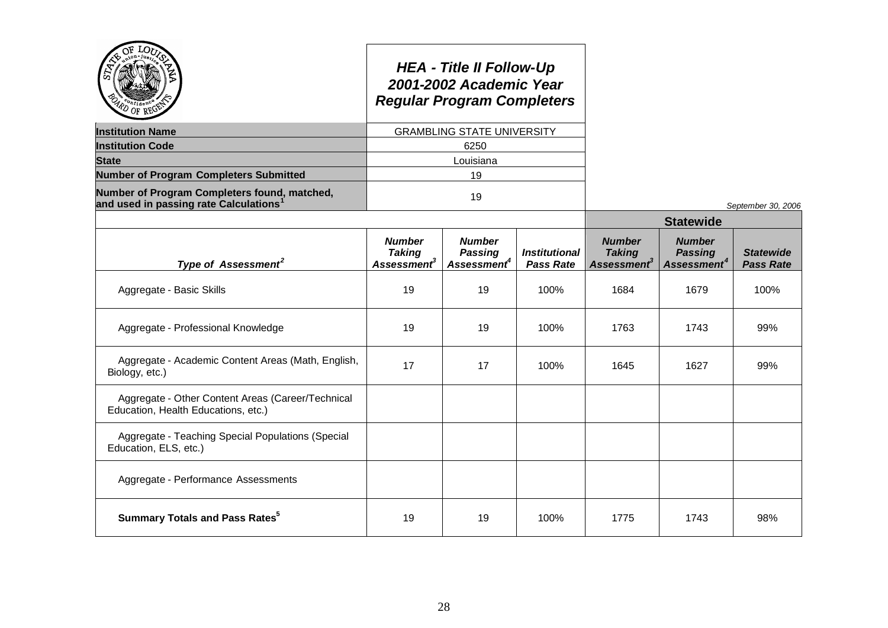# HEA - Title II Follow-Up 2001-2002 Academic Year Regular Program Completers

| | |
|---|---|
| **Institution Name** | GRAMBLING STATE UNIVERSITY |
| **Institution Code** | 6250 |
| **State** | Louisiana |
| **Number of Program Completers Submitted** | 19 |
| **Number of Program Completers found, matched, and used in passing rate Calculations[1]** | 19 |

*September 30, 2006*

| | | | | Statewide | | |
|---|---|---|---|---|---|---|
| ***Type of Assessment[2]*** | ***Number Taking Assessment[3]*** | ***Number Passing Assessment[4]*** | ***Institutional Pass Rate*** | ***Number Taking Assessment[3]*** | ***Number Passing Assessment[4]*** | ***Statewide Pass Rate*** |
| Aggregate - Basic Skills | 19 | 19 | 100% | 1684 | 1679 | 100% |
| Aggregate - Professional Knowledge | 19 | 19 | 100% | 1763 | 1743 | 99% |
| Aggregate - Academic Content Areas (Math, English, Biology, etc.) | 17 | 17 | 100% | 1645 | 1627 | 99% |
| Aggregate - Other Content Areas (Career/Technical Education, Health Educations, etc.) | | | | | | |
| Aggregate - Teaching Special Populations (Special Education, ELS, etc.) | | | | | | |
| Aggregate - Performance Assessments | | | | | | |
| **Summary Totals and Pass Rates[5]** | 19 | 19 | 100% | 1775 | 1743 | 98% |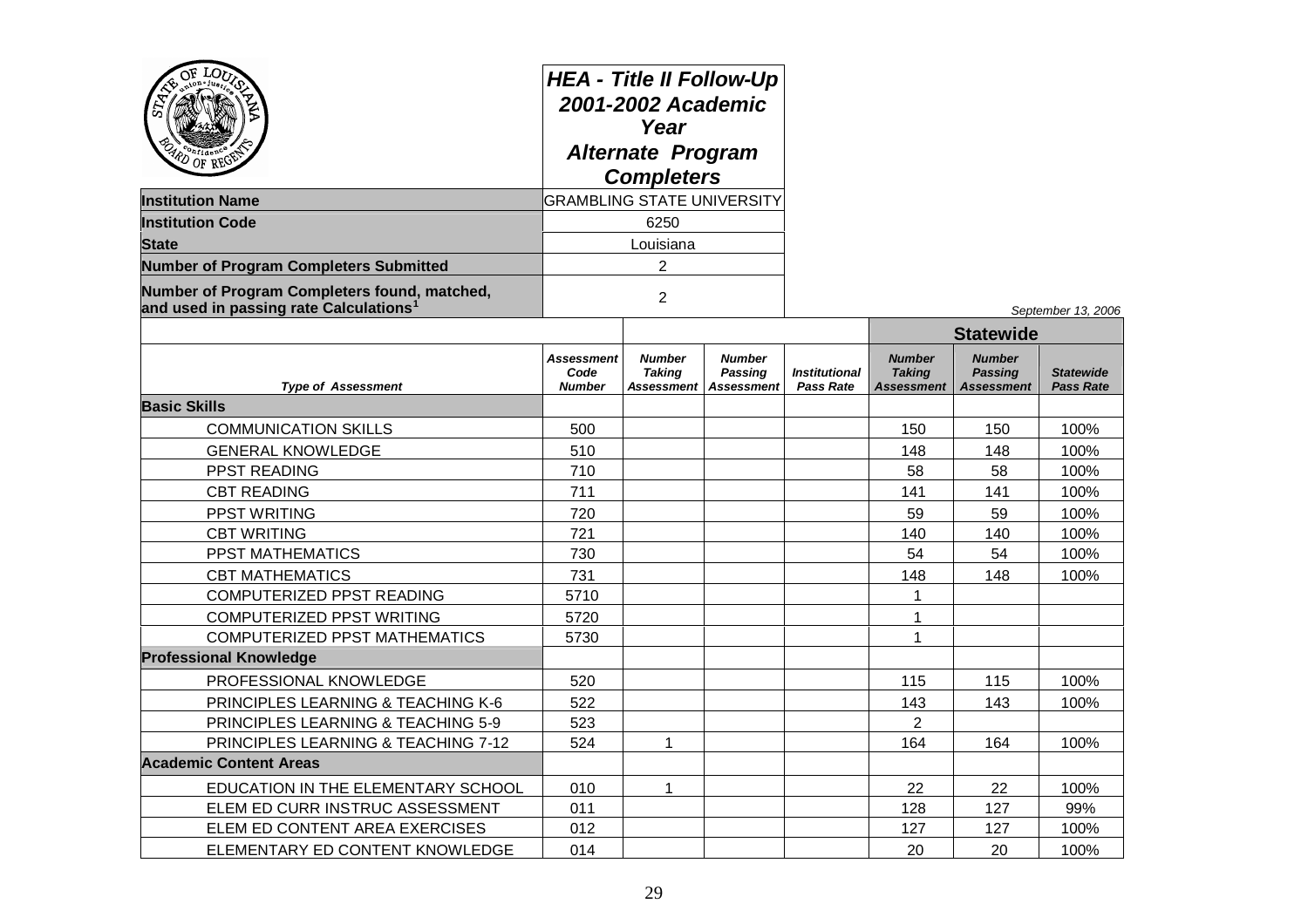# HEA - Title II Follow-Up 2001-2002 Academic Year Alternate Program Completers

| | |
|---|---|
| **Institution Name** | GRAMBLING STATE UNIVERSITY |
| **Institution Code** | 6250 |
| **State** | Louisiana |
| **Number of Program Completers Submitted** | 2 |
| **Number of Program Completers found, matched, and used in passing rate Calculations[1]** | 2 |

*September 13, 2006*

| | | | | | Statewide | | |
|---|---|---|---|---|---|---|---|
| ***Type of Assessment*** | ***Assessment Code Number*** | ***Number Taking Assessment*** | ***Number Passing Assessment*** | ***Institutional Pass Rate*** | ***Number Taking Assessment*** | ***Number Passing Assessment*** | ***Statewide Pass Rate*** |
| **Basic Skills** | | | | | | | |
| COMMUNICATION SKILLS | 500 | | | | 150 | 150 | 100% |
| GENERAL KNOWLEDGE | 510 | | | | 148 | 148 | 100% |
| PPST READING | 710 | | | | 58 | 58 | 100% |
| CBT READING | 711 | | | | 141 | 141 | 100% |
| PPST WRITING | 720 | | | | 59 | 59 | 100% |
| CBT WRITING | 721 | | | | 140 | 140 | 100% |
| PPST MATHEMATICS | 730 | | | | 54 | 54 | 100% |
| CBT MATHEMATICS | 731 | | | | 148 | 148 | 100% |
| COMPUTERIZED PPST READING | 5710 | | | | 1 | | |
| COMPUTERIZED PPST WRITING | 5720 | | | | 1 | | |
| COMPUTERIZED PPST MATHEMATICS | 5730 | | | | 1 | | |
| **Professional Knowledge** | | | | | | | |
| PROFESSIONAL KNOWLEDGE | 520 | | | | 115 | 115 | 100% |
| PRINCIPLES LEARNING & TEACHING K-6 | 522 | | | | 143 | 143 | 100% |
| PRINCIPLES LEARNING & TEACHING 5-9 | 523 | | | | 2 | | |
| PRINCIPLES LEARNING & TEACHING 7-12 | 524 | 1 | | | 164 | 164 | 100% |
| **Academic Content Areas** | | | | | | | |
| EDUCATION IN THE ELEMENTARY SCHOOL | 010 | 1 | | | 22 | 22 | 100% |
| ELEM ED CURR INSTRUC ASSESSMENT | 011 | | | | 128 | 127 | 99% |
| ELEM ED CONTENT AREA EXERCISES | 012 | | | | 127 | 127 | 100% |
| ELEMENTARY ED CONTENT KNOWLEDGE | 014 | | | | 20 | 20 | 100% |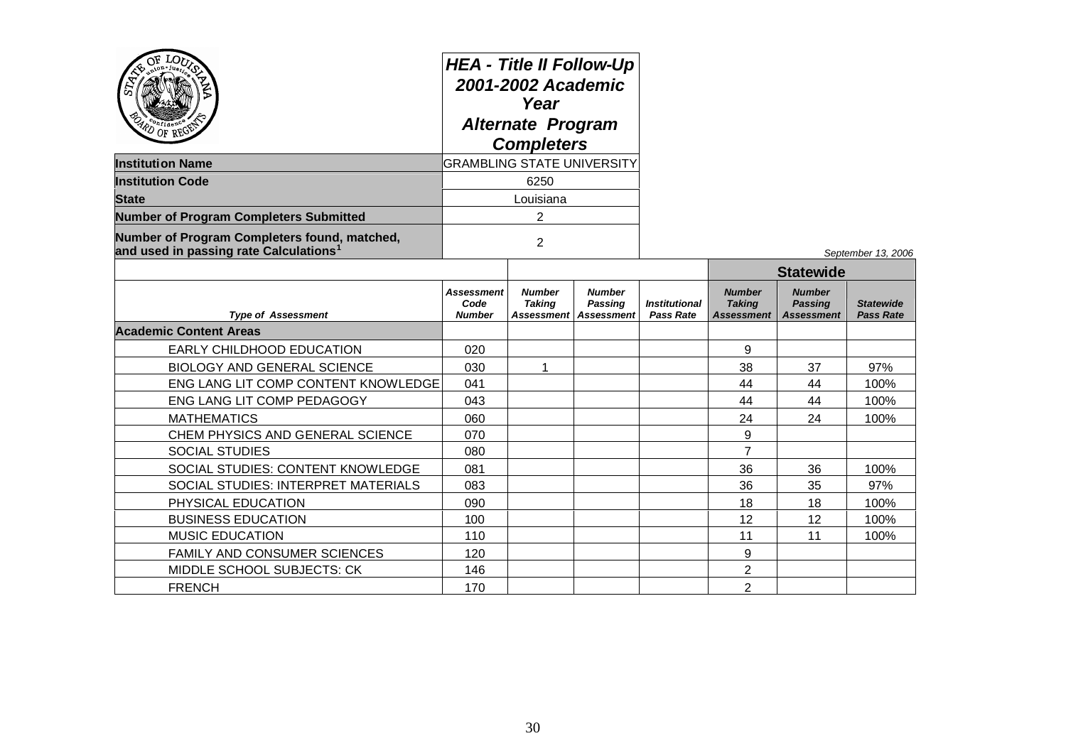# HEA - Title II Follow-Up 2001-2002 Academic Year Alternate Program Completers

| | |
|---|---|
| **Institution Name** | GRAMBLING STATE UNIVERSITY |
| **Institution Code** | 6250 |
| **State** | Louisiana |
| **Number of Program Completers Submitted** | 2 |
| **Number of Program Completers found, matched, and used in passing rate Calculations[1]** | 2 |

*September 13, 2006*

| | | | | | Statewide | | |
|---|---|---|---|---|---|---|---|
| ***Type of Assessment*** | ***Assessment Code Number*** | ***Number Taking Assessment*** | ***Number Passing Assessment*** | ***Institutional Pass Rate*** | ***Number Taking Assessment*** | ***Number Passing Assessment*** | ***Statewide Pass Rate*** |
| **Academic Content Areas** | | | | | | | |
| EARLY CHILDHOOD EDUCATION | 020 | | | | 9 | | |
| BIOLOGY AND GENERAL SCIENCE | 030 | 1 | | | 38 | 37 | 97% |
| ENG LANG LIT COMP CONTENT KNOWLEDGE | 041 | | | | 44 | 44 | 100% |
| ENG LANG LIT COMP PEDAGOGY | 043 | | | | 44 | 44 | 100% |
| MATHEMATICS | 060 | | | | 24 | 24 | 100% |
| CHEM PHYSICS AND GENERAL SCIENCE | 070 | | | | 9 | | |
| SOCIAL STUDIES | 080 | | | | 7 | | |
| SOCIAL STUDIES: CONTENT KNOWLEDGE | 081 | | | | 36 | 36 | 100% |
| SOCIAL STUDIES: INTERPRET MATERIALS | 083 | | | | 36 | 35 | 97% |
| PHYSICAL EDUCATION | 090 | | | | 18 | 18 | 100% |
| BUSINESS EDUCATION | 100 | | | | 12 | 12 | 100% |
| MUSIC EDUCATION | 110 | | | | 11 | 11 | 100% |
| FAMILY AND CONSUMER SCIENCES | 120 | | | | 9 | | |
| MIDDLE SCHOOL SUBJECTS: CK | 146 | | | | 2 | | |
| FRENCH | 170 | | | | 2 | | |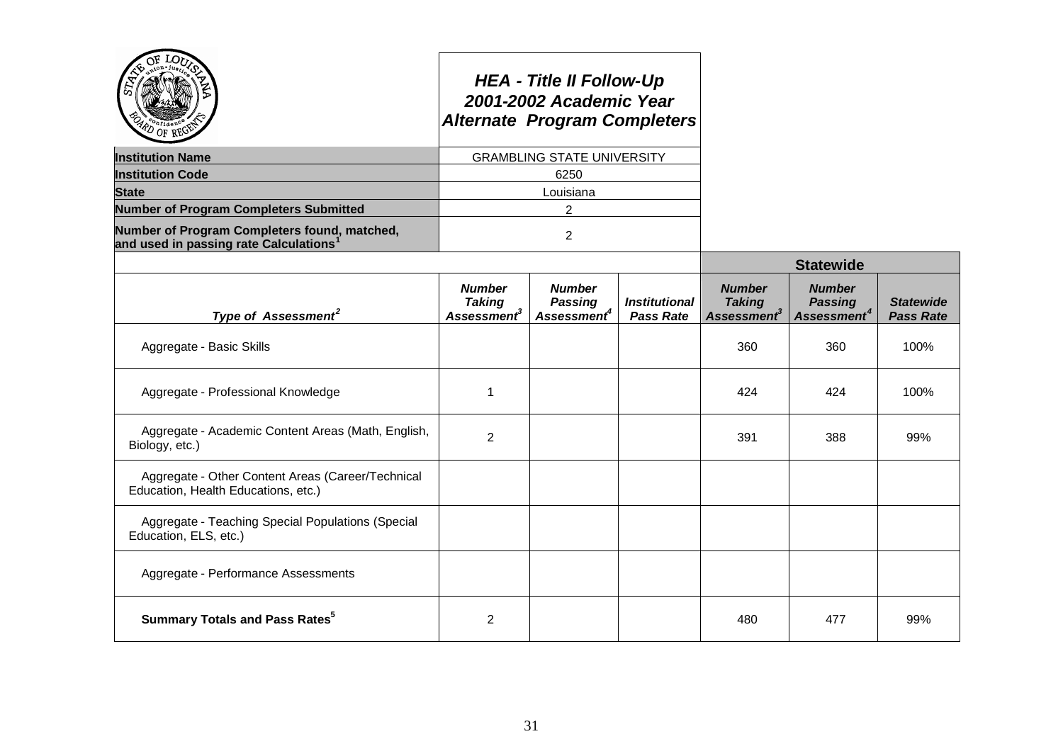# HEA - Title II Follow-Up
# 2001-2002 Academic Year
# Alternate Program Completers

| | |
|---|---|
| **Institution Name** | GRAMBLING STATE UNIVERSITY |
| **Institution Code** | 6250 |
| **State** | Louisiana |
| **Number of Program Completers Submitted** | 2 |
| **Number of Program Completers found, matched, and used in passing rate Calculations**[1] | 2 |

| | | | | Statewide | | |
|---|---|---|---|---|---|---|
| ***Type of Assessment***[2] | ***Number Taking Assessment***[3] | ***Number Passing Assessment***[4] | ***Institutional Pass Rate*** | ***Number Taking Assessment***[3] | ***Number Passing Assessment***[4] | ***Statewide Pass Rate*** |
| Aggregate - Basic Skills | | | | 360 | 360 | 100% |
| Aggregate - Professional Knowledge | 1 | | | 424 | 424 | 100% |
| Aggregate - Academic Content Areas (Math, English, Biology, etc.) | 2 | | | 391 | 388 | 99% |
| Aggregate - Other Content Areas (Career/Technical Education, Health Educations, etc.) | | | | | | |
| Aggregate - Teaching Special Populations (Special Education, ELS, etc.) | | | | | | |
| Aggregate - Performance Assessments | | | | | | |
| **Summary Totals and Pass Rates**[5] | 2 | | | 480 | 477 | 99% |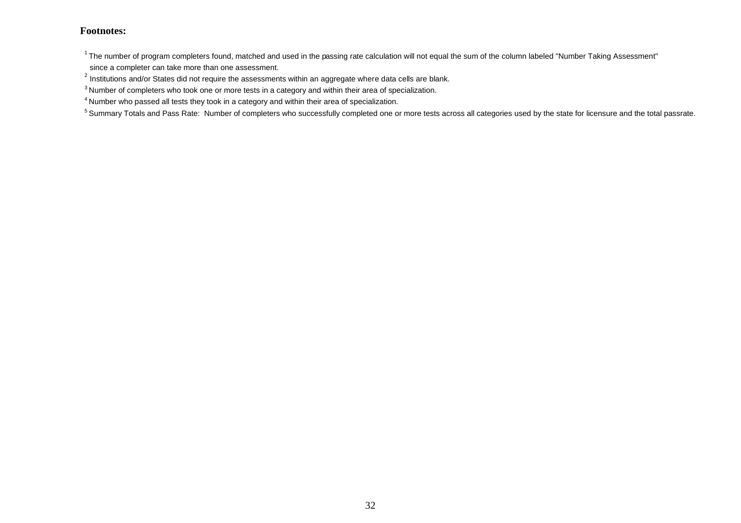**Footnotes:**

[1] The number of program completers found, matched and used in the passing rate calculation will not equal the sum of the column labeled "Number Taking Assessment" since a completer can take more than one assessment.

[2] Institutions and/or States did not require the assessments within an aggregate where data cells are blank.

[3] Number of completers who took one or more tests in a category and within their area of specialization.

[4] Number who passed all tests they took in a category and within their area of specialization.

[5] Summary Totals and Pass Rate: Number of completers who successfully completed one or more tests across all categories used by the state for licensure and the total passrate.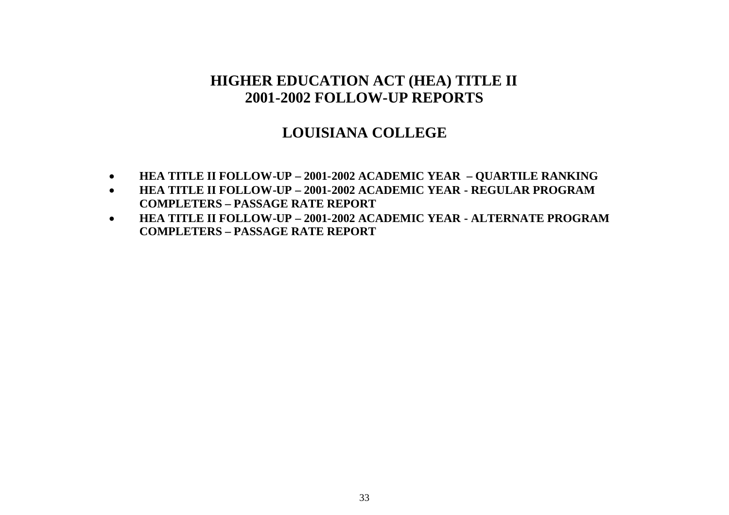# HIGHER EDUCATION ACT (HEA) TITLE II
# 2001-2002 FOLLOW-UP REPORTS

## LOUISIANA COLLEGE

- **HEA TITLE II FOLLOW-UP – 2001-2002 ACADEMIC YEAR – QUARTILE RANKING**
- **HEA TITLE II FOLLOW-UP – 2001-2002 ACADEMIC YEAR - REGULAR PROGRAM COMPLETERS – PASSAGE RATE REPORT**
- **HEA TITLE II FOLLOW-UP – 2001-2002 ACADEMIC YEAR - ALTERNATE PROGRAM COMPLETERS – PASSAGE RATE REPORT**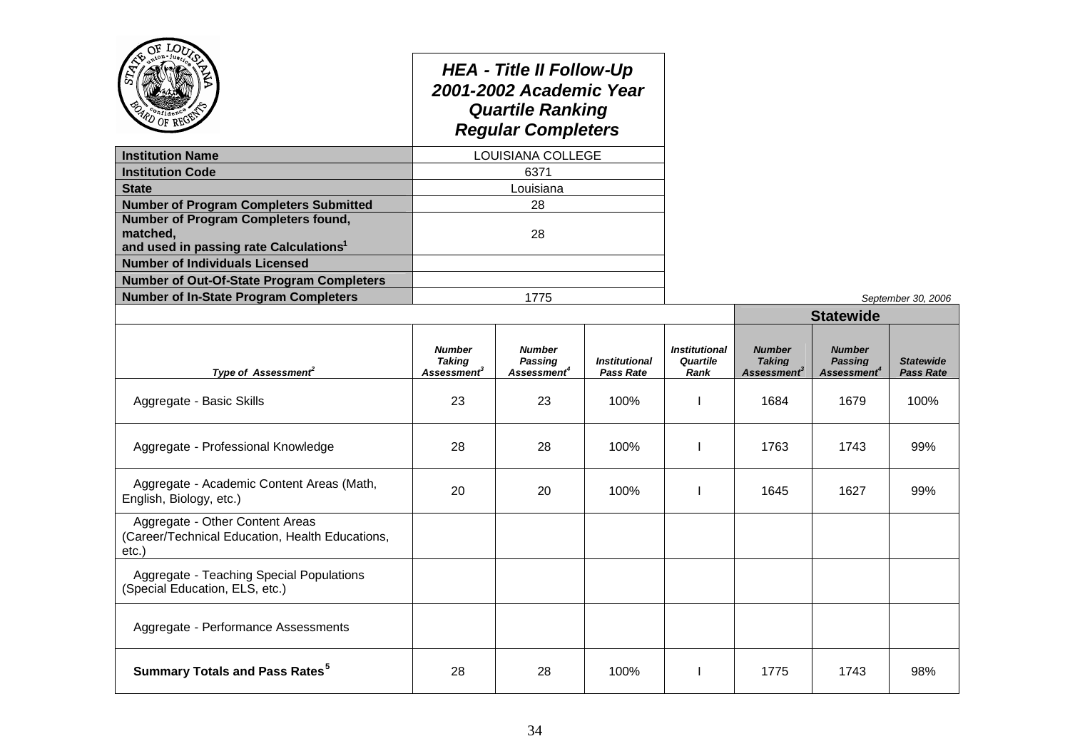# HEA - Title II Follow-Up 2001-2002 Academic Year Quartile Ranking Regular Completers

| | |
|---|---|
| **Institution Name** | LOUISIANA COLLEGE |
| **Institution Code** | 6371 |
| **State** | Louisiana |
| **Number of Program Completers Submitted** | 28 |
| **Number of Program Completers found, matched, and used in passing rate Calculations[1]** | 28 |
| **Number of Individuals Licensed** | |
| **Number of Out-Of-State Program Completers** | |
| **Number of In-State Program Completers** | 1775 |

*September 30, 2006*

| Type of Assessment[2] | Number Taking Assessment[3] | Number Passing Assessment[4] | Institutional Pass Rate | Institutional Quartile Rank | Statewide Number Taking Assessment[3] | Statewide Number Passing Assessment[4] | Statewide Pass Rate |
|---|---|---|---|---|---|---|---|
| Aggregate - Basic Skills | 23 | 23 | 100% | I | 1684 | 1679 | 100% |
| Aggregate - Professional Knowledge | 28 | 28 | 100% | I | 1763 | 1743 | 99% |
| Aggregate - Academic Content Areas (Math, English, Biology, etc.) | 20 | 20 | 100% | I | 1645 | 1627 | 99% |
| Aggregate - Other Content Areas (Career/Technical Education, Health Educations, etc.) | | | | | | | |
| Aggregate - Teaching Special Populations (Special Education, ELS, etc.) | | | | | | | |
| Aggregate - Performance Assessments | | | | | | | |
| **Summary Totals and Pass Rates[5]** | 28 | 28 | 100% | I | 1775 | 1743 | 98% |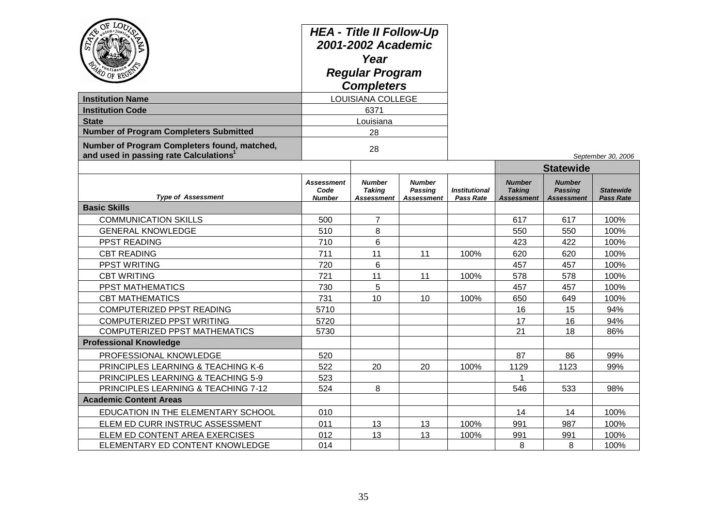## HEA - Title II Follow-Up 2001-2002 Academic Year Regular Program Completers

| | |
|---|---|
| **Institution Name** | LOUISIANA COLLEGE |
| **Institution Code** | 6371 |
| **State** | Louisiana |
| **Number of Program Completers Submitted** | 28 |
| **Number of Program Completers found, matched, and used in passing rate Calculations**[1] | 28 |

*September 30, 2006*

| | | | | | Statewide | | |
|---|---|---|---|---|---|---|---|
| ***Type of Assessment*** | ***Assessment Code Number*** | ***Number Taking Assessment*** | ***Number Passing Assessment*** | ***Institutional Pass Rate*** | ***Number Taking Assessment*** | ***Number Passing Assessment*** | ***Statewide Pass Rate*** |
| **Basic Skills** | | | | | | | |
| COMMUNICATION SKILLS | 500 | 7 | | | 617 | 617 | 100% |
| GENERAL KNOWLEDGE | 510 | 8 | | | 550 | 550 | 100% |
| PPST READING | 710 | 6 | | | 423 | 422 | 100% |
| CBT READING | 711 | 11 | 11 | 100% | 620 | 620 | 100% |
| PPST WRITING | 720 | 6 | | | 457 | 457 | 100% |
| CBT WRITING | 721 | 11 | 11 | 100% | 578 | 578 | 100% |
| PPST MATHEMATICS | 730 | 5 | | | 457 | 457 | 100% |
| CBT MATHEMATICS | 731 | 10 | 10 | 100% | 650 | 649 | 100% |
| COMPUTERIZED PPST READING | 5710 | | | | 16 | 15 | 94% |
| COMPUTERIZED PPST WRITING | 5720 | | | | 17 | 16 | 94% |
| COMPUTERIZED PPST MATHEMATICS | 5730 | | | | 21 | 18 | 86% |
| **Professional Knowledge** | | | | | | | |
| PROFESSIONAL KNOWLEDGE | 520 | | | | 87 | 86 | 99% |
| PRINCIPLES LEARNING & TEACHING K-6 | 522 | 20 | 20 | 100% | 1129 | 1123 | 99% |
| PRINCIPLES LEARNING & TEACHING 5-9 | 523 | | | | 1 | | |
| PRINCIPLES LEARNING & TEACHING 7-12 | 524 | 8 | | | 546 | 533 | 98% |
| **Academic Content Areas** | | | | | | | |
| EDUCATION IN THE ELEMENTARY SCHOOL | 010 | | | | 14 | 14 | 100% |
| ELEM ED CURR INSTRUC ASSESSMENT | 011 | 13 | 13 | 100% | 991 | 987 | 100% |
| ELEM ED CONTENT AREA EXERCISES | 012 | 13 | 13 | 100% | 991 | 991 | 100% |
| ELEMENTARY ED CONTENT KNOWLEDGE | 014 | | | | 8 | 8 | 100% |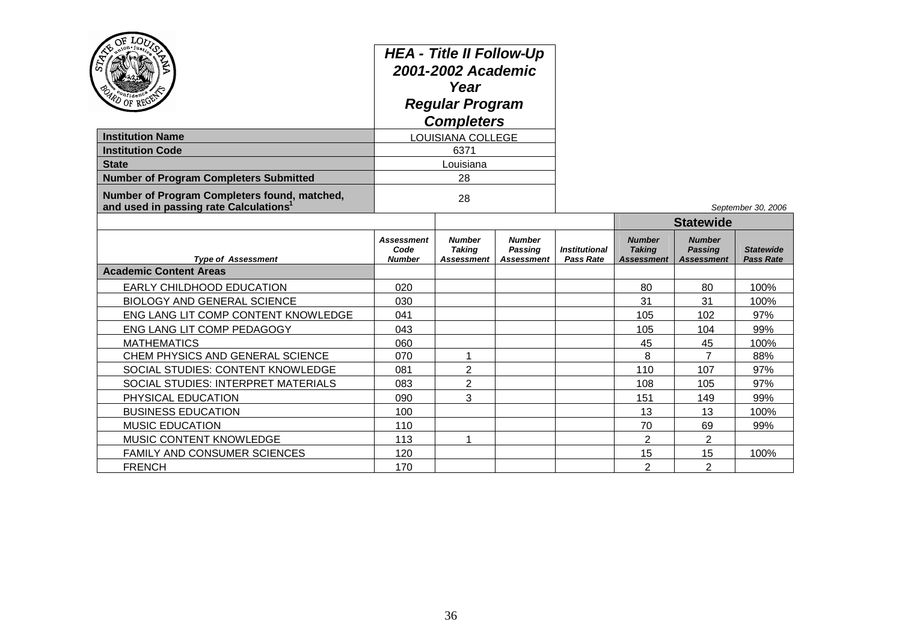**HEA - Title II Follow-Up 2001-2002 Academic Year Regular Program Completers**

| | |
|---|---|
| **Institution Name** | LOUISIANA COLLEGE |
| **Institution Code** | 6371 |
| **State** | Louisiana |
| **Number of Program Completers Submitted** | 28 |
| **Number of Program Completers found, matched, and used in passing rate Calculations[1]** | 28 |

*September 30, 2006*

| | | | | | Statewide | | |
|---|---|---|---|---|---|---|---|
| ***Type of Assessment*** | ***Assessment Code Number*** | ***Number Taking Assessment*** | ***Number Passing Assessment*** | ***Institutional Pass Rate*** | ***Number Taking Assessment*** | ***Number Passing Assessment*** | ***Statewide Pass Rate*** |
| **Academic Content Areas** | | | | | | | |
| EARLY CHILDHOOD EDUCATION | 020 | | | | 80 | 80 | 100% |
| BIOLOGY AND GENERAL SCIENCE | 030 | | | | 31 | 31 | 100% |
| ENG LANG LIT COMP CONTENT KNOWLEDGE | 041 | | | | 105 | 102 | 97% |
| ENG LANG LIT COMP PEDAGOGY | 043 | | | | 105 | 104 | 99% |
| MATHEMATICS | 060 | | | | 45 | 45 | 100% |
| CHEM PHYSICS AND GENERAL SCIENCE | 070 | 1 | | | 8 | 7 | 88% |
| SOCIAL STUDIES: CONTENT KNOWLEDGE | 081 | 2 | | | 110 | 107 | 97% |
| SOCIAL STUDIES: INTERPRET MATERIALS | 083 | 2 | | | 108 | 105 | 97% |
| PHYSICAL EDUCATION | 090 | 3 | | | 151 | 149 | 99% |
| BUSINESS EDUCATION | 100 | | | | 13 | 13 | 100% |
| MUSIC EDUCATION | 110 | | | | 70 | 69 | 99% |
| MUSIC CONTENT KNOWLEDGE | 113 | 1 | | | 2 | 2 | |
| FAMILY AND CONSUMER SCIENCES | 120 | | | | 15 | 15 | 100% |
| FRENCH | 170 | | | | 2 | 2 | |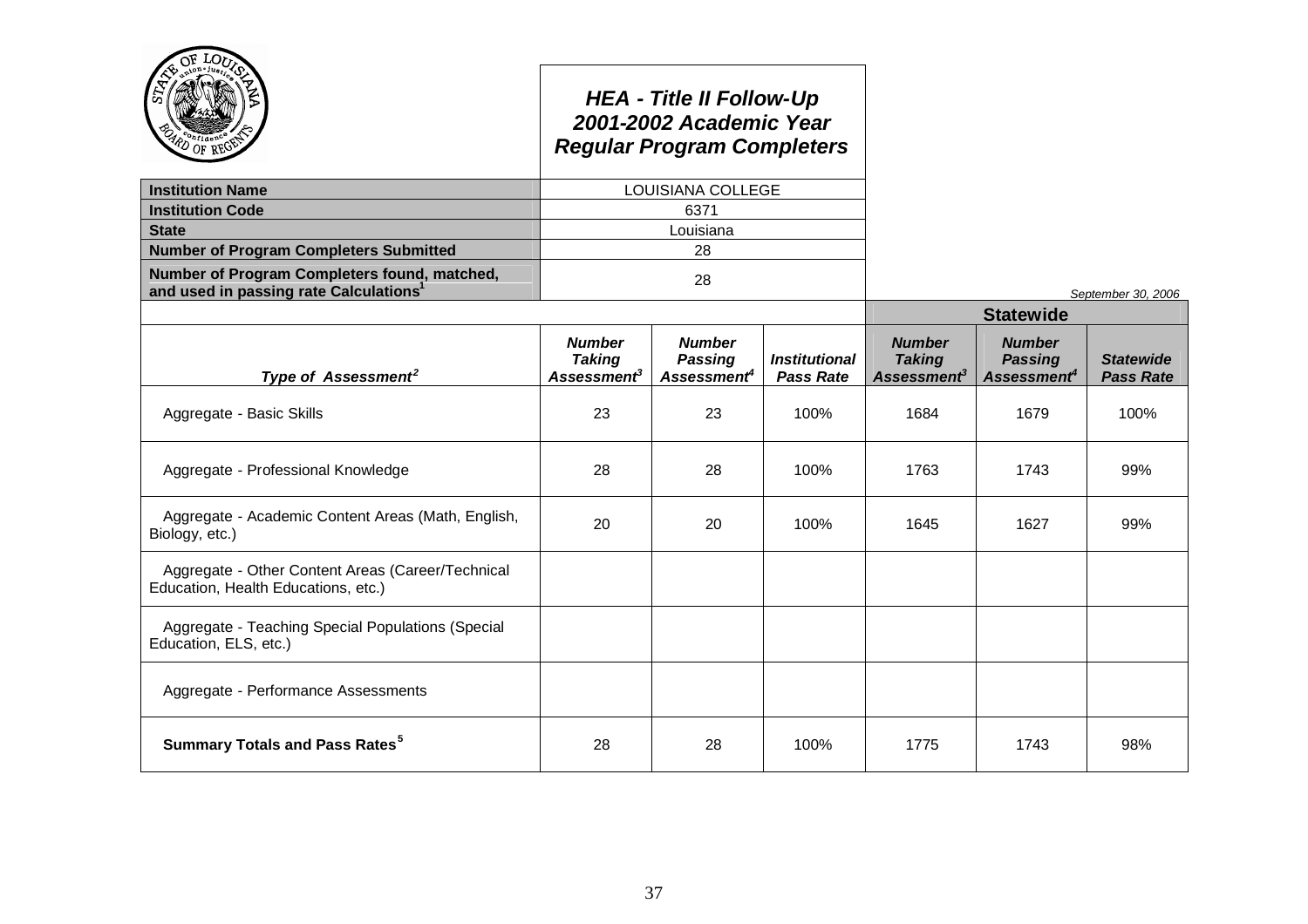# HEA - Title II Follow-Up
## 2001-2002 Academic Year
## Regular Program Completers

| | |
|---|---|
| **Institution Name** | LOUISIANA COLLEGE |
| **Institution Code** | 6371 |
| **State** | Louisiana |
| **Number of Program Completers Submitted** | 28 |
| **Number of Program Completers found, matched, and used in passing rate Calculations**[1] | 28 |

*September 30, 2006*

| | | | | **Statewide** | | |
|---|---|---|---|---|---|---|
| ***Type of Assessment***[2] | ***Number Taking Assessment***[3] | ***Number Passing Assessment***[4] | ***Institutional Pass Rate*** | ***Number Taking Assessment***[3] | ***Number Passing Assessment***[4] | ***Statewide Pass Rate*** |
| Aggregate - Basic Skills | 23 | 23 | 100% | 1684 | 1679 | 100% |
| Aggregate - Professional Knowledge | 28 | 28 | 100% | 1763 | 1743 | 99% |
| Aggregate - Academic Content Areas (Math, English, Biology, etc.) | 20 | 20 | 100% | 1645 | 1627 | 99% |
| Aggregate - Other Content Areas (Career/Technical Education, Health Educations, etc.) | | | | | | |
| Aggregate - Teaching Special Populations (Special Education, ELS, etc.) | | | | | | |
| Aggregate - Performance Assessments | | | | | | |
| **Summary Totals and Pass Rates**[5] | 28 | 28 | 100% | 1775 | 1743 | 98% |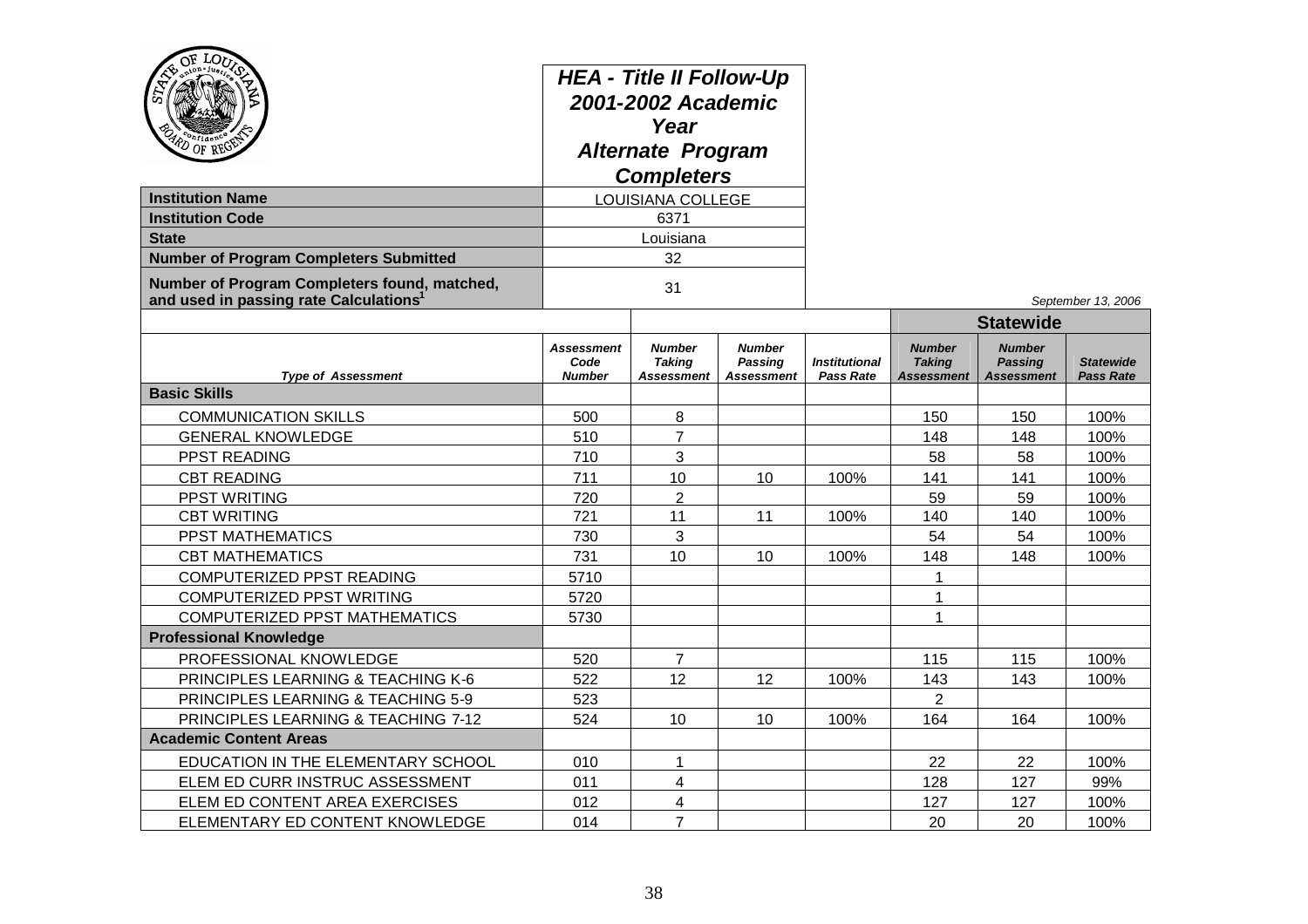# HEA - Title II Follow-Up 2001-2002 Academic Year Alternate Program Completers

| | |
|---|---|
| **Institution Name** | LOUISIANA COLLEGE |
| **Institution Code** | 6371 |
| **State** | Louisiana |
| **Number of Program Completers Submitted** | 32 |
| **Number of Program Completers found, matched, and used in passing rate Calculations[1]** | 31 |

*September 13, 2006*

| | | | | | Statewide | | |
|---|---|---|---|---|---|---|---|
| ***Type of Assessment*** | ***Assessment Code Number*** | ***Number Taking Assessment*** | ***Number Passing Assessment*** | ***Institutional Pass Rate*** | ***Number Taking Assessment*** | ***Number Passing Assessment*** | ***Statewide Pass Rate*** |
| **Basic Skills** | | | | | | | |
| COMMUNICATION SKILLS | 500 | 8 | | | 150 | 150 | 100% |
| GENERAL KNOWLEDGE | 510 | 7 | | | 148 | 148 | 100% |
| PPST READING | 710 | 3 | | | 58 | 58 | 100% |
| CBT READING | 711 | 10 | 10 | 100% | 141 | 141 | 100% |
| PPST WRITING | 720 | 2 | | | 59 | 59 | 100% |
| CBT WRITING | 721 | 11 | 11 | 100% | 140 | 140 | 100% |
| PPST MATHEMATICS | 730 | 3 | | | 54 | 54 | 100% |
| CBT MATHEMATICS | 731 | 10 | 10 | 100% | 148 | 148 | 100% |
| COMPUTERIZED PPST READING | 5710 | | | | 1 | | |
| COMPUTERIZED PPST WRITING | 5720 | | | | 1 | | |
| COMPUTERIZED PPST MATHEMATICS | 5730 | | | | 1 | | |
| **Professional Knowledge** | | | | | | | |
| PROFESSIONAL KNOWLEDGE | 520 | 7 | | | 115 | 115 | 100% |
| PRINCIPLES LEARNING & TEACHING K-6 | 522 | 12 | 12 | 100% | 143 | 143 | 100% |
| PRINCIPLES LEARNING & TEACHING 5-9 | 523 | | | | 2 | | |
| PRINCIPLES LEARNING & TEACHING 7-12 | 524 | 10 | 10 | 100% | 164 | 164 | 100% |
| **Academic Content Areas** | | | | | | | |
| EDUCATION IN THE ELEMENTARY SCHOOL | 010 | 1 | | | 22 | 22 | 100% |
| ELEM ED CURR INSTRUC ASSESSMENT | 011 | 4 | | | 128 | 127 | 99% |
| ELEM ED CONTENT AREA EXERCISES | 012 | 4 | | | 127 | 127 | 100% |
| ELEMENTARY ED CONTENT KNOWLEDGE | 014 | 7 | | | 20 | 20 | 100% |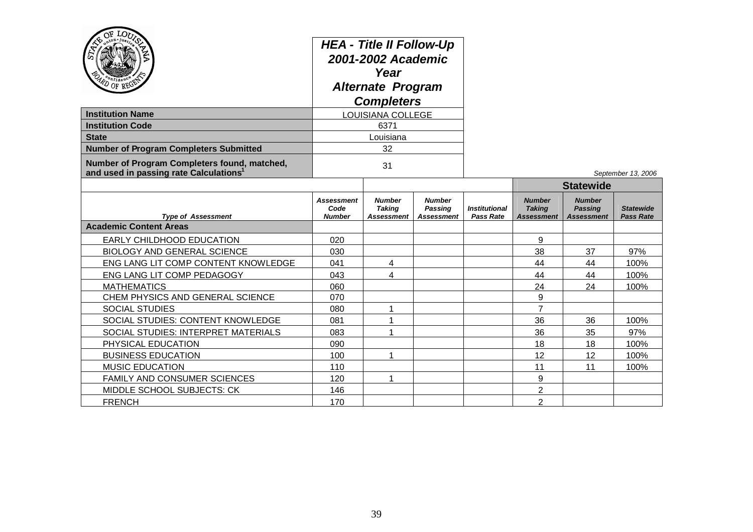## HEA - Title II Follow-Up 2001-2002 Academic Year Alternate Program Completers

| | |
|---|---|
| **Institution Name** | LOUISIANA COLLEGE |
| **Institution Code** | 6371 |
| **State** | Louisiana |
| **Number of Program Completers Submitted** | 32 |
| **Number of Program Completers found, matched, and used in passing rate Calculations**[1] | 31 |

*September 13, 2006*

| | | | | | Statewide | | |
|---|---|---|---|---|---|---|---|
| ***Type of Assessment*** | ***Assessment Code Number*** | ***Number Taking Assessment*** | ***Number Passing Assessment*** | ***Institutional Pass Rate*** | ***Number Taking Assessment*** | ***Number Passing Assessment*** | ***Statewide Pass Rate*** |
| **Academic Content Areas** | | | | | | | |
| EARLY CHILDHOOD EDUCATION | 020 | | | | 9 | | |
| BIOLOGY AND GENERAL SCIENCE | 030 | | | | 38 | 37 | 97% |
| ENG LANG LIT COMP CONTENT KNOWLEDGE | 041 | 4 | | | 44 | 44 | 100% |
| ENG LANG LIT COMP PEDAGOGY | 043 | 4 | | | 44 | 44 | 100% |
| MATHEMATICS | 060 | | | | 24 | 24 | 100% |
| CHEM PHYSICS AND GENERAL SCIENCE | 070 | | | | 9 | | |
| SOCIAL STUDIES | 080 | 1 | | | 7 | | |
| SOCIAL STUDIES: CONTENT KNOWLEDGE | 081 | 1 | | | 36 | 36 | 100% |
| SOCIAL STUDIES: INTERPRET MATERIALS | 083 | 1 | | | 36 | 35 | 97% |
| PHYSICAL EDUCATION | 090 | | | | 18 | 18 | 100% |
| BUSINESS EDUCATION | 100 | 1 | | | 12 | 12 | 100% |
| MUSIC EDUCATION | 110 | | | | 11 | 11 | 100% |
| FAMILY AND CONSUMER SCIENCES | 120 | 1 | | | 9 | | |
| MIDDLE SCHOOL SUBJECTS: CK | 146 | | | | 2 | | |
| FRENCH | 170 | | | | 2 | | |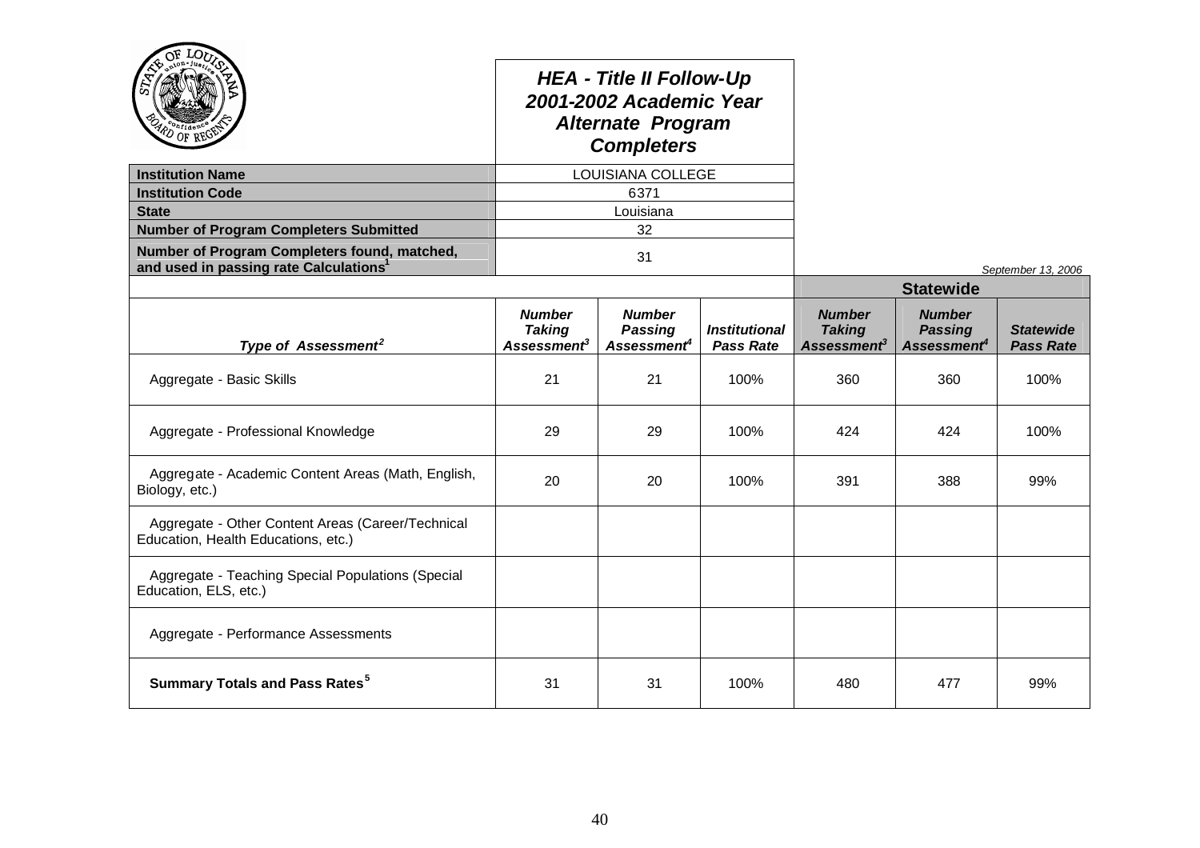# HEA - Title II Follow-Up
## 2001-2002 Academic Year
## Alternate Program Completers

| | |
|---|---|
| **Institution Name** | LOUISIANA COLLEGE |
| **Institution Code** | 6371 |
| **State** | Louisiana |
| **Number of Program Completers Submitted** | 32 |
| **Number of Program Completers found, matched, and used in passing rate Calculations**[1] | 31 |

*September 13, 2006*

| | | | | Statewide | | |
|---|---|---|---|---|---|---|
| ***Type of Assessment***[2] | ***Number Taking Assessment***[3] | ***Number Passing Assessment***[4] | ***Institutional Pass Rate*** | ***Number Taking Assessment***[3] | ***Number Passing Assessment***[4] | ***Statewide Pass Rate*** |
| Aggregate - Basic Skills | 21 | 21 | 100% | 360 | 360 | 100% |
| Aggregate - Professional Knowledge | 29 | 29 | 100% | 424 | 424 | 100% |
| Aggregate - Academic Content Areas (Math, English, Biology, etc.) | 20 | 20 | 100% | 391 | 388 | 99% |
| Aggregate - Other Content Areas (Career/Technical Education, Health Educations, etc.) | | | | | | |
| Aggregate - Teaching Special Populations (Special Education, ELS, etc.) | | | | | | |
| Aggregate - Performance Assessments | | | | | | |
| **Summary Totals and Pass Rates**[5] | 31 | 31 | 100% | 480 | 477 | 99% |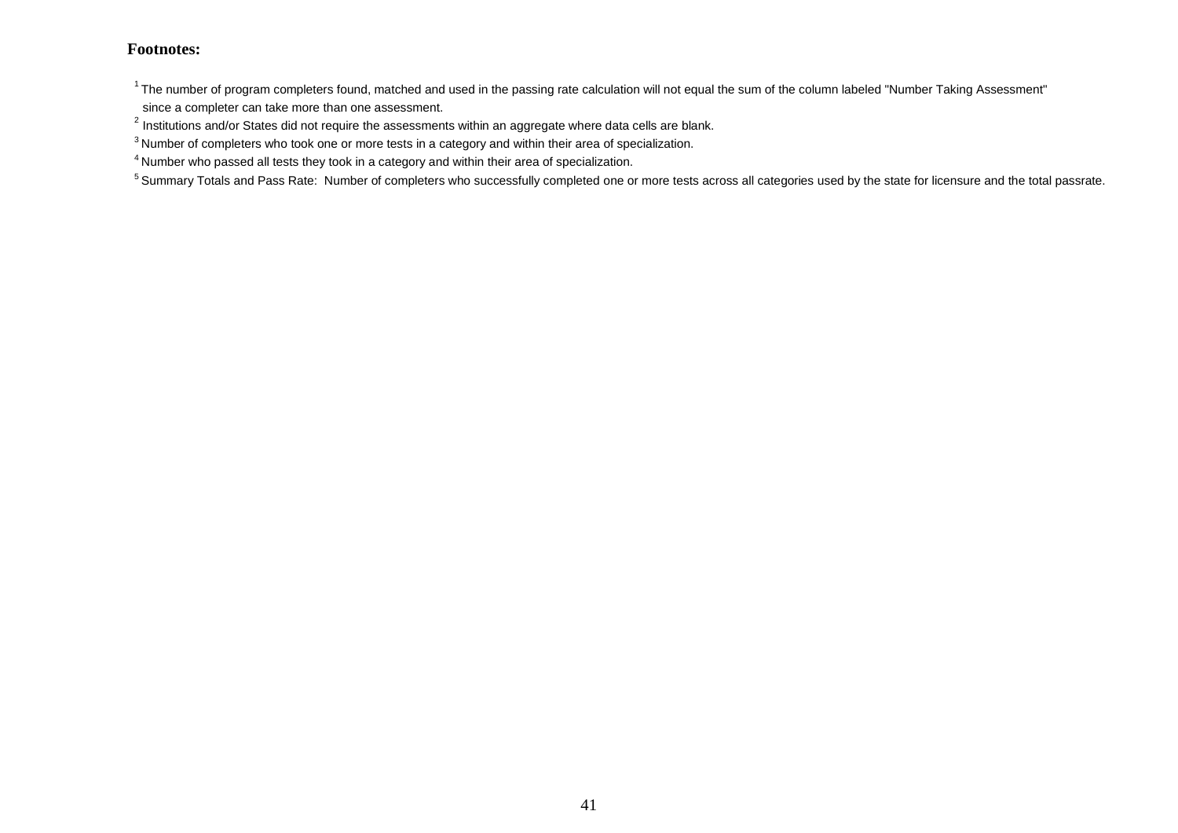**Footnotes:**

[1] The number of program completers found, matched and used in the passing rate calculation will not equal the sum of the column labeled "Number Taking Assessment" since a completer can take more than one assessment.

[2] Institutions and/or States did not require the assessments within an aggregate where data cells are blank.

[3] Number of completers who took one or more tests in a category and within their area of specialization.

[4] Number who passed all tests they took in a category and within their area of specialization.

[5] Summary Totals and Pass Rate: Number of completers who successfully completed one or more tests across all categories used by the state for licensure and the total passrate.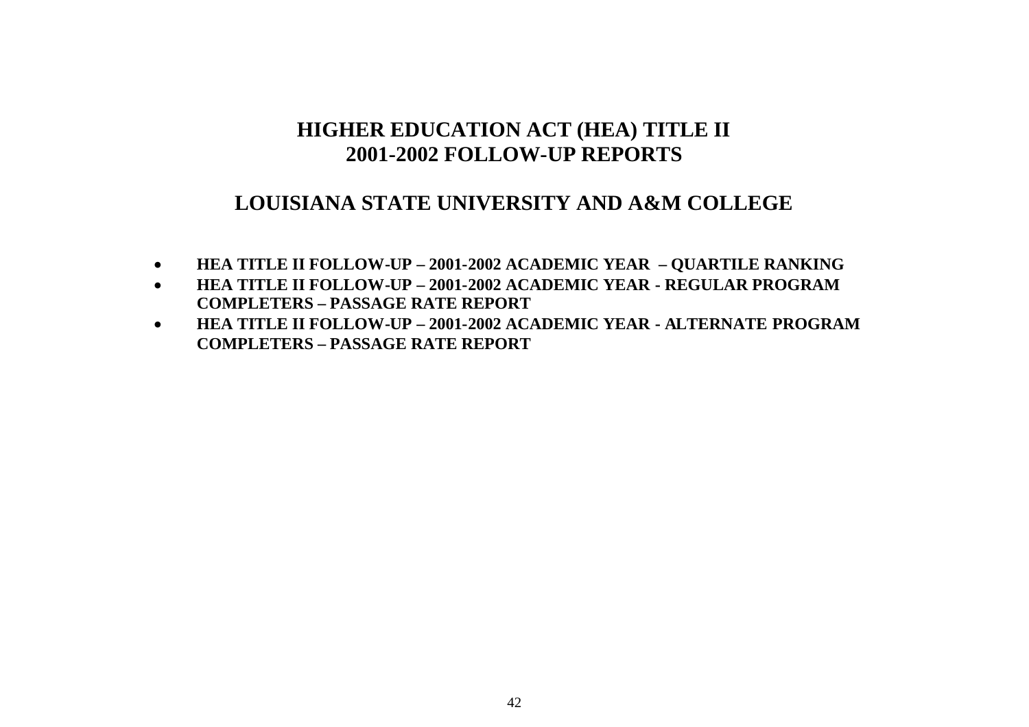# HIGHER EDUCATION ACT (HEA) TITLE II
# 2001-2002 FOLLOW-UP REPORTS

## LOUISIANA STATE UNIVERSITY AND A&M COLLEGE

- **HEA TITLE II FOLLOW-UP – 2001-2002 ACADEMIC YEAR – QUARTILE RANKING**
- **HEA TITLE II FOLLOW-UP – 2001-2002 ACADEMIC YEAR - REGULAR PROGRAM COMPLETERS – PASSAGE RATE REPORT**
- **HEA TITLE II FOLLOW-UP – 2001-2002 ACADEMIC YEAR - ALTERNATE PROGRAM COMPLETERS – PASSAGE RATE REPORT**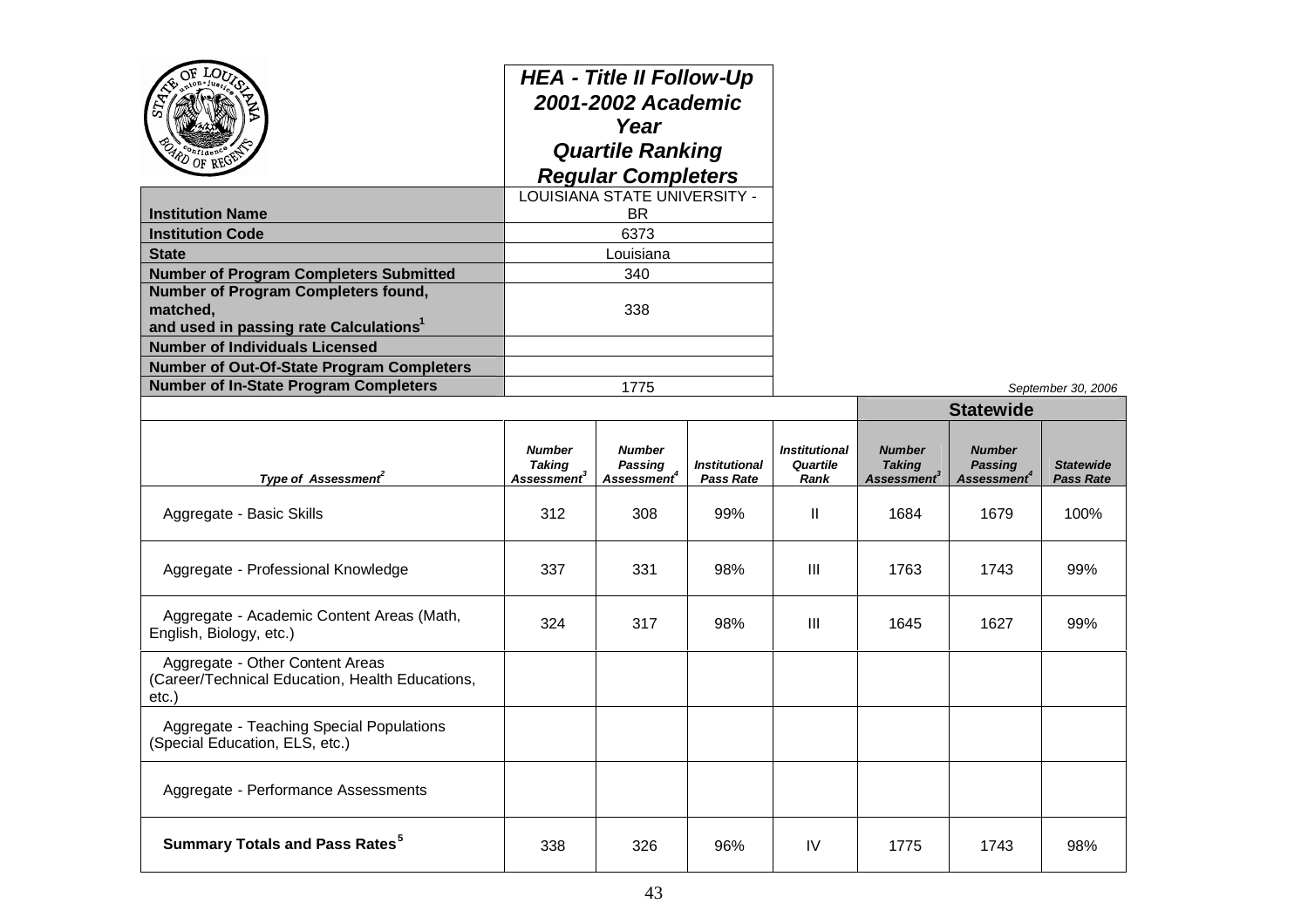# HEA - Title II Follow-Up 2001-2002 Academic Year Quartile Ranking Regular Completers

| | |
|---|---|
| **Institution Name** | LOUISIANA STATE UNIVERSITY - BR |
| **Institution Code** | 6373 |
| **State** | Louisiana |
| **Number of Program Completers Submitted** | 340 |
| **Number of Program Completers found, matched, and used in passing rate Calculations[1]** | 338 |
| **Number of Individuals Licensed** | |
| **Number of Out-Of-State Program Completers** | |
| **Number of In-State Program Completers** | 1775 |

*September 30, 2006*

| | | | | | Statewide | | |
|---|---|---|---|---|---|---|---|
| ***Type of Assessment[2]*** | ***Number Taking Assessment[3]*** | ***Number Passing Assessment[4]*** | ***Institutional Pass Rate*** | ***Institutional Quartile Rank*** | ***Number Taking Assessment[3]*** | ***Number Passing Assessment[4]*** | ***Statewide Pass Rate*** |
| Aggregate - Basic Skills | 312 | 308 | 99% | II | 1684 | 1679 | 100% |
| Aggregate - Professional Knowledge | 337 | 331 | 98% | III | 1763 | 1743 | 99% |
| Aggregate - Academic Content Areas (Math, English, Biology, etc.) | 324 | 317 | 98% | III | 1645 | 1627 | 99% |
| Aggregate - Other Content Areas (Career/Technical Education, Health Educations, etc.) | | | | | | | |
| Aggregate - Teaching Special Populations (Special Education, ELS, etc.) | | | | | | | |
| Aggregate - Performance Assessments | | | | | | | |
| **Summary Totals and Pass Rates[5]** | 338 | 326 | 96% | IV | 1775 | 1743 | 98% |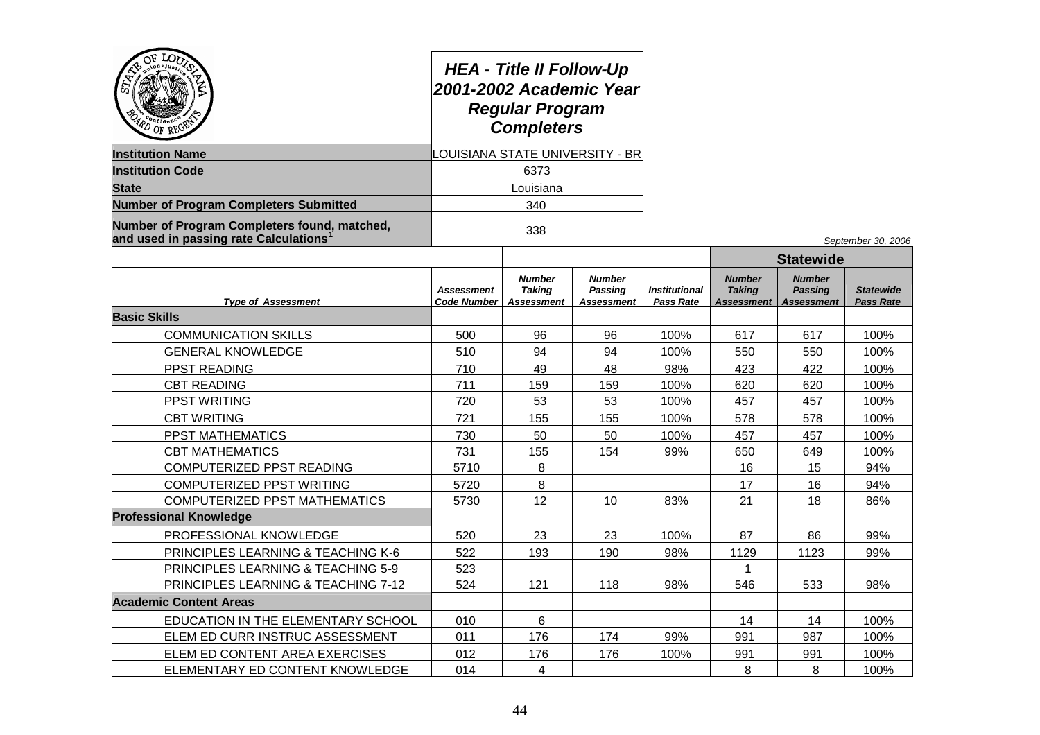# HEA - Title II Follow-Up
## 2001-2002 Academic Year
## Regular Program Completers

| | |
|---|---|
| **Institution Name** | LOUISIANA STATE UNIVERSITY - BR |
| **Institution Code** | 6373 |
| **State** | Louisiana |
| **Number of Program Completers Submitted** | 340 |
| **Number of Program Completers found, matched, and used in passing rate Calculations[1]** | 338 |

*September 30, 2006*

| | | | | | Statewide | | |
|---|---|---|---|---|---|---|---|
| ***Type of Assessment*** | ***Assessment Code Number*** | ***Number Taking Assessment*** | ***Number Passing Assessment*** | ***Institutional Pass Rate*** | ***Number Taking Assessment*** | ***Number Passing Assessment*** | ***Statewide Pass Rate*** |
| **Basic Skills** | | | | | | | |
| COMMUNICATION SKILLS | 500 | 96 | 96 | 100% | 617 | 617 | 100% |
| GENERAL KNOWLEDGE | 510 | 94 | 94 | 100% | 550 | 550 | 100% |
| PPST READING | 710 | 49 | 48 | 98% | 423 | 422 | 100% |
| CBT READING | 711 | 159 | 159 | 100% | 620 | 620 | 100% |
| PPST WRITING | 720 | 53 | 53 | 100% | 457 | 457 | 100% |
| CBT WRITING | 721 | 155 | 155 | 100% | 578 | 578 | 100% |
| PPST MATHEMATICS | 730 | 50 | 50 | 100% | 457 | 457 | 100% |
| CBT MATHEMATICS | 731 | 155 | 154 | 99% | 650 | 649 | 100% |
| COMPUTERIZED PPST READING | 5710 | 8 | | | 16 | 15 | 94% |
| COMPUTERIZED PPST WRITING | 5720 | 8 | | | 17 | 16 | 94% |
| COMPUTERIZED PPST MATHEMATICS | 5730 | 12 | 10 | 83% | 21 | 18 | 86% |
| **Professional Knowledge** | | | | | | | |
| PROFESSIONAL KNOWLEDGE | 520 | 23 | 23 | 100% | 87 | 86 | 99% |
| PRINCIPLES LEARNING & TEACHING K-6 | 522 | 193 | 190 | 98% | 1129 | 1123 | 99% |
| PRINCIPLES LEARNING & TEACHING 5-9 | 523 | | | | 1 | | |
| PRINCIPLES LEARNING & TEACHING 7-12 | 524 | 121 | 118 | 98% | 546 | 533 | 98% |
| **Academic Content Areas** | | | | | | | |
| EDUCATION IN THE ELEMENTARY SCHOOL | 010 | 6 | | | 14 | 14 | 100% |
| ELEM ED CURR INSTRUC ASSESSMENT | 011 | 176 | 174 | 99% | 991 | 987 | 100% |
| ELEM ED CONTENT AREA EXERCISES | 012 | 176 | 176 | 100% | 991 | 991 | 100% |
| ELEMENTARY ED CONTENT KNOWLEDGE | 014 | 4 | | | 8 | 8 | 100% |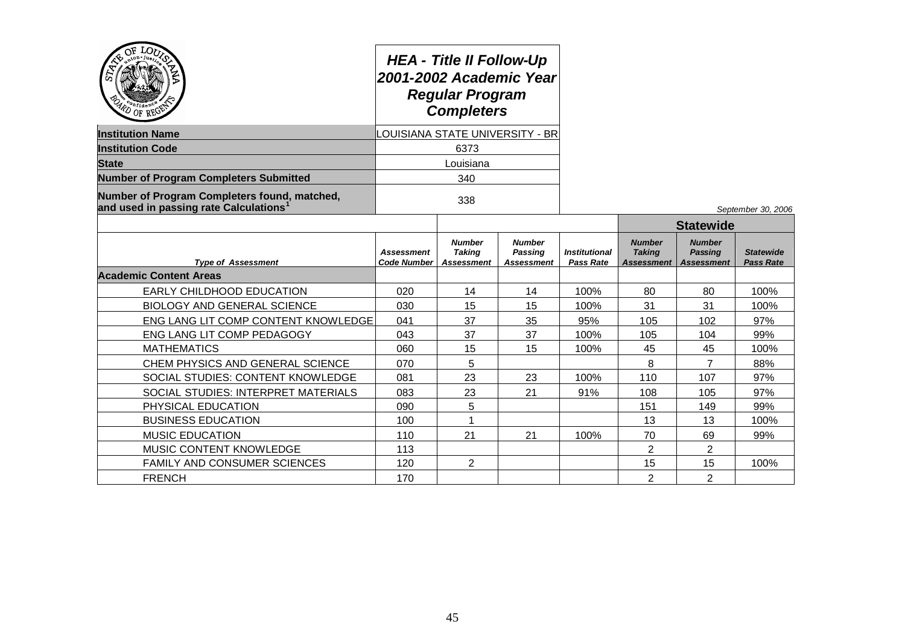# HEA - Title II Follow-Up 2001-2002 Academic Year Regular Program Completers

| | |
|---|---|
| **Institution Name** | LOUISIANA STATE UNIVERSITY - BR |
| **Institution Code** | 6373 |
| **State** | Louisiana |
| **Number of Program Completers Submitted** | 340 |
| **Number of Program Completers found, matched, and used in passing rate Calculations**[1] | 338 |

*September 30, 2006*

| *Type of Assessment* | *Assessment Code Number* | *Number Taking Assessment* | *Number Passing Assessment* | *Institutional Pass Rate* | **Statewide** *Number Taking Assessment* | *Number Passing Assessment* | *Statewide Pass Rate* |
|---|---|---|---|---|---|---|---|
| **Academic Content Areas** | | | | | | | |
| EARLY CHILDHOOD EDUCATION | 020 | 14 | 14 | 100% | 80 | 80 | 100% |
| BIOLOGY AND GENERAL SCIENCE | 030 | 15 | 15 | 100% | 31 | 31 | 100% |
| ENG LANG LIT COMP CONTENT KNOWLEDGE | 041 | 37 | 35 | 95% | 105 | 102 | 97% |
| ENG LANG LIT COMP PEDAGOGY | 043 | 37 | 37 | 100% | 105 | 104 | 99% |
| MATHEMATICS | 060 | 15 | 15 | 100% | 45 | 45 | 100% |
| CHEM PHYSICS AND GENERAL SCIENCE | 070 | 5 | | | 8 | 7 | 88% |
| SOCIAL STUDIES: CONTENT KNOWLEDGE | 081 | 23 | 23 | 100% | 110 | 107 | 97% |
| SOCIAL STUDIES: INTERPRET MATERIALS | 083 | 23 | 21 | 91% | 108 | 105 | 97% |
| PHYSICAL EDUCATION | 090 | 5 | | | 151 | 149 | 99% |
| BUSINESS EDUCATION | 100 | 1 | | | 13 | 13 | 100% |
| MUSIC EDUCATION | 110 | 21 | 21 | 100% | 70 | 69 | 99% |
| MUSIC CONTENT KNOWLEDGE | 113 | | | | 2 | 2 | |
| FAMILY AND CONSUMER SCIENCES | 120 | 2 | | | 15 | 15 | 100% |
| FRENCH | 170 | | | | 2 | 2 | |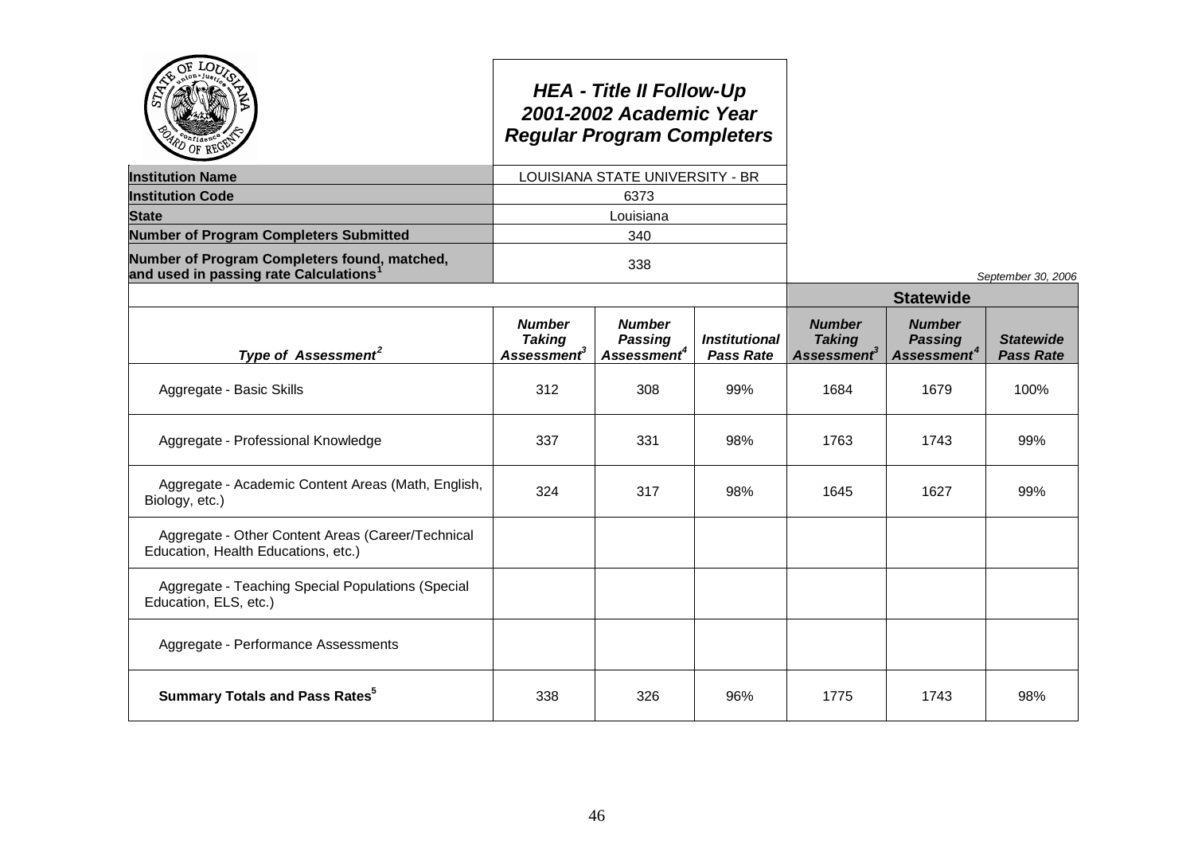# HEA - Title II Follow-Up
## 2001-2002 Academic Year
## Regular Program Completers

| | |
|---|---|
| **Institution Name** | LOUISIANA STATE UNIVERSITY - BR |
| **Institution Code** | 6373 |
| **State** | Louisiana |
| **Number of Program Completers Submitted** | 340 |
| **Number of Program Completers found, matched, and used in passing rate Calculations[1]** | 338 |

*September 30, 2006*

| | | | | **Statewide** | | |
|---|---|---|---|---|---|---|
| ***Type of Assessment[2]*** | ***Number Taking Assessment[3]*** | ***Number Passing Assessment[4]*** | ***Institutional Pass Rate*** | ***Number Taking Assessment[3]*** | ***Number Passing Assessment[4]*** | ***Statewide Pass Rate*** |
| Aggregate - Basic Skills | 312 | 308 | 99% | 1684 | 1679 | 100% |
| Aggregate - Professional Knowledge | 337 | 331 | 98% | 1763 | 1743 | 99% |
| Aggregate - Academic Content Areas (Math, English, Biology, etc.) | 324 | 317 | 98% | 1645 | 1627 | 99% |
| Aggregate - Other Content Areas (Career/Technical Education, Health Educations, etc.) | | | | | | |
| Aggregate - Teaching Special Populations (Special Education, ELS, etc.) | | | | | | |
| Aggregate - Performance Assessments | | | | | | |
| **Summary Totals and Pass Rates[5]** | 338 | 326 | 96% | 1775 | 1743 | 98% |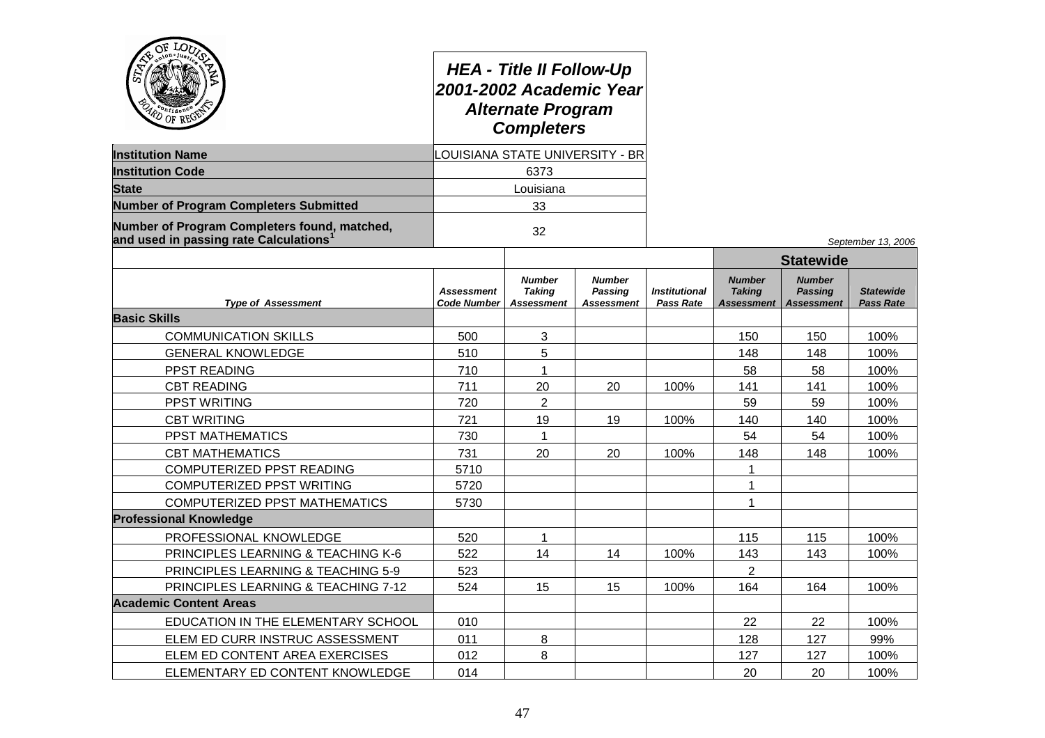# HEA - Title II Follow-Up
## 2001-2002 Academic Year
## Alternate Program Completers

| | |
|---|---|
| **Institution Name** | LOUISIANA STATE UNIVERSITY - BR |
| **Institution Code** | 6373 |
| **State** | Louisiana |
| **Number of Program Completers Submitted** | 33 |
| **Number of Program Completers found, matched, and used in passing rate Calculations**[1] | 32 |

*September 13, 2006*

| | | | | | Statewide | | |
|---|---|---|---|---|---|---|---|
| ***Type of Assessment*** | ***Assessment Code Number*** | ***Number Taking Assessment*** | ***Number Passing Assessment*** | ***Institutional Pass Rate*** | ***Number Taking Assessment*** | ***Number Passing Assessment*** | ***Statewide Pass Rate*** |
| **Basic Skills** | | | | | | | |
| COMMUNICATION SKILLS | 500 | 3 | | | 150 | 150 | 100% |
| GENERAL KNOWLEDGE | 510 | 5 | | | 148 | 148 | 100% |
| PPST READING | 710 | 1 | | | 58 | 58 | 100% |
| CBT READING | 711 | 20 | 20 | 100% | 141 | 141 | 100% |
| PPST WRITING | 720 | 2 | | | 59 | 59 | 100% |
| CBT WRITING | 721 | 19 | 19 | 100% | 140 | 140 | 100% |
| PPST MATHEMATICS | 730 | 1 | | | 54 | 54 | 100% |
| CBT MATHEMATICS | 731 | 20 | 20 | 100% | 148 | 148 | 100% |
| COMPUTERIZED PPST READING | 5710 | | | | 1 | | |
| COMPUTERIZED PPST WRITING | 5720 | | | | 1 | | |
| COMPUTERIZED PPST MATHEMATICS | 5730 | | | | 1 | | |
| **Professional Knowledge** | | | | | | | |
| PROFESSIONAL KNOWLEDGE | 520 | 1 | | | 115 | 115 | 100% |
| PRINCIPLES LEARNING & TEACHING K-6 | 522 | 14 | 14 | 100% | 143 | 143 | 100% |
| PRINCIPLES LEARNING & TEACHING 5-9 | 523 | | | | 2 | | |
| PRINCIPLES LEARNING & TEACHING 7-12 | 524 | 15 | 15 | 100% | 164 | 164 | 100% |
| **Academic Content Areas** | | | | | | | |
| EDUCATION IN THE ELEMENTARY SCHOOL | 010 | | | | 22 | 22 | 100% |
| ELEM ED CURR INSTRUC ASSESSMENT | 011 | 8 | | | 128 | 127 | 99% |
| ELEM ED CONTENT AREA EXERCISES | 012 | 8 | | | 127 | 127 | 100% |
| ELEMENTARY ED CONTENT KNOWLEDGE | 014 | | | | 20 | 20 | 100% |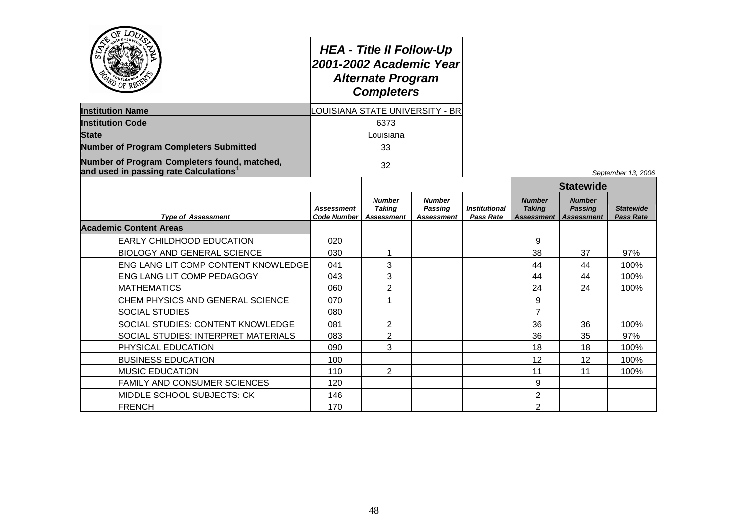# HEA - Title II Follow-Up 2001-2002 Academic Year Alternate Program Completers

| | |
|---|---|
| **Institution Name** | LOUISIANA STATE UNIVERSITY - BR |
| **Institution Code** | 6373 |
| **State** | Louisiana |
| **Number of Program Completers Submitted** | 33 |
| **Number of Program Completers found, matched, and used in passing rate Calculations**[1] | 32 |

*September 13, 2006*

| | | | | | Statewide | | |
|---|---|---|---|---|---|---|---|
| ***Type of Assessment*** | ***Assessment Code Number*** | ***Number Taking Assessment*** | ***Number Passing Assessment*** | ***Institutional Pass Rate*** | ***Number Taking Assessment*** | ***Number Passing Assessment*** | ***Statewide Pass Rate*** |
| **Academic Content Areas** | | | | | | | |
| EARLY CHILDHOOD EDUCATION | 020 | | | | 9 | | |
| BIOLOGY AND GENERAL SCIENCE | 030 | 1 | | | 38 | 37 | 97% |
| ENG LANG LIT COMP CONTENT KNOWLEDGE | 041 | 3 | | | 44 | 44 | 100% |
| ENG LANG LIT COMP PEDAGOGY | 043 | 3 | | | 44 | 44 | 100% |
| MATHEMATICS | 060 | 2 | | | 24 | 24 | 100% |
| CHEM PHYSICS AND GENERAL SCIENCE | 070 | 1 | | | 9 | | |
| SOCIAL STUDIES | 080 | | | | 7 | | |
| SOCIAL STUDIES: CONTENT KNOWLEDGE | 081 | 2 | | | 36 | 36 | 100% |
| SOCIAL STUDIES: INTERPRET MATERIALS | 083 | 2 | | | 36 | 35 | 97% |
| PHYSICAL EDUCATION | 090 | 3 | | | 18 | 18 | 100% |
| BUSINESS EDUCATION | 100 | | | | 12 | 12 | 100% |
| MUSIC EDUCATION | 110 | 2 | | | 11 | 11 | 100% |
| FAMILY AND CONSUMER SCIENCES | 120 | | | | 9 | | |
| MIDDLE SCHOOL SUBJECTS: CK | 146 | | | | 2 | | |
| FRENCH | 170 | | | | 2 | | |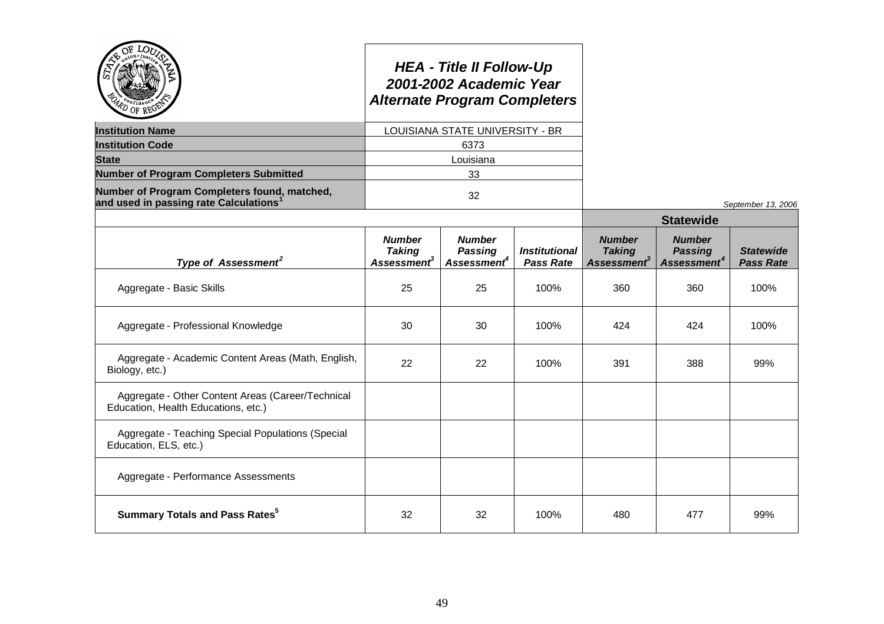# HEA - Title II Follow-Up 2001-2002 Academic Year Alternate Program Completers

| | |
|---|---|
| **Institution Name** | LOUISIANA STATE UNIVERSITY - BR |
| **Institution Code** | 6373 |
| **State** | Louisiana |
| **Number of Program Completers Submitted** | 33 |
| **Number of Program Completers found, matched, and used in passing rate Calculations**[1] | 32 |

*September 13, 2006*

| | | | | Statewide | | |
|---|---|---|---|---|---|---|
| ***Type of Assessment***[2] | ***Number Taking Assessment***[3] | ***Number Passing Assessment***[4] | ***Institutional Pass Rate*** | ***Number Taking Assessment***[3] | ***Number Passing Assessment***[4] | ***Statewide Pass Rate*** |
| Aggregate - Basic Skills | 25 | 25 | 100% | 360 | 360 | 100% |
| Aggregate - Professional Knowledge | 30 | 30 | 100% | 424 | 424 | 100% |
| Aggregate - Academic Content Areas (Math, English, Biology, etc.) | 22 | 22 | 100% | 391 | 388 | 99% |
| Aggregate - Other Content Areas (Career/Technical Education, Health Educations, etc.) | | | | | | |
| Aggregate - Teaching Special Populations (Special Education, ELS, etc.) | | | | | | |
| Aggregate - Performance Assessments | | | | | | |
| **Summary Totals and Pass Rates**[5] | 32 | 32 | 100% | 480 | 477 | 99% |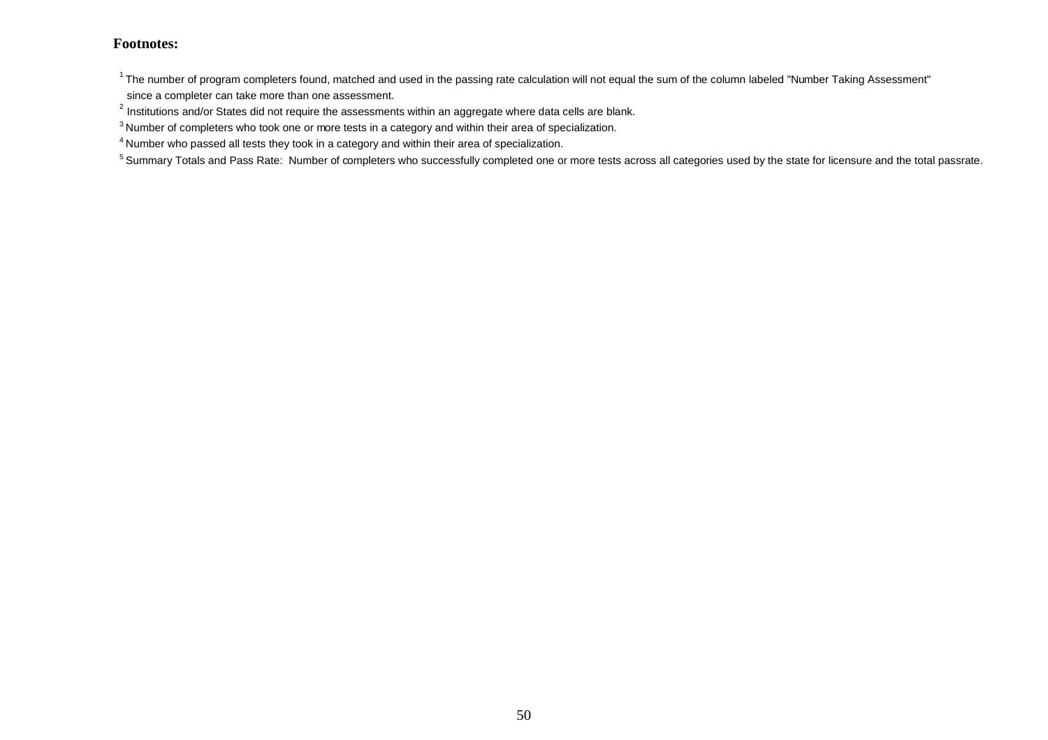**Footnotes:**

[1] The number of program completers found, matched and used in the passing rate calculation will not equal the sum of the column labeled "Number Taking Assessment" since a completer can take more than one assessment.

[2] Institutions and/or States did not require the assessments within an aggregate where data cells are blank.

[3] Number of completers who took one or more tests in a category and within their area of specialization.

[4] Number who passed all tests they took in a category and within their area of specialization.

[5] Summary Totals and Pass Rate: Number of completers who successfully completed one or more tests across all categories used by the state for licensure and the total passrate.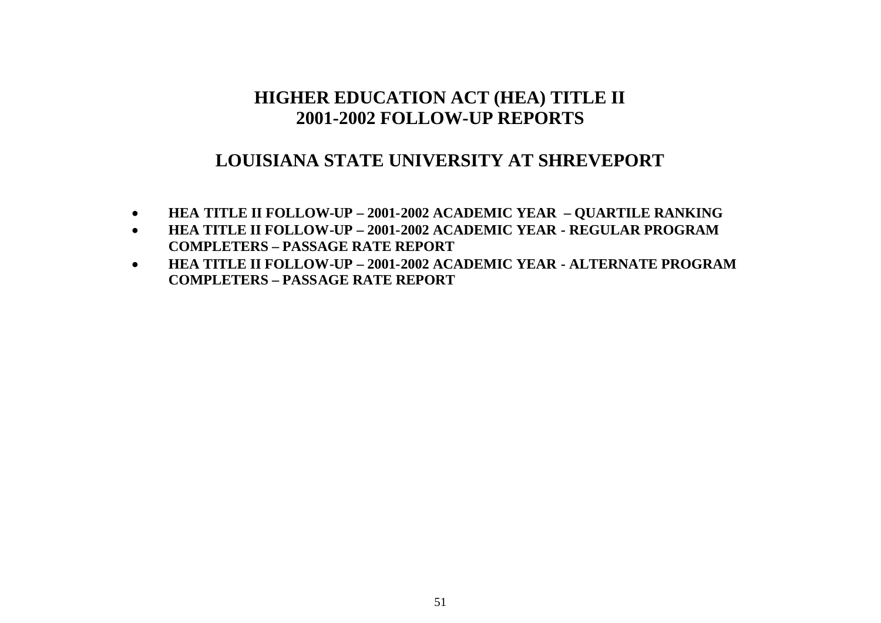# HIGHER EDUCATION ACT (HEA) TITLE II
# 2001-2002 FOLLOW-UP REPORTS

## LOUISIANA STATE UNIVERSITY AT SHREVEPORT

- **HEA TITLE II FOLLOW-UP – 2001-2002 ACADEMIC YEAR – QUARTILE RANKING**
- **HEA TITLE II FOLLOW-UP – 2001-2002 ACADEMIC YEAR - REGULAR PROGRAM COMPLETERS – PASSAGE RATE REPORT**
- **HEA TITLE II FOLLOW-UP – 2001-2002 ACADEMIC YEAR - ALTERNATE PROGRAM COMPLETERS – PASSAGE RATE REPORT**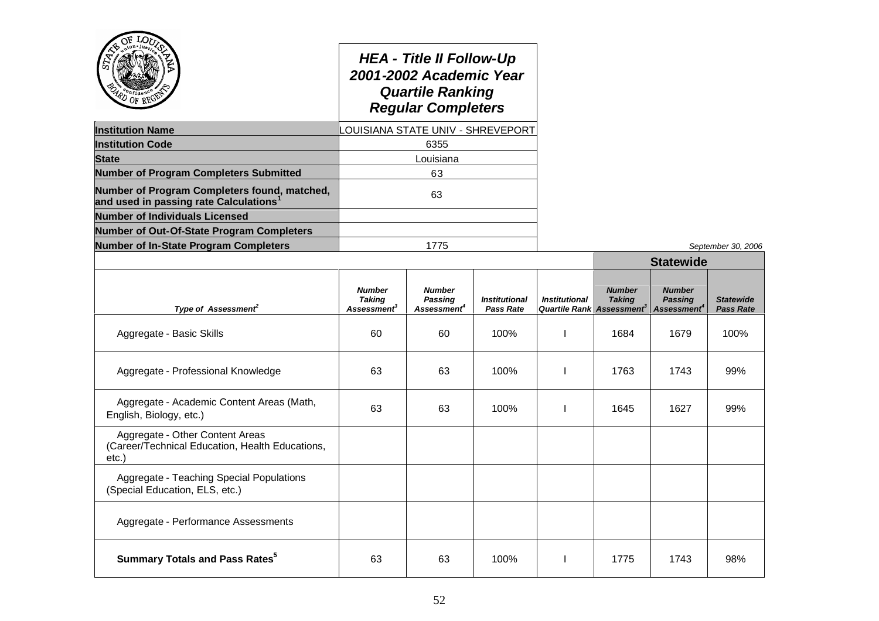# HEA - Title II Follow-Up
# 2001-2002 Academic Year
# Quartile Ranking
# Regular Completers

| | |
|---|---|
| **Institution Name** | LOUISIANA STATE UNIV - SHREVEPORT |
| **Institution Code** | 6355 |
| **State** | Louisiana |
| **Number of Program Completers Submitted** | 63 |
| **Number of Program Completers found, matched, and used in passing rate Calculations[1]** | 63 |
| **Number of Individuals Licensed** | |
| **Number of Out-Of-State Program Completers** | |
| **Number of In-State Program Completers** | 1775 |

*September 30, 2006*

| | | | | | Statewide | | |
|---|---|---|---|---|---|---|---|
| *Type of Assessment[2]* | *Number Taking Assessment[3]* | *Number Passing Assessment[4]* | *Institutional Pass Rate* | *Institutional Quartile Rank* | *Number Taking Assessment[3]* | *Number Passing Assessment[4]* | *Statewide Pass Rate* |
| Aggregate - Basic Skills | 60 | 60 | 100% | I | 1684 | 1679 | 100% |
| Aggregate - Professional Knowledge | 63 | 63 | 100% | I | 1763 | 1743 | 99% |
| Aggregate - Academic Content Areas (Math, English, Biology, etc.) | 63 | 63 | 100% | I | 1645 | 1627 | 99% |
| Aggregate - Other Content Areas (Career/Technical Education, Health Educations, etc.) | | | | | | | |
| Aggregate - Teaching Special Populations (Special Education, ELS, etc.) | | | | | | | |
| Aggregate - Performance Assessments | | | | | | | |
| **Summary Totals and Pass Rates[5]** | 63 | 63 | 100% | I | 1775 | 1743 | 98% |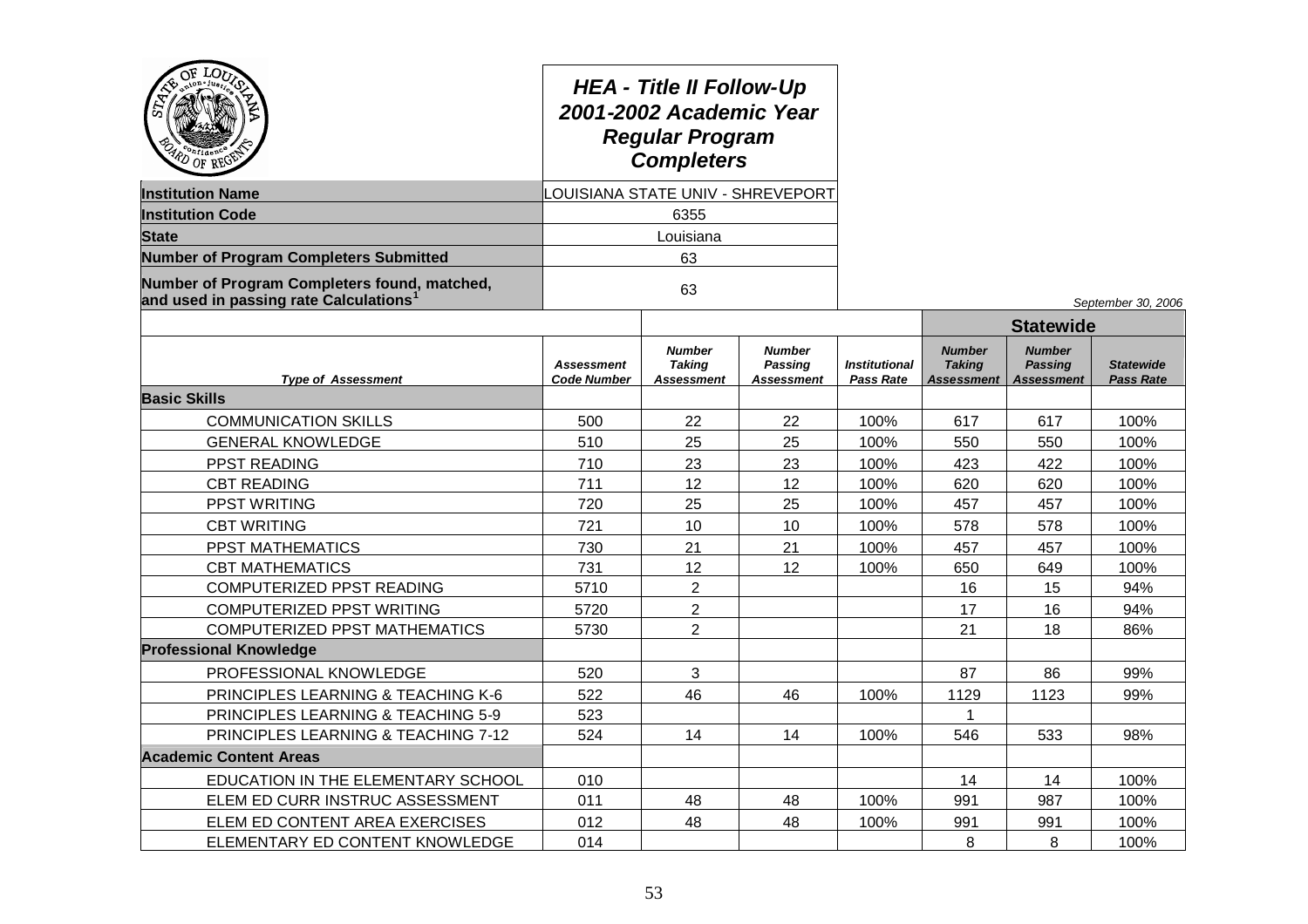# HEA - Title II Follow-Up 2001-2002 Academic Year Regular Program Completers

| | |
|---|---|
| **Institution Name** | LOUISIANA STATE UNIV - SHREVEPORT |
| **Institution Code** | 6355 |
| **State** | Louisiana |
| **Number of Program Completers Submitted** | 63 |
| **Number of Program Completers found, matched, and used in passing rate Calculations**[1] | 63 |

*September 30, 2006*

| Type of Assessment | Assessment Code Number | Number Taking Assessment | Number Passing Assessment | Institutional Pass Rate | Statewide Number Taking Assessment | Statewide Number Passing Assessment | Statewide Pass Rate |
|---|---|---|---|---|---|---|---|
| **Basic Skills** | | | | | | | |
| COMMUNICATION SKILLS | 500 | 22 | 22 | 100% | 617 | 617 | 100% |
| GENERAL KNOWLEDGE | 510 | 25 | 25 | 100% | 550 | 550 | 100% |
| PPST READING | 710 | 23 | 23 | 100% | 423 | 422 | 100% |
| CBT READING | 711 | 12 | 12 | 100% | 620 | 620 | 100% |
| PPST WRITING | 720 | 25 | 25 | 100% | 457 | 457 | 100% |
| CBT WRITING | 721 | 10 | 10 | 100% | 578 | 578 | 100% |
| PPST MATHEMATICS | 730 | 21 | 21 | 100% | 457 | 457 | 100% |
| CBT MATHEMATICS | 731 | 12 | 12 | 100% | 650 | 649 | 100% |
| COMPUTERIZED PPST READING | 5710 | 2 | | | 16 | 15 | 94% |
| COMPUTERIZED PPST WRITING | 5720 | 2 | | | 17 | 16 | 94% |
| COMPUTERIZED PPST MATHEMATICS | 5730 | 2 | | | 21 | 18 | 86% |
| **Professional Knowledge** | | | | | | | |
| PROFESSIONAL KNOWLEDGE | 520 | 3 | | | 87 | 86 | 99% |
| PRINCIPLES LEARNING & TEACHING K-6 | 522 | 46 | 46 | 100% | 1129 | 1123 | 99% |
| PRINCIPLES LEARNING & TEACHING 5-9 | 523 | | | | 1 | | |
| PRINCIPLES LEARNING & TEACHING 7-12 | 524 | 14 | 14 | 100% | 546 | 533 | 98% |
| **Academic Content Areas** | | | | | | | |
| EDUCATION IN THE ELEMENTARY SCHOOL | 010 | | | | 14 | 14 | 100% |
| ELEM ED CURR INSTRUC ASSESSMENT | 011 | 48 | 48 | 100% | 991 | 987 | 100% |
| ELEM ED CONTENT AREA EXERCISES | 012 | 48 | 48 | 100% | 991 | 991 | 100% |
| ELEMENTARY ED CONTENT KNOWLEDGE | 014 | | | | 8 | 8 | 100% |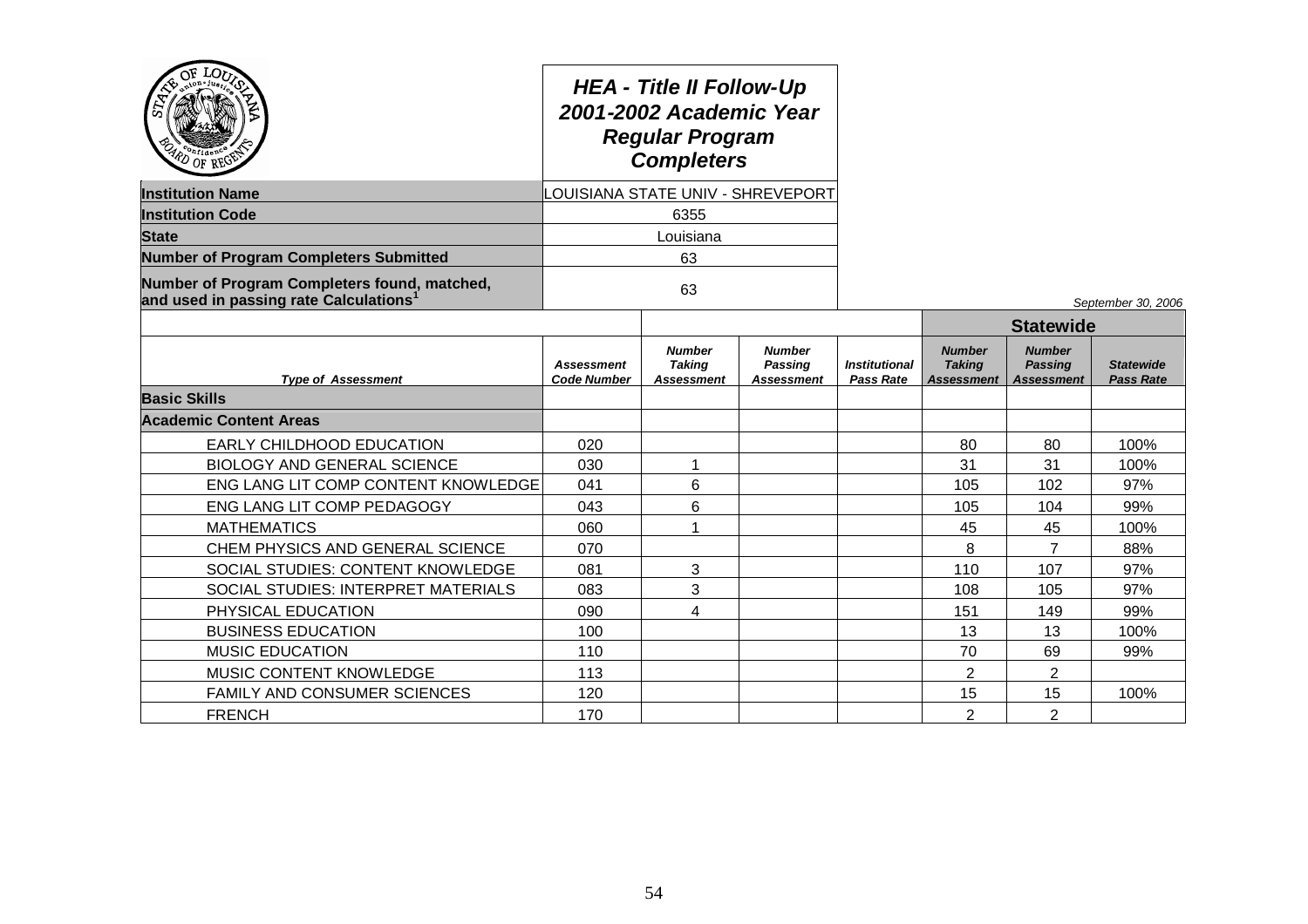# HEA - Title II Follow-Up
## 2001-2002 Academic Year
## Regular Program Completers

| | |
|---|---|
| **Institution Name** | LOUISIANA STATE UNIV - SHREVEPORT |
| **Institution Code** | 6355 |
| **State** | Louisiana |
| **Number of Program Completers Submitted** | 63 |
| **Number of Program Completers found, matched, and used in passing rate Calculations**[1] | 63 |

*September 30, 2006*

| | | | | | Statewide | | |
|---|---|---|---|---|---|---|---|
| ***Type of Assessment*** | ***Assessment Code Number*** | ***Number Taking Assessment*** | ***Number Passing Assessment*** | ***Institutional Pass Rate*** | ***Number Taking Assessment*** | ***Number Passing Assessment*** | ***Statewide Pass Rate*** |
| **Basic Skills** | | | | | | | |
| **Academic Content Areas** | | | | | | | |
| EARLY CHILDHOOD EDUCATION | 020 | | | | 80 | 80 | 100% |
| BIOLOGY AND GENERAL SCIENCE | 030 | 1 | | | 31 | 31 | 100% |
| ENG LANG LIT COMP CONTENT KNOWLEDGE | 041 | 6 | | | 105 | 102 | 97% |
| ENG LANG LIT COMP PEDAGOGY | 043 | 6 | | | 105 | 104 | 99% |
| MATHEMATICS | 060 | 1 | | | 45 | 45 | 100% |
| CHEM PHYSICS AND GENERAL SCIENCE | 070 | | | | 8 | 7 | 88% |
| SOCIAL STUDIES: CONTENT KNOWLEDGE | 081 | 3 | | | 110 | 107 | 97% |
| SOCIAL STUDIES: INTERPRET MATERIALS | 083 | 3 | | | 108 | 105 | 97% |
| PHYSICAL EDUCATION | 090 | 4 | | | 151 | 149 | 99% |
| BUSINESS EDUCATION | 100 | | | | 13 | 13 | 100% |
| MUSIC EDUCATION | 110 | | | | 70 | 69 | 99% |
| MUSIC CONTENT KNOWLEDGE | 113 | | | | 2 | 2 | |
| FAMILY AND CONSUMER SCIENCES | 120 | | | | 15 | 15 | 100% |
| FRENCH | 170 | | | | 2 | 2 | |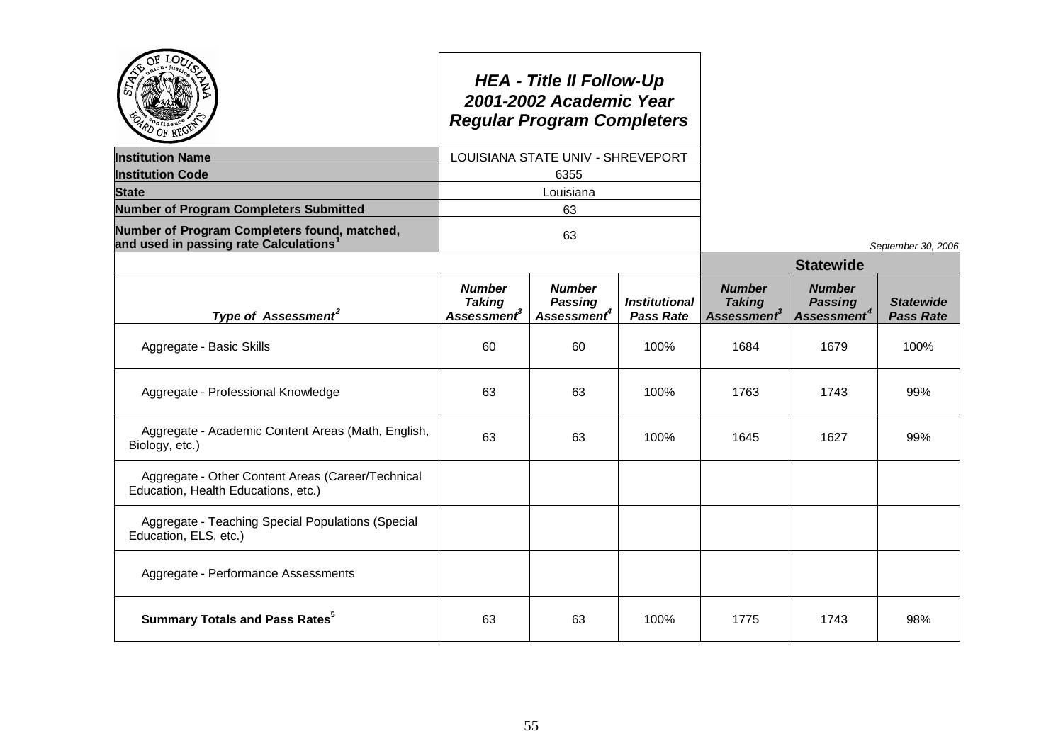# *HEA - Title II Follow-Up*
# *2001-2002 Academic Year*
# *Regular Program Completers*

| | |
|---|---|
| **Institution Name** | LOUISIANA STATE UNIV - SHREVEPORT |
| **Institution Code** | 6355 |
| **State** | Louisiana |
| **Number of Program Completers Submitted** | 63 |
| **Number of Program Completers found, matched, and used in passing rate Calculations**[1] | 63 |

*September 30, 2006*

| | | | | **Statewide** | | |
|---|---|---|---|---|---|---|
| ***Type of Assessment***[2] | ***Number Taking Assessment***[3] | ***Number Passing Assessment***[4] | ***Institutional Pass Rate*** | ***Number Taking Assessment***[3] | ***Number Passing Assessment***[4] | ***Statewide Pass Rate*** |
| Aggregate - Basic Skills | 60 | 60 | 100% | 1684 | 1679 | 100% |
| Aggregate - Professional Knowledge | 63 | 63 | 100% | 1763 | 1743 | 99% |
| Aggregate - Academic Content Areas (Math, English, Biology, etc.) | 63 | 63 | 100% | 1645 | 1627 | 99% |
| Aggregate - Other Content Areas (Career/Technical Education, Health Educations, etc.) | | | | | | |
| Aggregate - Teaching Special Populations (Special Education, ELS, etc.) | | | | | | |
| Aggregate - Performance Assessments | | | | | | |
| **Summary Totals and Pass Rates**[5] | 63 | 63 | 100% | 1775 | 1743 | 98% |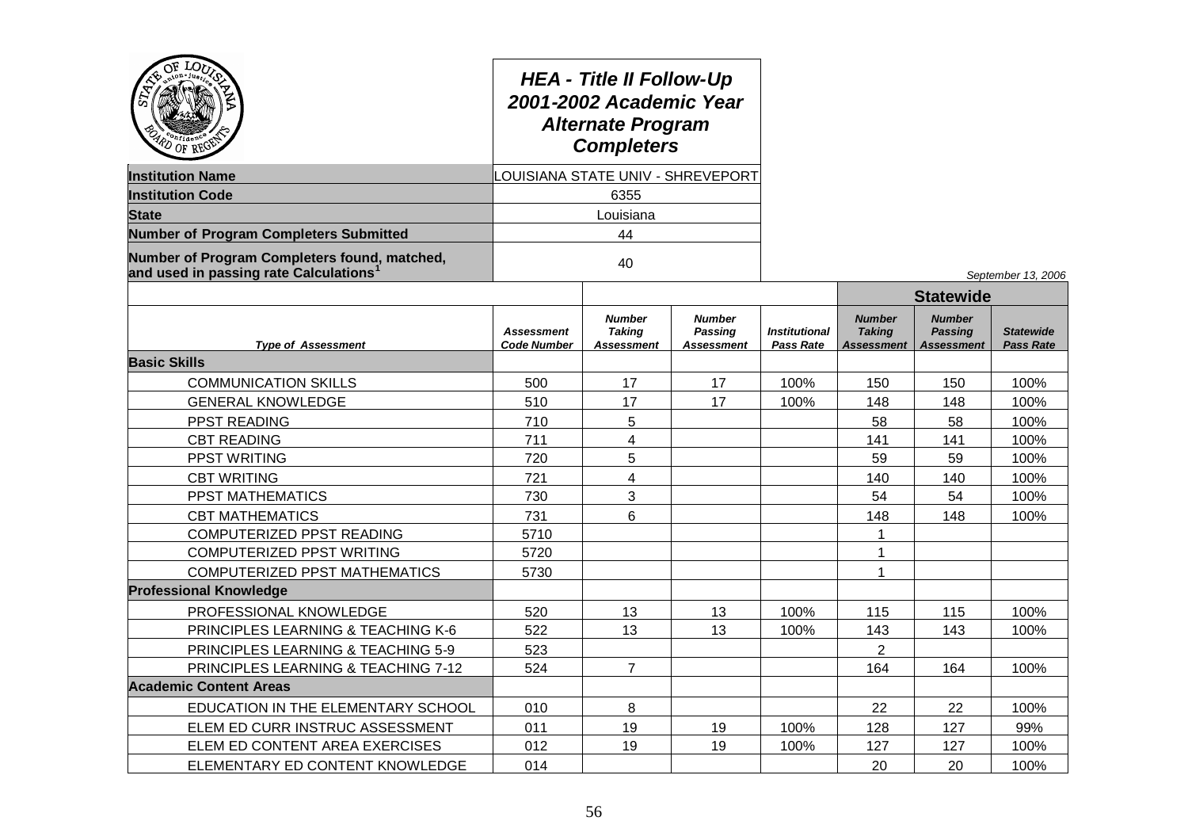## HEA - Title II Follow-Up
## 2001-2002 Academic Year
## Alternate Program Completers

| | |
|---|---|
| **Institution Name** | LOUISIANA STATE UNIV - SHREVEPORT |
| **Institution Code** | 6355 |
| **State** | Louisiana |
| **Number of Program Completers Submitted** | 44 |
| **Number of Program Completers found, matched, and used in passing rate Calculations**[1] | 40 |

*September 13, 2006*

| | | | | | Statewide | | |
|---|---|---|---|---|---|---|---|
| ***Type of Assessment*** | ***Assessment Code Number*** | ***Number Taking Assessment*** | ***Number Passing Assessment*** | ***Institutional Pass Rate*** | ***Number Taking Assessment*** | ***Number Passing Assessment*** | ***Statewide Pass Rate*** |
| **Basic Skills** | | | | | | | |
| COMMUNICATION SKILLS | 500 | 17 | 17 | 100% | 150 | 150 | 100% |
| GENERAL KNOWLEDGE | 510 | 17 | 17 | 100% | 148 | 148 | 100% |
| PPST READING | 710 | 5 | | | 58 | 58 | 100% |
| CBT READING | 711 | 4 | | | 141 | 141 | 100% |
| PPST WRITING | 720 | 5 | | | 59 | 59 | 100% |
| CBT WRITING | 721 | 4 | | | 140 | 140 | 100% |
| PPST MATHEMATICS | 730 | 3 | | | 54 | 54 | 100% |
| CBT MATHEMATICS | 731 | 6 | | | 148 | 148 | 100% |
| COMPUTERIZED PPST READING | 5710 | | | | 1 | | |
| COMPUTERIZED PPST WRITING | 5720 | | | | 1 | | |
| COMPUTERIZED PPST MATHEMATICS | 5730 | | | | 1 | | |
| **Professional Knowledge** | | | | | | | |
| PROFESSIONAL KNOWLEDGE | 520 | 13 | 13 | 100% | 115 | 115 | 100% |
| PRINCIPLES LEARNING & TEACHING K-6 | 522 | 13 | 13 | 100% | 143 | 143 | 100% |
| PRINCIPLES LEARNING & TEACHING 5-9 | 523 | | | | 2 | | |
| PRINCIPLES LEARNING & TEACHING 7-12 | 524 | 7 | | | 164 | 164 | 100% |
| **Academic Content Areas** | | | | | | | |
| EDUCATION IN THE ELEMENTARY SCHOOL | 010 | 8 | | | 22 | 22 | 100% |
| ELEM ED CURR INSTRUC ASSESSMENT | 011 | 19 | 19 | 100% | 128 | 127 | 99% |
| ELEM ED CONTENT AREA EXERCISES | 012 | 19 | 19 | 100% | 127 | 127 | 100% |
| ELEMENTARY ED CONTENT KNOWLEDGE | 014 | | | | 20 | 20 | 100% |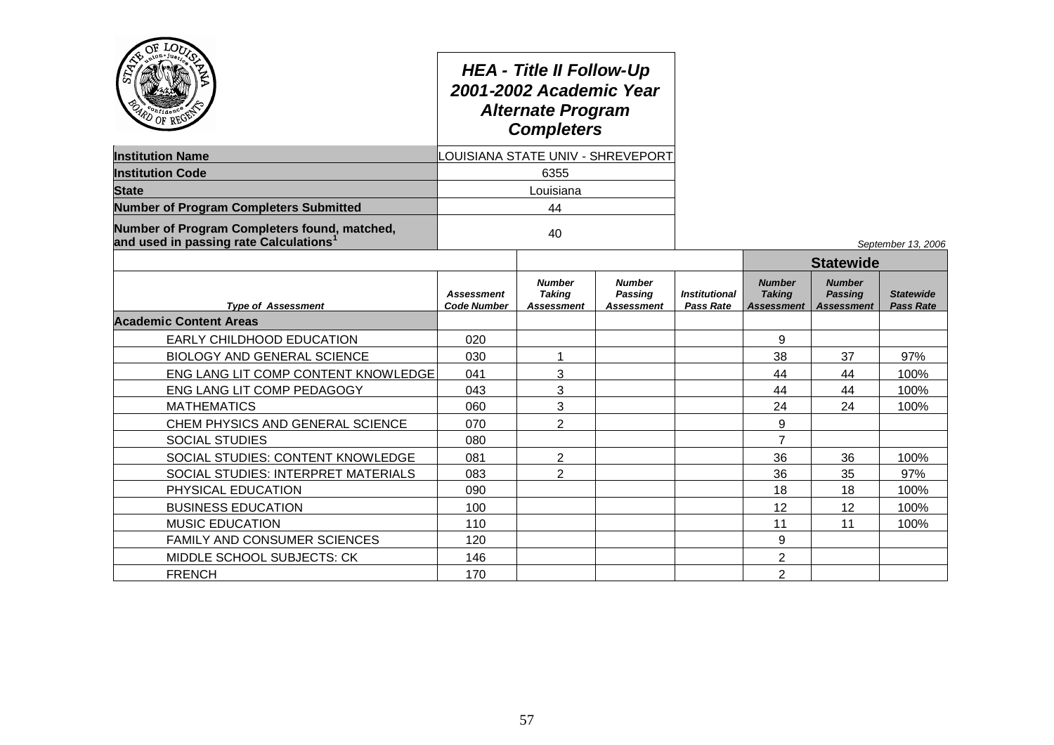### HEA - Title II Follow-Up
### 2001-2002 Academic Year
### Alternate Program Completers

| | |
|---|---|
| **Institution Name** | LOUISIANA STATE UNIV - SHREVEPORT |
| **Institution Code** | 6355 |
| **State** | Louisiana |
| **Number of Program Completers Submitted** | 44 |
| **Number of Program Completers found, matched, and used in passing rate Calculations[1]** | 40 |

*September 13, 2006*

| | | | | | Statewide | | |
|---|---|---|---|---|---|---|---|
| ***Type of Assessment*** | ***Assessment Code Number*** | ***Number Taking Assessment*** | ***Number Passing Assessment*** | ***Institutional Pass Rate*** | ***Number Taking Assessment*** | ***Number Passing Assessment*** | ***Statewide Pass Rate*** |
| **Academic Content Areas** | | | | | | | |
| EARLY CHILDHOOD EDUCATION | 020 | | | | 9 | | |
| BIOLOGY AND GENERAL SCIENCE | 030 | 1 | | | 38 | 37 | 97% |
| ENG LANG LIT COMP CONTENT KNOWLEDGE | 041 | 3 | | | 44 | 44 | 100% |
| ENG LANG LIT COMP PEDAGOGY | 043 | 3 | | | 44 | 44 | 100% |
| MATHEMATICS | 060 | 3 | | | 24 | 24 | 100% |
| CHEM PHYSICS AND GENERAL SCIENCE | 070 | 2 | | | 9 | | |
| SOCIAL STUDIES | 080 | | | | 7 | | |
| SOCIAL STUDIES: CONTENT KNOWLEDGE | 081 | 2 | | | 36 | 36 | 100% |
| SOCIAL STUDIES: INTERPRET MATERIALS | 083 | 2 | | | 36 | 35 | 97% |
| PHYSICAL EDUCATION | 090 | | | | 18 | 18 | 100% |
| BUSINESS EDUCATION | 100 | | | | 12 | 12 | 100% |
| MUSIC EDUCATION | 110 | | | | 11 | 11 | 100% |
| FAMILY AND CONSUMER SCIENCES | 120 | | | | 9 | | |
| MIDDLE SCHOOL SUBJECTS: CK | 146 | | | | 2 | | |
| FRENCH | 170 | | | | 2 | | |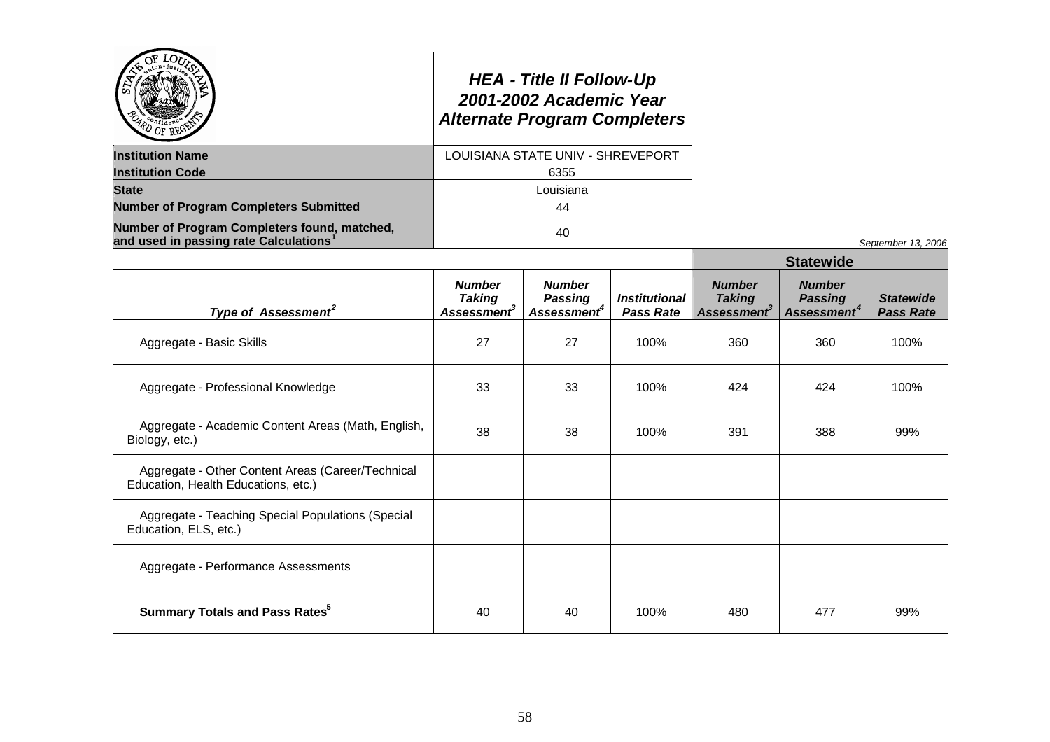# HEA - Title II Follow-Up
## 2001-2002 Academic Year
## Alternate Program Completers

| | |
|---|---|
| **Institution Name** | LOUISIANA STATE UNIV - SHREVEPORT |
| **Institution Code** | 6355 |
| **State** | Louisiana |
| **Number of Program Completers Submitted** | 44 |
| **Number of Program Completers found, matched, and used in passing rate Calculations[1]** | 40 |

*September 13, 2006*

| | | | | Statewide | | |
|---|---|---|---|---|---|---|
| ***Type of Assessment[2]*** | ***Number Taking Assessment[3]*** | ***Number Passing Assessment[4]*** | ***Institutional Pass Rate*** | ***Number Taking Assessment[3]*** | ***Number Passing Assessment[4]*** | ***Statewide Pass Rate*** |
| Aggregate - Basic Skills | 27 | 27 | 100% | 360 | 360 | 100% |
| Aggregate - Professional Knowledge | 33 | 33 | 100% | 424 | 424 | 100% |
| Aggregate - Academic Content Areas (Math, English, Biology, etc.) | 38 | 38 | 100% | 391 | 388 | 99% |
| Aggregate - Other Content Areas (Career/Technical Education, Health Educations, etc.) | | | | | | |
| Aggregate - Teaching Special Populations (Special Education, ELS, etc.) | | | | | | |
| Aggregate - Performance Assessments | | | | | | |
| **Summary Totals and Pass Rates[5]** | 40 | 40 | 100% | 480 | 477 | 99% |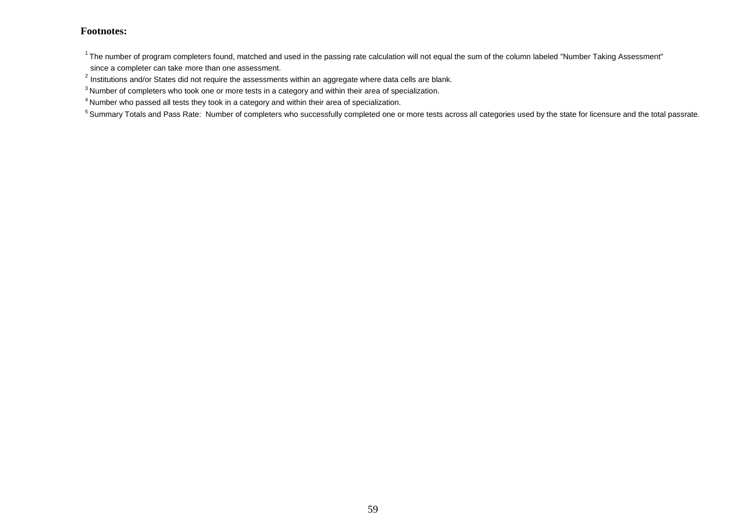**Footnotes:**

[1] The number of program completers found, matched and used in the passing rate calculation will not equal the sum of the column labeled "Number Taking Assessment" since a completer can take more than one assessment.

[2] Institutions and/or States did not require the assessments within an aggregate where data cells are blank.

[3] Number of completers who took one or more tests in a category and within their area of specialization.

[4] Number who passed all tests they took in a category and within their area of specialization.

[5] Summary Totals and Pass Rate: Number of completers who successfully completed one or more tests across all categories used by the state for licensure and the total passrate.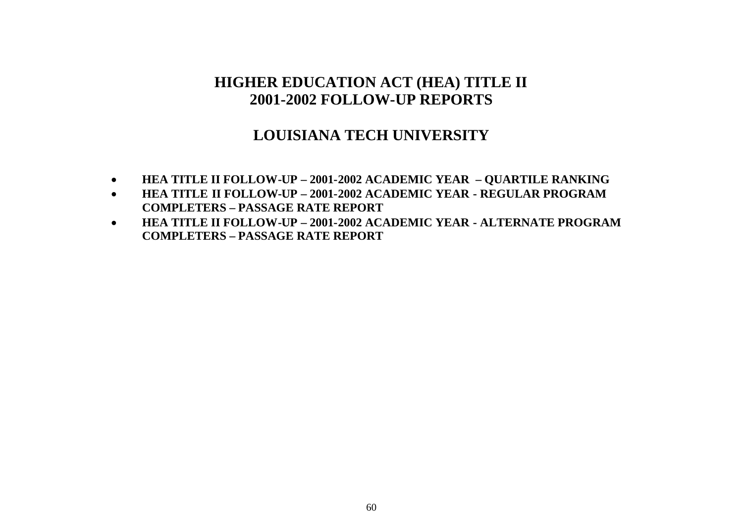# HIGHER EDUCATION ACT (HEA) TITLE II
# 2001-2002 FOLLOW-UP REPORTS

## LOUISIANA TECH UNIVERSITY

- **HEA TITLE II FOLLOW-UP – 2001-2002 ACADEMIC YEAR – QUARTILE RANKING**
- **HEA TITLE II FOLLOW-UP – 2001-2002 ACADEMIC YEAR - REGULAR PROGRAM COMPLETERS – PASSAGE RATE REPORT**
- **HEA TITLE II FOLLOW-UP – 2001-2002 ACADEMIC YEAR - ALTERNATE PROGRAM COMPLETERS – PASSAGE RATE REPORT**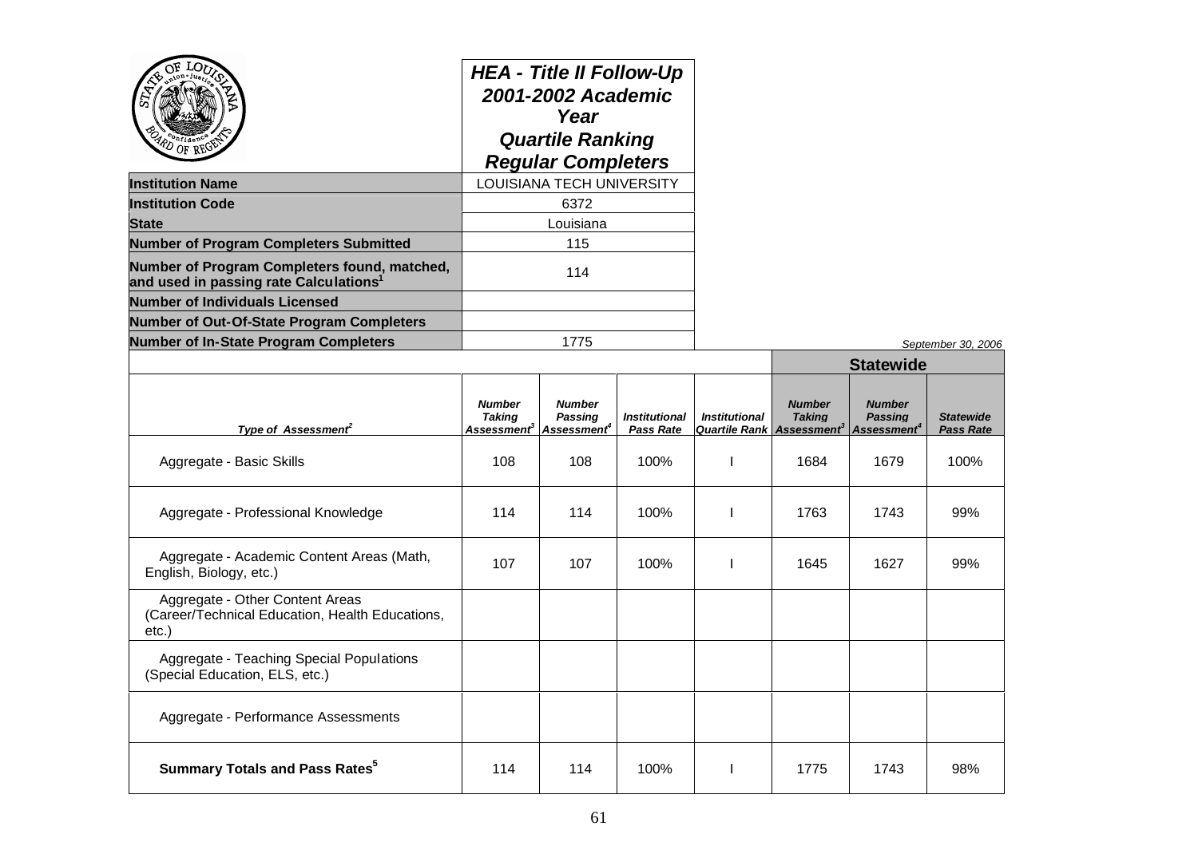# HEA - Title II Follow-Up 2001-2002 Academic Year Quartile Ranking Regular Completers

| | |
|---|---|
| **Institution Name** | LOUISIANA TECH UNIVERSITY |
| **Institution Code** | 6372 |
| **State** | Louisiana |
| **Number of Program Completers Submitted** | 115 |
| **Number of Program Completers found, matched, and used in passing rate Calculations[1]** | 114 |
| **Number of Individuals Licensed** | |
| **Number of Out-Of-State Program Completers** | |
| **Number of In-State Program Completers** | 1775 |

*September 30, 2006*

| | | | | | **Statewide** | | |
|---|---|---|---|---|---|---|---|
| *Type of Assessment[2]* | *Number Taking Assessment[3]* | *Number Passing Assessment[4]* | *Institutional Pass Rate* | *Institutional Quartile Rank* | *Number Taking Assessment[3]* | *Number Passing Assessment[4]* | *Statewide Pass Rate* |
| Aggregate - Basic Skills | 108 | 108 | 100% | I | 1684 | 1679 | 100% |
| Aggregate - Professional Knowledge | 114 | 114 | 100% | I | 1763 | 1743 | 99% |
| Aggregate - Academic Content Areas (Math, English, Biology, etc.) | 107 | 107 | 100% | I | 1645 | 1627 | 99% |
| Aggregate - Other Content Areas (Career/Technical Education, Health Educations, etc.) | | | | | | | |
| Aggregate - Teaching Special Populations (Special Education, ELS, etc.) | | | | | | | |
| Aggregate - Performance Assessments | | | | | | | |
| **Summary Totals and Pass Rates[5]** | 114 | 114 | 100% | I | 1775 | 1743 | 98% |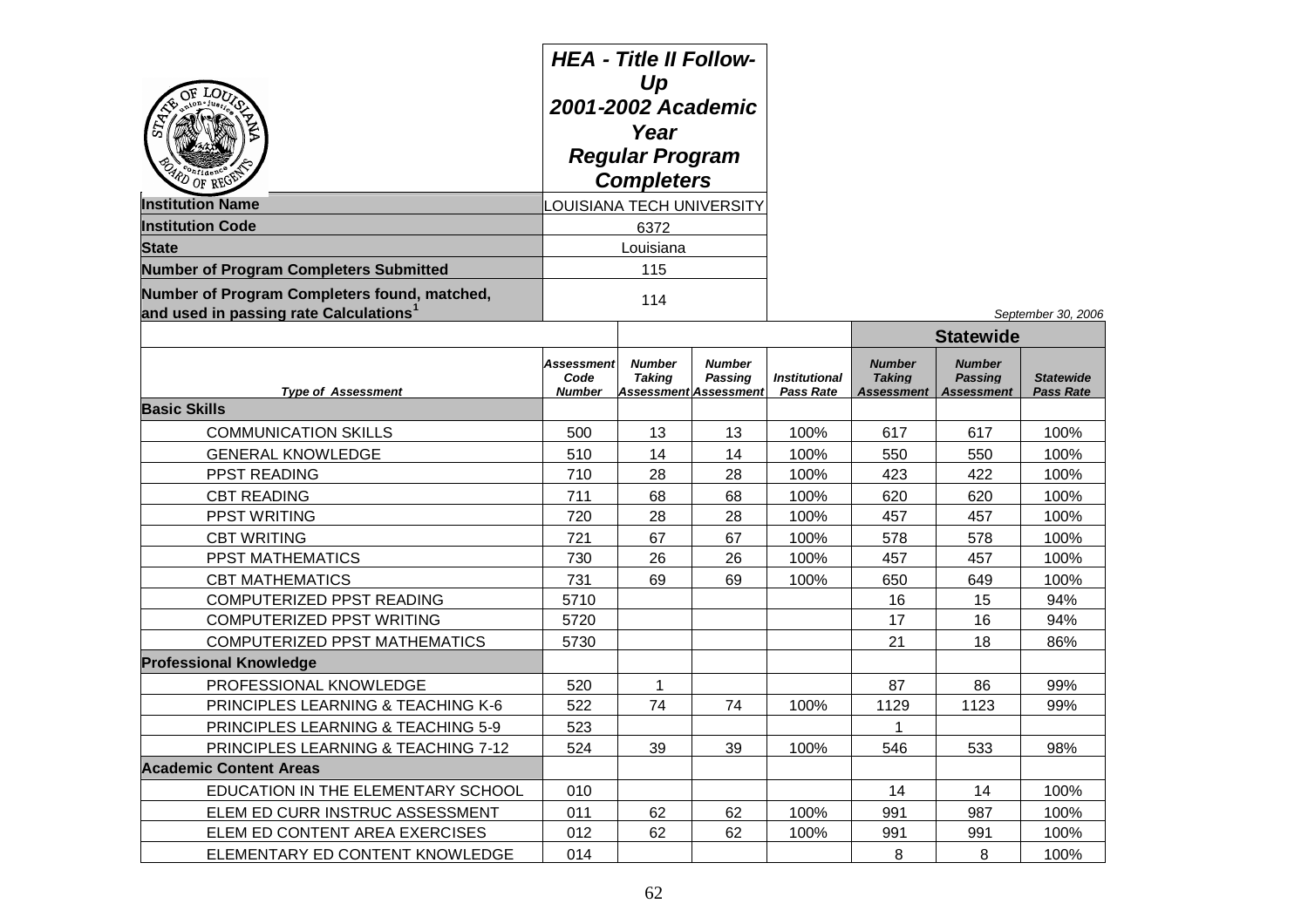# HEA - Title II Follow-Up
# 2001-2002 Academic Year
# Regular Program Completers

| | |
|---|---|
| **Institution Name** | LOUISIANA TECH UNIVERSITY |
| **Institution Code** | 6372 |
| **State** | Louisiana |
| **Number of Program Completers Submitted** | 115 |
| **Number of Program Completers found, matched, and used in passing rate Calculations**[1] | 114 |

*September 30, 2006*

| | | | | | Statewide | | |
|---|---|---|---|---|---|---|---|
| ***Type of Assessment*** | ***Assessment Code Number*** | ***Number Taking Assessment*** | ***Number Passing Assessment*** | ***Institutional Pass Rate*** | ***Number Taking Assessment*** | ***Number Passing Assessment*** | ***Statewide Pass Rate*** |
| **Basic Skills** | | | | | | | |
| COMMUNICATION SKILLS | 500 | 13 | 13 | 100% | 617 | 617 | 100% |
| GENERAL KNOWLEDGE | 510 | 14 | 14 | 100% | 550 | 550 | 100% |
| PPST READING | 710 | 28 | 28 | 100% | 423 | 422 | 100% |
| CBT READING | 711 | 68 | 68 | 100% | 620 | 620 | 100% |
| PPST WRITING | 720 | 28 | 28 | 100% | 457 | 457 | 100% |
| CBT WRITING | 721 | 67 | 67 | 100% | 578 | 578 | 100% |
| PPST MATHEMATICS | 730 | 26 | 26 | 100% | 457 | 457 | 100% |
| CBT MATHEMATICS | 731 | 69 | 69 | 100% | 650 | 649 | 100% |
| COMPUTERIZED PPST READING | 5710 | | | | 16 | 15 | 94% |
| COMPUTERIZED PPST WRITING | 5720 | | | | 17 | 16 | 94% |
| COMPUTERIZED PPST MATHEMATICS | 5730 | | | | 21 | 18 | 86% |
| **Professional Knowledge** | | | | | | | |
| PROFESSIONAL KNOWLEDGE | 520 | 1 | | | 87 | 86 | 99% |
| PRINCIPLES LEARNING & TEACHING K-6 | 522 | 74 | 74 | 100% | 1129 | 1123 | 99% |
| PRINCIPLES LEARNING & TEACHING 5-9 | 523 | | | | 1 | | |
| PRINCIPLES LEARNING & TEACHING 7-12 | 524 | 39 | 39 | 100% | 546 | 533 | 98% |
| **Academic Content Areas** | | | | | | | |
| EDUCATION IN THE ELEMENTARY SCHOOL | 010 | | | | 14 | 14 | 100% |
| ELEM ED CURR INSTRUC ASSESSMENT | 011 | 62 | 62 | 100% | 991 | 987 | 100% |
| ELEM ED CONTENT AREA EXERCISES | 012 | 62 | 62 | 100% | 991 | 991 | 100% |
| ELEMENTARY ED CONTENT KNOWLEDGE | 014 | | | | 8 | 8 | 100% |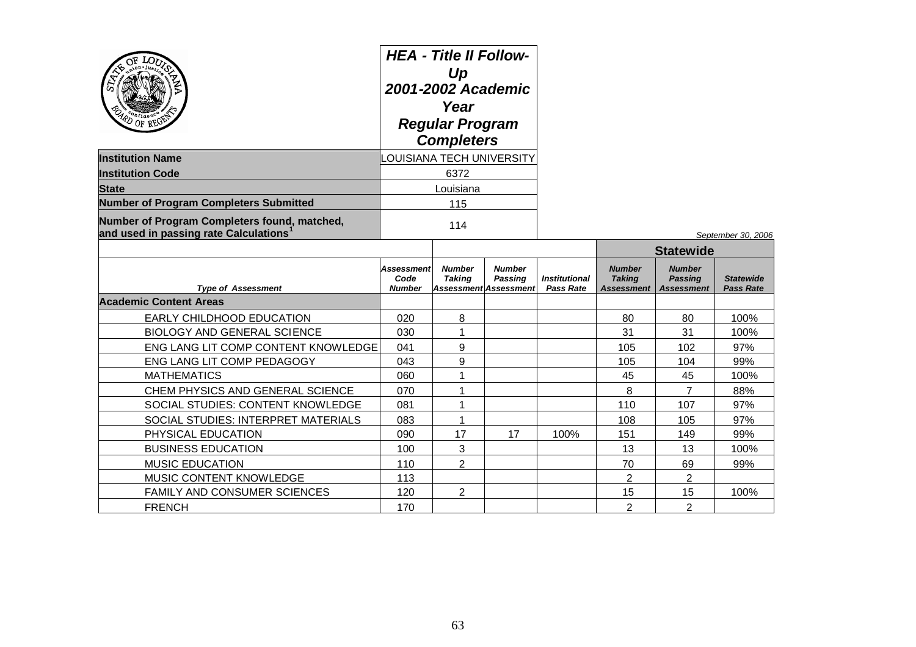# HEA - Title II Follow-Up
## 2001-2002 Academic Year
## Regular Program Completers

| | |
|---|---|
| **Institution Name** | LOUISIANA TECH UNIVERSITY |
| **Institution Code** | 6372 |
| **State** | Louisiana |
| **Number of Program Completers Submitted** | 115 |
| **Number of Program Completers found, matched, and used in passing rate Calculations**[1] | 114 |

*September 30, 2006*

| | | | | | Statewide | | |
|---|---|---|---|---|---|---|---|
| *Type of Assessment* | *Assessment Code Number* | *Number Taking Assessment* | *Number Passing Assessment* | *Institutional Pass Rate* | *Number Taking Assessment* | *Number Passing Assessment* | *Statewide Pass Rate* |
| **Academic Content Areas** | | | | | | | |
| EARLY CHILDHOOD EDUCATION | 020 | 8 | | | 80 | 80 | 100% |
| BIOLOGY AND GENERAL SCIENCE | 030 | 1 | | | 31 | 31 | 100% |
| ENG LANG LIT COMP CONTENT KNOWLEDGE | 041 | 9 | | | 105 | 102 | 97% |
| ENG LANG LIT COMP PEDAGOGY | 043 | 9 | | | 105 | 104 | 99% |
| MATHEMATICS | 060 | 1 | | | 45 | 45 | 100% |
| CHEM PHYSICS AND GENERAL SCIENCE | 070 | 1 | | | 8 | 7 | 88% |
| SOCIAL STUDIES: CONTENT KNOWLEDGE | 081 | 1 | | | 110 | 107 | 97% |
| SOCIAL STUDIES: INTERPRET MATERIALS | 083 | 1 | | | 108 | 105 | 97% |
| PHYSICAL EDUCATION | 090 | 17 | 17 | 100% | 151 | 149 | 99% |
| BUSINESS EDUCATION | 100 | 3 | | | 13 | 13 | 100% |
| MUSIC EDUCATION | 110 | 2 | | | 70 | 69 | 99% |
| MUSIC CONTENT KNOWLEDGE | 113 | | | | 2 | 2 | |
| FAMILY AND CONSUMER SCIENCES | 120 | 2 | | | 15 | 15 | 100% |
| FRENCH | 170 | | | | 2 | 2 | |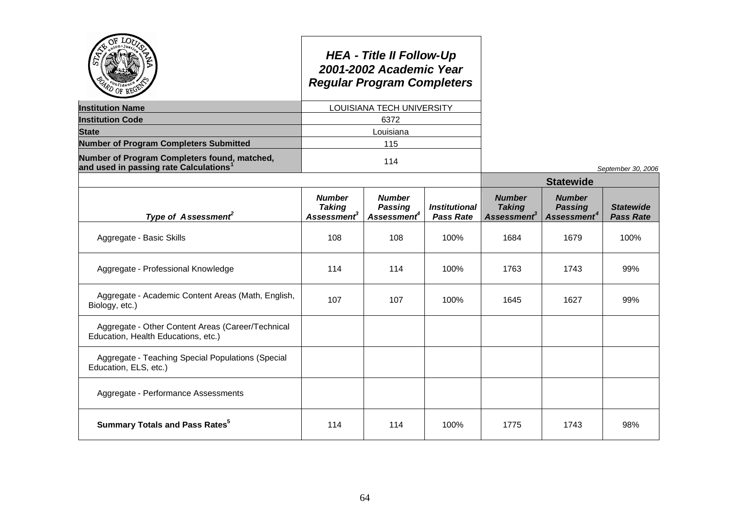# HEA - Title II Follow-Up
## 2001-2002 Academic Year
## Regular Program Completers

| | |
|---|---|
| **Institution Name** | LOUISIANA TECH UNIVERSITY |
| **Institution Code** | 6372 |
| **State** | Louisiana |
| **Number of Program Completers Submitted** | 115 |
| **Number of Program Completers found, matched, and used in passing rate Calculations**[1] | 114 |

*September 30, 2006*

| | | | | **Statewide** | | |
|---|---|---|---|---|---|---|
| ***Type of Assessment***[2] | ***Number Taking Assessment***[3] | ***Number Passing Assessment***[4] | ***Institutional Pass Rate*** | ***Number Taking Assessment***[3] | ***Number Passing Assessment***[4] | ***Statewide Pass Rate*** |
| Aggregate - Basic Skills | 108 | 108 | 100% | 1684 | 1679 | 100% |
| Aggregate - Professional Knowledge | 114 | 114 | 100% | 1763 | 1743 | 99% |
| Aggregate - Academic Content Areas (Math, English, Biology, etc.) | 107 | 107 | 100% | 1645 | 1627 | 99% |
| Aggregate - Other Content Areas (Career/Technical Education, Health Educations, etc.) | | | | | | |
| Aggregate - Teaching Special Populations (Special Education, ELS, etc.) | | | | | | |
| Aggregate - Performance Assessments | | | | | | |
| **Summary Totals and Pass Rates**[5] | 114 | 114 | 100% | 1775 | 1743 | 98% |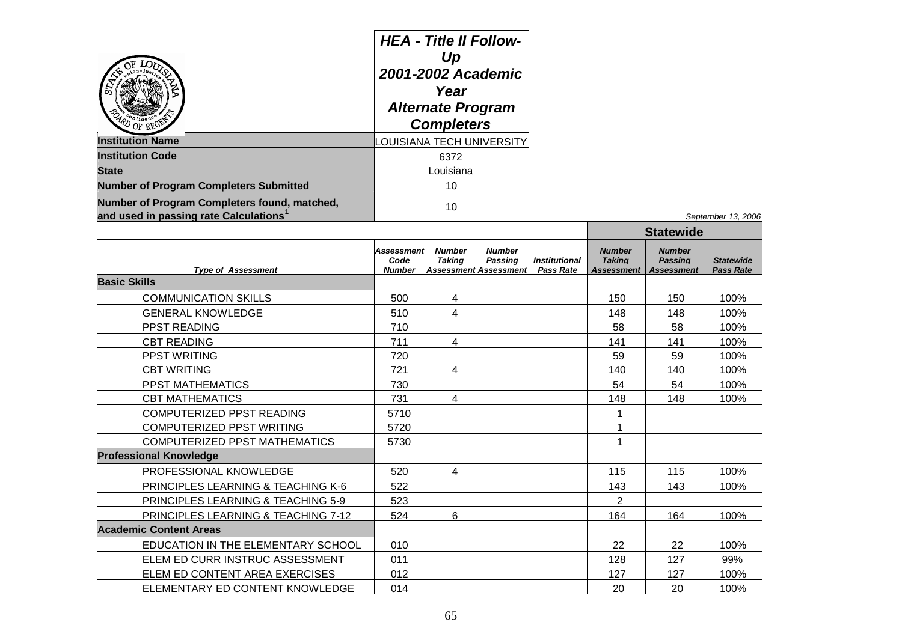# HEA - Title II Follow-Up
## 2001-2002 Academic Year
## Alternate Program Completers

| | |
|---|---|
| **Institution Name** | LOUISIANA TECH UNIVERSITY |
| **Institution Code** | 6372 |
| **State** | Louisiana |
| **Number of Program Completers Submitted** | 10 |
| **Number of Program Completers found, matched, and used in passing rate Calculations[1]** | 10 |

*September 13, 2006*

| Type of Assessment | Assessment Code Number | Number Taking Assessment | Number Passing Assessment | Institutional Pass Rate | Statewide Number Taking Assessment | Statewide Number Passing Assessment | Statewide Pass Rate |
|---|---|---|---|---|---|---|---|
| **Basic Skills** | | | | | | | |
| COMMUNICATION SKILLS | 500 | 4 | | | 150 | 150 | 100% |
| GENERAL KNOWLEDGE | 510 | 4 | | | 148 | 148 | 100% |
| PPST READING | 710 | | | | 58 | 58 | 100% |
| CBT READING | 711 | 4 | | | 141 | 141 | 100% |
| PPST WRITING | 720 | | | | 59 | 59 | 100% |
| CBT WRITING | 721 | 4 | | | 140 | 140 | 100% |
| PPST MATHEMATICS | 730 | | | | 54 | 54 | 100% |
| CBT MATHEMATICS | 731 | 4 | | | 148 | 148 | 100% |
| COMPUTERIZED PPST READING | 5710 | | | | 1 | | |
| COMPUTERIZED PPST WRITING | 5720 | | | | 1 | | |
| COMPUTERIZED PPST MATHEMATICS | 5730 | | | | 1 | | |
| **Professional Knowledge** | | | | | | | |
| PROFESSIONAL KNOWLEDGE | 520 | 4 | | | 115 | 115 | 100% |
| PRINCIPLES LEARNING & TEACHING K-6 | 522 | | | | 143 | 143 | 100% |
| PRINCIPLES LEARNING & TEACHING 5-9 | 523 | | | | 2 | | |
| PRINCIPLES LEARNING & TEACHING 7-12 | 524 | 6 | | | 164 | 164 | 100% |
| **Academic Content Areas** | | | | | | | |
| EDUCATION IN THE ELEMENTARY SCHOOL | 010 | | | | 22 | 22 | 100% |
| ELEM ED CURR INSTRUC ASSESSMENT | 011 | | | | 128 | 127 | 99% |
| ELEM ED CONTENT AREA EXERCISES | 012 | | | | 127 | 127 | 100% |
| ELEMENTARY ED CONTENT KNOWLEDGE | 014 | | | | 20 | 20 | 100% |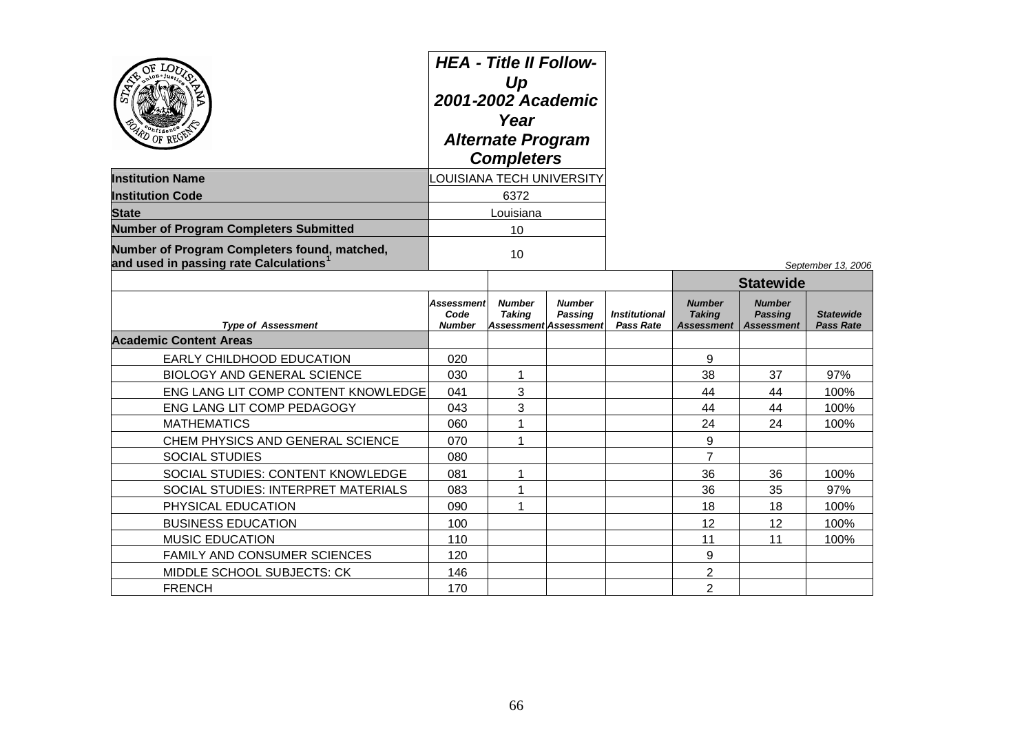# HEA - Title II Follow-Up 2001-2002 Academic Year Alternate Program Completers

| | |
|---|---|
| **Institution Name** | LOUISIANA TECH UNIVERSITY |
| **Institution Code** | 6372 |
| **State** | Louisiana |
| **Number of Program Completers Submitted** | 10 |
| **Number of Program Completers found, matched, and used in passing rate Calculations**[1] | 10 |

*September 13, 2006*

| | | | | | Statewide | | |
|---|---|---|---|---|---|---|---|
| *Type of Assessment* | *Assessment Code Number* | *Number Taking Assessment* | *Number Passing Assessment* | *Institutional Pass Rate* | *Number Taking Assessment* | *Number Passing Assessment* | *Statewide Pass Rate* |
| **Academic Content Areas** | | | | | | | |
| EARLY CHILDHOOD EDUCATION | 020 | | | | 9 | | |
| BIOLOGY AND GENERAL SCIENCE | 030 | 1 | | | 38 | 37 | 97% |
| ENG LANG LIT COMP CONTENT KNOWLEDGE | 041 | 3 | | | 44 | 44 | 100% |
| ENG LANG LIT COMP PEDAGOGY | 043 | 3 | | | 44 | 44 | 100% |
| MATHEMATICS | 060 | 1 | | | 24 | 24 | 100% |
| CHEM PHYSICS AND GENERAL SCIENCE | 070 | 1 | | | 9 | | |
| SOCIAL STUDIES | 080 | | | | 7 | | |
| SOCIAL STUDIES: CONTENT KNOWLEDGE | 081 | 1 | | | 36 | 36 | 100% |
| SOCIAL STUDIES: INTERPRET MATERIALS | 083 | 1 | | | 36 | 35 | 97% |
| PHYSICAL EDUCATION | 090 | 1 | | | 18 | 18 | 100% |
| BUSINESS EDUCATION | 100 | | | | 12 | 12 | 100% |
| MUSIC EDUCATION | 110 | | | | 11 | 11 | 100% |
| FAMILY AND CONSUMER SCIENCES | 120 | | | | 9 | | |
| MIDDLE SCHOOL SUBJECTS: CK | 146 | | | | 2 | | |
| FRENCH | 170 | | | | 2 | | |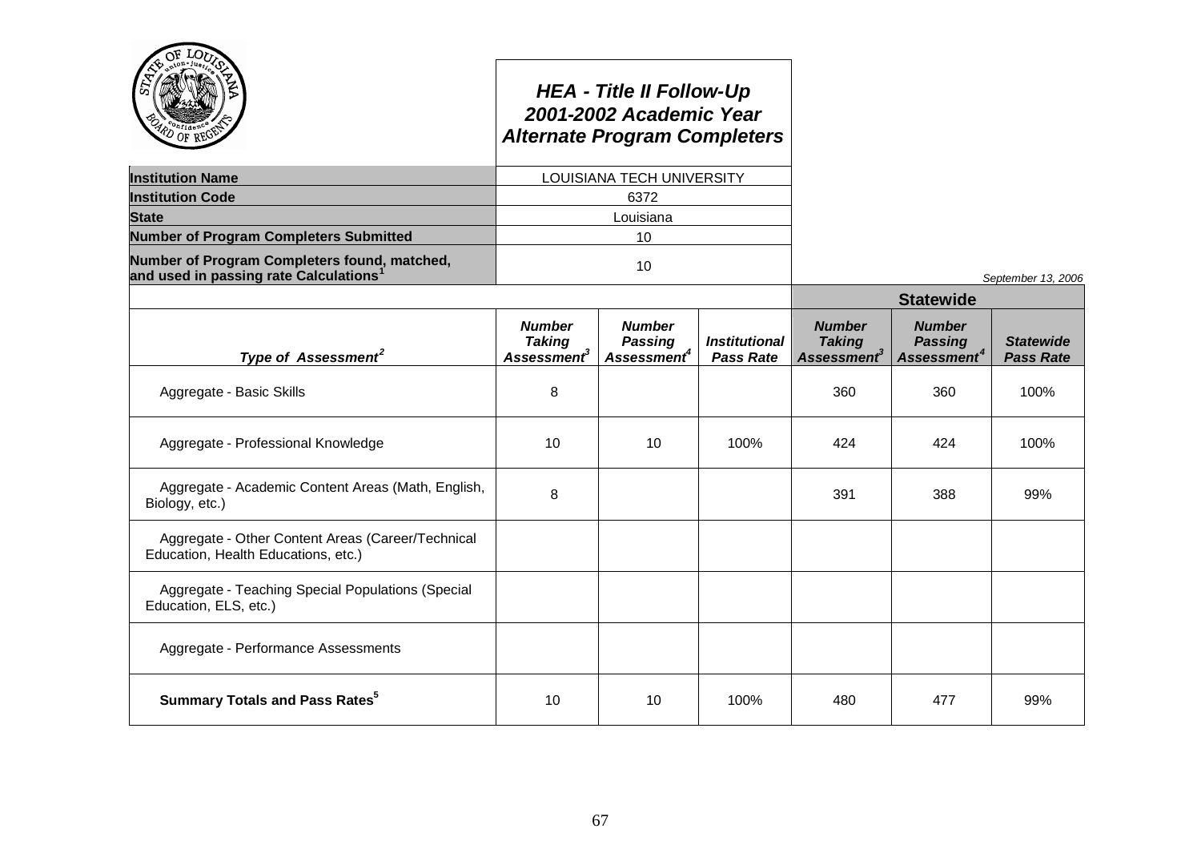# HEA - Title II Follow-Up
## 2001-2002 Academic Year
## Alternate Program Completers

| | |
|---|---|
| **Institution Name** | LOUISIANA TECH UNIVERSITY |
| **Institution Code** | 6372 |
| **State** | Louisiana |
| **Number of Program Completers Submitted** | 10 |
| **Number of Program Completers found, matched, and used in passing rate Calculations**[1] | 10 |

*September 13, 2006*

| | | | | Statewide | | |
|---|---|---|---|---|---|---|
| ***Type of Assessment***[2] | ***Number Taking Assessment***[3] | ***Number Passing Assessment***[4] | ***Institutional Pass Rate*** | ***Number Taking Assessment***[3] | ***Number Passing Assessment***[4] | ***Statewide Pass Rate*** |
| Aggregate - Basic Skills | 8 | | | 360 | 360 | 100% |
| Aggregate - Professional Knowledge | 10 | 10 | 100% | 424 | 424 | 100% |
| Aggregate - Academic Content Areas (Math, English, Biology, etc.) | 8 | | | 391 | 388 | 99% |
| Aggregate - Other Content Areas (Career/Technical Education, Health Educations, etc.) | | | | | | |
| Aggregate - Teaching Special Populations (Special Education, ELS, etc.) | | | | | | |
| Aggregate - Performance Assessments | | | | | | |
| **Summary Totals and Pass Rates**[5] | 10 | 10 | 100% | 480 | 477 | 99% |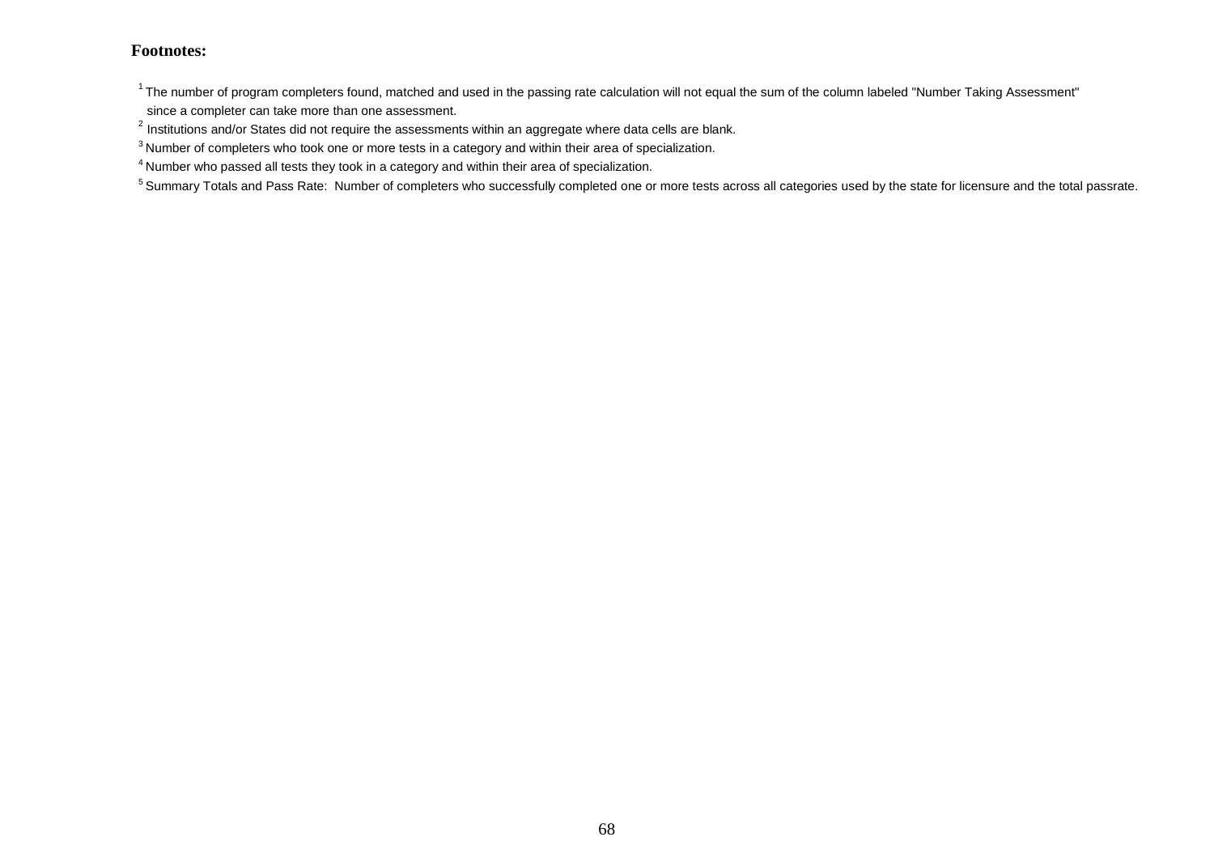**Footnotes:**

[1] The number of program completers found, matched and used in the passing rate calculation will not equal the sum of the column labeled "Number Taking Assessment" since a completer can take more than one assessment.

[2] Institutions and/or States did not require the assessments within an aggregate where data cells are blank.

[3] Number of completers who took one or more tests in a category and within their area of specialization.

[4] Number who passed all tests they took in a category and within their area of specialization.

[5] Summary Totals and Pass Rate: Number of completers who successfully completed one or more tests across all categories used by the state for licensure and the total passrate.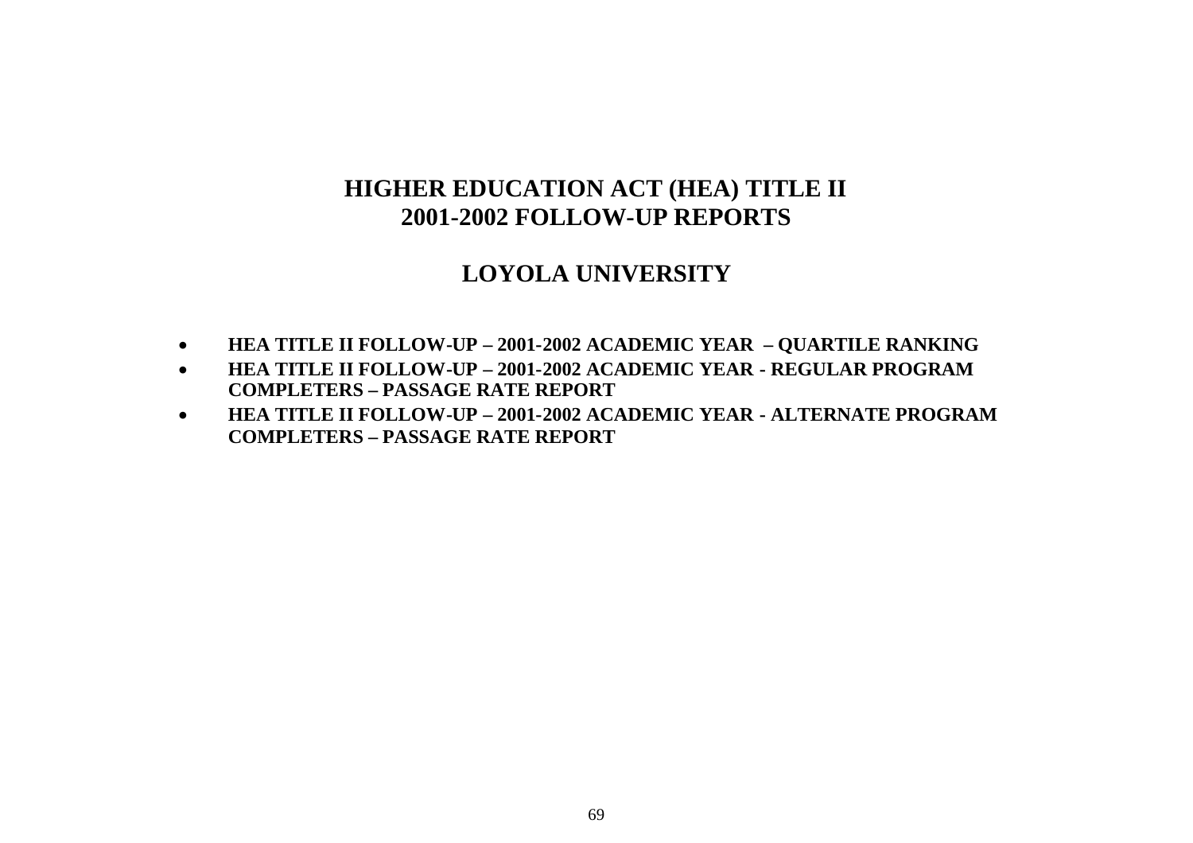# HIGHER EDUCATION ACT (HEA) TITLE II
# 2001-2002 FOLLOW-UP REPORTS

## LOYOLA UNIVERSITY

- **HEA TITLE II FOLLOW-UP – 2001-2002 ACADEMIC YEAR – QUARTILE RANKING**
- **HEA TITLE II FOLLOW-UP – 2001-2002 ACADEMIC YEAR - REGULAR PROGRAM COMPLETERS – PASSAGE RATE REPORT**
- **HEA TITLE II FOLLOW-UP – 2001-2002 ACADEMIC YEAR - ALTERNATE PROGRAM COMPLETERS – PASSAGE RATE REPORT**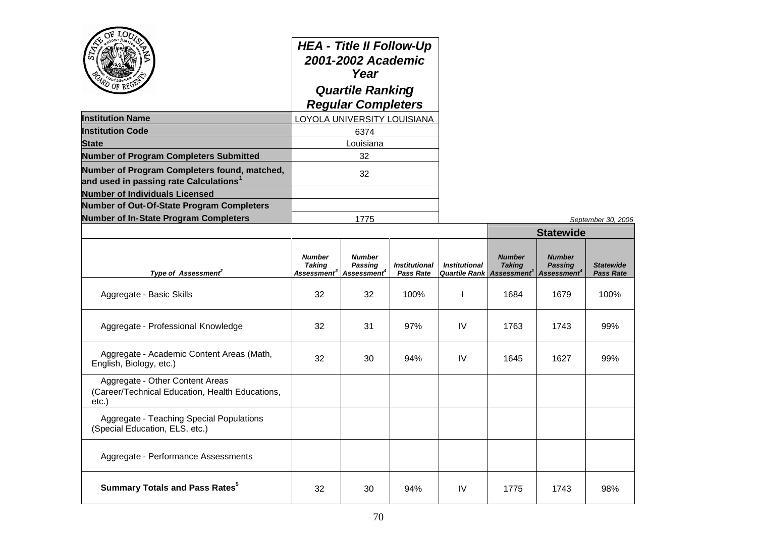# HEA - Title II Follow-Up 2001-2002 Academic Year

## Quartile Ranking Regular Completers

| | |
|---|---|
| **Institution Name** | LOYOLA UNIVERSITY LOUISIANA |
| **Institution Code** | 6374 |
| **State** | Louisiana |
| **Number of Program Completers Submitted** | 32 |
| **Number of Program Completers found, matched, and used in passing rate Calculations**[1] | 32 |
| **Number of Individuals Licensed** | |
| **Number of Out-Of-State Program Completers** | |
| **Number of In-State Program Completers** | 1775 |

*September 30, 2006*

| | | | | | Statewide | | |
|---|---|---|---|---|---|---|---|
| ***Type of Assessment***[2] | ***Number Taking Assessment***[3] | ***Number Passing Assessment***[4] | ***Institutional Pass Rate*** | ***Institutional Quartile Rank*** | ***Number Taking Assessment***[3] | ***Number Passing Assessment***[4] | ***Statewide Pass Rate*** |
| Aggregate - Basic Skills | 32 | 32 | 100% | I | 1684 | 1679 | 100% |
| Aggregate - Professional Knowledge | 32 | 31 | 97% | IV | 1763 | 1743 | 99% |
| Aggregate - Academic Content Areas (Math, English, Biology, etc.) | 32 | 30 | 94% | IV | 1645 | 1627 | 99% |
| Aggregate - Other Content Areas (Career/Technical Education, Health Educations, etc.) | | | | | | | |
| Aggregate - Teaching Special Populations (Special Education, ELS, etc.) | | | | | | | |
| Aggregate - Performance Assessments | | | | | | | |
| **Summary Totals and Pass Rates**[5] | 32 | 30 | 94% | IV | 1775 | 1743 | 98% |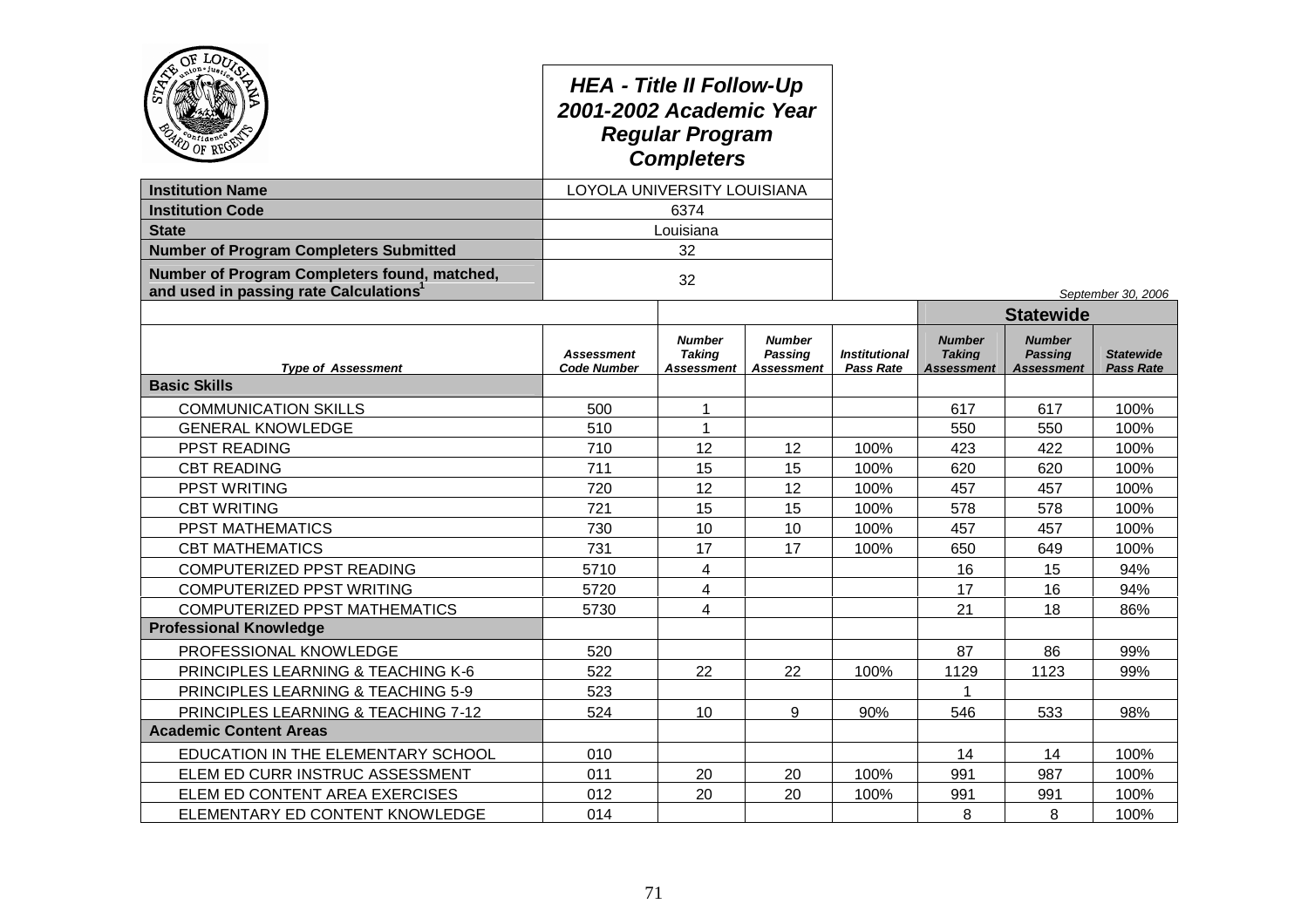# HEA - Title II Follow-Up 2001-2002 Academic Year Regular Program Completers

| | |
|---|---|
| **Institution Name** | LOYOLA UNIVERSITY LOUISIANA |
| **Institution Code** | 6374 |
| **State** | Louisiana |
| **Number of Program Completers Submitted** | 32 |
| **Number of Program Completers found, matched, and used in passing rate Calculations[1]** | 32 |

*September 30, 2006*

| | | | | | Statewide | | |
|---|---|---|---|---|---|---|---|
| ***Type of Assessment*** | ***Assessment Code Number*** | ***Number Taking Assessment*** | ***Number Passing Assessment*** | ***Institutional Pass Rate*** | ***Number Taking Assessment*** | ***Number Passing Assessment*** | ***Statewide Pass Rate*** |
| **Basic Skills** | | | | | | | |
| COMMUNICATION SKILLS | 500 | 1 | | | 617 | 617 | 100% |
| GENERAL KNOWLEDGE | 510 | 1 | | | 550 | 550 | 100% |
| PPST READING | 710 | 12 | 12 | 100% | 423 | 422 | 100% |
| CBT READING | 711 | 15 | 15 | 100% | 620 | 620 | 100% |
| PPST WRITING | 720 | 12 | 12 | 100% | 457 | 457 | 100% |
| CBT WRITING | 721 | 15 | 15 | 100% | 578 | 578 | 100% |
| PPST MATHEMATICS | 730 | 10 | 10 | 100% | 457 | 457 | 100% |
| CBT MATHEMATICS | 731 | 17 | 17 | 100% | 650 | 649 | 100% |
| COMPUTERIZED PPST READING | 5710 | 4 | | | 16 | 15 | 94% |
| COMPUTERIZED PPST WRITING | 5720 | 4 | | | 17 | 16 | 94% |
| COMPUTERIZED PPST MATHEMATICS | 5730 | 4 | | | 21 | 18 | 86% |
| **Professional Knowledge** | | | | | | | |
| PROFESSIONAL KNOWLEDGE | 520 | | | | 87 | 86 | 99% |
| PRINCIPLES LEARNING & TEACHING K-6 | 522 | 22 | 22 | 100% | 1129 | 1123 | 99% |
| PRINCIPLES LEARNING & TEACHING 5-9 | 523 | | | | 1 | | |
| PRINCIPLES LEARNING & TEACHING 7-12 | 524 | 10 | 9 | 90% | 546 | 533 | 98% |
| **Academic Content Areas** | | | | | | | |
| EDUCATION IN THE ELEMENTARY SCHOOL | 010 | | | | 14 | 14 | 100% |
| ELEM ED CURR INSTRUC ASSESSMENT | 011 | 20 | 20 | 100% | 991 | 987 | 100% |
| ELEM ED CONTENT AREA EXERCISES | 012 | 20 | 20 | 100% | 991 | 991 | 100% |
| ELEMENTARY ED CONTENT KNOWLEDGE | 014 | | | | 8 | 8 | 100% |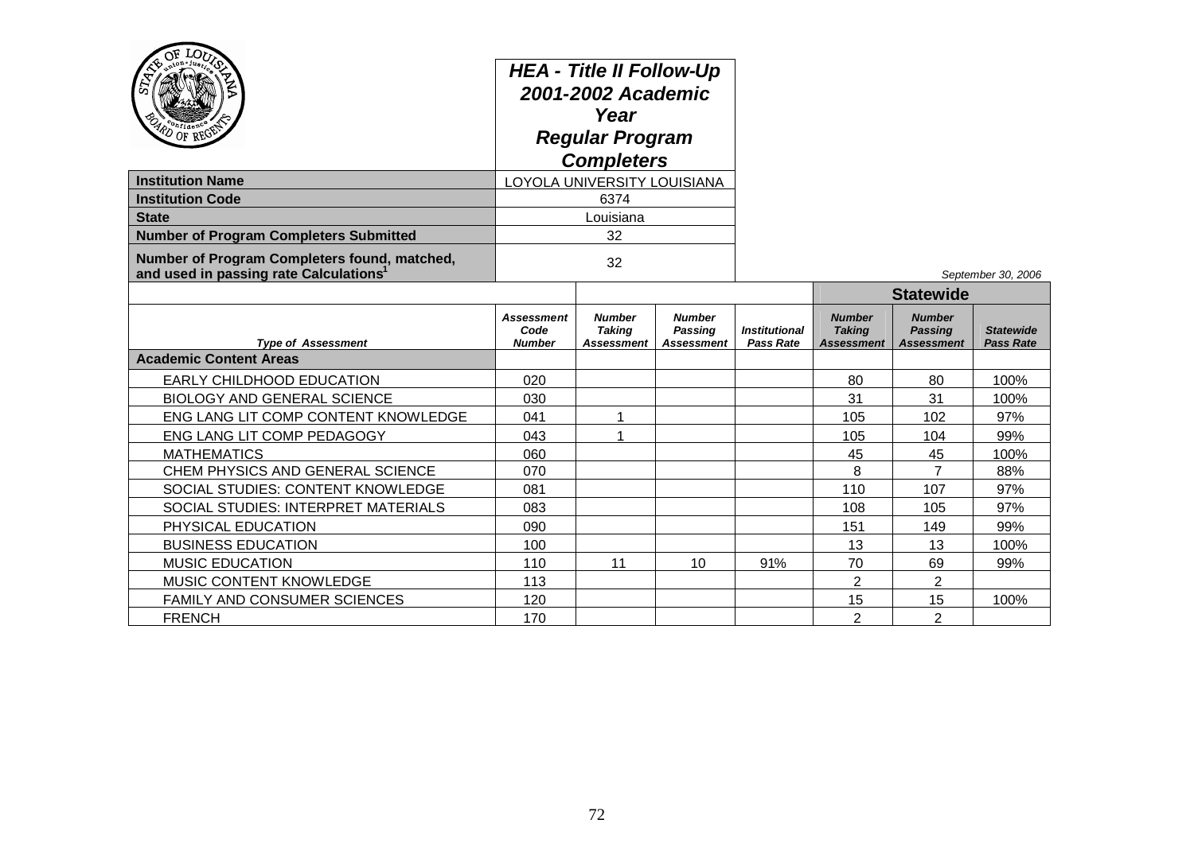# HEA - Title II Follow-Up 2001-2002 Academic Year Regular Program Completers

| | |
|---|---|
| **Institution Name** | LOYOLA UNIVERSITY LOUISIANA |
| **Institution Code** | 6374 |
| **State** | Louisiana |
| **Number of Program Completers Submitted** | 32 |
| **Number of Program Completers found, matched, and used in passing rate Calculations[1]** | 32 |

*September 30, 2006*

| | | | | | Statewide | | |
|---|---|---|---|---|---|---|---|
| *Type of Assessment* | *Assessment Code Number* | *Number Taking Assessment* | *Number Passing Assessment* | *Institutional Pass Rate* | *Number Taking Assessment* | *Number Passing Assessment* | *Statewide Pass Rate* |
| **Academic Content Areas** | | | | | | | |
| EARLY CHILDHOOD EDUCATION | 020 | | | | 80 | 80 | 100% |
| BIOLOGY AND GENERAL SCIENCE | 030 | | | | 31 | 31 | 100% |
| ENG LANG LIT COMP CONTENT KNOWLEDGE | 041 | 1 | | | 105 | 102 | 97% |
| ENG LANG LIT COMP PEDAGOGY | 043 | 1 | | | 105 | 104 | 99% |
| MATHEMATICS | 060 | | | | 45 | 45 | 100% |
| CHEM PHYSICS AND GENERAL SCIENCE | 070 | | | | 8 | 7 | 88% |
| SOCIAL STUDIES: CONTENT KNOWLEDGE | 081 | | | | 110 | 107 | 97% |
| SOCIAL STUDIES: INTERPRET MATERIALS | 083 | | | | 108 | 105 | 97% |
| PHYSICAL EDUCATION | 090 | | | | 151 | 149 | 99% |
| BUSINESS EDUCATION | 100 | | | | 13 | 13 | 100% |
| MUSIC EDUCATION | 110 | 11 | 10 | 91% | 70 | 69 | 99% |
| MUSIC CONTENT KNOWLEDGE | 113 | | | | 2 | 2 | |
| FAMILY AND CONSUMER SCIENCES | 120 | | | | 15 | 15 | 100% |
| FRENCH | 170 | | | | 2 | 2 | |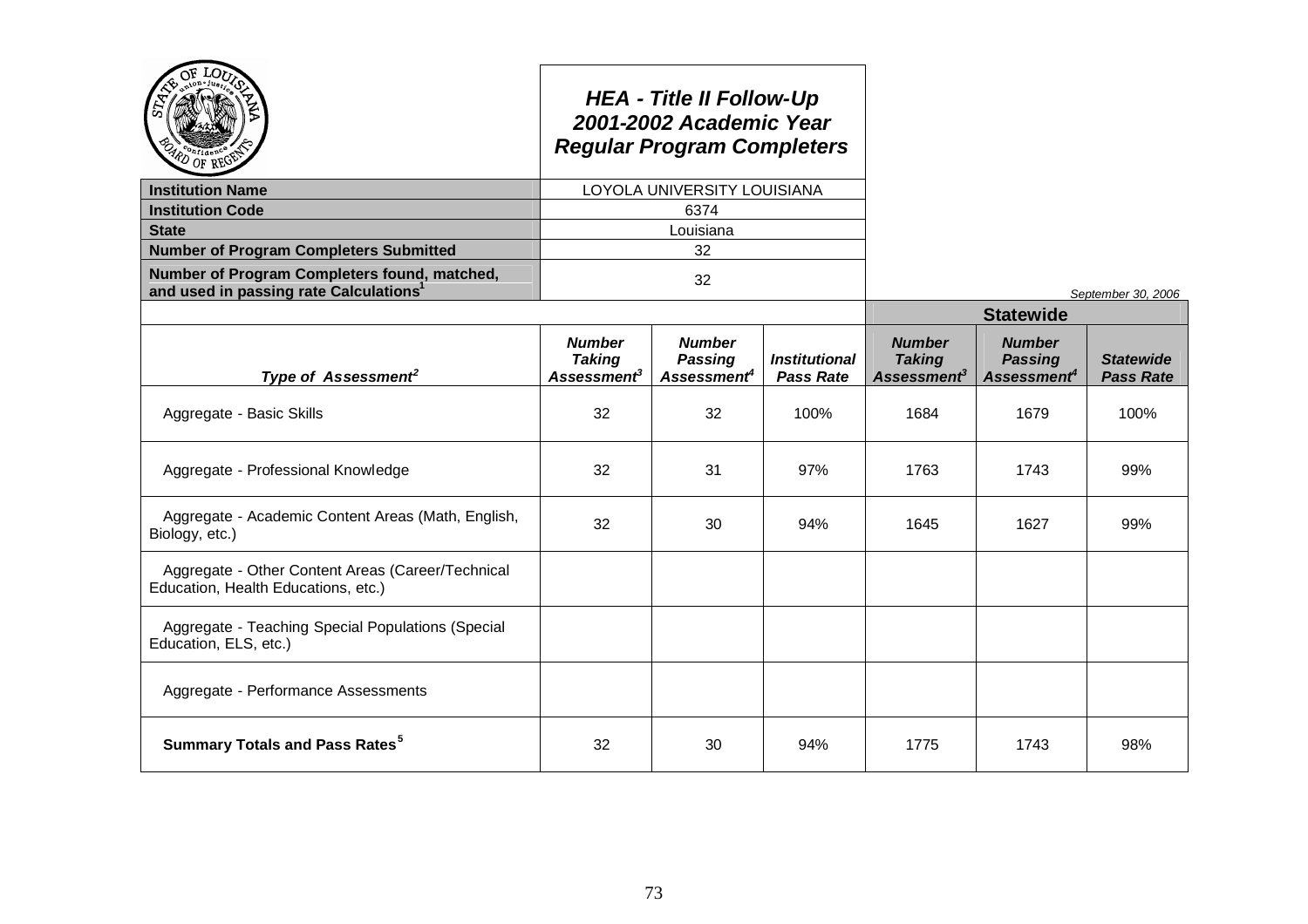# HEA - Title II Follow-Up
# 2001-2002 Academic Year
# Regular Program Completers

| | |
|---|---|
| **Institution Name** | LOYOLA UNIVERSITY LOUISIANA |
| **Institution Code** | 6374 |
| **State** | Louisiana |
| **Number of Program Completers Submitted** | 32 |
| **Number of Program Completers found, matched, and used in passing rate Calculations[1]** | 32 |

*September 30, 2006*

| | | | | **Statewide** | | |
|---|---|---|---|---|---|---|
| ***Type of Assessment[2]*** | ***Number Taking Assessment[3]*** | ***Number Passing Assessment[4]*** | ***Institutional Pass Rate*** | ***Number Taking Assessment[3]*** | ***Number Passing Assessment[4]*** | ***Statewide Pass Rate*** |
| Aggregate - Basic Skills | 32 | 32 | 100% | 1684 | 1679 | 100% |
| Aggregate - Professional Knowledge | 32 | 31 | 97% | 1763 | 1743 | 99% |
| Aggregate - Academic Content Areas (Math, English, Biology, etc.) | 32 | 30 | 94% | 1645 | 1627 | 99% |
| Aggregate - Other Content Areas (Career/Technical Education, Health Educations, etc.) | | | | | | |
| Aggregate - Teaching Special Populations (Special Education, ELS, etc.) | | | | | | |
| Aggregate - Performance Assessments | | | | | | |
| **Summary Totals and Pass Rates[5]** | 32 | 30 | 94% | 1775 | 1743 | 98% |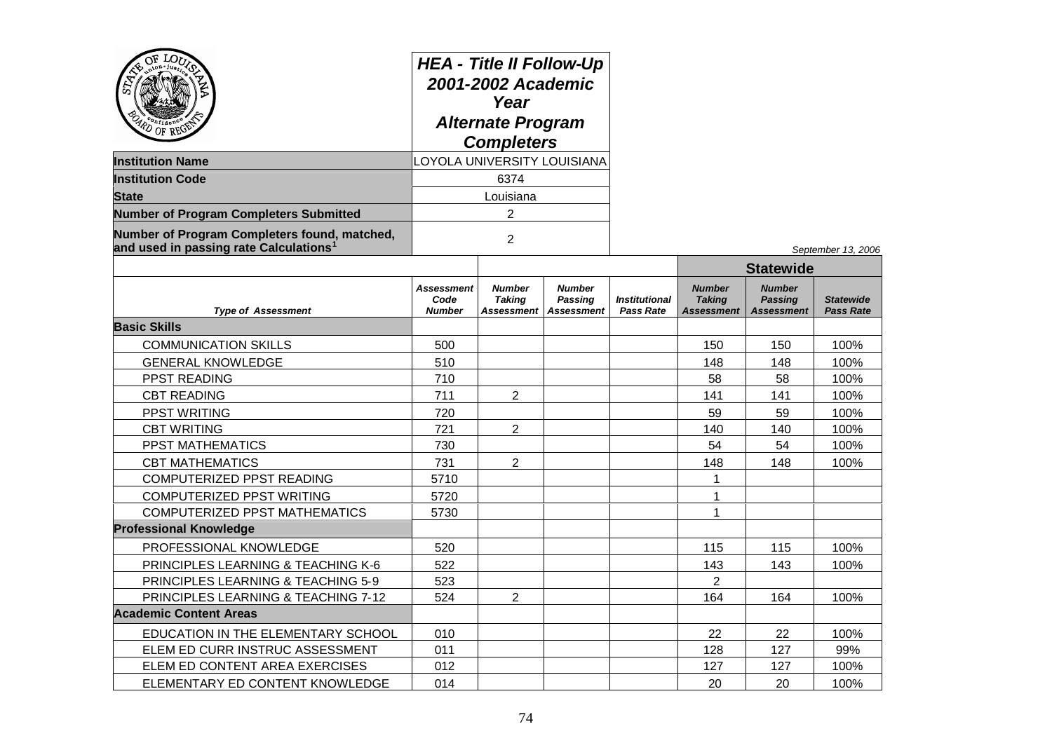# HEA - Title II Follow-Up 2001-2002 Academic Year Alternate Program Completers

| | |
|---|---|
| **Institution Name** | LOYOLA UNIVERSITY LOUISIANA |
| **Institution Code** | 6374 |
| **State** | Louisiana |
| **Number of Program Completers Submitted** | 2 |
| **Number of Program Completers found, matched, and used in passing rate Calculations**[1] | 2 |

September 13, 2006

| | | | | | Statewide | | |
|---|---|---|---|---|---|---|---|
| ***Type of Assessment*** | ***Assessment Code Number*** | ***Number Taking Assessment*** | ***Number Passing Assessment*** | ***Institutional Pass Rate*** | ***Number Taking Assessment*** | ***Number Passing Assessment*** | ***Statewide Pass Rate*** |
| **Basic Skills** | | | | | | | |
| COMMUNICATION SKILLS | 500 | | | | 150 | 150 | 100% |
| GENERAL KNOWLEDGE | 510 | | | | 148 | 148 | 100% |
| PPST READING | 710 | | | | 58 | 58 | 100% |
| CBT READING | 711 | 2 | | | 141 | 141 | 100% |
| PPST WRITING | 720 | | | | 59 | 59 | 100% |
| CBT WRITING | 721 | 2 | | | 140 | 140 | 100% |
| PPST MATHEMATICS | 730 | | | | 54 | 54 | 100% |
| CBT MATHEMATICS | 731 | 2 | | | 148 | 148 | 100% |
| COMPUTERIZED PPST READING | 5710 | | | | 1 | | |
| COMPUTERIZED PPST WRITING | 5720 | | | | 1 | | |
| COMPUTERIZED PPST MATHEMATICS | 5730 | | | | 1 | | |
| **Professional Knowledge** | | | | | | | |
| PROFESSIONAL KNOWLEDGE | 520 | | | | 115 | 115 | 100% |
| PRINCIPLES LEARNING & TEACHING K-6 | 522 | | | | 143 | 143 | 100% |
| PRINCIPLES LEARNING & TEACHING 5-9 | 523 | | | | 2 | | |
| PRINCIPLES LEARNING & TEACHING 7-12 | 524 | 2 | | | 164 | 164 | 100% |
| **Academic Content Areas** | | | | | | | |
| EDUCATION IN THE ELEMENTARY SCHOOL | 010 | | | | 22 | 22 | 100% |
| ELEM ED CURR INSTRUC ASSESSMENT | 011 | | | | 128 | 127 | 99% |
| ELEM ED CONTENT AREA EXERCISES | 012 | | | | 127 | 127 | 100% |
| ELEMENTARY ED CONTENT KNOWLEDGE | 014 | | | | 20 | 20 | 100% |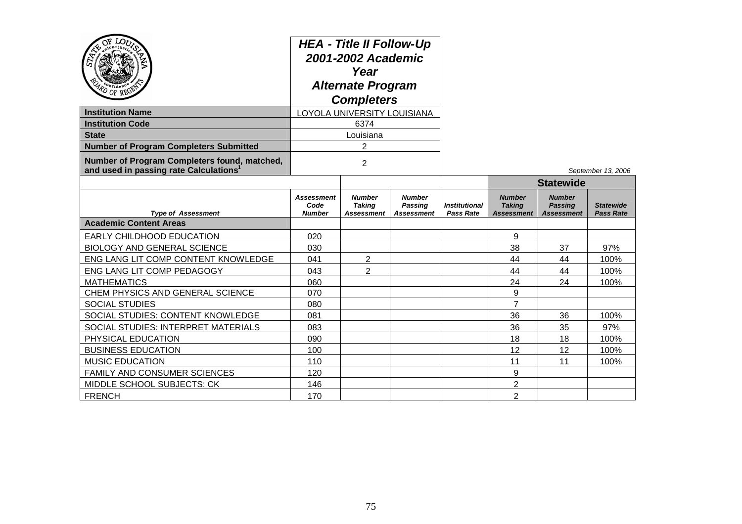# HEA - Title II Follow-Up 2001-2002 Academic Year Alternate Program Completers

| | |
|---|---|
| **Institution Name** | LOYOLA UNIVERSITY LOUISIANA |
| **Institution Code** | 6374 |
| **State** | Louisiana |
| **Number of Program Completers Submitted** | 2 |
| **Number of Program Completers found, matched, and used in passing rate Calculations[1]** | 2 |

*September 13, 2006*

| | | | | | Statewide | | |
|---|---|---|---|---|---|---|---|
| ***Type of Assessment*** | ***Assessment Code Number*** | ***Number Taking Assessment*** | ***Number Passing Assessment*** | ***Institutional Pass Rate*** | ***Number Taking Assessment*** | ***Number Passing Assessment*** | ***Statewide Pass Rate*** |
| **Academic Content Areas** | | | | | | | |
| EARLY CHILDHOOD EDUCATION | 020 | | | | 9 | | |
| BIOLOGY AND GENERAL SCIENCE | 030 | | | | 38 | 37 | 97% |
| ENG LANG LIT COMP CONTENT KNOWLEDGE | 041 | 2 | | | 44 | 44 | 100% |
| ENG LANG LIT COMP PEDAGOGY | 043 | 2 | | | 44 | 44 | 100% |
| MATHEMATICS | 060 | | | | 24 | 24 | 100% |
| CHEM PHYSICS AND GENERAL SCIENCE | 070 | | | | 9 | | |
| SOCIAL STUDIES | 080 | | | | 7 | | |
| SOCIAL STUDIES: CONTENT KNOWLEDGE | 081 | | | | 36 | 36 | 100% |
| SOCIAL STUDIES: INTERPRET MATERIALS | 083 | | | | 36 | 35 | 97% |
| PHYSICAL EDUCATION | 090 | | | | 18 | 18 | 100% |
| BUSINESS EDUCATION | 100 | | | | 12 | 12 | 100% |
| MUSIC EDUCATION | 110 | | | | 11 | 11 | 100% |
| FAMILY AND CONSUMER SCIENCES | 120 | | | | 9 | | |
| MIDDLE SCHOOL SUBJECTS: CK | 146 | | | | 2 | | |
| FRENCH | 170 | | | | 2 | | |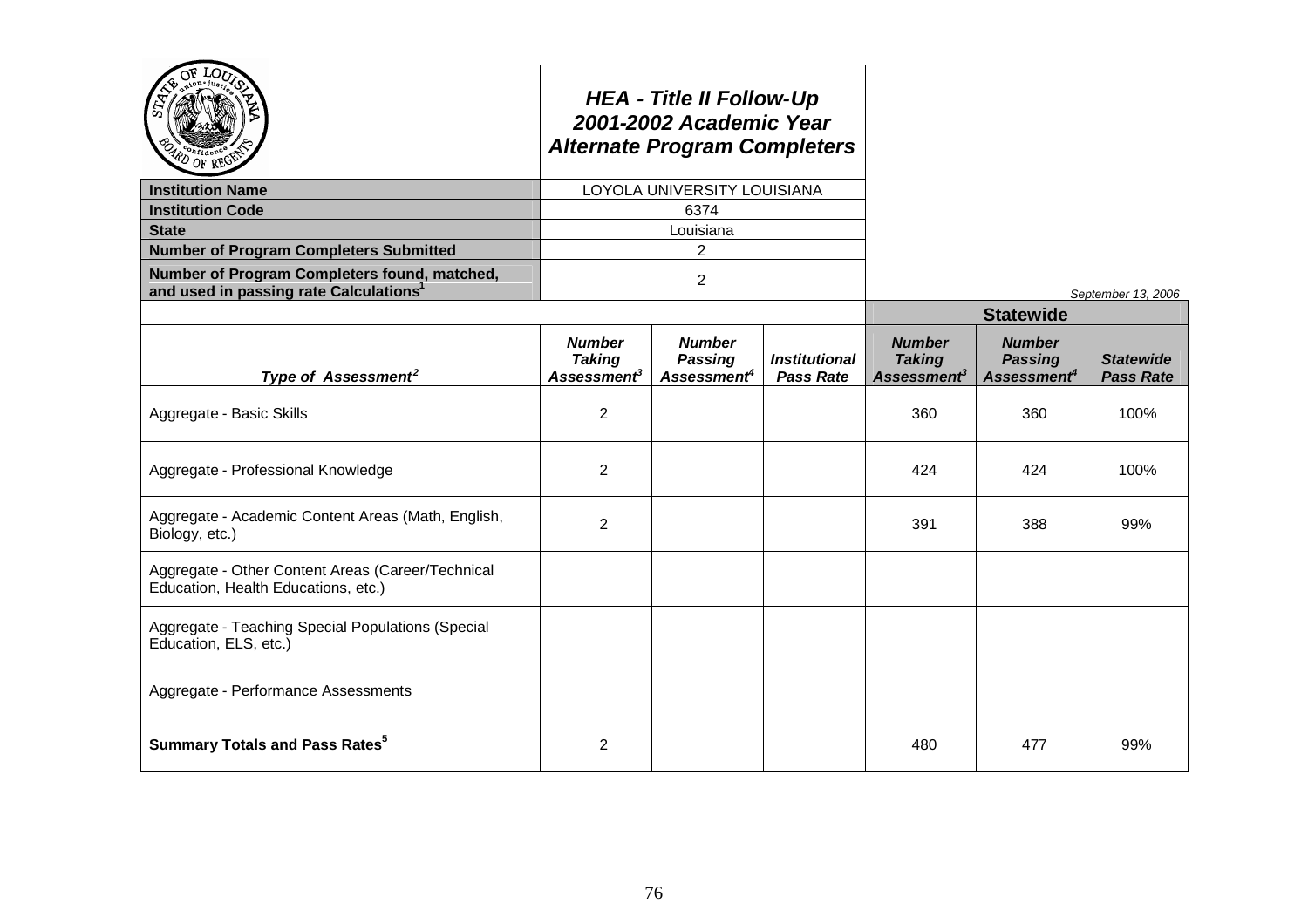## HEA - Title II Follow-Up
## 2001-2002 Academic Year
## Alternate Program Completers

| | |
|---|---|
| **Institution Name** | LOYOLA UNIVERSITY LOUISIANA |
| **Institution Code** | 6374 |
| **State** | Louisiana |
| **Number of Program Completers Submitted** | 2 |
| **Number of Program Completers found, matched, and used in passing rate Calculations**[1] | 2 |

*September 13, 2006*

| | | | | **Statewide** | | |
|---|---|---|---|---|---|---|
| ***Type of Assessment***[2] | ***Number Taking Assessment***[3] | ***Number Passing Assessment***[4] | ***Institutional Pass Rate*** | ***Number Taking Assessment***[3] | ***Number Passing Assessment***[4] | ***Statewide Pass Rate*** |
| Aggregate - Basic Skills | 2 | | | 360 | 360 | 100% |
| Aggregate - Professional Knowledge | 2 | | | 424 | 424 | 100% |
| Aggregate - Academic Content Areas (Math, English, Biology, etc.) | 2 | | | 391 | 388 | 99% |
| Aggregate - Other Content Areas (Career/Technical Education, Health Educations, etc.) | | | | | | |
| Aggregate - Teaching Special Populations (Special Education, ELS, etc.) | | | | | | |
| Aggregate - Performance Assessments | | | | | | |
| **Summary Totals and Pass Rates**[5] | 2 | | | 480 | 477 | 99% |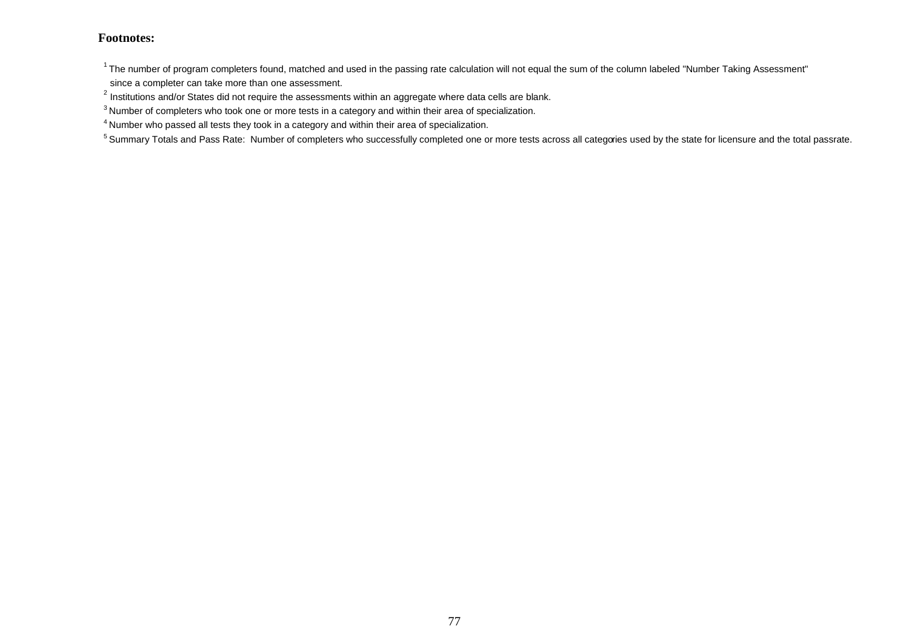**Footnotes:**

[1] The number of program completers found, matched and used in the passing rate calculation will not equal the sum of the column labeled "Number Taking Assessment" since a completer can take more than one assessment.

[2] Institutions and/or States did not require the assessments within an aggregate where data cells are blank.

[3] Number of completers who took one or more tests in a category and within their area of specialization.

[4] Number who passed all tests they took in a category and within their area of specialization.

[5] Summary Totals and Pass Rate: Number of completers who successfully completed one or more tests across all categories used by the state for licensure and the total passrate.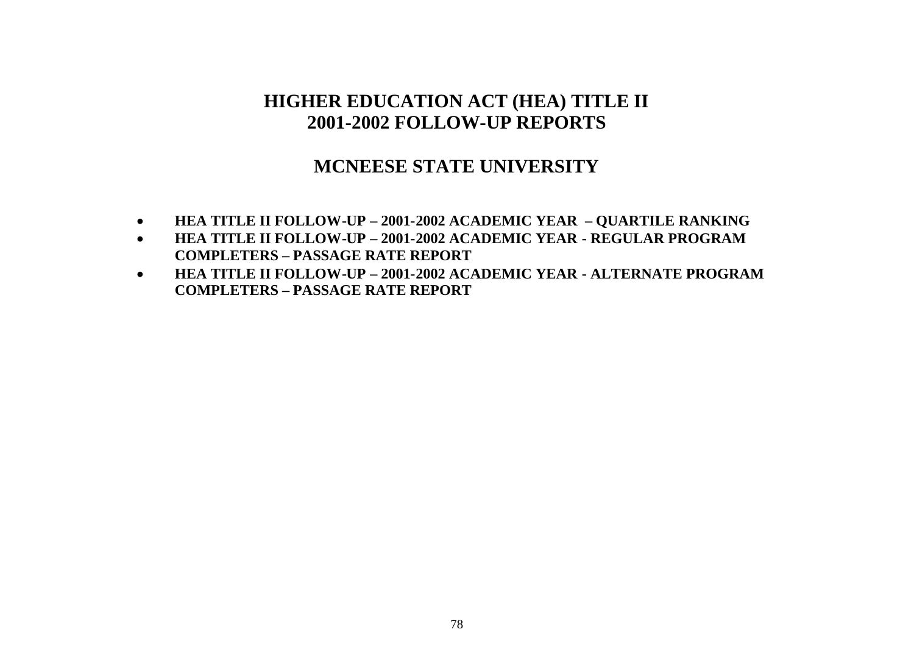# HIGHER EDUCATION ACT (HEA) TITLE II
# 2001-2002 FOLLOW-UP REPORTS

## MCNEESE STATE UNIVERSITY

- **HEA TITLE II FOLLOW-UP – 2001-2002 ACADEMIC YEAR – QUARTILE RANKING**
- **HEA TITLE II FOLLOW-UP – 2001-2002 ACADEMIC YEAR - REGULAR PROGRAM COMPLETERS – PASSAGE RATE REPORT**
- **HEA TITLE II FOLLOW-UP – 2001-2002 ACADEMIC YEAR - ALTERNATE PROGRAM COMPLETERS – PASSAGE RATE REPORT**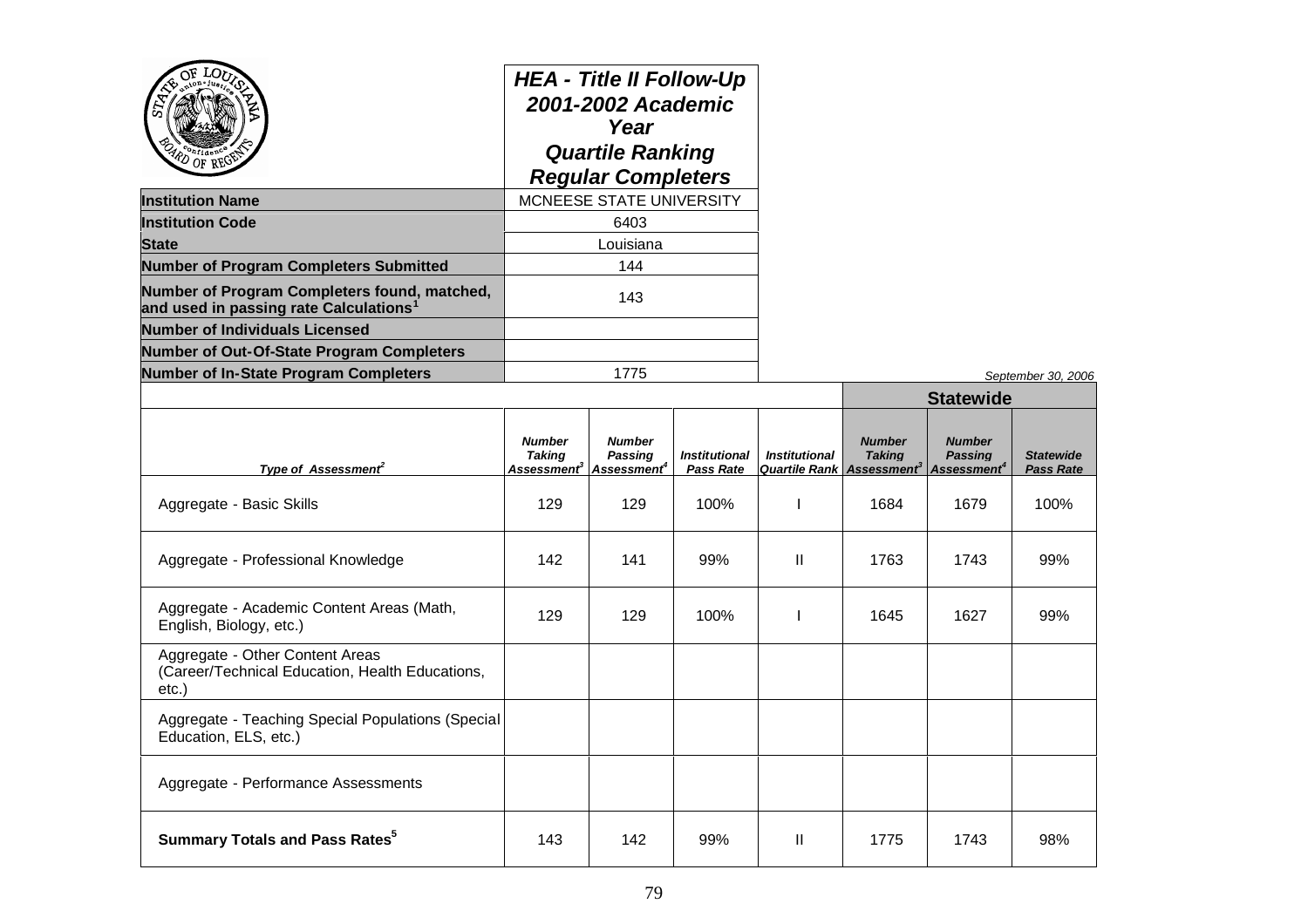# HEA - Title II Follow-Up 2001-2002 Academic Year Quartile Ranking Regular Completers

| | |
|---|---|
| **Institution Name** | MCNEESE STATE UNIVERSITY |
| **Institution Code** | 6403 |
| **State** | Louisiana |
| **Number of Program Completers Submitted** | 144 |
| **Number of Program Completers found, matched, and used in passing rate Calculations[1]** | 143 |
| **Number of Individuals Licensed** | |
| **Number of Out-Of-State Program Completers** | |
| **Number of In-State Program Completers** | 1775 |

*September 30, 2006*

| | | | | | Statewide | | |
|---|---|---|---|---|---|---|---|
| ***Type of Assessment[2]*** | ***Number Taking Assessment[3]*** | ***Number Passing Assessment[4]*** | ***Institutional Pass Rate*** | ***Institutional Quartile Rank*** | ***Number Taking Assessment[3]*** | ***Number Passing Assessment[4]*** | ***Statewide Pass Rate*** |
| Aggregate - Basic Skills | 129 | 129 | 100% | I | 1684 | 1679 | 100% |
| Aggregate - Professional Knowledge | 142 | 141 | 99% | II | 1763 | 1743 | 99% |
| Aggregate - Academic Content Areas (Math, English, Biology, etc.) | 129 | 129 | 100% | I | 1645 | 1627 | 99% |
| Aggregate - Other Content Areas (Career/Technical Education, Health Educations, etc.) | | | | | | | |
| Aggregate - Teaching Special Populations (Special Education, ELS, etc.) | | | | | | | |
| Aggregate - Performance Assessments | | | | | | | |
| **Summary Totals and Pass Rates[5]** | 143 | 142 | 99% | II | 1775 | 1743 | 98% |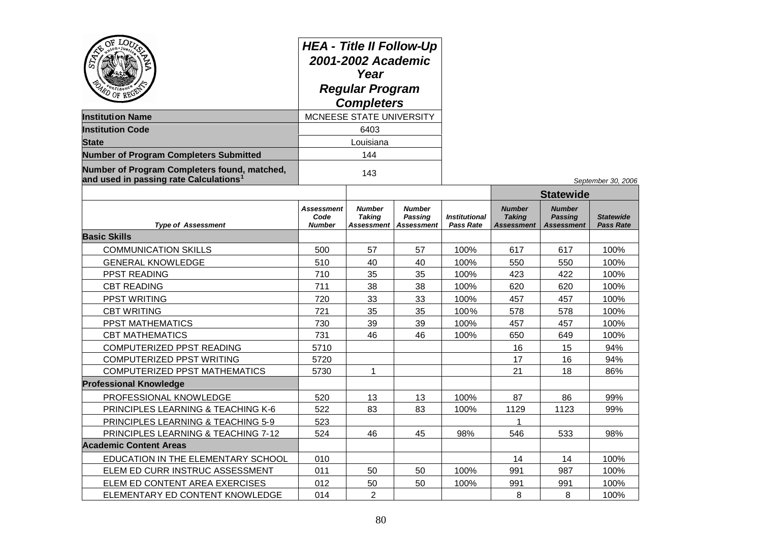# HEA - Title II Follow-Up 2001-2002 Academic Year Regular Program Completers

| | |
|---|---|
| **Institution Name** | MCNEESE STATE UNIVERSITY |
| **Institution Code** | 6403 |
| **State** | Louisiana |
| **Number of Program Completers Submitted** | 144 |
| **Number of Program Completers found, matched, and used in passing rate Calculations[1]** | 143 |

*September 30, 2006*

| | | | | | Statewide | | |
|---|---|---|---|---|---|---|---|
| *Type of Assessment* | *Assessment Code Number* | *Number Taking Assessment* | *Number Passing Assessment* | *Institutional Pass Rate* | *Number Taking Assessment* | *Number Passing Assessment* | *Statewide Pass Rate* |
| **Basic Skills** | | | | | | | |
| COMMUNICATION SKILLS | 500 | 57 | 57 | 100% | 617 | 617 | 100% |
| GENERAL KNOWLEDGE | 510 | 40 | 40 | 100% | 550 | 550 | 100% |
| PPST READING | 710 | 35 | 35 | 100% | 423 | 422 | 100% |
| CBT READING | 711 | 38 | 38 | 100% | 620 | 620 | 100% |
| PPST WRITING | 720 | 33 | 33 | 100% | 457 | 457 | 100% |
| CBT WRITING | 721 | 35 | 35 | 100% | 578 | 578 | 100% |
| PPST MATHEMATICS | 730 | 39 | 39 | 100% | 457 | 457 | 100% |
| CBT MATHEMATICS | 731 | 46 | 46 | 100% | 650 | 649 | 100% |
| COMPUTERIZED PPST READING | 5710 | | | | 16 | 15 | 94% |
| COMPUTERIZED PPST WRITING | 5720 | | | | 17 | 16 | 94% |
| COMPUTERIZED PPST MATHEMATICS | 5730 | 1 | | | 21 | 18 | 86% |
| **Professional Knowledge** | | | | | | | |
| PROFESSIONAL KNOWLEDGE | 520 | 13 | 13 | 100% | 87 | 86 | 99% |
| PRINCIPLES LEARNING & TEACHING K-6 | 522 | 83 | 83 | 100% | 1129 | 1123 | 99% |
| PRINCIPLES LEARNING & TEACHING 5-9 | 523 | | | | 1 | | |
| PRINCIPLES LEARNING & TEACHING 7-12 | 524 | 46 | 45 | 98% | 546 | 533 | 98% |
| **Academic Content Areas** | | | | | | | |
| EDUCATION IN THE ELEMENTARY SCHOOL | 010 | | | | 14 | 14 | 100% |
| ELEM ED CURR INSTRUC ASSESSMENT | 011 | 50 | 50 | 100% | 991 | 987 | 100% |
| ELEM ED CONTENT AREA EXERCISES | 012 | 50 | 50 | 100% | 991 | 991 | 100% |
| ELEMENTARY ED CONTENT KNOWLEDGE | 014 | 2 | | | 8 | 8 | 100% |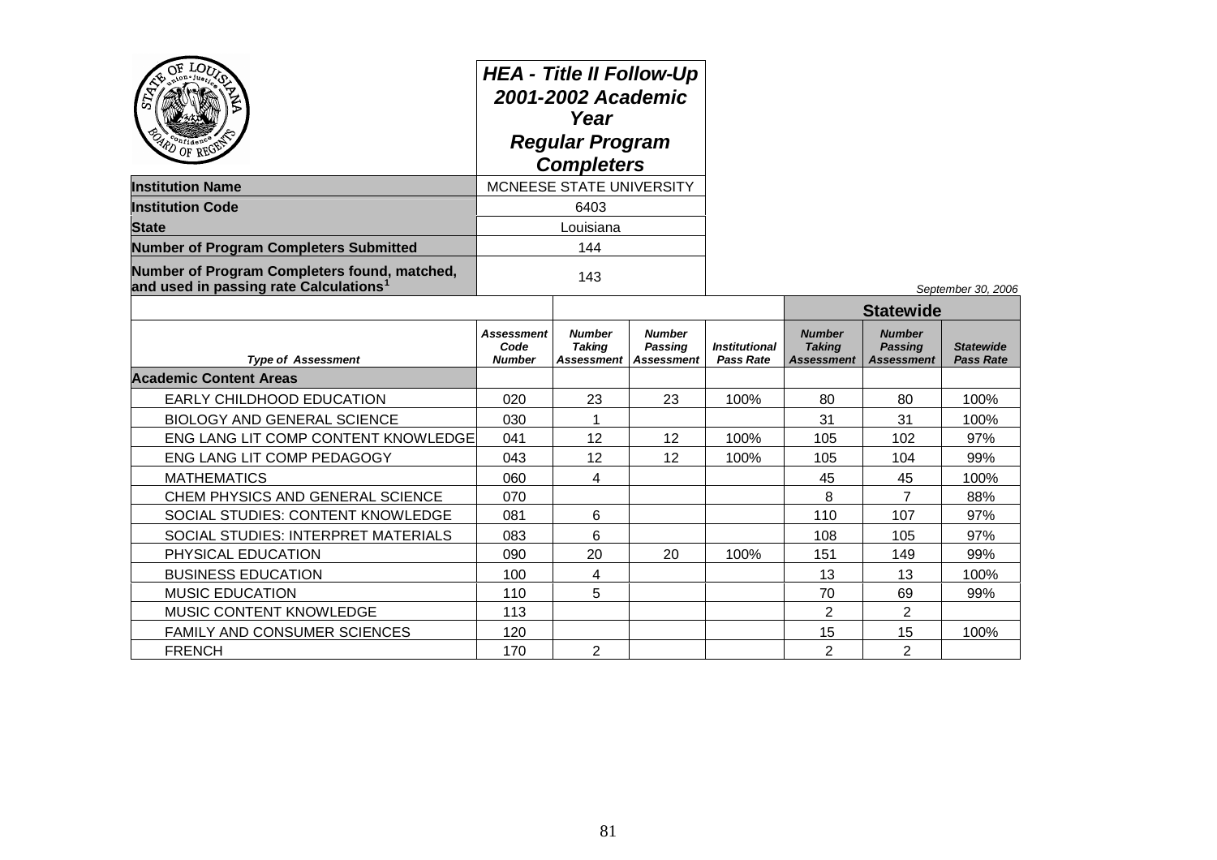# HEA - Title II Follow-Up 2001-2002 Academic Year

## Regular Program Completers

| | |
|---|---|
| **Institution Name** | MCNEESE STATE UNIVERSITY |
| **Institution Code** | 6403 |
| **State** | Louisiana |
| **Number of Program Completers Submitted** | 144 |
| **Number of Program Completers found, matched, and used in passing rate Calculations[1]** | 143 |

*September 30, 2006*

| | | | | | Statewide | | |
|---|---|---|---|---|---|---|---|
| ***Type of Assessment*** | ***Assessment Code Number*** | ***Number Taking Assessment*** | ***Number Passing Assessment*** | ***Institutional Pass Rate*** | ***Number Taking Assessment*** | ***Number Passing Assessment*** | ***Statewide Pass Rate*** |
| **Academic Content Areas** | | | | | | | |
| EARLY CHILDHOOD EDUCATION | 020 | 23 | 23 | 100% | 80 | 80 | 100% |
| BIOLOGY AND GENERAL SCIENCE | 030 | 1 | | | 31 | 31 | 100% |
| ENG LANG LIT COMP CONTENT KNOWLEDGE | 041 | 12 | 12 | 100% | 105 | 102 | 97% |
| ENG LANG LIT COMP PEDAGOGY | 043 | 12 | 12 | 100% | 105 | 104 | 99% |
| MATHEMATICS | 060 | 4 | | | 45 | 45 | 100% |
| CHEM PHYSICS AND GENERAL SCIENCE | 070 | | | | 8 | 7 | 88% |
| SOCIAL STUDIES: CONTENT KNOWLEDGE | 081 | 6 | | | 110 | 107 | 97% |
| SOCIAL STUDIES: INTERPRET MATERIALS | 083 | 6 | | | 108 | 105 | 97% |
| PHYSICAL EDUCATION | 090 | 20 | 20 | 100% | 151 | 149 | 99% |
| BUSINESS EDUCATION | 100 | 4 | | | 13 | 13 | 100% |
| MUSIC EDUCATION | 110 | 5 | | | 70 | 69 | 99% |
| MUSIC CONTENT KNOWLEDGE | 113 | | | | 2 | 2 | |
| FAMILY AND CONSUMER SCIENCES | 120 | | | | 15 | 15 | 100% |
| FRENCH | 170 | 2 | | | 2 | 2 | |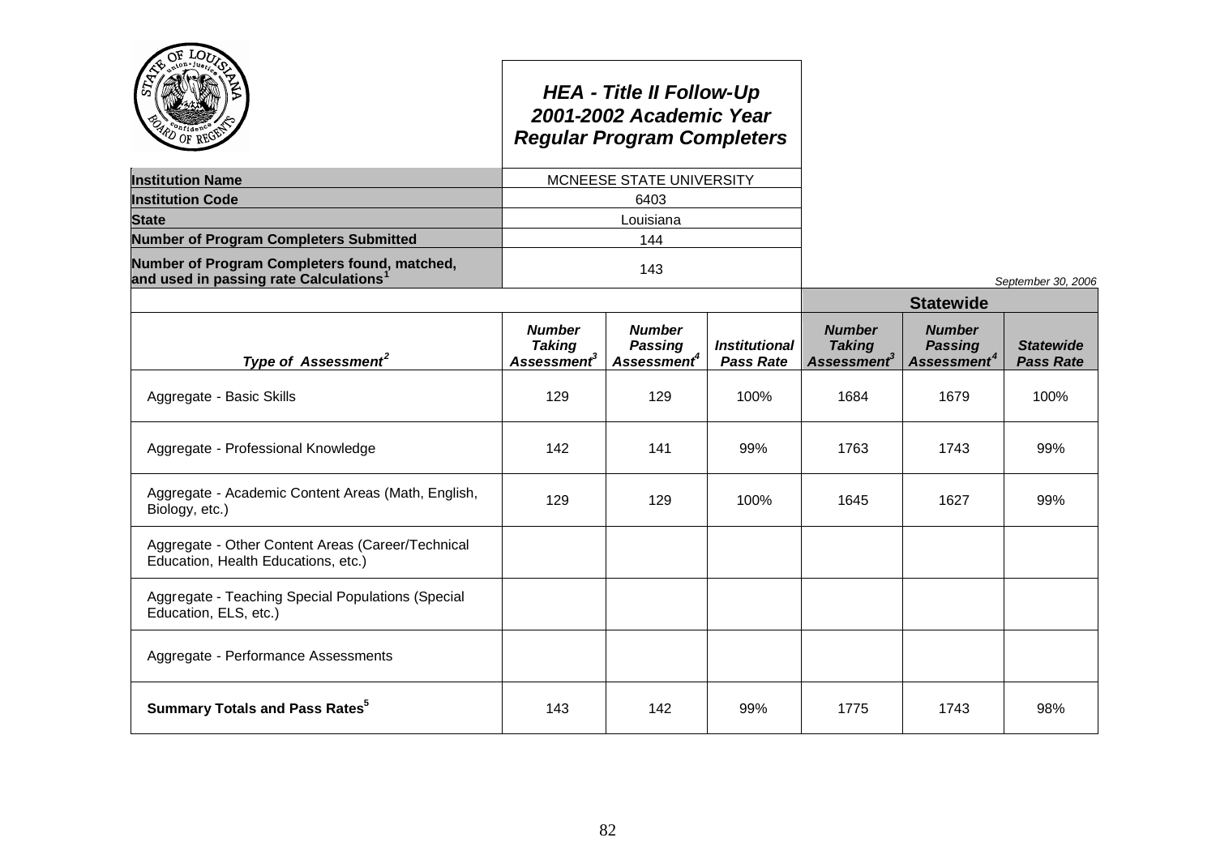# HEA - Title II Follow-Up
## 2001-2002 Academic Year
## Regular Program Completers

| | |
|---|---|
| **Institution Name** | MCNEESE STATE UNIVERSITY |
| **Institution Code** | 6403 |
| **State** | Louisiana |
| **Number of Program Completers Submitted** | 144 |
| **Number of Program Completers found, matched, and used in passing rate Calculations[1]** | 143 |

*September 30, 2006*

| | | | | **Statewide** | | |
|---|---|---|---|---|---|---|
| ***Type of Assessment[2]*** | ***Number Taking Assessment[3]*** | ***Number Passing Assessment[4]*** | ***Institutional Pass Rate*** | ***Number Taking Assessment[3]*** | ***Number Passing Assessment[4]*** | ***Statewide Pass Rate*** |
| Aggregate - Basic Skills | 129 | 129 | 100% | 1684 | 1679 | 100% |
| Aggregate - Professional Knowledge | 142 | 141 | 99% | 1763 | 1743 | 99% |
| Aggregate - Academic Content Areas (Math, English, Biology, etc.) | 129 | 129 | 100% | 1645 | 1627 | 99% |
| Aggregate - Other Content Areas (Career/Technical Education, Health Educations, etc.) | | | | | | |
| Aggregate - Teaching Special Populations (Special Education, ELS, etc.) | | | | | | |
| Aggregate - Performance Assessments | | | | | | |
| **Summary Totals and Pass Rates[5]** | 143 | 142 | 99% | 1775 | 1743 | 98% |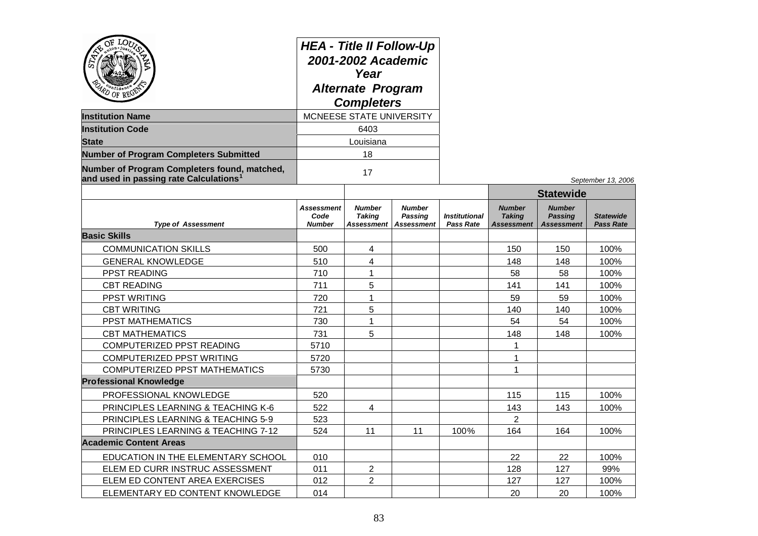# HEA - Title II Follow-Up 2001-2002 Academic Year Alternate Program Completers

| | |
|---|---|
| **Institution Name** | MCNEESE STATE UNIVERSITY |
| **Institution Code** | 6403 |
| **State** | Louisiana |
| **Number of Program Completers Submitted** | 18 |
| **Number of Program Completers found, matched, and used in passing rate Calculations**[1] | 17 |

*September 13, 2006*

| | | | | | Statewide | | |
|---|---|---|---|---|---|---|---|
| ***Type of Assessment*** | ***Assessment Code Number*** | ***Number Taking Assessment*** | ***Number Passing Assessment*** | ***Institutional Pass Rate*** | ***Number Taking Assessment*** | ***Number Passing Assessment*** | ***Statewide Pass Rate*** |
| **Basic Skills** | | | | | | | |
| COMMUNICATION SKILLS | 500 | 4 | | | 150 | 150 | 100% |
| GENERAL KNOWLEDGE | 510 | 4 | | | 148 | 148 | 100% |
| PPST READING | 710 | 1 | | | 58 | 58 | 100% |
| CBT READING | 711 | 5 | | | 141 | 141 | 100% |
| PPST WRITING | 720 | 1 | | | 59 | 59 | 100% |
| CBT WRITING | 721 | 5 | | | 140 | 140 | 100% |
| PPST MATHEMATICS | 730 | 1 | | | 54 | 54 | 100% |
| CBT MATHEMATICS | 731 | 5 | | | 148 | 148 | 100% |
| COMPUTERIZED PPST READING | 5710 | | | | 1 | | |
| COMPUTERIZED PPST WRITING | 5720 | | | | 1 | | |
| COMPUTERIZED PPST MATHEMATICS | 5730 | | | | 1 | | |
| **Professional Knowledge** | | | | | | | |
| PROFESSIONAL KNOWLEDGE | 520 | | | | 115 | 115 | 100% |
| PRINCIPLES LEARNING & TEACHING K-6 | 522 | 4 | | | 143 | 143 | 100% |
| PRINCIPLES LEARNING & TEACHING 5-9 | 523 | | | | 2 | | |
| PRINCIPLES LEARNING & TEACHING 7-12 | 524 | 11 | 11 | 100% | 164 | 164 | 100% |
| **Academic Content Areas** | | | | | | | |
| EDUCATION IN THE ELEMENTARY SCHOOL | 010 | | | | 22 | 22 | 100% |
| ELEM ED CURR INSTRUC ASSESSMENT | 011 | 2 | | | 128 | 127 | 99% |
| ELEM ED CONTENT AREA EXERCISES | 012 | 2 | | | 127 | 127 | 100% |
| ELEMENTARY ED CONTENT KNOWLEDGE | 014 | | | | 20 | 20 | 100% |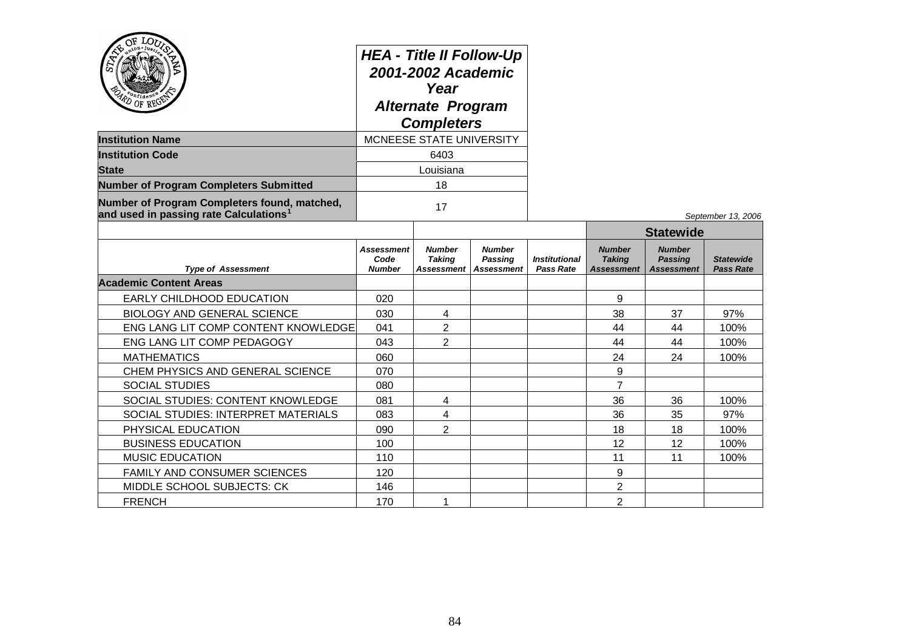# HEA - Title II Follow-Up 2001-2002 Academic Year Alternate Program Completers

| | |
|---|---|
| **Institution Name** | MCNEESE STATE UNIVERSITY |
| **Institution Code** | 6403 |
| **State** | Louisiana |
| **Number of Program Completers Submitted** | 18 |
| **Number of Program Completers found, matched, and used in passing rate Calculations**[1] | 17 |

*September 13, 2006*

| | | | | | Statewide | | |
|---|---|---|---|---|---|---|---|
| *Type of Assessment* | *Assessment Code Number* | *Number Taking Assessment* | *Number Passing Assessment* | *Institutional Pass Rate* | *Number Taking Assessment* | *Number Passing Assessment* | *Statewide Pass Rate* |
| **Academic Content Areas** | | | | | | | |
| EARLY CHILDHOOD EDUCATION | 020 | | | | 9 | | |
| BIOLOGY AND GENERAL SCIENCE | 030 | 4 | | | 38 | 37 | 97% |
| ENG LANG LIT COMP CONTENT KNOWLEDGE | 041 | 2 | | | 44 | 44 | 100% |
| ENG LANG LIT COMP PEDAGOGY | 043 | 2 | | | 44 | 44 | 100% |
| MATHEMATICS | 060 | | | | 24 | 24 | 100% |
| CHEM PHYSICS AND GENERAL SCIENCE | 070 | | | | 9 | | |
| SOCIAL STUDIES | 080 | | | | 7 | | |
| SOCIAL STUDIES: CONTENT KNOWLEDGE | 081 | 4 | | | 36 | 36 | 100% |
| SOCIAL STUDIES: INTERPRET MATERIALS | 083 | 4 | | | 36 | 35 | 97% |
| PHYSICAL EDUCATION | 090 | 2 | | | 18 | 18 | 100% |
| BUSINESS EDUCATION | 100 | | | | 12 | 12 | 100% |
| MUSIC EDUCATION | 110 | | | | 11 | 11 | 100% |
| FAMILY AND CONSUMER SCIENCES | 120 | | | | 9 | | |
| MIDDLE SCHOOL SUBJECTS: CK | 146 | | | | 2 | | |
| FRENCH | 170 | 1 | | | 2 | | |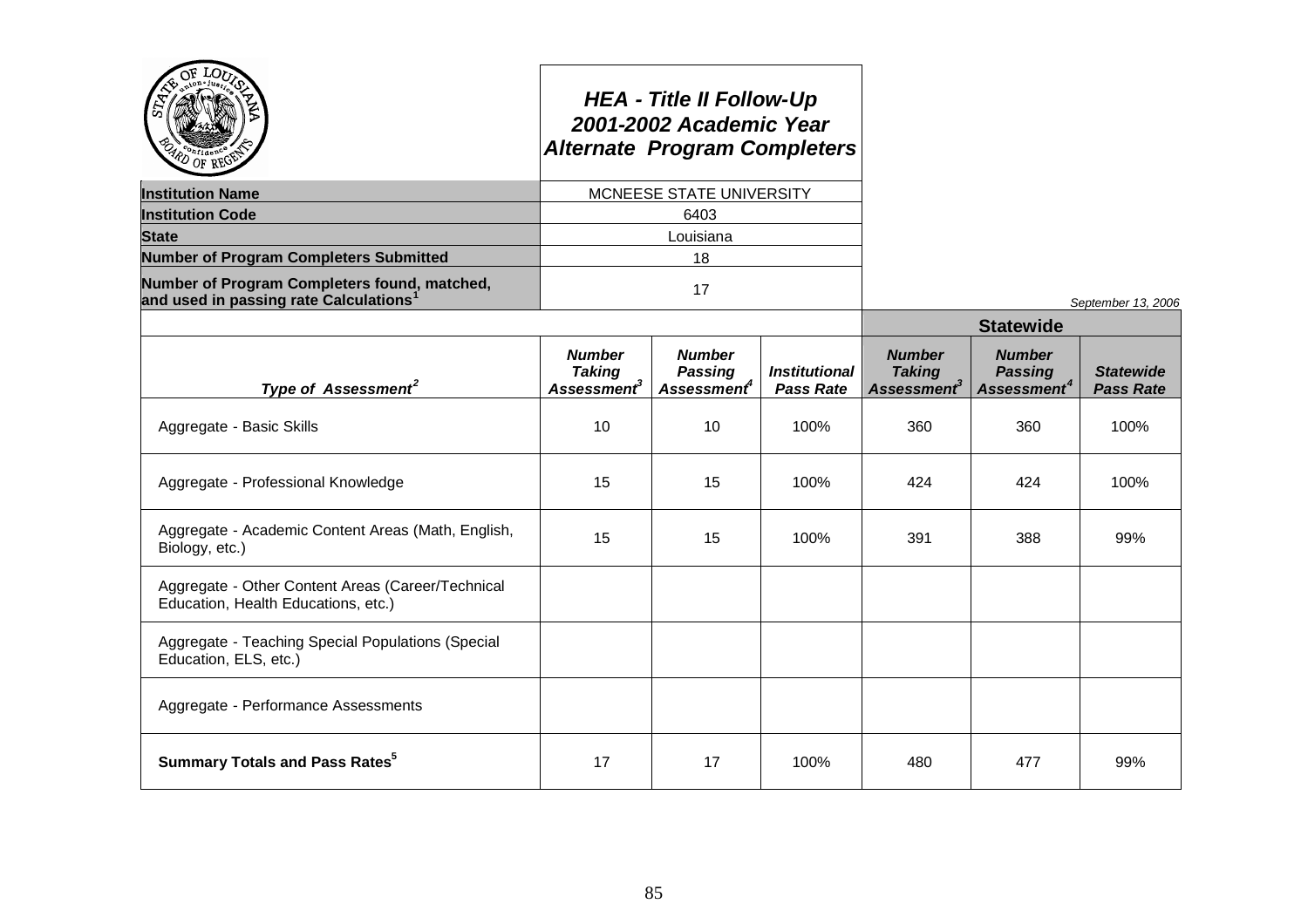# HEA - Title II Follow-Up
## 2001-2002 Academic Year
## Alternate Program Completers

| | |
|---|---|
| **Institution Name** | MCNEESE STATE UNIVERSITY |
| **Institution Code** | 6403 |
| **State** | Louisiana |
| **Number of Program Completers Submitted** | 18 |
| **Number of Program Completers found, matched, and used in passing rate Calculations[1]** | 17 |

*September 13, 2006*

| | | | | **Statewide** | | |
|---|---|---|---|---|---|---|
| ***Type of Assessment[2]*** | ***Number Taking Assessment[3]*** | ***Number Passing Assessment[4]*** | ***Institutional Pass Rate*** | ***Number Taking Assessment[3]*** | ***Number Passing Assessment[4]*** | ***Statewide Pass Rate*** |
| Aggregate - Basic Skills | 10 | 10 | 100% | 360 | 360 | 100% |
| Aggregate - Professional Knowledge | 15 | 15 | 100% | 424 | 424 | 100% |
| Aggregate - Academic Content Areas (Math, English, Biology, etc.) | 15 | 15 | 100% | 391 | 388 | 99% |
| Aggregate - Other Content Areas (Career/Technical Education, Health Educations, etc.) | | | | | | |
| Aggregate - Teaching Special Populations (Special Education, ELS, etc.) | | | | | | |
| Aggregate - Performance Assessments | | | | | | |
| **Summary Totals and Pass Rates[5]** | 17 | 17 | 100% | 480 | 477 | 99% |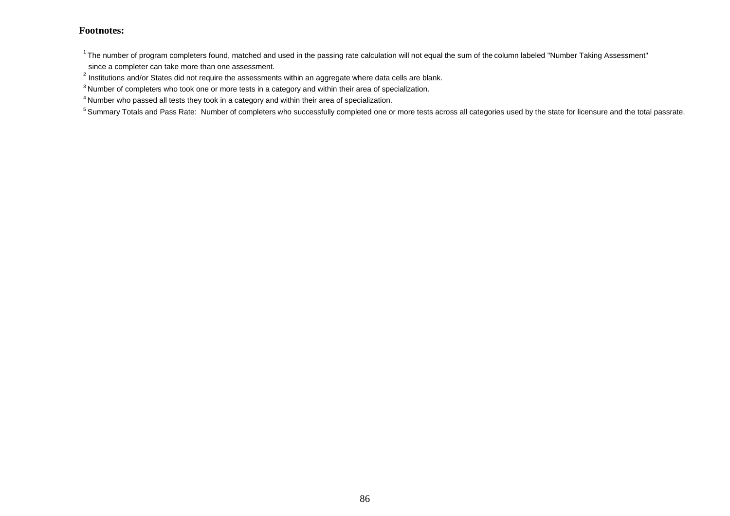**Footnotes:**

[1] The number of program completers found, matched and used in the passing rate calculation will not equal the sum of the column labeled "Number Taking Assessment" since a completer can take more than one assessment.

[2] Institutions and/or States did not require the assessments within an aggregate where data cells are blank.

[3] Number of completers who took one or more tests in a category and within their area of specialization.

[4] Number who passed all tests they took in a category and within their area of specialization.

[5] Summary Totals and Pass Rate: Number of completers who successfully completed one or more tests across all categories used by the state for licensure and the total passrate.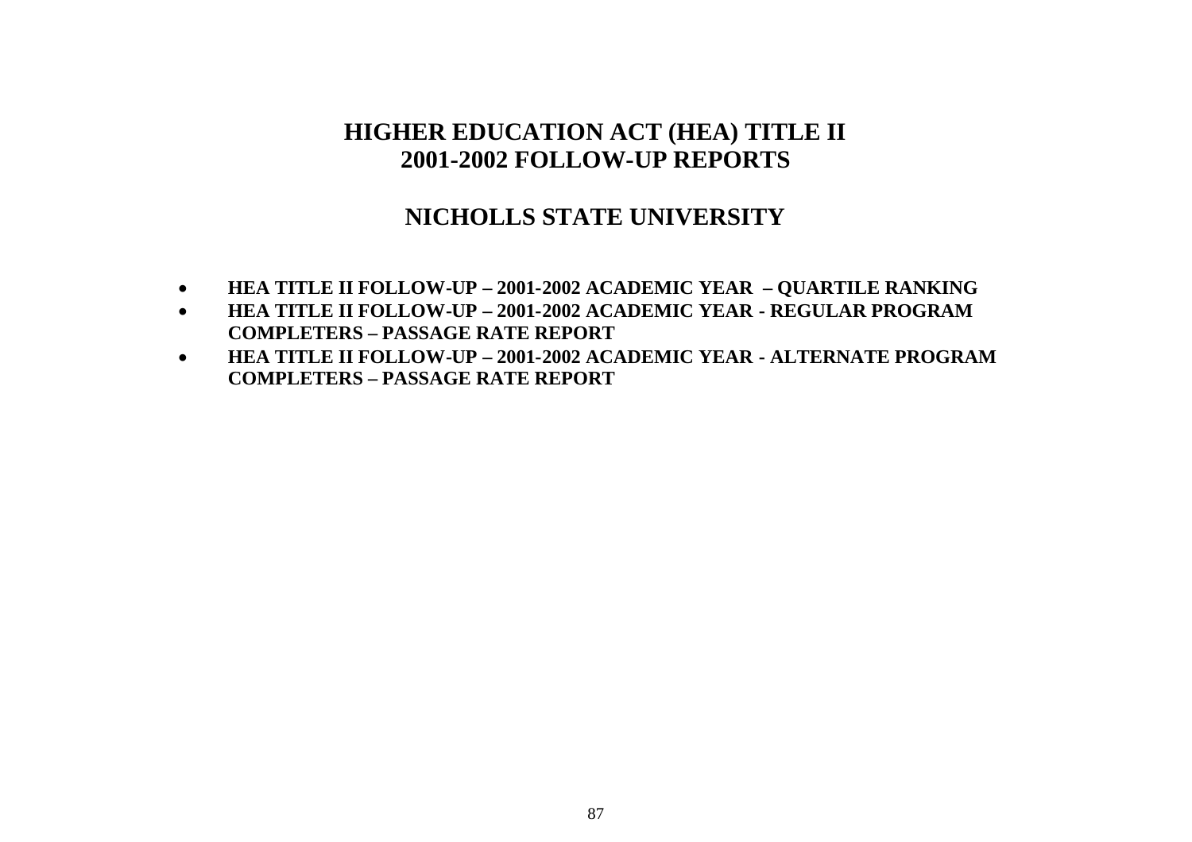# HIGHER EDUCATION ACT (HEA) TITLE II
# 2001-2002 FOLLOW-UP REPORTS

## NICHOLLS STATE UNIVERSITY

- **HEA TITLE II FOLLOW-UP – 2001-2002 ACADEMIC YEAR – QUARTILE RANKING**
- **HEA TITLE II FOLLOW-UP – 2001-2002 ACADEMIC YEAR - REGULAR PROGRAM COMPLETERS – PASSAGE RATE REPORT**
- **HEA TITLE II FOLLOW-UP – 2001-2002 ACADEMIC YEAR - ALTERNATE PROGRAM COMPLETERS – PASSAGE RATE REPORT**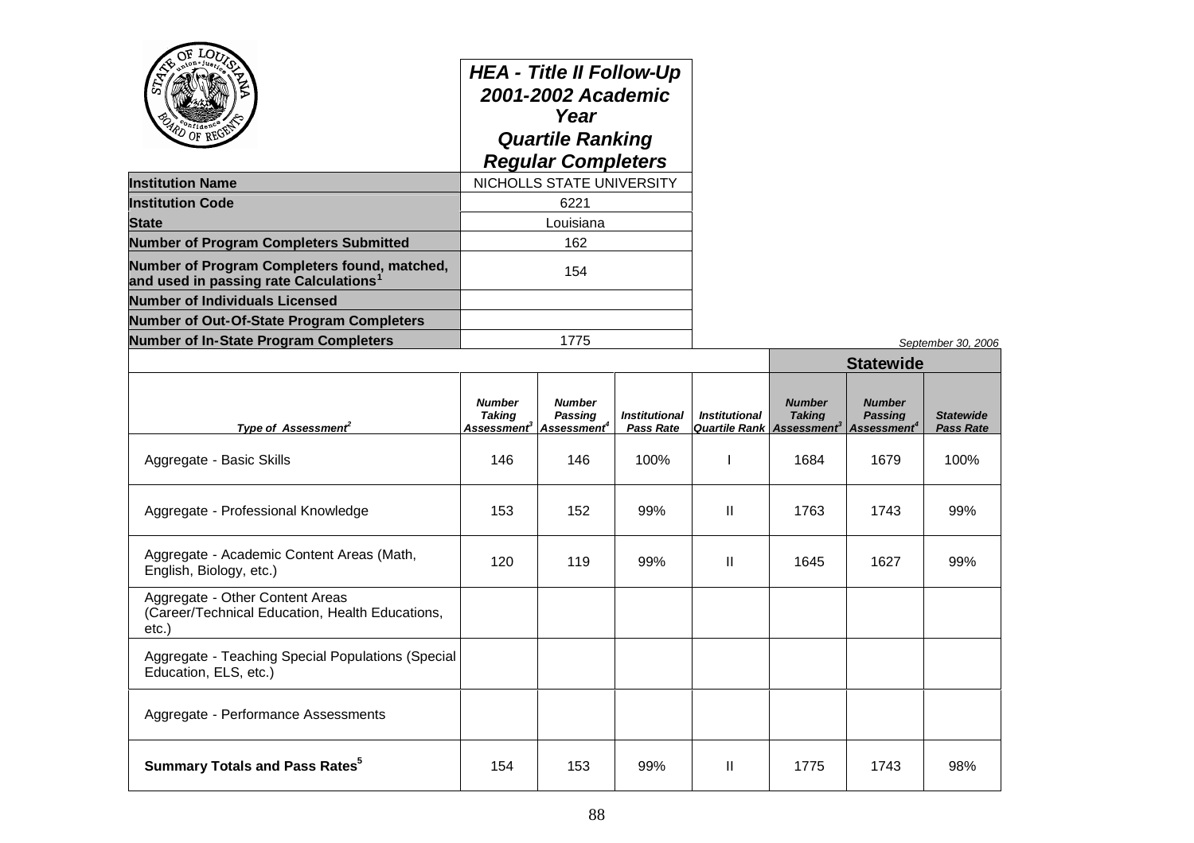## HEA - Title II Follow-Up 2001-2002 Academic Year Quartile Ranking Regular Completers

| | |
|---|---|
| **Institution Name** | NICHOLLS STATE UNIVERSITY |
| **Institution Code** | 6221 |
| **State** | Louisiana |
| **Number of Program Completers Submitted** | 162 |
| **Number of Program Completers found, matched, and used in passing rate Calculations[1]** | 154 |
| **Number of Individuals Licensed** | |
| **Number of Out-Of-State Program Completers** | |
| **Number of In-State Program Completers** | 1775 |

*September 30, 2006*

| | | | | | **Statewide** | | |
|---|---|---|---|---|---|---|---|
| ***Type of Assessment[2]*** | ***Number Taking Assessment[3]*** | ***Number Passing Assessment[4]*** | ***Institutional Pass Rate*** | ***Institutional Quartile Rank*** | ***Number Taking Assessment[3]*** | ***Number Passing Assessment[4]*** | ***Statewide Pass Rate*** |
| Aggregate - Basic Skills | 146 | 146 | 100% | I | 1684 | 1679 | 100% |
| Aggregate - Professional Knowledge | 153 | 152 | 99% | II | 1763 | 1743 | 99% |
| Aggregate - Academic Content Areas (Math, English, Biology, etc.) | 120 | 119 | 99% | II | 1645 | 1627 | 99% |
| Aggregate - Other Content Areas (Career/Technical Education, Health Educations, etc.) | | | | | | | |
| Aggregate - Teaching Special Populations (Special Education, ELS, etc.) | | | | | | | |
| Aggregate - Performance Assessments | | | | | | | |
| **Summary Totals and Pass Rates[5]** | 154 | 153 | 99% | II | 1775 | 1743 | 98% |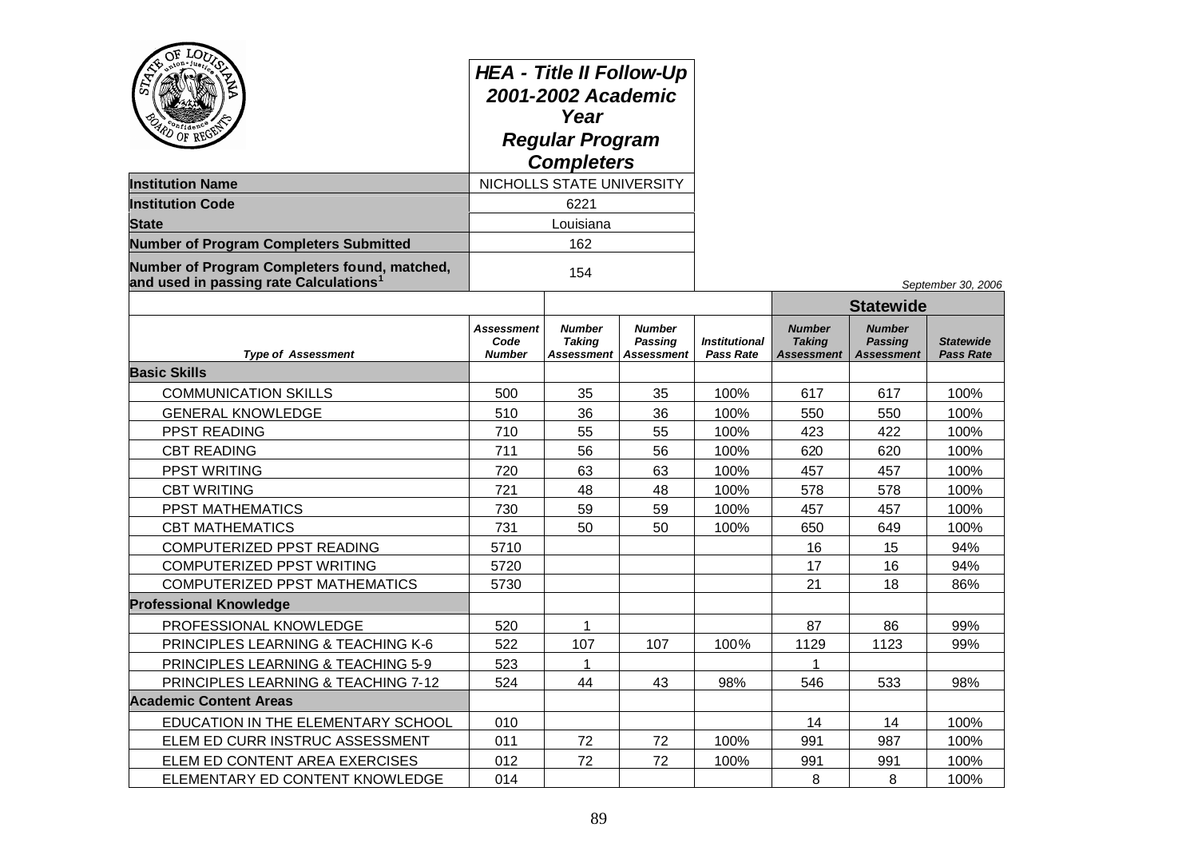# HEA - Title II Follow-Up 2001-2002 Academic Year Regular Program Completers

| | |
|---|---|
| **Institution Name** | NICHOLLS STATE UNIVERSITY |
| **Institution Code** | 6221 |
| **State** | Louisiana |
| **Number of Program Completers Submitted** | 162 |
| **Number of Program Completers found, matched, and used in passing rate Calculations[1]** | 154 |

*September 30, 2006*

| | | | | | Statewide | | |
|---|---|---|---|---|---|---|---|
| ***Type of Assessment*** | ***Assessment Code Number*** | ***Number Taking Assessment*** | ***Number Passing Assessment*** | ***Institutional Pass Rate*** | ***Number Taking Assessment*** | ***Number Passing Assessment*** | ***Statewide Pass Rate*** |
| **Basic Skills** | | | | | | | |
| COMMUNICATION SKILLS | 500 | 35 | 35 | 100% | 617 | 617 | 100% |
| GENERAL KNOWLEDGE | 510 | 36 | 36 | 100% | 550 | 550 | 100% |
| PPST READING | 710 | 55 | 55 | 100% | 423 | 422 | 100% |
| CBT READING | 711 | 56 | 56 | 100% | 620 | 620 | 100% |
| PPST WRITING | 720 | 63 | 63 | 100% | 457 | 457 | 100% |
| CBT WRITING | 721 | 48 | 48 | 100% | 578 | 578 | 100% |
| PPST MATHEMATICS | 730 | 59 | 59 | 100% | 457 | 457 | 100% |
| CBT MATHEMATICS | 731 | 50 | 50 | 100% | 650 | 649 | 100% |
| COMPUTERIZED PPST READING | 5710 | | | | 16 | 15 | 94% |
| COMPUTERIZED PPST WRITING | 5720 | | | | 17 | 16 | 94% |
| COMPUTERIZED PPST MATHEMATICS | 5730 | | | | 21 | 18 | 86% |
| **Professional Knowledge** | | | | | | | |
| PROFESSIONAL KNOWLEDGE | 520 | 1 | | | 87 | 86 | 99% |
| PRINCIPLES LEARNING & TEACHING K-6 | 522 | 107 | 107 | 100% | 1129 | 1123 | 99% |
| PRINCIPLES LEARNING & TEACHING 5-9 | 523 | 1 | | | 1 | | |
| PRINCIPLES LEARNING & TEACHING 7-12 | 524 | 44 | 43 | 98% | 546 | 533 | 98% |
| **Academic Content Areas** | | | | | | | |
| EDUCATION IN THE ELEMENTARY SCHOOL | 010 | | | | 14 | 14 | 100% |
| ELEM ED CURR INSTRUC ASSESSMENT | 011 | 72 | 72 | 100% | 991 | 987 | 100% |
| ELEM ED CONTENT AREA EXERCISES | 012 | 72 | 72 | 100% | 991 | 991 | 100% |
| ELEMENTARY ED CONTENT KNOWLEDGE | 014 | | | | 8 | 8 | 100% |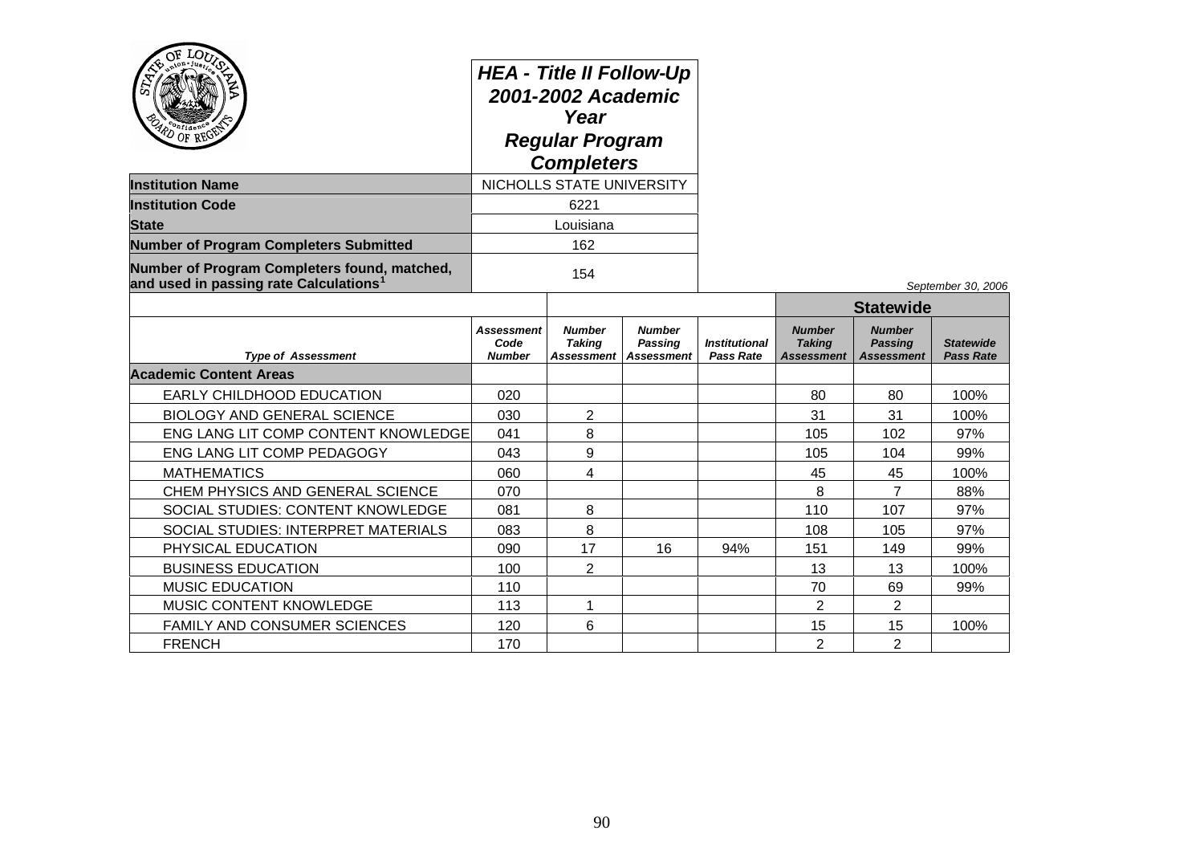# HEA - Title II Follow-Up 2001-2002 Academic Year Regular Program Completers

| | |
|---|---|
| **Institution Name** | NICHOLLS STATE UNIVERSITY |
| **Institution Code** | 6221 |
| **State** | Louisiana |
| **Number of Program Completers Submitted** | 162 |
| **Number of Program Completers found, matched, and used in passing rate Calculations[1]** | 154 |

*September 30, 2006*

| | | | | | Statewide | | |
|---|---|---|---|---|---|---|---|
| *Type of Assessment* | *Assessment Code Number* | *Number Taking Assessment* | *Number Passing Assessment* | *Institutional Pass Rate* | *Number Taking Assessment* | *Number Passing Assessment* | *Statewide Pass Rate* |
| **Academic Content Areas** | | | | | | | |
| EARLY CHILDHOOD EDUCATION | 020 | | | | 80 | 80 | 100% |
| BIOLOGY AND GENERAL SCIENCE | 030 | 2 | | | 31 | 31 | 100% |
| ENG LANG LIT COMP CONTENT KNOWLEDGE | 041 | 8 | | | 105 | 102 | 97% |
| ENG LANG LIT COMP PEDAGOGY | 043 | 9 | | | 105 | 104 | 99% |
| MATHEMATICS | 060 | 4 | | | 45 | 45 | 100% |
| CHEM PHYSICS AND GENERAL SCIENCE | 070 | | | | 8 | 7 | 88% |
| SOCIAL STUDIES: CONTENT KNOWLEDGE | 081 | 8 | | | 110 | 107 | 97% |
| SOCIAL STUDIES: INTERPRET MATERIALS | 083 | 8 | | | 108 | 105 | 97% |
| PHYSICAL EDUCATION | 090 | 17 | 16 | 94% | 151 | 149 | 99% |
| BUSINESS EDUCATION | 100 | 2 | | | 13 | 13 | 100% |
| MUSIC EDUCATION | 110 | | | | 70 | 69 | 99% |
| MUSIC CONTENT KNOWLEDGE | 113 | 1 | | | 2 | 2 | |
| FAMILY AND CONSUMER SCIENCES | 120 | 6 | | | 15 | 15 | 100% |
| FRENCH | 170 | | | | 2 | 2 | |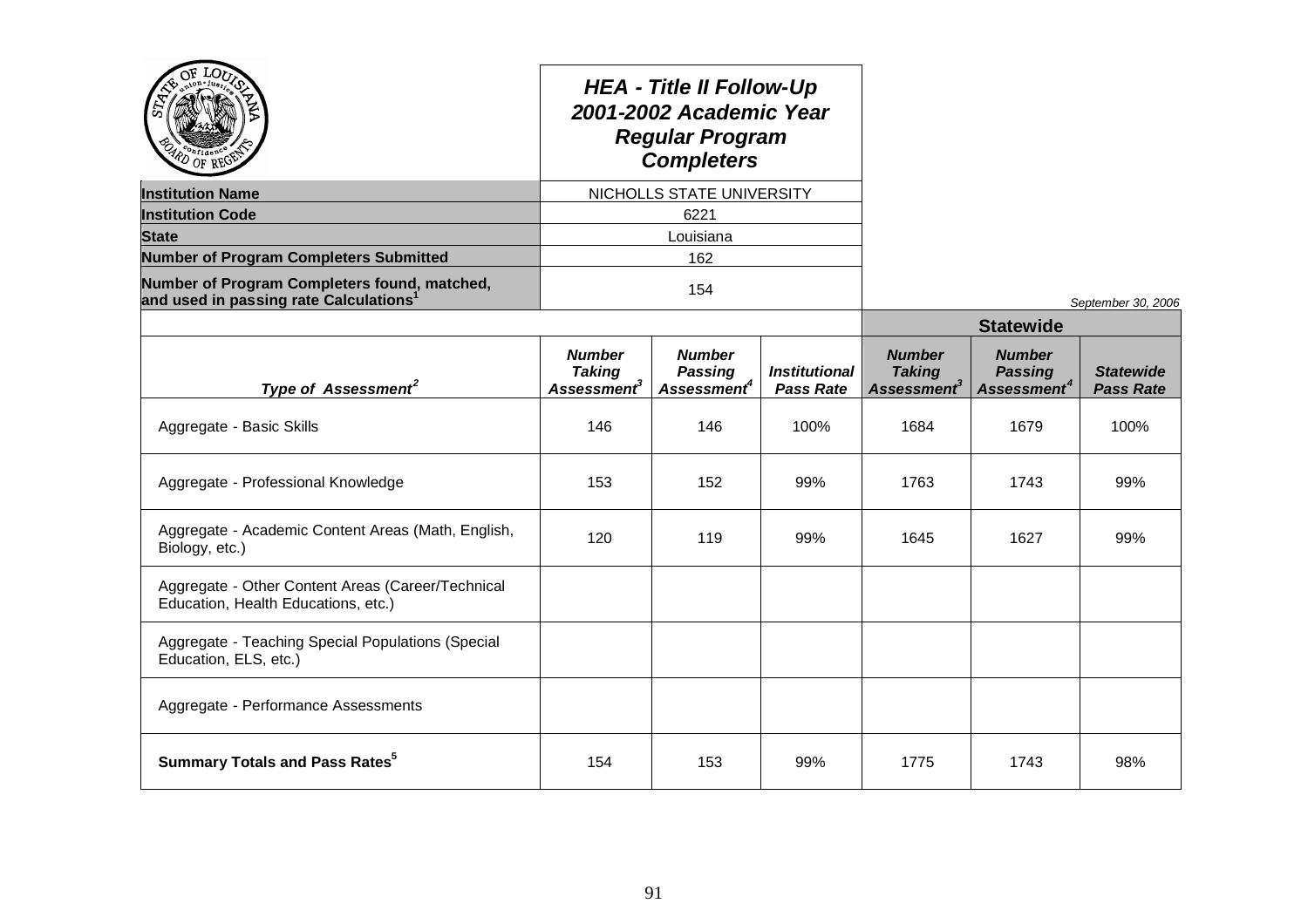## HEA - Title II Follow-Up
## 2001-2002 Academic Year
## Regular Program Completers

| | |
|---|---|
| **Institution Name** | NICHOLLS STATE UNIVERSITY |
| **Institution Code** | 6221 |
| **State** | Louisiana |
| **Number of Program Completers Submitted** | 162 |
| **Number of Program Completers found, matched, and used in passing rate Calculations**[1] | 154 |

*September 30, 2006*

| | | | | **Statewide** | | |
|---|---|---|---|---|---|---|
| ***Type of Assessment***[2] | ***Number Taking Assessment***[3] | ***Number Passing Assessment***[4] | ***Institutional Pass Rate*** | ***Number Taking Assessment***[3] | ***Number Passing Assessment***[4] | ***Statewide Pass Rate*** |
| Aggregate - Basic Skills | 146 | 146 | 100% | 1684 | 1679 | 100% |
| Aggregate - Professional Knowledge | 153 | 152 | 99% | 1763 | 1743 | 99% |
| Aggregate - Academic Content Areas (Math, English, Biology, etc.) | 120 | 119 | 99% | 1645 | 1627 | 99% |
| Aggregate - Other Content Areas (Career/Technical Education, Health Educations, etc.) | | | | | | |
| Aggregate - Teaching Special Populations (Special Education, ELS, etc.) | | | | | | |
| Aggregate - Performance Assessments | | | | | | |
| **Summary Totals and Pass Rates**[5] | 154 | 153 | 99% | 1775 | 1743 | 98% |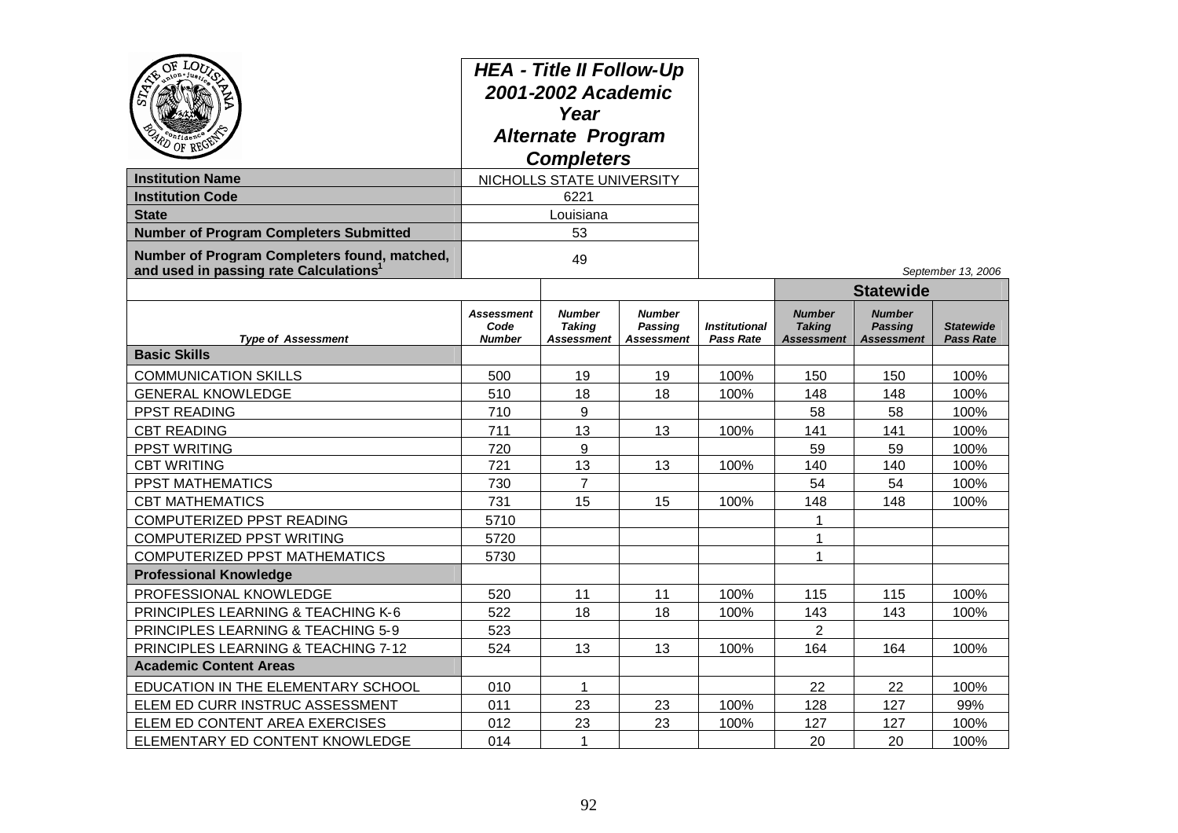# HEA - Title II Follow-Up 2001-2002 Academic Year Alternate Program Completers

| | |
|---|---|
| **Institution Name** | NICHOLLS STATE UNIVERSITY |
| **Institution Code** | 6221 |
| **State** | Louisiana |
| **Number of Program Completers Submitted** | 53 |
| **Number of Program Completers found, matched, and used in passing rate Calculations**[1] | 49 |

*September 13, 2006*

| | | | | | Statewide | | |
|---|---|---|---|---|---|---|---|
| ***Type of Assessment*** | ***Assessment Code Number*** | ***Number Taking Assessment*** | ***Number Passing Assessment*** | ***Institutional Pass Rate*** | ***Number Taking Assessment*** | ***Number Passing Assessment*** | ***Statewide Pass Rate*** |
| **Basic Skills** | | | | | | | |
| COMMUNICATION SKILLS | 500 | 19 | 19 | 100% | 150 | 150 | 100% |
| GENERAL KNOWLEDGE | 510 | 18 | 18 | 100% | 148 | 148 | 100% |
| PPST READING | 710 | 9 | | | 58 | 58 | 100% |
| CBT READING | 711 | 13 | 13 | 100% | 141 | 141 | 100% |
| PPST WRITING | 720 | 9 | | | 59 | 59 | 100% |
| CBT WRITING | 721 | 13 | 13 | 100% | 140 | 140 | 100% |
| PPST MATHEMATICS | 730 | 7 | | | 54 | 54 | 100% |
| CBT MATHEMATICS | 731 | 15 | 15 | 100% | 148 | 148 | 100% |
| COMPUTERIZED PPST READING | 5710 | | | | 1 | | |
| COMPUTERIZED PPST WRITING | 5720 | | | | 1 | | |
| COMPUTERIZED PPST MATHEMATICS | 5730 | | | | 1 | | |
| **Professional Knowledge** | | | | | | | |
| PROFESSIONAL KNOWLEDGE | 520 | 11 | 11 | 100% | 115 | 115 | 100% |
| PRINCIPLES LEARNING & TEACHING K-6 | 522 | 18 | 18 | 100% | 143 | 143 | 100% |
| PRINCIPLES LEARNING & TEACHING 5-9 | 523 | | | | 2 | | |
| PRINCIPLES LEARNING & TEACHING 7-12 | 524 | 13 | 13 | 100% | 164 | 164 | 100% |
| **Academic Content Areas** | | | | | | | |
| EDUCATION IN THE ELEMENTARY SCHOOL | 010 | 1 | | | 22 | 22 | 100% |
| ELEM ED CURR INSTRUC ASSESSMENT | 011 | 23 | 23 | 100% | 128 | 127 | 99% |
| ELEM ED CONTENT AREA EXERCISES | 012 | 23 | 23 | 100% | 127 | 127 | 100% |
| ELEMENTARY ED CONTENT KNOWLEDGE | 014 | 1 | | | 20 | 20 | 100% |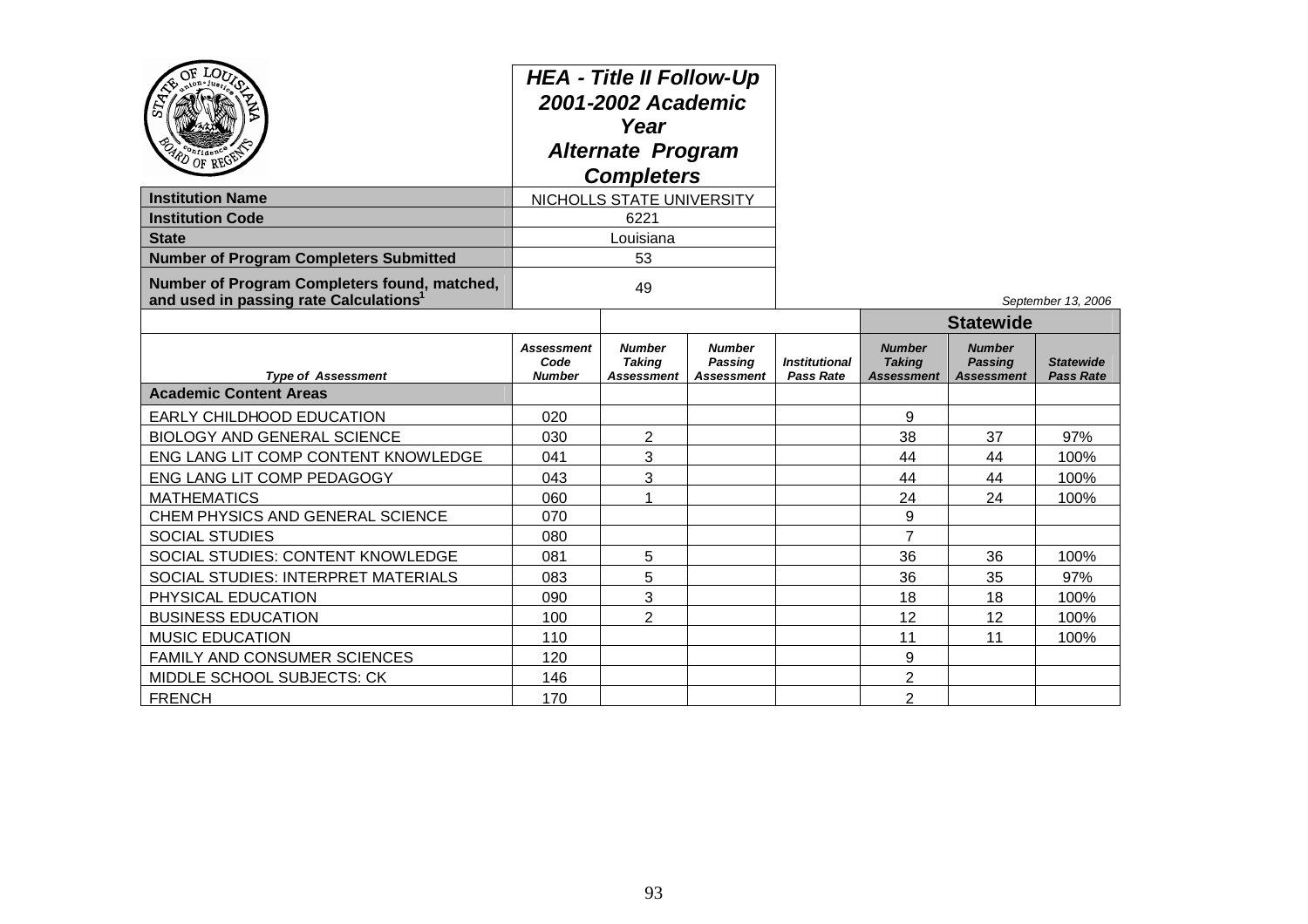**HEA - Title II Follow-Up 2001-2002 Academic Year Alternate Program Completers**

| | |
|---|---|
| **Institution Name** | NICHOLLS STATE UNIVERSITY |
| **Institution Code** | 6221 |
| **State** | Louisiana |
| **Number of Program Completers Submitted** | 53 |
| **Number of Program Completers found, matched, and used in passing rate Calculations[1]** | 49 |

*September 13, 2006*

| | | | | | Statewide | | |
|---|---|---|---|---|---|---|---|
| *Type of Assessment* | *Assessment Code Number* | *Number Taking Assessment* | *Number Passing Assessment* | *Institutional Pass Rate* | *Number Taking Assessment* | *Number Passing Assessment* | *Statewide Pass Rate* |
| **Academic Content Areas** | | | | | | | |
| EARLY CHILDHOOD EDUCATION | 020 | | | | 9 | | |
| BIOLOGY AND GENERAL SCIENCE | 030 | 2 | | | 38 | 37 | 97% |
| ENG LANG LIT COMP CONTENT KNOWLEDGE | 041 | 3 | | | 44 | 44 | 100% |
| ENG LANG LIT COMP PEDAGOGY | 043 | 3 | | | 44 | 44 | 100% |
| MATHEMATICS | 060 | 1 | | | 24 | 24 | 100% |
| CHEM PHYSICS AND GENERAL SCIENCE | 070 | | | | 9 | | |
| SOCIAL STUDIES | 080 | | | | 7 | | |
| SOCIAL STUDIES: CONTENT KNOWLEDGE | 081 | 5 | | | 36 | 36 | 100% |
| SOCIAL STUDIES: INTERPRET MATERIALS | 083 | 5 | | | 36 | 35 | 97% |
| PHYSICAL EDUCATION | 090 | 3 | | | 18 | 18 | 100% |
| BUSINESS EDUCATION | 100 | 2 | | | 12 | 12 | 100% |
| MUSIC EDUCATION | 110 | | | | 11 | 11 | 100% |
| FAMILY AND CONSUMER SCIENCES | 120 | | | | 9 | | |
| MIDDLE SCHOOL SUBJECTS: CK | 146 | | | | 2 | | |
| FRENCH | 170 | | | | 2 | | |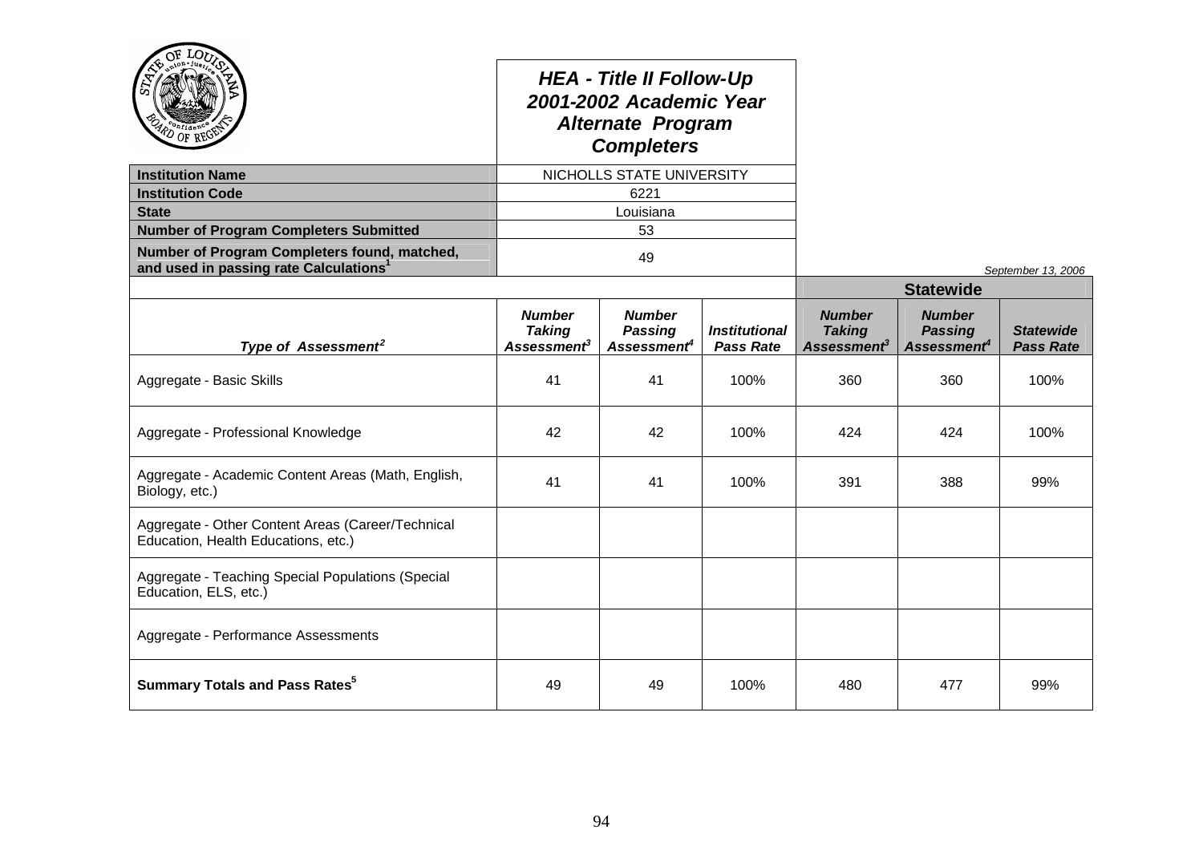# HEA - Title II Follow-Up 2001-2002 Academic Year Alternate Program Completers

| | |
|---|---|
| **Institution Name** | NICHOLLS STATE UNIVERSITY |
| **Institution Code** | 6221 |
| **State** | Louisiana |
| **Number of Program Completers Submitted** | 53 |
| **Number of Program Completers found, matched, and used in passing rate Calculations**[1] | 49 |

*September 13, 2006*

| | | | | Statewide | | |
|---|---|---|---|---|---|---|
| ***Type of Assessment***[2] | ***Number Taking Assessment***[3] | ***Number Passing Assessment***[4] | ***Institutional Pass Rate*** | ***Number Taking Assessment***[3] | ***Number Passing Assessment***[4] | ***Statewide Pass Rate*** |
| Aggregate - Basic Skills | 41 | 41 | 100% | 360 | 360 | 100% |
| Aggregate - Professional Knowledge | 42 | 42 | 100% | 424 | 424 | 100% |
| Aggregate - Academic Content Areas (Math, English, Biology, etc.) | 41 | 41 | 100% | 391 | 388 | 99% |
| Aggregate - Other Content Areas (Career/Technical Education, Health Educations, etc.) | | | | | | |
| Aggregate - Teaching Special Populations (Special Education, ELS, etc.) | | | | | | |
| Aggregate - Performance Assessments | | | | | | |
| **Summary Totals and Pass Rates**[5] | 49 | 49 | 100% | 480 | 477 | 99% |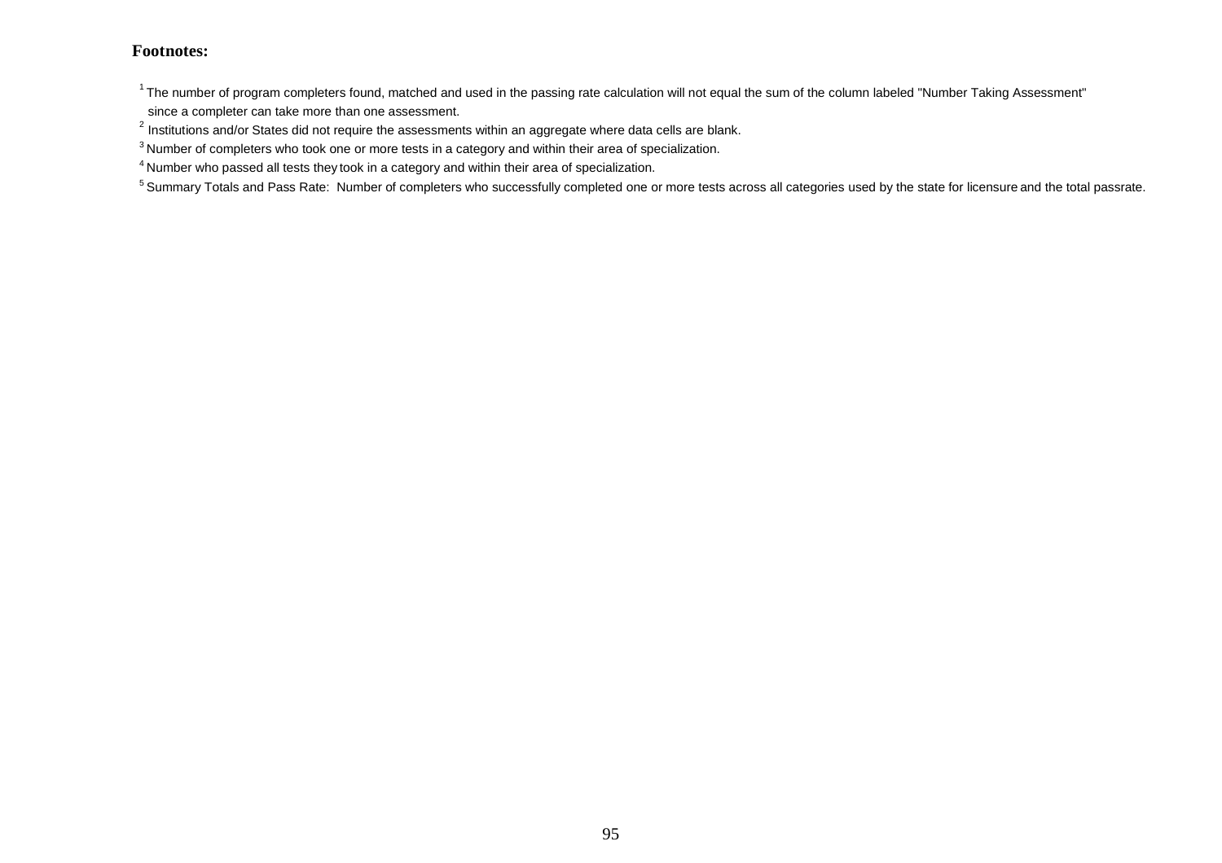**Footnotes:**

[1] The number of program completers found, matched and used in the passing rate calculation will not equal the sum of the column labeled "Number Taking Assessment" since a completer can take more than one assessment.

[2] Institutions and/or States did not require the assessments within an aggregate where data cells are blank.

[3] Number of completers who took one or more tests in a category and within their area of specialization.

[4] Number who passed all tests they took in a category and within their area of specialization.

[5] Summary Totals and Pass Rate: Number of completers who successfully completed one or more tests across all categories used by the state for licensure and the total passrate.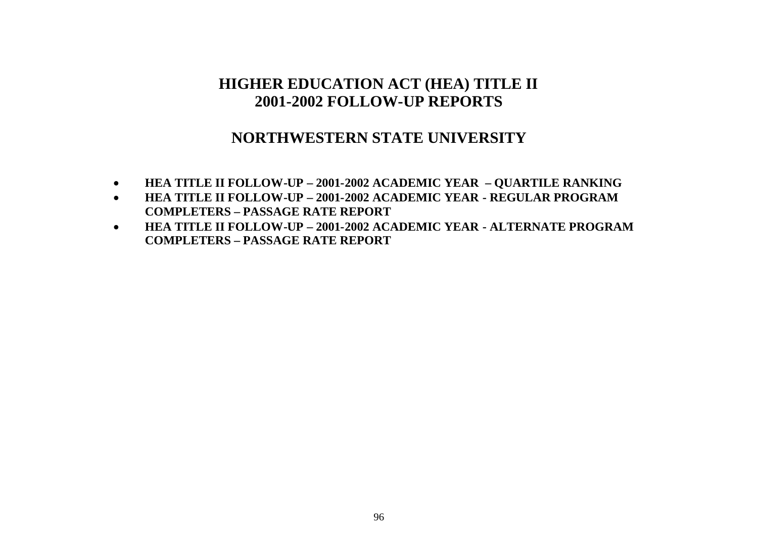# HIGHER EDUCATION ACT (HEA) TITLE II
# 2001-2002 FOLLOW-UP REPORTS

## NORTHWESTERN STATE UNIVERSITY

- **HEA TITLE II FOLLOW-UP – 2001-2002 ACADEMIC YEAR – QUARTILE RANKING**
- **HEA TITLE II FOLLOW-UP – 2001-2002 ACADEMIC YEAR - REGULAR PROGRAM COMPLETERS – PASSAGE RATE REPORT**
- **HEA TITLE II FOLLOW-UP – 2001-2002 ACADEMIC YEAR - ALTERNATE PROGRAM COMPLETERS – PASSAGE RATE REPORT**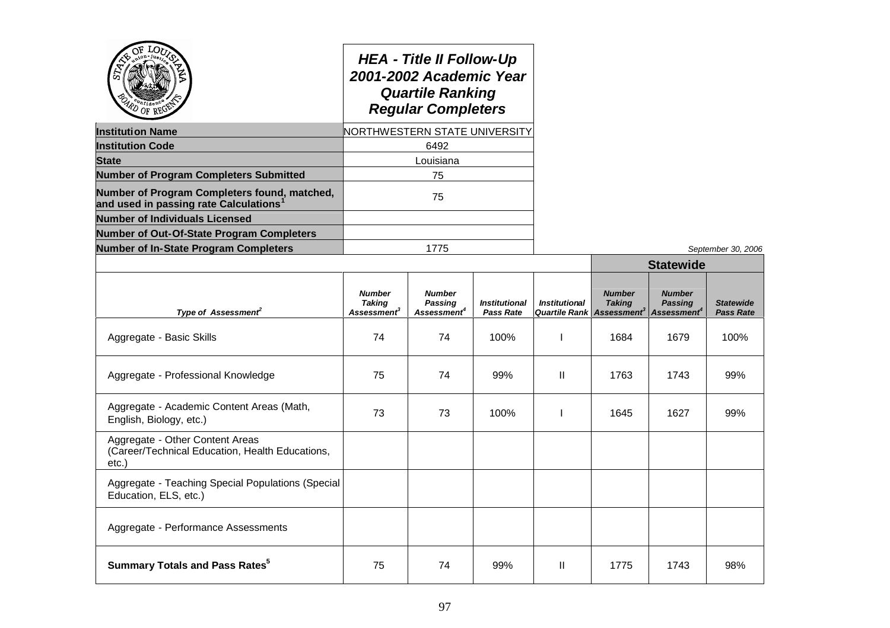# HEA - Title II Follow-Up
# 2001-2002 Academic Year
# Quartile Ranking
# Regular Completers

| | |
|---|---|
| **Institution Name** | NORTHWESTERN STATE UNIVERSITY |
| **Institution Code** | 6492 |
| **State** | Louisiana |
| **Number of Program Completers Submitted** | 75 |
| **Number of Program Completers found, matched, and used in passing rate Calculations[1]** | 75 |
| **Number of Individuals Licensed** | |
| **Number of Out-Of-State Program Completers** | |
| **Number of In-State Program Completers** | 1775 |

*September 30, 2006*

| | | | | | **Statewide** | | |
|---|---|---|---|---|---|---|---|
| ***Type of Assessment[2]*** | ***Number Taking Assessment[3]*** | ***Number Passing Assessment[4]*** | ***Institutional Pass Rate*** | ***Institutional Quartile Rank*** | ***Number Taking Assessment[3]*** | ***Number Passing Assessment[4]*** | ***Statewide Pass Rate*** |
| Aggregate - Basic Skills | 74 | 74 | 100% | I | 1684 | 1679 | 100% |
| Aggregate - Professional Knowledge | 75 | 74 | 99% | II | 1763 | 1743 | 99% |
| Aggregate - Academic Content Areas (Math, English, Biology, etc.) | 73 | 73 | 100% | I | 1645 | 1627 | 99% |
| Aggregate - Other Content Areas (Career/Technical Education, Health Educations, etc.) | | | | | | | |
| Aggregate - Teaching Special Populations (Special Education, ELS, etc.) | | | | | | | |
| Aggregate - Performance Assessments | | | | | | | |
| **Summary Totals and Pass Rates[5]** | 75 | 74 | 99% | II | 1775 | 1743 | 98% |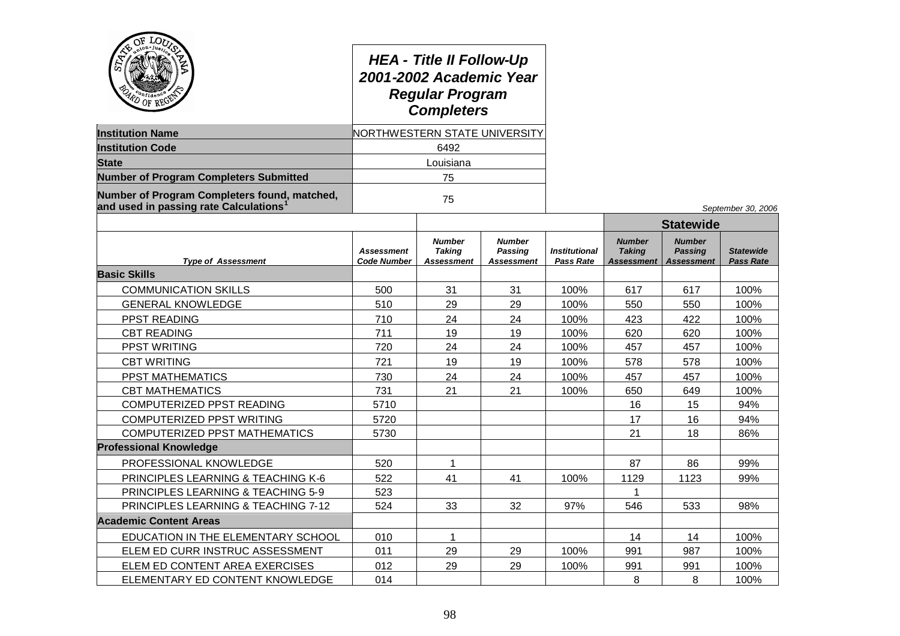# HEA - Title II Follow-Up
# 2001-2002 Academic Year
# Regular Program Completers

| | |
|---|---|
| **Institution Name** | NORTHWESTERN STATE UNIVERSITY |
| **Institution Code** | 6492 |
| **State** | Louisiana |
| **Number of Program Completers Submitted** | 75 |
| **Number of Program Completers found, matched, and used in passing rate Calculations[1]** | 75 |

*September 30, 2006*

| | | | | | Statewide | | |
|---|---|---|---|---|---|---|---|
| *Type of Assessment* | *Assessment Code Number* | *Number Taking Assessment* | *Number Passing Assessment* | *Institutional Pass Rate* | *Number Taking Assessment* | *Number Passing Assessment* | *Statewide Pass Rate* |
| **Basic Skills** | | | | | | | |
| COMMUNICATION SKILLS | 500 | 31 | 31 | 100% | 617 | 617 | 100% |
| GENERAL KNOWLEDGE | 510 | 29 | 29 | 100% | 550 | 550 | 100% |
| PPST READING | 710 | 24 | 24 | 100% | 423 | 422 | 100% |
| CBT READING | 711 | 19 | 19 | 100% | 620 | 620 | 100% |
| PPST WRITING | 720 | 24 | 24 | 100% | 457 | 457 | 100% |
| CBT WRITING | 721 | 19 | 19 | 100% | 578 | 578 | 100% |
| PPST MATHEMATICS | 730 | 24 | 24 | 100% | 457 | 457 | 100% |
| CBT MATHEMATICS | 731 | 21 | 21 | 100% | 650 | 649 | 100% |
| COMPUTERIZED PPST READING | 5710 | | | | 16 | 15 | 94% |
| COMPUTERIZED PPST WRITING | 5720 | | | | 17 | 16 | 94% |
| COMPUTERIZED PPST MATHEMATICS | 5730 | | | | 21 | 18 | 86% |
| **Professional Knowledge** | | | | | | | |
| PROFESSIONAL KNOWLEDGE | 520 | 1 | | | 87 | 86 | 99% |
| PRINCIPLES LEARNING & TEACHING K-6 | 522 | 41 | 41 | 100% | 1129 | 1123 | 99% |
| PRINCIPLES LEARNING & TEACHING 5-9 | 523 | | | | 1 | | |
| PRINCIPLES LEARNING & TEACHING 7-12 | 524 | 33 | 32 | 97% | 546 | 533 | 98% |
| **Academic Content Areas** | | | | | | | |
| EDUCATION IN THE ELEMENTARY SCHOOL | 010 | 1 | | | 14 | 14 | 100% |
| ELEM ED CURR INSTRUC ASSESSMENT | 011 | 29 | 29 | 100% | 991 | 987 | 100% |
| ELEM ED CONTENT AREA EXERCISES | 012 | 29 | 29 | 100% | 991 | 991 | 100% |
| ELEMENTARY ED CONTENT KNOWLEDGE | 014 | | | | 8 | 8 | 100% |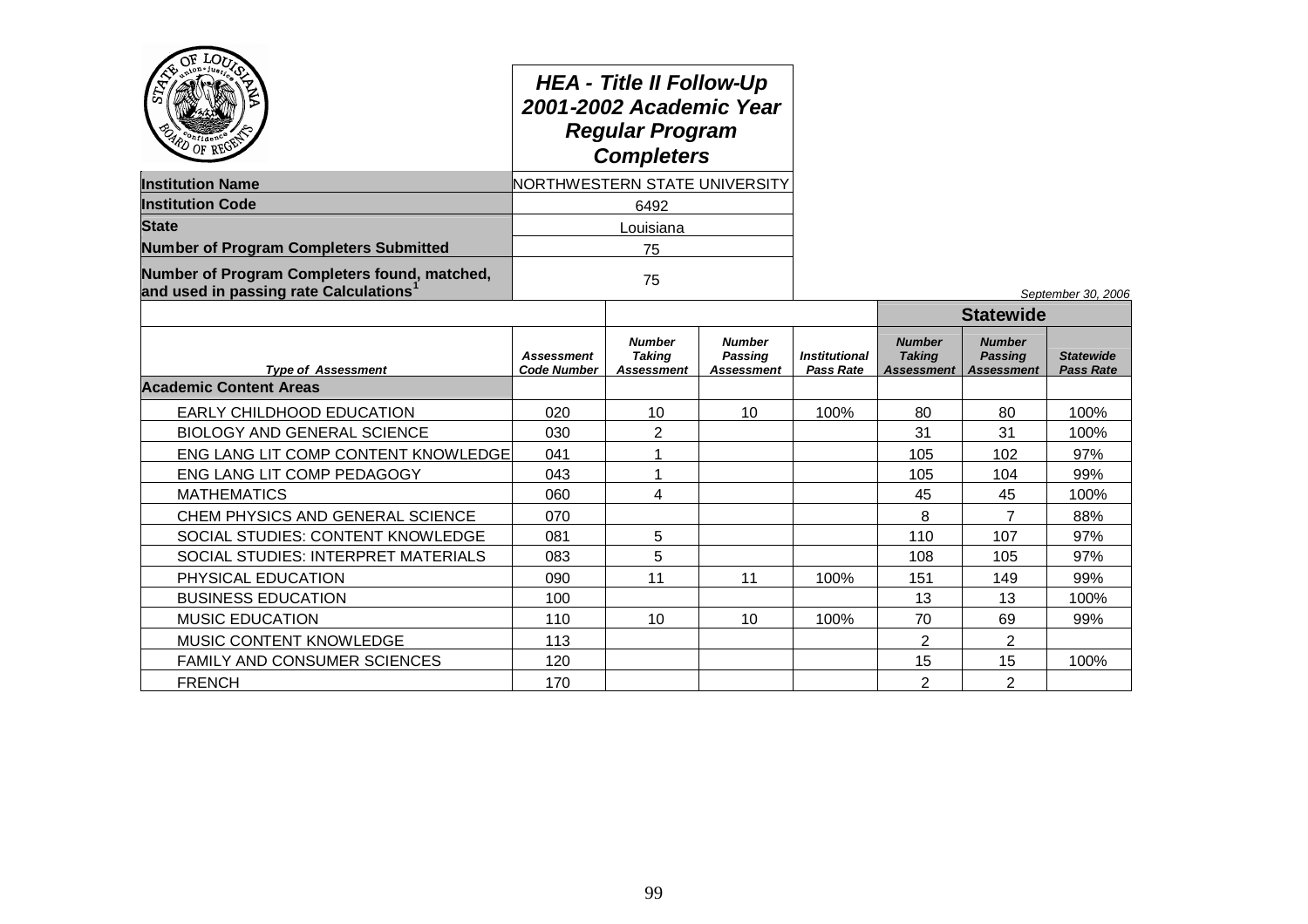## HEA - Title II Follow-Up
## 2001-2002 Academic Year
## Regular Program Completers

| | |
|---|---|
| **Institution Name** | NORTHWESTERN STATE UNIVERSITY |
| **Institution Code** | 6492 |
| **State** | Louisiana |
| **Number of Program Completers Submitted** | 75 |
| **Number of Program Completers found, matched, and used in passing rate Calculations**[1] | 75 |

*September 30, 2006*

| | | | | | Statewide | | |
|---|---|---|---|---|---|---|---|
| *Type of Assessment* | *Assessment Code Number* | *Number Taking Assessment* | *Number Passing Assessment* | *Institutional Pass Rate* | *Number Taking Assessment* | *Number Passing Assessment* | *Statewide Pass Rate* |
| **Academic Content Areas** | | | | | | | |
| EARLY CHILDHOOD EDUCATION | 020 | 10 | 10 | 100% | 80 | 80 | 100% |
| BIOLOGY AND GENERAL SCIENCE | 030 | 2 | | | 31 | 31 | 100% |
| ENG LANG LIT COMP CONTENT KNOWLEDGE | 041 | 1 | | | 105 | 102 | 97% |
| ENG LANG LIT COMP PEDAGOGY | 043 | 1 | | | 105 | 104 | 99% |
| MATHEMATICS | 060 | 4 | | | 45 | 45 | 100% |
| CHEM PHYSICS AND GENERAL SCIENCE | 070 | | | | 8 | 7 | 88% |
| SOCIAL STUDIES: CONTENT KNOWLEDGE | 081 | 5 | | | 110 | 107 | 97% |
| SOCIAL STUDIES: INTERPRET MATERIALS | 083 | 5 | | | 108 | 105 | 97% |
| PHYSICAL EDUCATION | 090 | 11 | 11 | 100% | 151 | 149 | 99% |
| BUSINESS EDUCATION | 100 | | | | 13 | 13 | 100% |
| MUSIC EDUCATION | 110 | 10 | 10 | 100% | 70 | 69 | 99% |
| MUSIC CONTENT KNOWLEDGE | 113 | | | | 2 | 2 | |
| FAMILY AND CONSUMER SCIENCES | 120 | | | | 15 | 15 | 100% |
| FRENCH | 170 | | | | 2 | 2 | |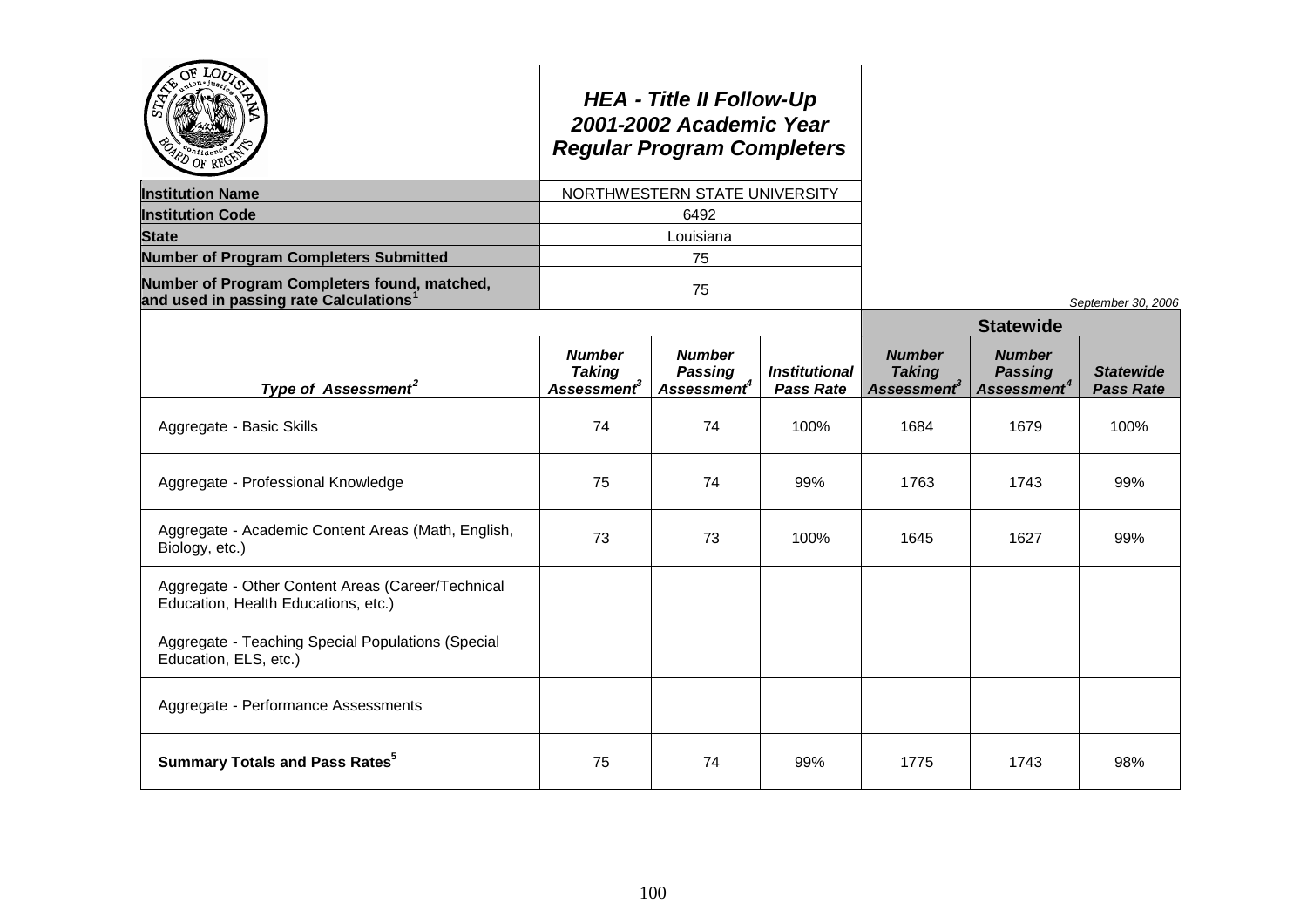# HEA - Title II Follow-Up
## 2001-2002 Academic Year
## Regular Program Completers

| | |
|---|---|
| **Institution Name** | NORTHWESTERN STATE UNIVERSITY |
| **Institution Code** | 6492 |
| **State** | Louisiana |
| **Number of Program Completers Submitted** | 75 |
| **Number of Program Completers found, matched, and used in passing rate Calculations[1]** | 75 |

*September 30, 2006*

| | | | | Statewide | | |
|---|---|---|---|---|---|---|
| ***Type of Assessment[2]*** | ***Number Taking Assessment[3]*** | ***Number Passing Assessment[4]*** | ***Institutional Pass Rate*** | ***Number Taking Assessment[3]*** | ***Number Passing Assessment[4]*** | ***Statewide Pass Rate*** |
| Aggregate - Basic Skills | 74 | 74 | 100% | 1684 | 1679 | 100% |
| Aggregate - Professional Knowledge | 75 | 74 | 99% | 1763 | 1743 | 99% |
| Aggregate - Academic Content Areas (Math, English, Biology, etc.) | 73 | 73 | 100% | 1645 | 1627 | 99% |
| Aggregate - Other Content Areas (Career/Technical Education, Health Educations, etc.) | | | | | | |
| Aggregate - Teaching Special Populations (Special Education, ELS, etc.) | | | | | | |
| Aggregate - Performance Assessments | | | | | | |
| **Summary Totals and Pass Rates[5]** | 75 | 74 | 99% | 1775 | 1743 | 98% |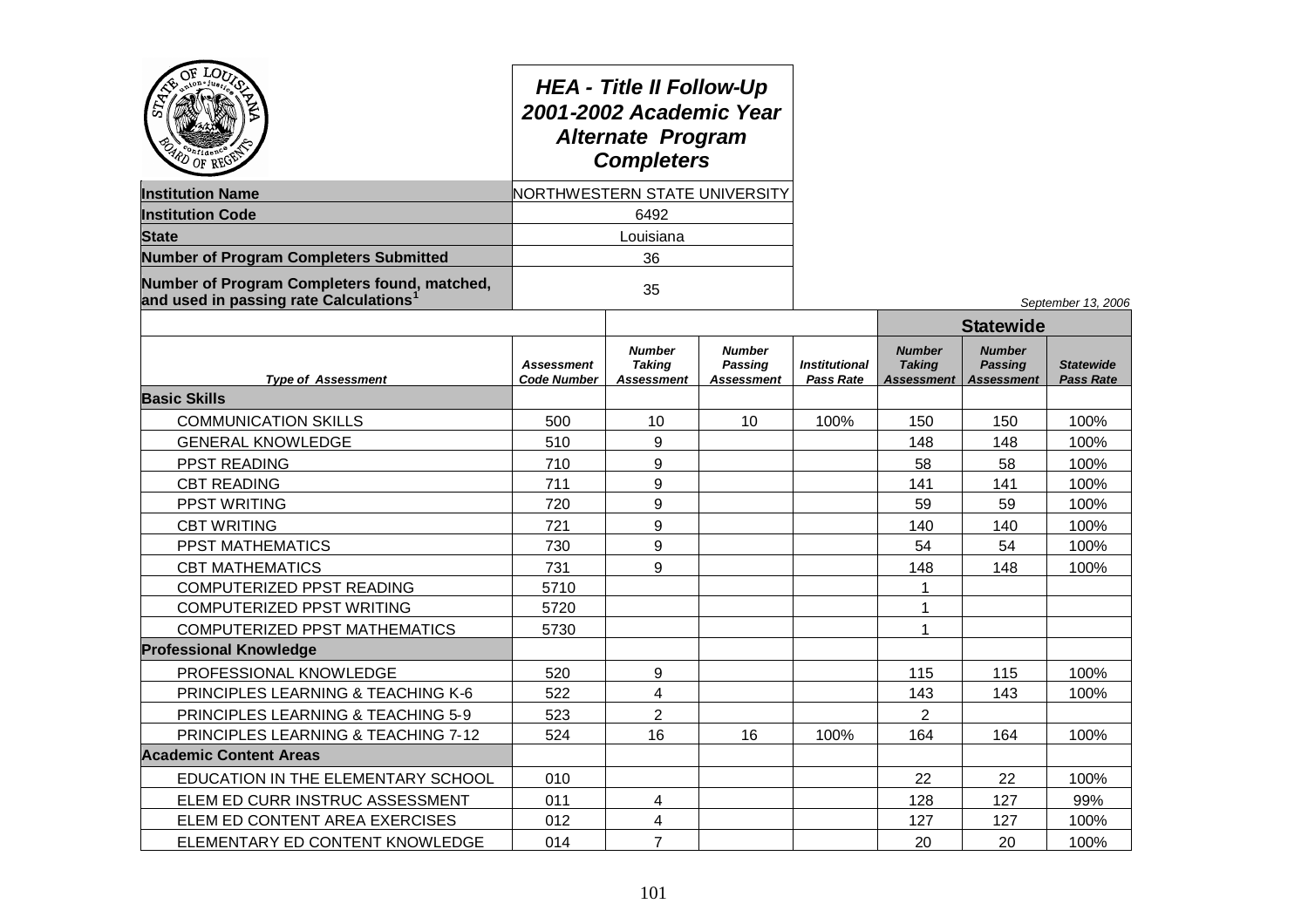# HEA - Title II Follow-Up 2001-2002 Academic Year Alternate Program Completers

| | |
|---|---|
| **Institution Name** | NORTHWESTERN STATE UNIVERSITY |
| **Institution Code** | 6492 |
| **State** | Louisiana |
| **Number of Program Completers Submitted** | 36 |
| **Number of Program Completers found, matched, and used in passing rate Calculations**[1] | 35 |

*September 13, 2006*

| | | | | | Statewide | | |
|---|---|---|---|---|---|---|---|
| ***Type of Assessment*** | ***Assessment Code Number*** | ***Number Taking Assessment*** | ***Number Passing Assessment*** | ***Institutional Pass Rate*** | ***Number Taking Assessment*** | ***Number Passing Assessment*** | ***Statewide Pass Rate*** |
| **Basic Skills** | | | | | | | |
| COMMUNICATION SKILLS | 500 | 10 | 10 | 100% | 150 | 150 | 100% |
| GENERAL KNOWLEDGE | 510 | 9 | | | 148 | 148 | 100% |
| PPST READING | 710 | 9 | | | 58 | 58 | 100% |
| CBT READING | 711 | 9 | | | 141 | 141 | 100% |
| PPST WRITING | 720 | 9 | | | 59 | 59 | 100% |
| CBT WRITING | 721 | 9 | | | 140 | 140 | 100% |
| PPST MATHEMATICS | 730 | 9 | | | 54 | 54 | 100% |
| CBT MATHEMATICS | 731 | 9 | | | 148 | 148 | 100% |
| COMPUTERIZED PPST READING | 5710 | | | | 1 | | |
| COMPUTERIZED PPST WRITING | 5720 | | | | 1 | | |
| COMPUTERIZED PPST MATHEMATICS | 5730 | | | | 1 | | |
| **Professional Knowledge** | | | | | | | |
| PROFESSIONAL KNOWLEDGE | 520 | 9 | | | 115 | 115 | 100% |
| PRINCIPLES LEARNING & TEACHING K-6 | 522 | 4 | | | 143 | 143 | 100% |
| PRINCIPLES LEARNING & TEACHING 5-9 | 523 | 2 | | | 2 | | |
| PRINCIPLES LEARNING & TEACHING 7-12 | 524 | 16 | 16 | 100% | 164 | 164 | 100% |
| **Academic Content Areas** | | | | | | | |
| EDUCATION IN THE ELEMENTARY SCHOOL | 010 | | | | 22 | 22 | 100% |
| ELEM ED CURR INSTRUC ASSESSMENT | 011 | 4 | | | 128 | 127 | 99% |
| ELEM ED CONTENT AREA EXERCISES | 012 | 4 | | | 127 | 127 | 100% |
| ELEMENTARY ED CONTENT KNOWLEDGE | 014 | 7 | | | 20 | 20 | 100% |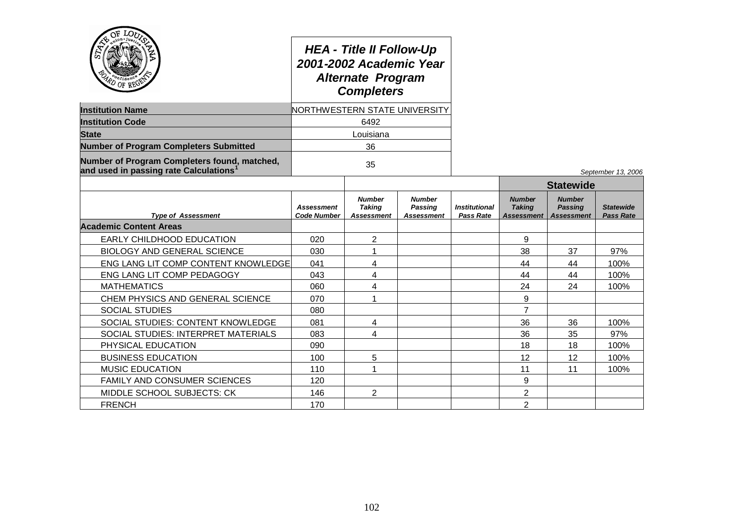# HEA - Title II Follow-Up
# 2001-2002 Academic Year
# Alternate Program Completers

| | |
|---|---|
| **Institution Name** | NORTHWESTERN STATE UNIVERSITY |
| **Institution Code** | 6492 |
| **State** | Louisiana |
| **Number of Program Completers Submitted** | 36 |
| **Number of Program Completers found, matched, and used in passing rate Calculations**[1] | 35 |

*September 13, 2006*

| | | | | | Statewide | | |
|---|---|---|---|---|---|---|---|
| *Type of Assessment* | *Assessment Code Number* | *Number Taking Assessment* | *Number Passing Assessment* | *Institutional Pass Rate* | *Number Taking Assessment* | *Number Passing Assessment* | *Statewide Pass Rate* |
| **Academic Content Areas** | | | | | | | |
| EARLY CHILDHOOD EDUCATION | 020 | 2 | | | 9 | | |
| BIOLOGY AND GENERAL SCIENCE | 030 | 1 | | | 38 | 37 | 97% |
| ENG LANG LIT COMP CONTENT KNOWLEDGE | 041 | 4 | | | 44 | 44 | 100% |
| ENG LANG LIT COMP PEDAGOGY | 043 | 4 | | | 44 | 44 | 100% |
| MATHEMATICS | 060 | 4 | | | 24 | 24 | 100% |
| CHEM PHYSICS AND GENERAL SCIENCE | 070 | 1 | | | 9 | | |
| SOCIAL STUDIES | 080 | | | | 7 | | |
| SOCIAL STUDIES: CONTENT KNOWLEDGE | 081 | 4 | | | 36 | 36 | 100% |
| SOCIAL STUDIES: INTERPRET MATERIALS | 083 | 4 | | | 36 | 35 | 97% |
| PHYSICAL EDUCATION | 090 | | | | 18 | 18 | 100% |
| BUSINESS EDUCATION | 100 | 5 | | | 12 | 12 | 100% |
| MUSIC EDUCATION | 110 | 1 | | | 11 | 11 | 100% |
| FAMILY AND CONSUMER SCIENCES | 120 | | | | 9 | | |
| MIDDLE SCHOOL SUBJECTS: CK | 146 | 2 | | | 2 | | |
| FRENCH | 170 | | | | 2 | | |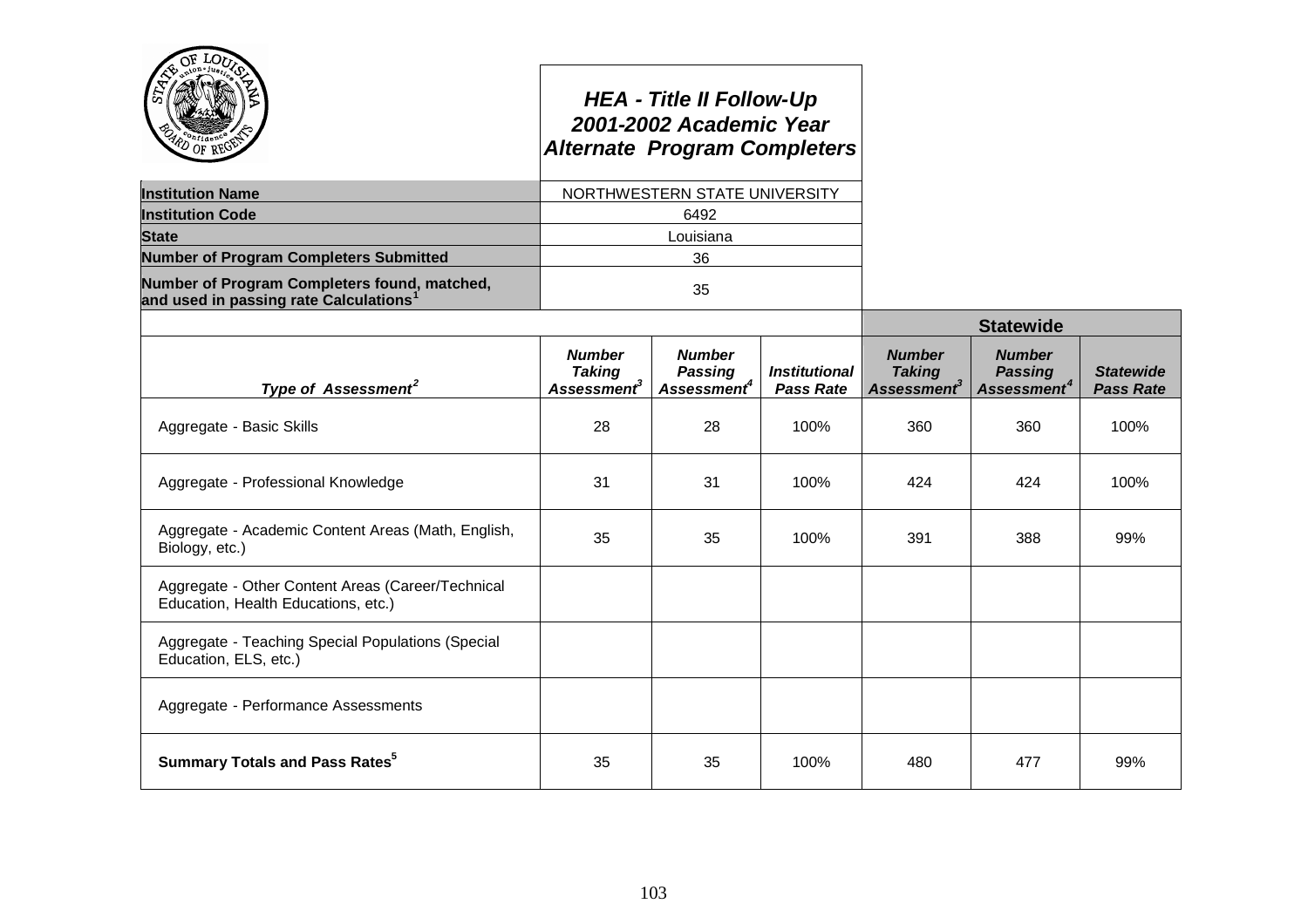# HEA - Title II Follow-Up
## 2001-2002 Academic Year
## Alternate Program Completers

| | |
|---|---|
| **Institution Name** | NORTHWESTERN STATE UNIVERSITY |
| **Institution Code** | 6492 |
| **State** | Louisiana |
| **Number of Program Completers Submitted** | 36 |
| **Number of Program Completers found, matched, and used in passing rate Calculations**[1] | 35 |

| | | | | Statewide | | |
|---|---|---|---|---|---|---|
| ***Type of Assessment***[2] | ***Number Taking Assessment***[3] | ***Number Passing Assessment***[4] | ***Institutional Pass Rate*** | ***Number Taking Assessment***[3] | ***Number Passing Assessment***[4] | ***Statewide Pass Rate*** |
| Aggregate - Basic Skills | 28 | 28 | 100% | 360 | 360 | 100% |
| Aggregate - Professional Knowledge | 31 | 31 | 100% | 424 | 424 | 100% |
| Aggregate - Academic Content Areas (Math, English, Biology, etc.) | 35 | 35 | 100% | 391 | 388 | 99% |
| Aggregate - Other Content Areas (Career/Technical Education, Health Educations, etc.) | | | | | | |
| Aggregate - Teaching Special Populations (Special Education, ELS, etc.) | | | | | | |
| Aggregate - Performance Assessments | | | | | | |
| **Summary Totals and Pass Rates**[5] | 35 | 35 | 100% | 480 | 477 | 99% |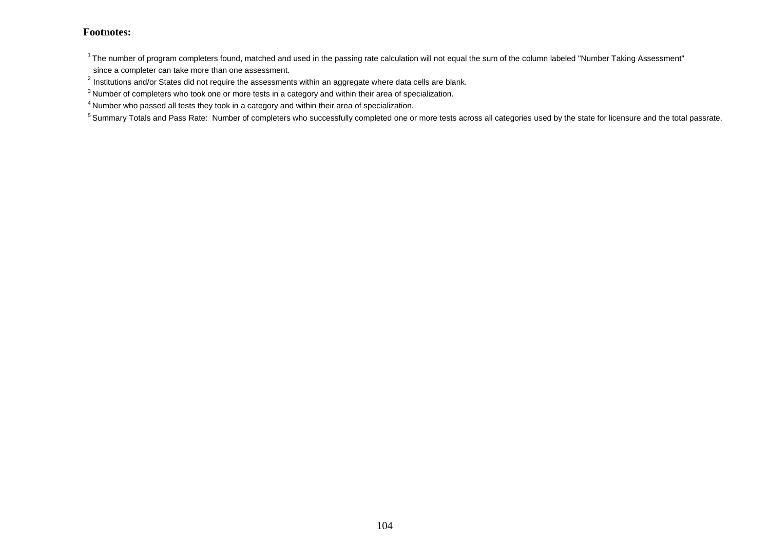**Footnotes:**

[1] The number of program completers found, matched and used in the passing rate calculation will not equal the sum of the column labeled "Number Taking Assessment" since a completer can take more than one assessment.

[2] Institutions and/or States did not require the assessments within an aggregate where data cells are blank.

[3] Number of completers who took one or more tests in a category and within their area of specialization.

[4] Number who passed all tests they took in a category and within their area of specialization.

[5] Summary Totals and Pass Rate: Number of completers who successfully completed one or more tests across all categories used by the state for licensure and the total passrate.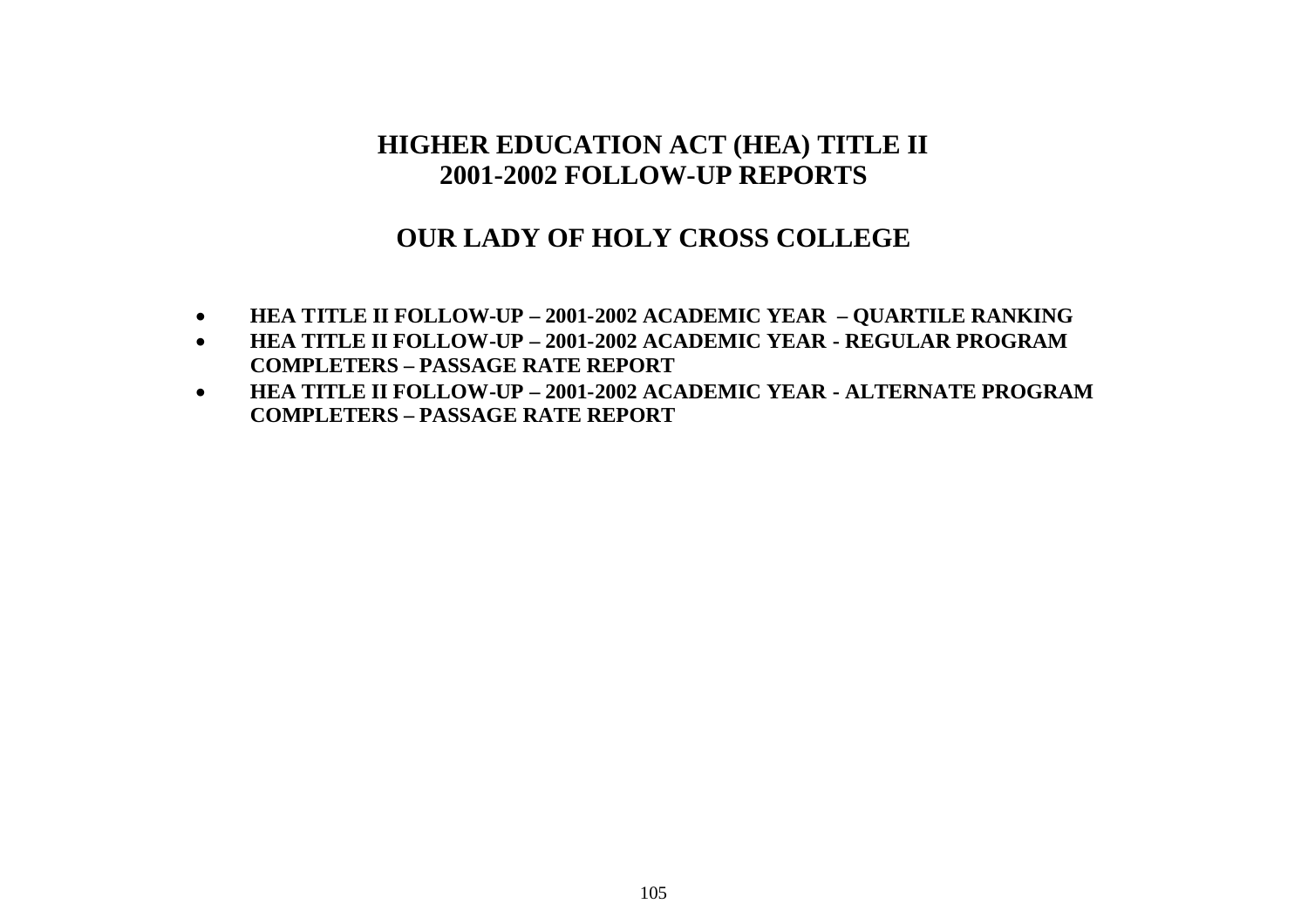# HIGHER EDUCATION ACT (HEA) TITLE II
# 2001-2002 FOLLOW-UP REPORTS

## OUR LADY OF HOLY CROSS COLLEGE

- **HEA TITLE II FOLLOW-UP – 2001-2002 ACADEMIC YEAR – QUARTILE RANKING**
- **HEA TITLE II FOLLOW-UP – 2001-2002 ACADEMIC YEAR - REGULAR PROGRAM COMPLETERS – PASSAGE RATE REPORT**
- **HEA TITLE II FOLLOW-UP – 2001-2002 ACADEMIC YEAR - ALTERNATE PROGRAM COMPLETERS – PASSAGE RATE REPORT**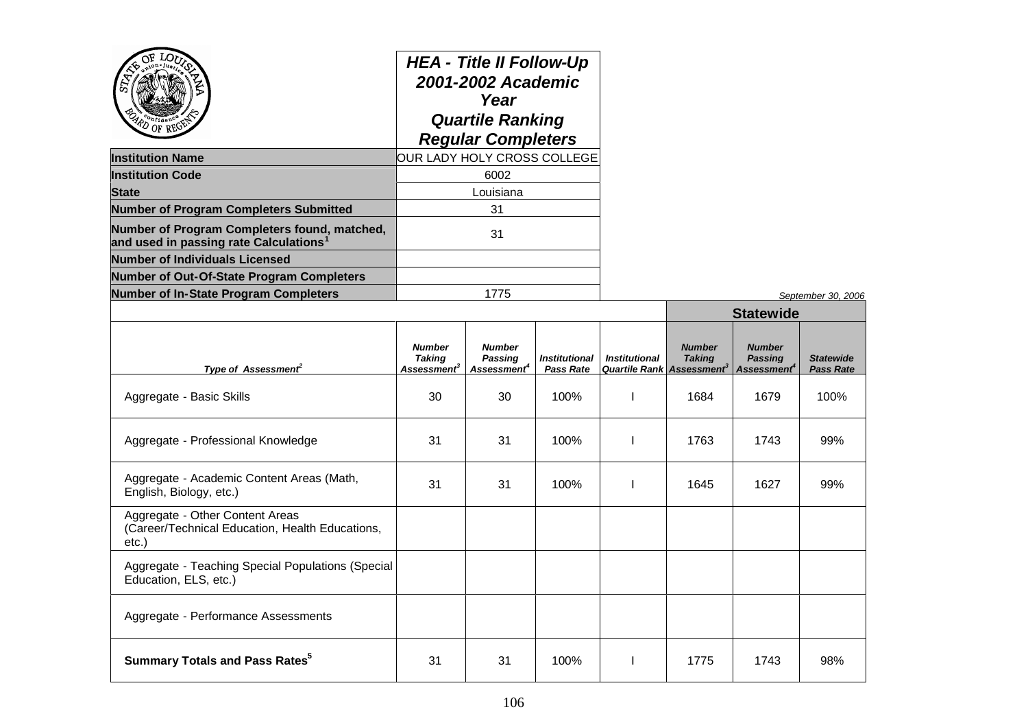# HEA - Title II Follow-Up 2001-2002 Academic Year Quartile Ranking Regular Completers

| | |
|---|---|
| **Institution Name** | OUR LADY HOLY CROSS COLLEGE |
| **Institution Code** | 6002 |
| **State** | Louisiana |
| **Number of Program Completers Submitted** | 31 |
| **Number of Program Completers found, matched, and used in passing rate Calculations[1]** | 31 |
| **Number of Individuals Licensed** | |
| **Number of Out-Of-State Program Completers** | |
| **Number of In-State Program Completers** | 1775 |

*September 30, 2006*

| | | | | | Statewide | | |
|---|---|---|---|---|---|---|---|
| *Type of Assessment[2]* | *Number Taking Assessment[3]* | *Number Passing Assessment[4]* | *Institutional Pass Rate* | *Institutional Quartile Rank* | *Number Taking Assessment[3]* | *Number Passing Assessment[4]* | *Statewide Pass Rate* |
| Aggregate - Basic Skills | 30 | 30 | 100% | I | 1684 | 1679 | 100% |
| Aggregate - Professional Knowledge | 31 | 31 | 100% | I | 1763 | 1743 | 99% |
| Aggregate - Academic Content Areas (Math, English, Biology, etc.) | 31 | 31 | 100% | I | 1645 | 1627 | 99% |
| Aggregate - Other Content Areas (Career/Technical Education, Health Educations, etc.) | | | | | | | |
| Aggregate - Teaching Special Populations (Special Education, ELS, etc.) | | | | | | | |
| Aggregate - Performance Assessments | | | | | | | |
| **Summary Totals and Pass Rates[5]** | 31 | 31 | 100% | I | 1775 | 1743 | 98% |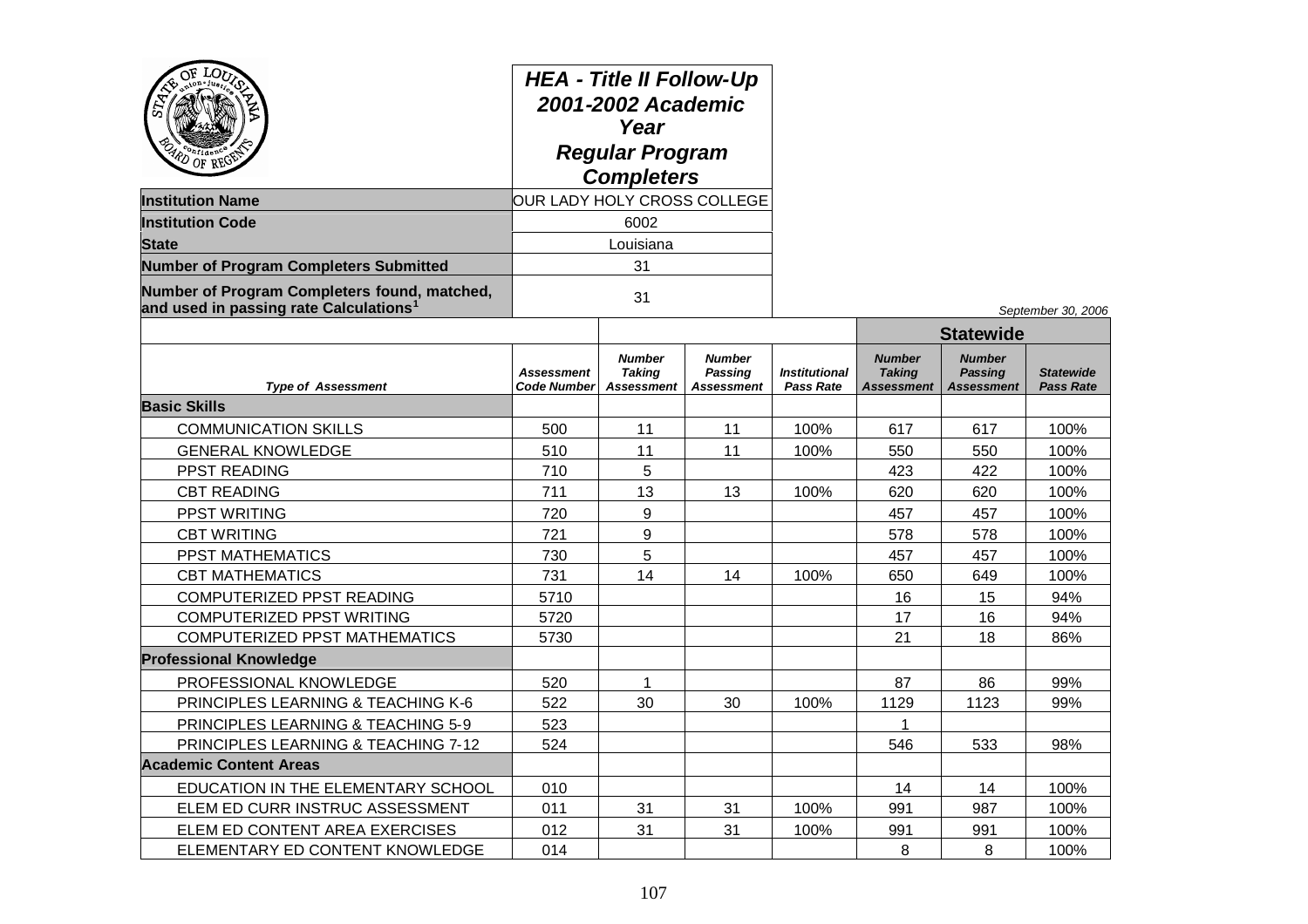**HEA - Title II Follow-Up**
**2001-2002 Academic Year**
**Regular Program Completers**

| | |
|---|---|
| **Institution Name** | OUR LADY HOLY CROSS COLLEGE |
| **Institution Code** | 6002 |
| **State** | Louisiana |
| **Number of Program Completers Submitted** | 31 |
| **Number of Program Completers found, matched, and used in passing rate Calculations[1]** | 31 |

*September 30, 2006*

| Type of Assessment | Assessment Code Number | Number Taking Assessment | Number Passing Assessment | Institutional Pass Rate | Statewide Number Taking Assessment | Statewide Number Passing Assessment | Statewide Pass Rate |
|---|---|---|---|---|---|---|---|
| **Basic Skills** | | | | | | | |
| COMMUNICATION SKILLS | 500 | 11 | 11 | 100% | 617 | 617 | 100% |
| GENERAL KNOWLEDGE | 510 | 11 | 11 | 100% | 550 | 550 | 100% |
| PPST READING | 710 | 5 | | | 423 | 422 | 100% |
| CBT READING | 711 | 13 | 13 | 100% | 620 | 620 | 100% |
| PPST WRITING | 720 | 9 | | | 457 | 457 | 100% |
| CBT WRITING | 721 | 9 | | | 578 | 578 | 100% |
| PPST MATHEMATICS | 730 | 5 | | | 457 | 457 | 100% |
| CBT MATHEMATICS | 731 | 14 | 14 | 100% | 650 | 649 | 100% |
| COMPUTERIZED PPST READING | 5710 | | | | 16 | 15 | 94% |
| COMPUTERIZED PPST WRITING | 5720 | | | | 17 | 16 | 94% |
| COMPUTERIZED PPST MATHEMATICS | 5730 | | | | 21 | 18 | 86% |
| **Professional Knowledge** | | | | | | | |
| PROFESSIONAL KNOWLEDGE | 520 | 1 | | | 87 | 86 | 99% |
| PRINCIPLES LEARNING & TEACHING K-6 | 522 | 30 | 30 | 100% | 1129 | 1123 | 99% |
| PRINCIPLES LEARNING & TEACHING 5-9 | 523 | | | | 1 | | |
| PRINCIPLES LEARNING & TEACHING 7-12 | 524 | | | | 546 | 533 | 98% |
| **Academic Content Areas** | | | | | | | |
| EDUCATION IN THE ELEMENTARY SCHOOL | 010 | | | | 14 | 14 | 100% |
| ELEM ED CURR INSTRUC ASSESSMENT | 011 | 31 | 31 | 100% | 991 | 987 | 100% |
| ELEM ED CONTENT AREA EXERCISES | 012 | 31 | 31 | 100% | 991 | 991 | 100% |
| ELEMENTARY ED CONTENT KNOWLEDGE | 014 | | | | 8 | 8 | 100% |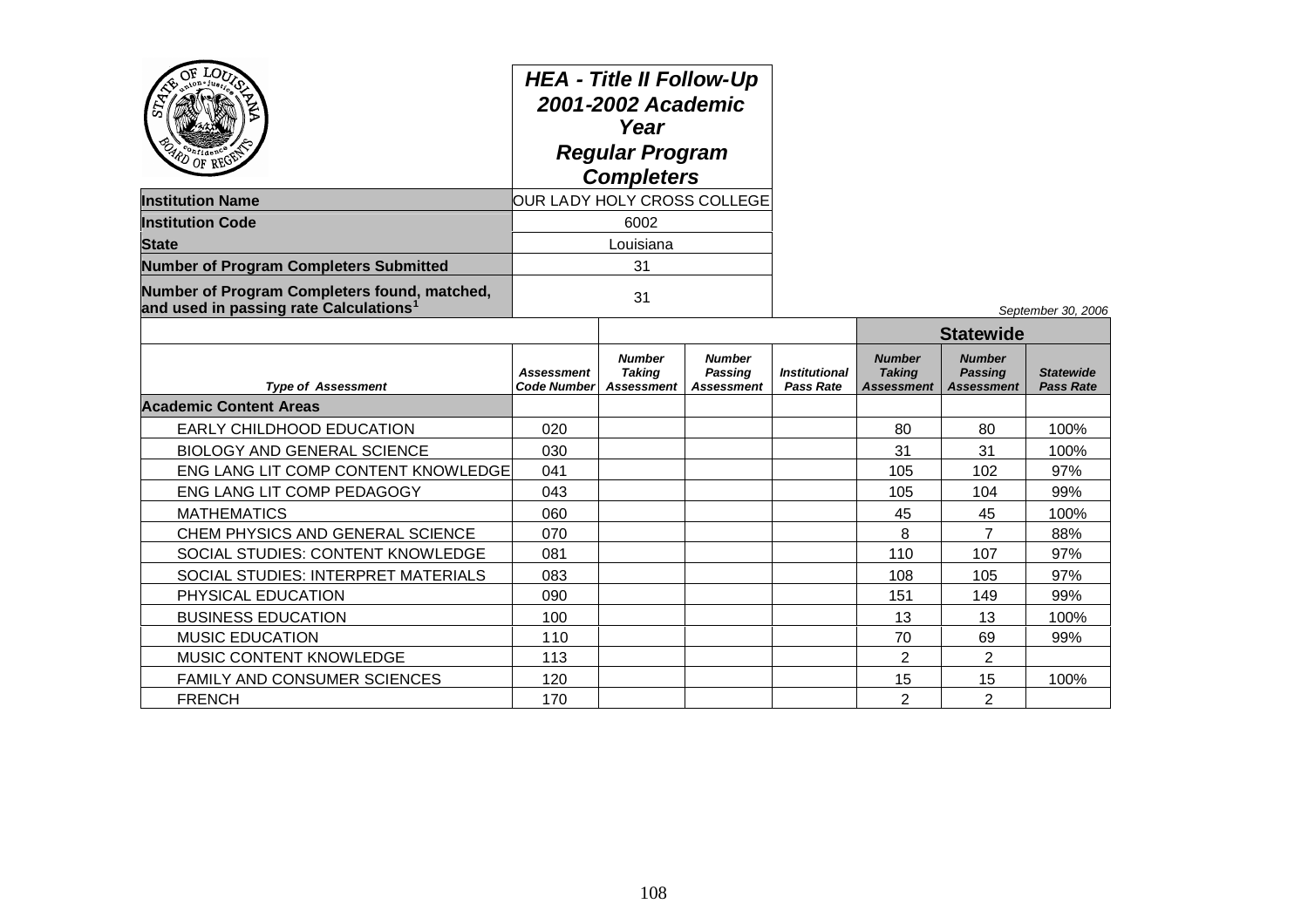**HEA - Title II Follow-Up**
**2001-2002 Academic Year**
**Regular Program Completers**

| | |
|---|---|
| **Institution Name** | OUR LADY HOLY CROSS COLLEGE |
| **Institution Code** | 6002 |
| **State** | Louisiana |
| **Number of Program Completers Submitted** | 31 |
| **Number of Program Completers found, matched, and used in passing rate Calculations[1]** | 31 |

*September 30, 2006*

| | | | | | Statewide | | |
|---|---|---|---|---|---|---|---|
| ***Type of Assessment*** | ***Assessment Code Number*** | ***Number Taking Assessment*** | ***Number Passing Assessment*** | ***Institutional Pass Rate*** | ***Number Taking Assessment*** | ***Number Passing Assessment*** | ***Statewide Pass Rate*** |
| **Academic Content Areas** | | | | | | | |
| EARLY CHILDHOOD EDUCATION | 020 | | | | 80 | 80 | 100% |
| BIOLOGY AND GENERAL SCIENCE | 030 | | | | 31 | 31 | 100% |
| ENG LANG LIT COMP CONTENT KNOWLEDGE | 041 | | | | 105 | 102 | 97% |
| ENG LANG LIT COMP PEDAGOGY | 043 | | | | 105 | 104 | 99% |
| MATHEMATICS | 060 | | | | 45 | 45 | 100% |
| CHEM PHYSICS AND GENERAL SCIENCE | 070 | | | | 8 | 7 | 88% |
| SOCIAL STUDIES: CONTENT KNOWLEDGE | 081 | | | | 110 | 107 | 97% |
| SOCIAL STUDIES: INTERPRET MATERIALS | 083 | | | | 108 | 105 | 97% |
| PHYSICAL EDUCATION | 090 | | | | 151 | 149 | 99% |
| BUSINESS EDUCATION | 100 | | | | 13 | 13 | 100% |
| MUSIC EDUCATION | 110 | | | | 70 | 69 | 99% |
| MUSIC CONTENT KNOWLEDGE | 113 | | | | 2 | 2 | |
| FAMILY AND CONSUMER SCIENCES | 120 | | | | 15 | 15 | 100% |
| FRENCH | 170 | | | | 2 | 2 | |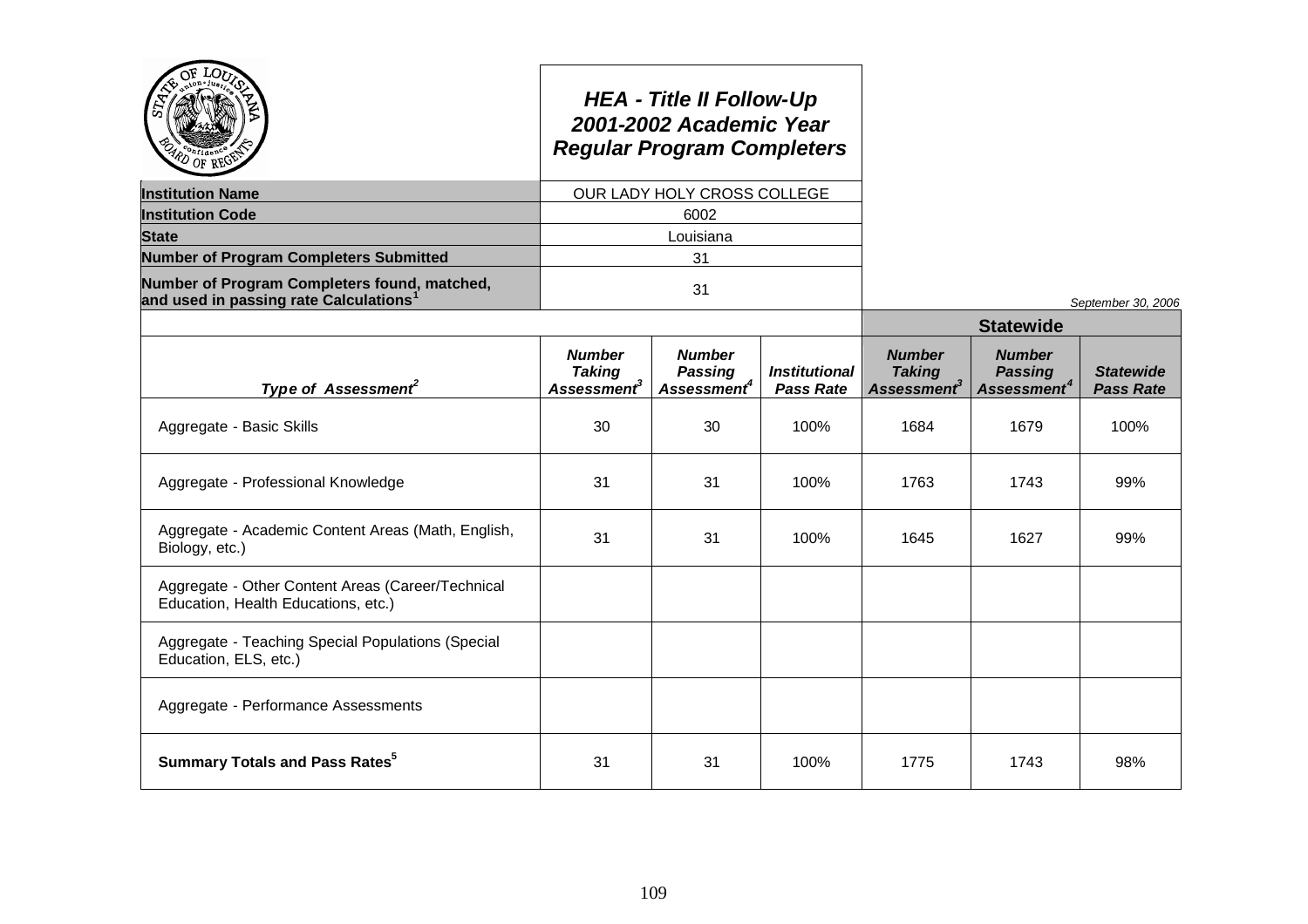# HEA - Title II Follow-Up
## 2001-2002 Academic Year
## Regular Program Completers

| | |
|---|---|
| **Institution Name** | OUR LADY HOLY CROSS COLLEGE |
| **Institution Code** | 6002 |
| **State** | Louisiana |
| **Number of Program Completers Submitted** | 31 |
| **Number of Program Completers found, matched, and used in passing rate Calculations[1]** | 31 |

*September 30, 2006*

| | | | | Statewide | | |
|---|---|---|---|---|---|---|
| ***Type of Assessment[2]*** | ***Number Taking Assessment[3]*** | ***Number Passing Assessment[4]*** | ***Institutional Pass Rate*** | ***Number Taking Assessment[3]*** | ***Number Passing Assessment[4]*** | ***Statewide Pass Rate*** |
| Aggregate - Basic Skills | 30 | 30 | 100% | 1684 | 1679 | 100% |
| Aggregate - Professional Knowledge | 31 | 31 | 100% | 1763 | 1743 | 99% |
| Aggregate - Academic Content Areas (Math, English, Biology, etc.) | 31 | 31 | 100% | 1645 | 1627 | 99% |
| Aggregate - Other Content Areas (Career/Technical Education, Health Educations, etc.) | | | | | | |
| Aggregate - Teaching Special Populations (Special Education, ELS, etc.) | | | | | | |
| Aggregate - Performance Assessments | | | | | | |
| **Summary Totals and Pass Rates[5]** | 31 | 31 | 100% | 1775 | 1743 | 98% |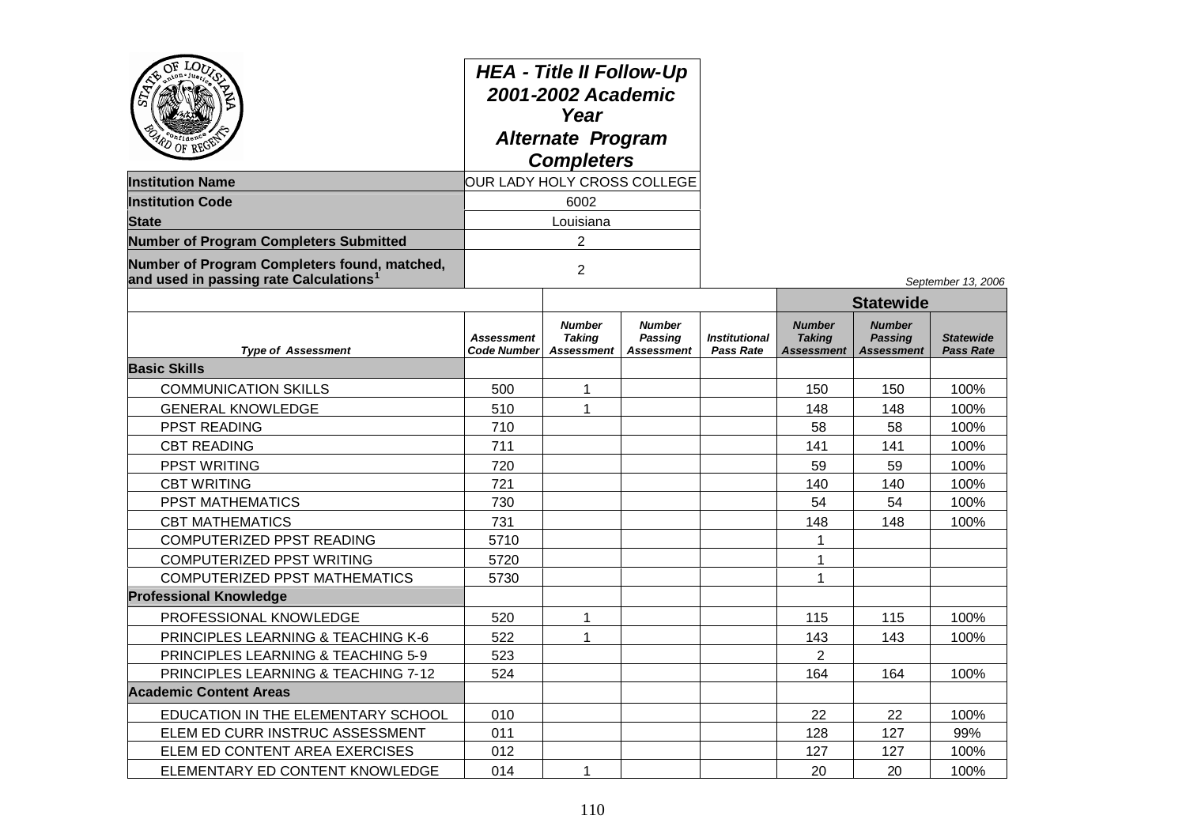# HEA - Title II Follow-Up 2001-2002 Academic Year Alternate Program Completers

| | |
|---|---|
| **Institution Name** | OUR LADY HOLY CROSS COLLEGE |
| **Institution Code** | 6002 |
| **State** | Louisiana |
| **Number of Program Completers Submitted** | 2 |
| **Number of Program Completers found, matched, and used in passing rate Calculations[1]** | 2 |

*September 13, 2006*

| | | | | | Statewide | | |
|---|---|---|---|---|---|---|---|
| ***Type of Assessment*** | ***Assessment Code Number*** | ***Number Taking Assessment*** | ***Number Passing Assessment*** | ***Institutional Pass Rate*** | ***Number Taking Assessment*** | ***Number Passing Assessment*** | ***Statewide Pass Rate*** |
| **Basic Skills** | | | | | | | |
| COMMUNICATION SKILLS | 500 | 1 | | | 150 | 150 | 100% |
| GENERAL KNOWLEDGE | 510 | 1 | | | 148 | 148 | 100% |
| PPST READING | 710 | | | | 58 | 58 | 100% |
| CBT READING | 711 | | | | 141 | 141 | 100% |
| PPST WRITING | 720 | | | | 59 | 59 | 100% |
| CBT WRITING | 721 | | | | 140 | 140 | 100% |
| PPST MATHEMATICS | 730 | | | | 54 | 54 | 100% |
| CBT MATHEMATICS | 731 | | | | 148 | 148 | 100% |
| COMPUTERIZED PPST READING | 5710 | | | | 1 | | |
| COMPUTERIZED PPST WRITING | 5720 | | | | 1 | | |
| COMPUTERIZED PPST MATHEMATICS | 5730 | | | | 1 | | |
| **Professional Knowledge** | | | | | | | |
| PROFESSIONAL KNOWLEDGE | 520 | 1 | | | 115 | 115 | 100% |
| PRINCIPLES LEARNING & TEACHING K-6 | 522 | 1 | | | 143 | 143 | 100% |
| PRINCIPLES LEARNING & TEACHING 5-9 | 523 | | | | 2 | | |
| PRINCIPLES LEARNING & TEACHING 7-12 | 524 | | | | 164 | 164 | 100% |
| **Academic Content Areas** | | | | | | | |
| EDUCATION IN THE ELEMENTARY SCHOOL | 010 | | | | 22 | 22 | 100% |
| ELEM ED CURR INSTRUC ASSESSMENT | 011 | | | | 128 | 127 | 99% |
| ELEM ED CONTENT AREA EXERCISES | 012 | | | | 127 | 127 | 100% |
| ELEMENTARY ED CONTENT KNOWLEDGE | 014 | 1 | | | 20 | 20 | 100% |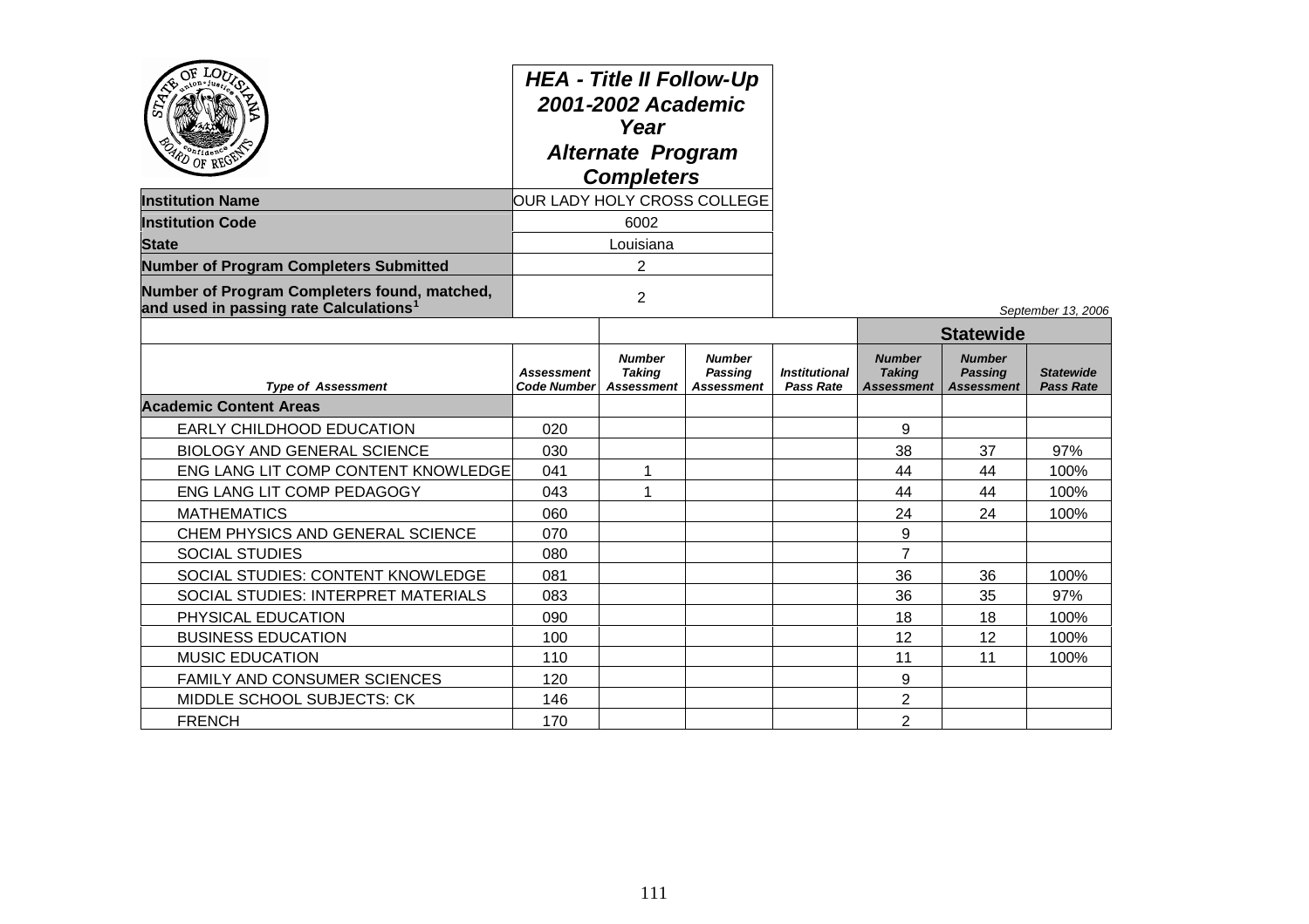# HEA - Title II Follow-Up 2001-2002 Academic Year Alternate Program Completers

| | |
|---|---|
| **Institution Name** | OUR LADY HOLY CROSS COLLEGE |
| **Institution Code** | 6002 |
| **State** | Louisiana |
| **Number of Program Completers Submitted** | 2 |
| **Number of Program Completers found, matched, and used in passing rate Calculations[1]** | 2 |

*September 13, 2006*

| | | | | | Statewide | | |
|---|---|---|---|---|---|---|---|
| *Type of Assessment* | *Assessment Code Number* | *Number Taking Assessment* | *Number Passing Assessment* | *Institutional Pass Rate* | *Number Taking Assessment* | *Number Passing Assessment* | *Statewide Pass Rate* |
| **Academic Content Areas** | | | | | | | |
| EARLY CHILDHOOD EDUCATION | 020 | | | | 9 | | |
| BIOLOGY AND GENERAL SCIENCE | 030 | | | | 38 | 37 | 97% |
| ENG LANG LIT COMP CONTENT KNOWLEDGE | 041 | 1 | | | 44 | 44 | 100% |
| ENG LANG LIT COMP PEDAGOGY | 043 | 1 | | | 44 | 44 | 100% |
| MATHEMATICS | 060 | | | | 24 | 24 | 100% |
| CHEM PHYSICS AND GENERAL SCIENCE | 070 | | | | 9 | | |
| SOCIAL STUDIES | 080 | | | | 7 | | |
| SOCIAL STUDIES: CONTENT KNOWLEDGE | 081 | | | | 36 | 36 | 100% |
| SOCIAL STUDIES: INTERPRET MATERIALS | 083 | | | | 36 | 35 | 97% |
| PHYSICAL EDUCATION | 090 | | | | 18 | 18 | 100% |
| BUSINESS EDUCATION | 100 | | | | 12 | 12 | 100% |
| MUSIC EDUCATION | 110 | | | | 11 | 11 | 100% |
| FAMILY AND CONSUMER SCIENCES | 120 | | | | 9 | | |
| MIDDLE SCHOOL SUBJECTS: CK | 146 | | | | 2 | | |
| FRENCH | 170 | | | | 2 | | |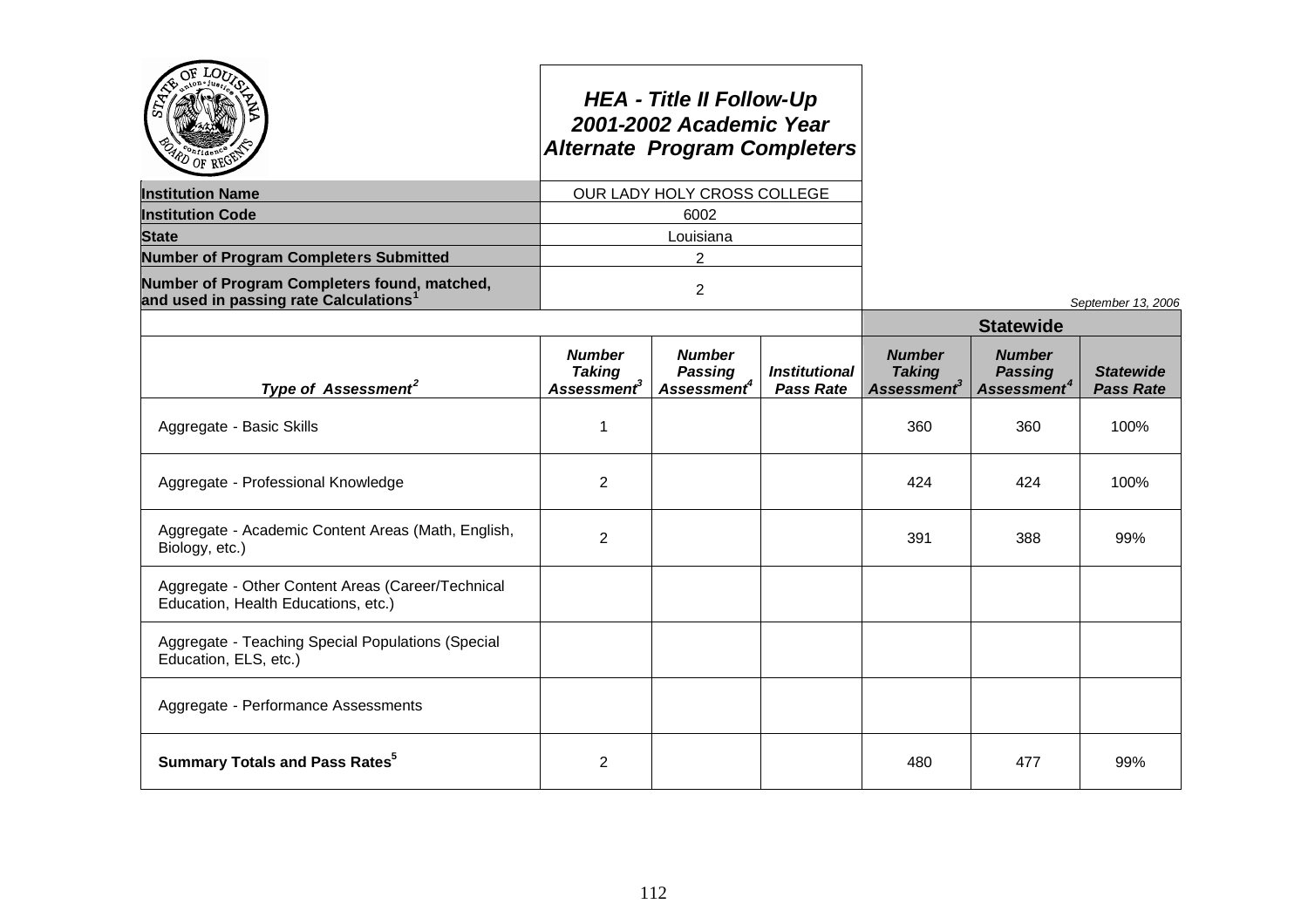# HEA - Title II Follow-Up
## 2001-2002 Academic Year
## Alternate Program Completers

| | |
|---|---|
| **Institution Name** | OUR LADY HOLY CROSS COLLEGE |
| **Institution Code** | 6002 |
| **State** | Louisiana |
| **Number of Program Completers Submitted** | 2 |
| **Number of Program Completers found, matched, and used in passing rate Calculations[1]** | 2 |

*September 13, 2006*

| | | | | Statewide | | |
|---|---|---|---|---|---|---|
| ***Type of Assessment[2]*** | ***Number Taking Assessment[3]*** | ***Number Passing Assessment[4]*** | ***Institutional Pass Rate*** | ***Number Taking Assessment[3]*** | ***Number Passing Assessment[4]*** | ***Statewide Pass Rate*** |
| Aggregate - Basic Skills | 1 | | | 360 | 360 | 100% |
| Aggregate - Professional Knowledge | 2 | | | 424 | 424 | 100% |
| Aggregate - Academic Content Areas (Math, English, Biology, etc.) | 2 | | | 391 | 388 | 99% |
| Aggregate - Other Content Areas (Career/Technical Education, Health Educations, etc.) | | | | | | |
| Aggregate - Teaching Special Populations (Special Education, ELS, etc.) | | | | | | |
| Aggregate - Performance Assessments | | | | | | |
| **Summary Totals and Pass Rates[5]** | 2 | | | 480 | 477 | 99% |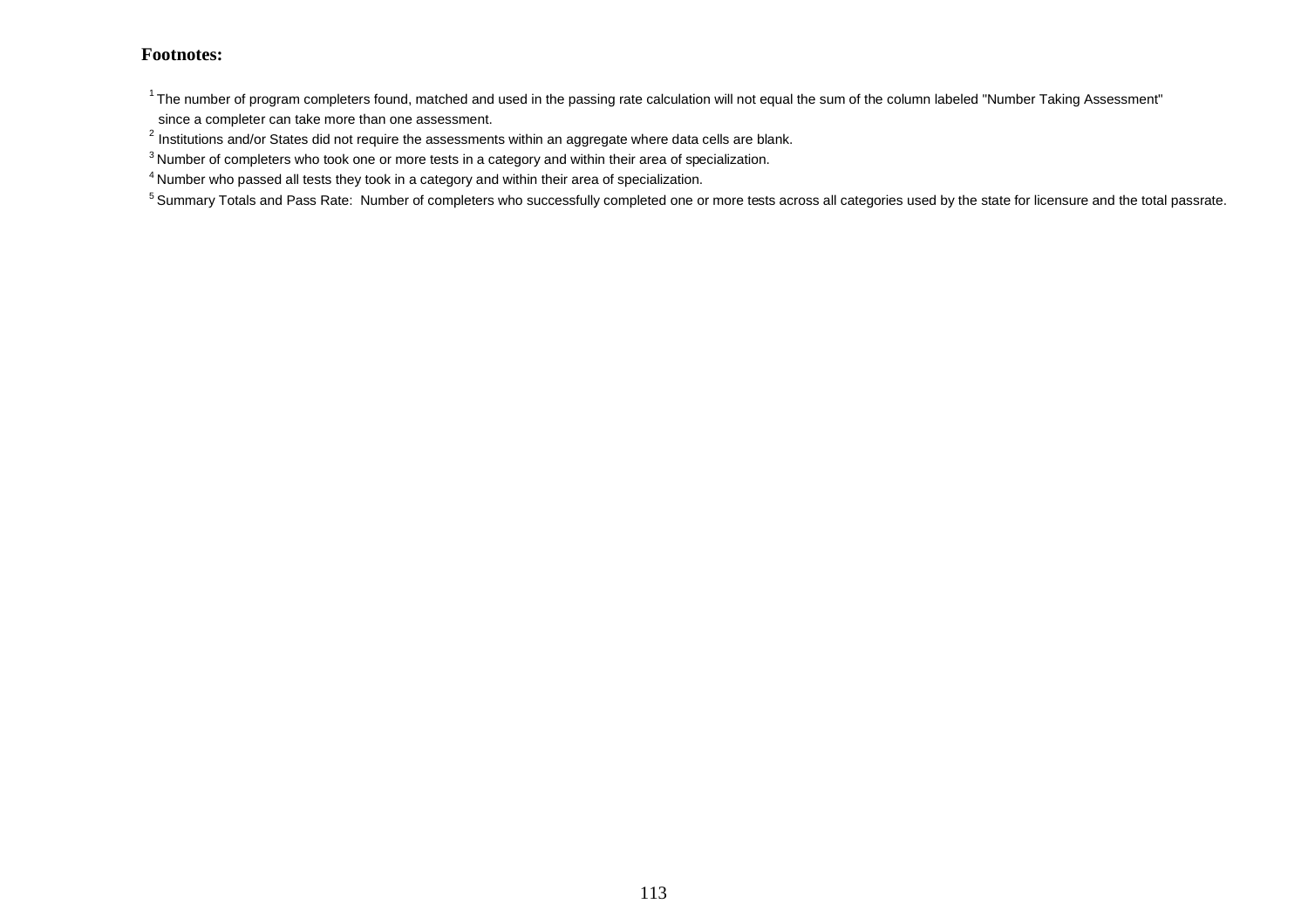**Footnotes:**

[1] The number of program completers found, matched and used in the passing rate calculation will not equal the sum of the column labeled "Number Taking Assessment" since a completer can take more than one assessment.

[2] Institutions and/or States did not require the assessments within an aggregate where data cells are blank.

[3] Number of completers who took one or more tests in a category and within their area of specialization.

[4] Number who passed all tests they took in a category and within their area of specialization.

[5] Summary Totals and Pass Rate: Number of completers who successfully completed one or more tests across all categories used by the state for licensure and the total passrate.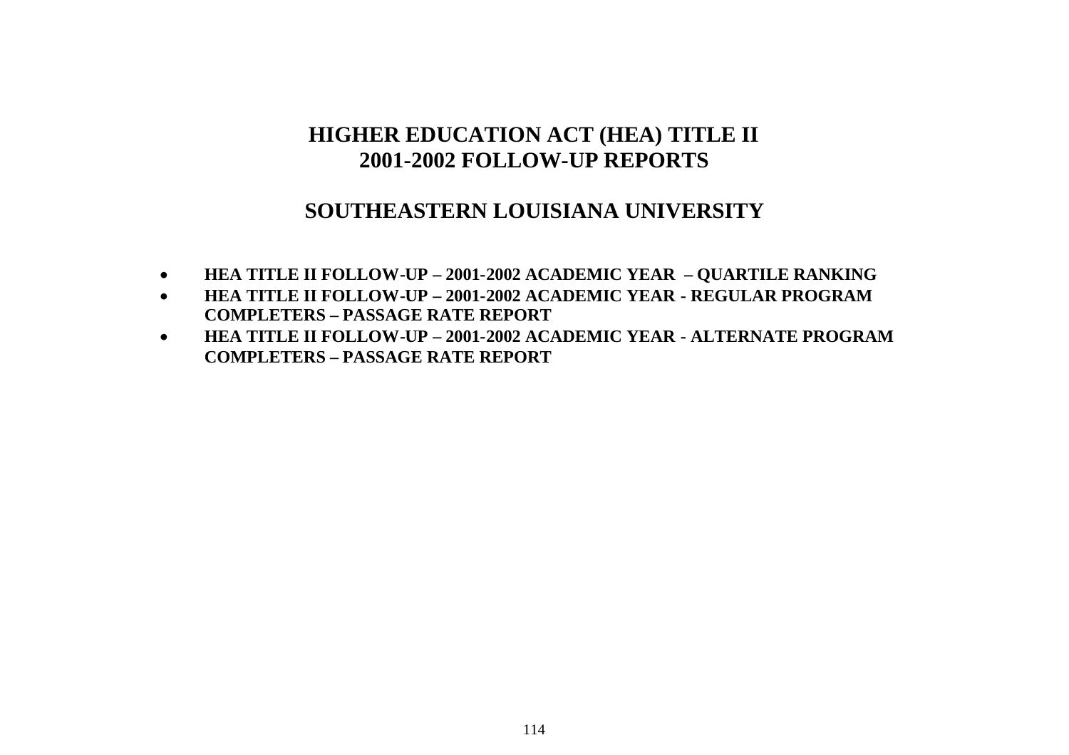# HIGHER EDUCATION ACT (HEA) TITLE II
# 2001-2002 FOLLOW-UP REPORTS

## SOUTHEASTERN LOUISIANA UNIVERSITY

- **HEA TITLE II FOLLOW-UP – 2001-2002 ACADEMIC YEAR – QUARTILE RANKING**
- **HEA TITLE II FOLLOW-UP – 2001-2002 ACADEMIC YEAR - REGULAR PROGRAM COMPLETERS – PASSAGE RATE REPORT**
- **HEA TITLE II FOLLOW-UP – 2001-2002 ACADEMIC YEAR - ALTERNATE PROGRAM COMPLETERS – PASSAGE RATE REPORT**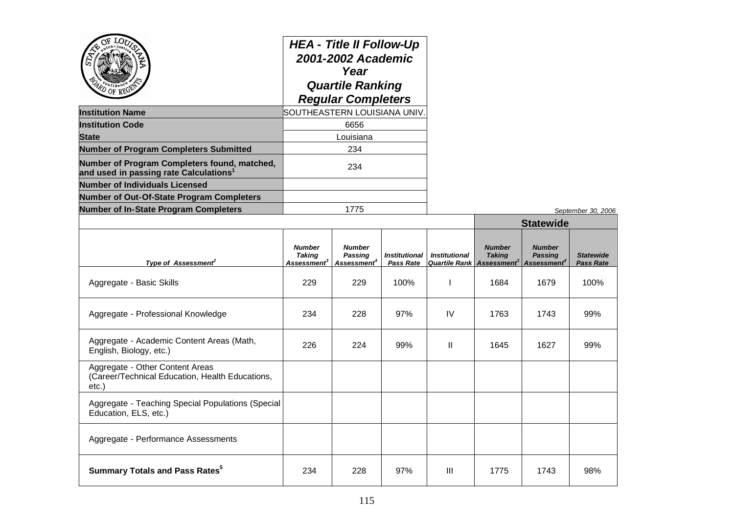# HEA - Title II Follow-Up 2001-2002 Academic Year Quartile Ranking Regular Completers

| | |
|---|---|
| **Institution Name** | SOUTHEASTERN LOUISIANA UNIV. |
| **Institution Code** | 6656 |
| **State** | Louisiana |
| **Number of Program Completers Submitted** | 234 |
| **Number of Program Completers found, matched, and used in passing rate Calculations[1]** | 234 |
| **Number of Individuals Licensed** | |
| **Number of Out-Of-State Program Completers** | |
| **Number of In-State Program Completers** | 1775 |

*September 30, 2006*

| | | | | | Statewide | | |
|---|---|---|---|---|---|---|---|
| *Type of Assessment[2]* | *Number Taking Assessment[3]* | *Number Passing Assessment[4]* | *Institutional Pass Rate* | *Institutional Quartile Rank* | *Number Taking Assessment[3]* | *Number Passing Assessment[4]* | *Statewide Pass Rate* |
| Aggregate - Basic Skills | 229 | 229 | 100% | I | 1684 | 1679 | 100% |
| Aggregate - Professional Knowledge | 234 | 228 | 97% | IV | 1763 | 1743 | 99% |
| Aggregate - Academic Content Areas (Math, English, Biology, etc.) | 226 | 224 | 99% | II | 1645 | 1627 | 99% |
| Aggregate - Other Content Areas (Career/Technical Education, Health Educations, etc.) | | | | | | | |
| Aggregate - Teaching Special Populations (Special Education, ELS, etc.) | | | | | | | |
| Aggregate - Performance Assessments | | | | | | | |
| **Summary Totals and Pass Rates[5]** | 234 | 228 | 97% | III | 1775 | 1743 | 98% |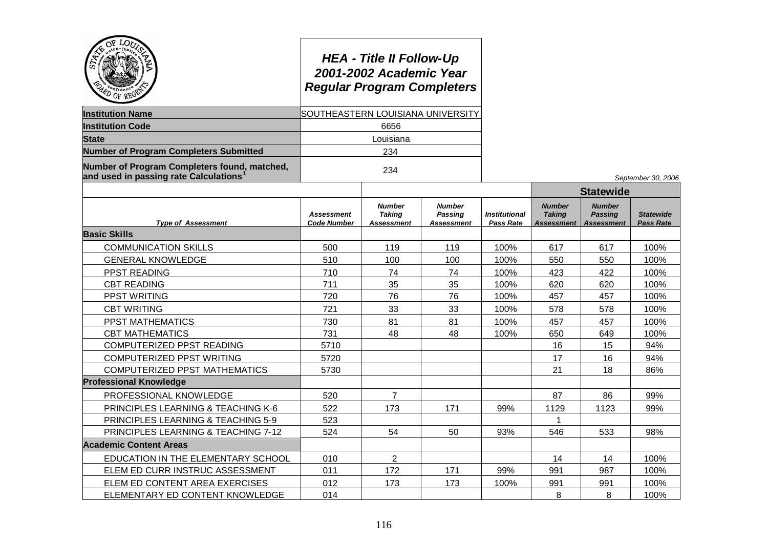## HEA - Title II Follow-Up
## 2001-2002 Academic Year
## Regular Program Completers

| | |
|---|---|
| **Institution Name** | SOUTHEASTERN LOUISIANA UNIVERSITY |
| **Institution Code** | 6656 |
| **State** | Louisiana |
| **Number of Program Completers Submitted** | 234 |
| **Number of Program Completers found, matched, and used in passing rate Calculations[1]** | 234 |

*September 30, 2006*

| | | | | | Statewide | | |
|---|---|---|---|---|---|---|---|
| ***Type of Assessment*** | ***Assessment Code Number*** | ***Number Taking Assessment*** | ***Number Passing Assessment*** | ***Institutional Pass Rate*** | ***Number Taking Assessment*** | ***Number Passing Assessment*** | ***Statewide Pass Rate*** |
| **Basic Skills** | | | | | | | |
| COMMUNICATION SKILLS | 500 | 119 | 119 | 100% | 617 | 617 | 100% |
| GENERAL KNOWLEDGE | 510 | 100 | 100 | 100% | 550 | 550 | 100% |
| PPST READING | 710 | 74 | 74 | 100% | 423 | 422 | 100% |
| CBT READING | 711 | 35 | 35 | 100% | 620 | 620 | 100% |
| PPST WRITING | 720 | 76 | 76 | 100% | 457 | 457 | 100% |
| CBT WRITING | 721 | 33 | 33 | 100% | 578 | 578 | 100% |
| PPST MATHEMATICS | 730 | 81 | 81 | 100% | 457 | 457 | 100% |
| CBT MATHEMATICS | 731 | 48 | 48 | 100% | 650 | 649 | 100% |
| COMPUTERIZED PPST READING | 5710 | | | | 16 | 15 | 94% |
| COMPUTERIZED PPST WRITING | 5720 | | | | 17 | 16 | 94% |
| COMPUTERIZED PPST MATHEMATICS | 5730 | | | | 21 | 18 | 86% |
| **Professional Knowledge** | | | | | | | |
| PROFESSIONAL KNOWLEDGE | 520 | 7 | | | 87 | 86 | 99% |
| PRINCIPLES LEARNING & TEACHING K-6 | 522 | 173 | 171 | 99% | 1129 | 1123 | 99% |
| PRINCIPLES LEARNING & TEACHING 5-9 | 523 | | | | 1 | | |
| PRINCIPLES LEARNING & TEACHING 7-12 | 524 | 54 | 50 | 93% | 546 | 533 | 98% |
| **Academic Content Areas** | | | | | | | |
| EDUCATION IN THE ELEMENTARY SCHOOL | 010 | 2 | | | 14 | 14 | 100% |
| ELEM ED CURR INSTRUC ASSESSMENT | 011 | 172 | 171 | 99% | 991 | 987 | 100% |
| ELEM ED CONTENT AREA EXERCISES | 012 | 173 | 173 | 100% | 991 | 991 | 100% |
| ELEMENTARY ED CONTENT KNOWLEDGE | 014 | | | | 8 | 8 | 100% |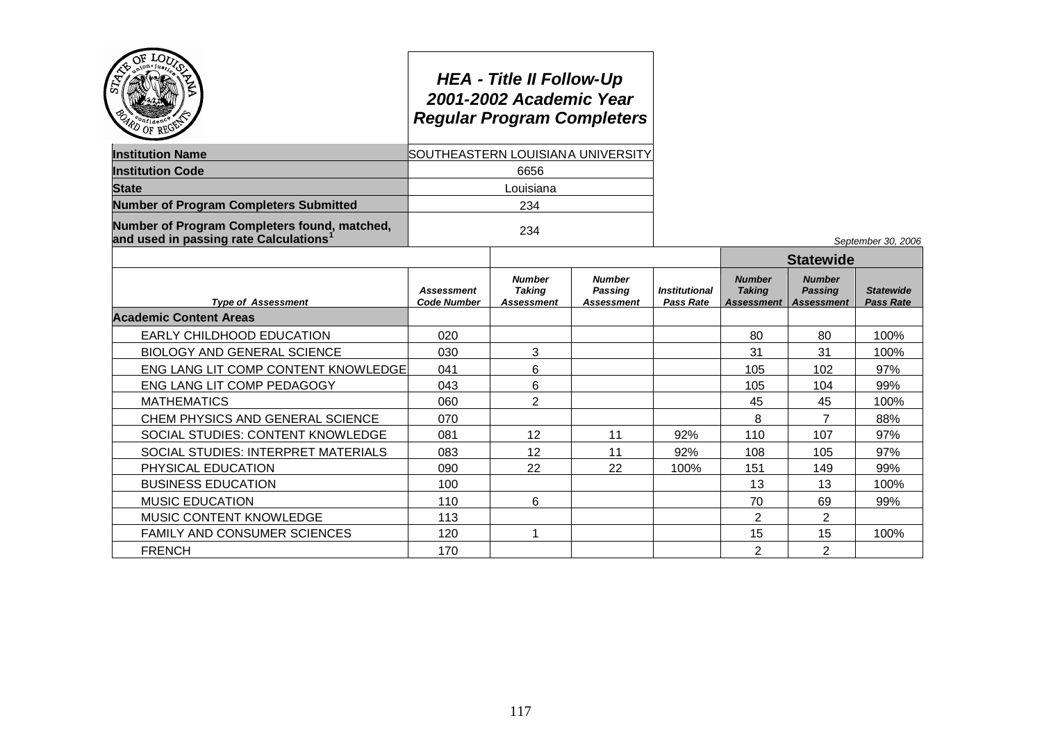# HEA - Title II Follow-Up
# 2001-2002 Academic Year
# Regular Program Completers

| | |
|---|---|
| **Institution Name** | SOUTHEASTERN LOUISIANA UNIVERSITY |
| **Institution Code** | 6656 |
| **State** | Louisiana |
| **Number of Program Completers Submitted** | 234 |
| **Number of Program Completers found, matched, and used in passing rate Calculations**[1] | 234 |

*September 30, 2006*

| | | | | | Statewide | | |
|---|---|---|---|---|---|---|---|
| ***Type of Assessment*** | ***Assessment Code Number*** | ***Number Taking Assessment*** | ***Number Passing Assessment*** | ***Institutional Pass Rate*** | ***Number Taking Assessment*** | ***Number Passing Assessment*** | ***Statewide Pass Rate*** |
| **Academic Content Areas** | | | | | | | |
| EARLY CHILDHOOD EDUCATION | 020 | | | | 80 | 80 | 100% |
| BIOLOGY AND GENERAL SCIENCE | 030 | 3 | | | 31 | 31 | 100% |
| ENG LANG LIT COMP CONTENT KNOWLEDGE | 041 | 6 | | | 105 | 102 | 97% |
| ENG LANG LIT COMP PEDAGOGY | 043 | 6 | | | 105 | 104 | 99% |
| MATHEMATICS | 060 | 2 | | | 45 | 45 | 100% |
| CHEM PHYSICS AND GENERAL SCIENCE | 070 | | | | 8 | 7 | 88% |
| SOCIAL STUDIES: CONTENT KNOWLEDGE | 081 | 12 | 11 | 92% | 110 | 107 | 97% |
| SOCIAL STUDIES: INTERPRET MATERIALS | 083 | 12 | 11 | 92% | 108 | 105 | 97% |
| PHYSICAL EDUCATION | 090 | 22 | 22 | 100% | 151 | 149 | 99% |
| BUSINESS EDUCATION | 100 | | | | 13 | 13 | 100% |
| MUSIC EDUCATION | 110 | 6 | | | 70 | 69 | 99% |
| MUSIC CONTENT KNOWLEDGE | 113 | | | | 2 | 2 | |
| FAMILY AND CONSUMER SCIENCES | 120 | 1 | | | 15 | 15 | 100% |
| FRENCH | 170 | | | | 2 | 2 | |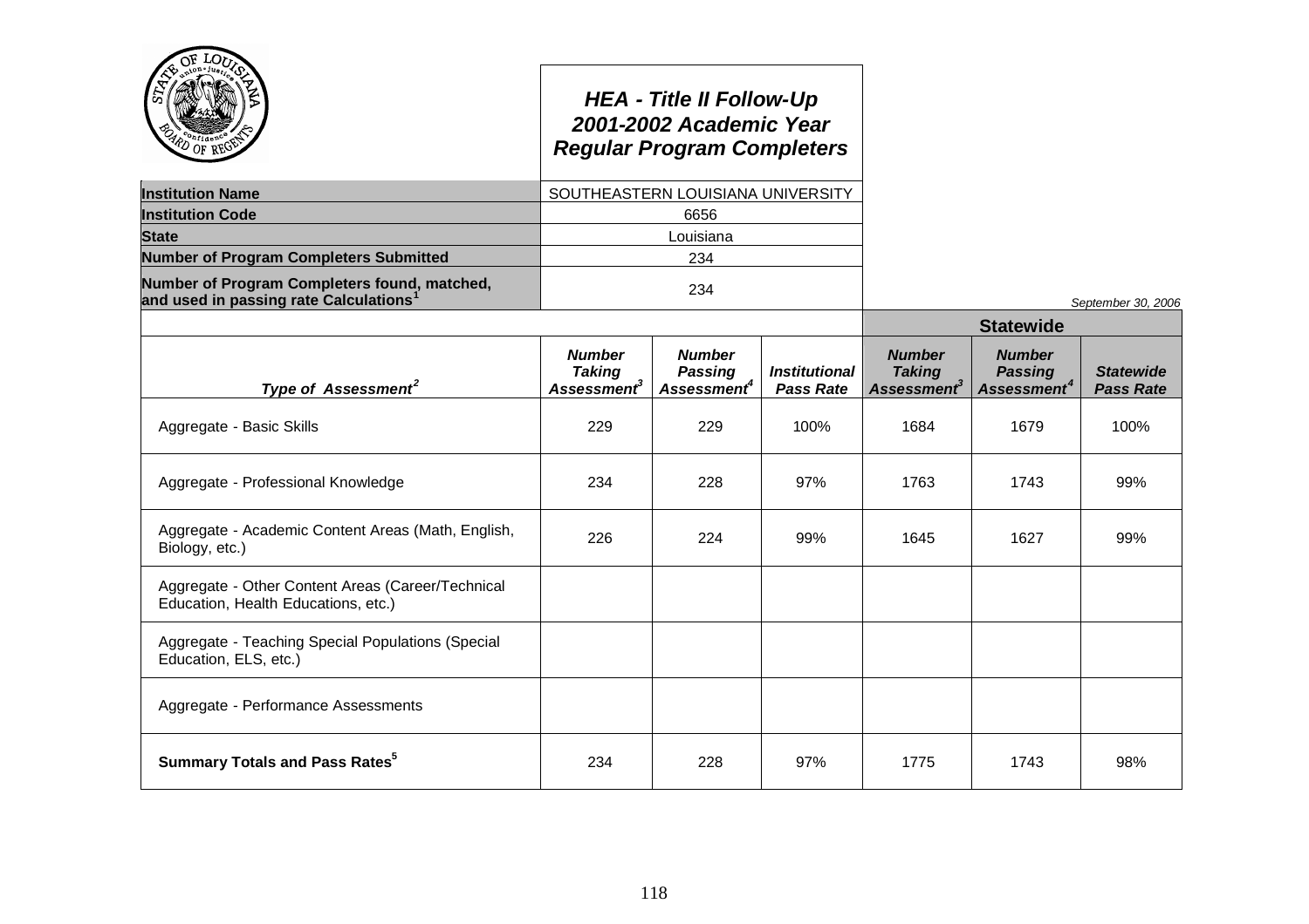# HEA - Title II Follow-Up
# 2001-2002 Academic Year
# Regular Program Completers

| | |
|---|---|
| **Institution Name** | SOUTHEASTERN LOUISIANA UNIVERSITY |
| **Institution Code** | 6656 |
| **State** | Louisiana |
| **Number of Program Completers Submitted** | 234 |
| **Number of Program Completers found, matched, and used in passing rate Calculations[1]** | 234 |

*September 30, 2006*

| | | | | **Statewide** | | |
|---|---|---|---|---|---|---|
| ***Type of Assessment[2]*** | ***Number Taking Assessment[3]*** | ***Number Passing Assessment[4]*** | ***Institutional Pass Rate*** | ***Number Taking Assessment[3]*** | ***Number Passing Assessment[4]*** | ***Statewide Pass Rate*** |
| Aggregate - Basic Skills | 229 | 229 | 100% | 1684 | 1679 | 100% |
| Aggregate - Professional Knowledge | 234 | 228 | 97% | 1763 | 1743 | 99% |
| Aggregate - Academic Content Areas (Math, English, Biology, etc.) | 226 | 224 | 99% | 1645 | 1627 | 99% |
| Aggregate - Other Content Areas (Career/Technical Education, Health Educations, etc.) | | | | | | |
| Aggregate - Teaching Special Populations (Special Education, ELS, etc.) | | | | | | |
| Aggregate - Performance Assessments | | | | | | |
| **Summary Totals and Pass Rates[5]** | 234 | 228 | 97% | 1775 | 1743 | 98% |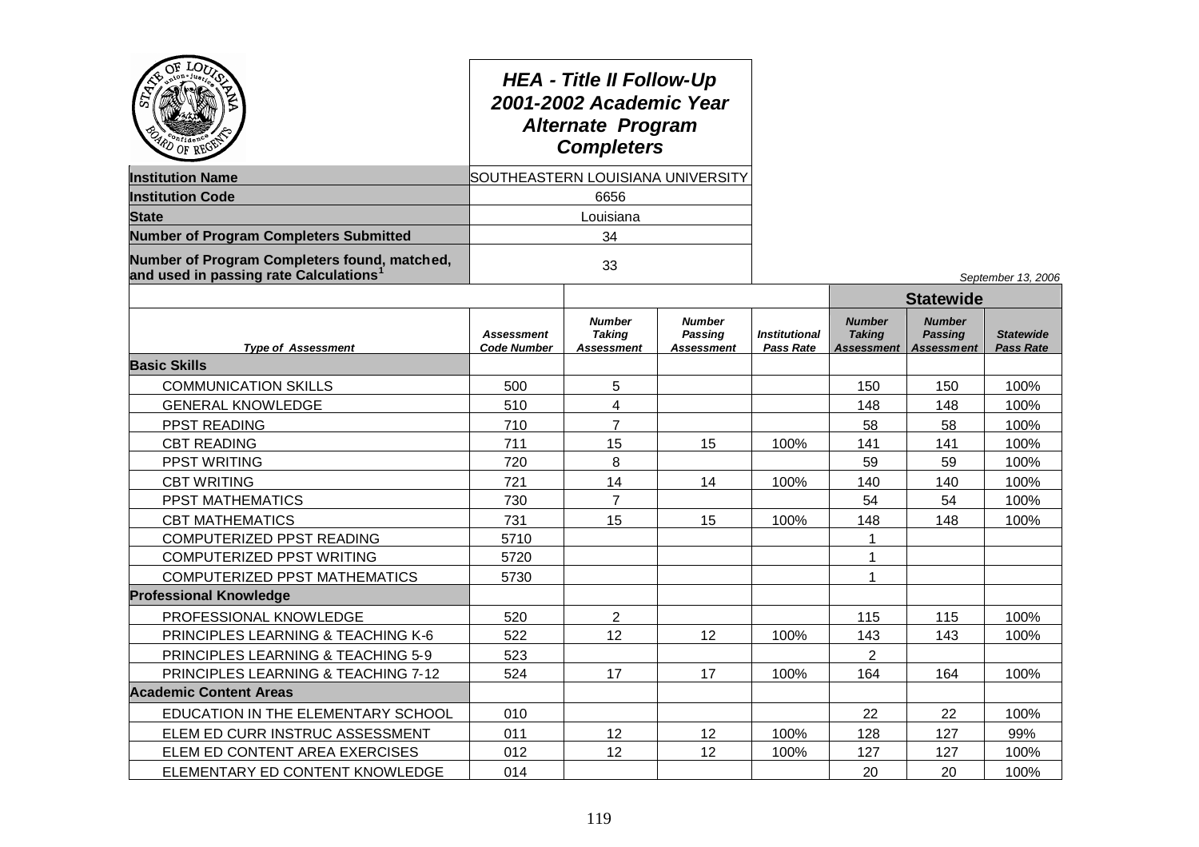# HEA - Title II Follow-Up
## 2001-2002 Academic Year
## Alternate Program Completers

| | |
|---|---|
| **Institution Name** | SOUTHEASTERN LOUISIANA UNIVERSITY |
| **Institution Code** | 6656 |
| **State** | Louisiana |
| **Number of Program Completers Submitted** | 34 |
| **Number of Program Completers found, matched, and used in passing rate Calculations[1]** | 33 |

*September 13, 2006*

| | | | | | Statewide | | |
|---|---|---|---|---|---|---|---|
| ***Type of Assessment*** | ***Assessment Code Number*** | ***Number Taking Assessment*** | ***Number Passing Assessment*** | ***Institutional Pass Rate*** | ***Number Taking Assessment*** | ***Number Passing Assessment*** | ***Statewide Pass Rate*** |
| **Basic Skills** | | | | | | | |
| COMMUNICATION SKILLS | 500 | 5 | | | 150 | 150 | 100% |
| GENERAL KNOWLEDGE | 510 | 4 | | | 148 | 148 | 100% |
| PPST READING | 710 | 7 | | | 58 | 58 | 100% |
| CBT READING | 711 | 15 | 15 | 100% | 141 | 141 | 100% |
| PPST WRITING | 720 | 8 | | | 59 | 59 | 100% |
| CBT WRITING | 721 | 14 | 14 | 100% | 140 | 140 | 100% |
| PPST MATHEMATICS | 730 | 7 | | | 54 | 54 | 100% |
| CBT MATHEMATICS | 731 | 15 | 15 | 100% | 148 | 148 | 100% |
| COMPUTERIZED PPST READING | 5710 | | | | 1 | | |
| COMPUTERIZED PPST WRITING | 5720 | | | | 1 | | |
| COMPUTERIZED PPST MATHEMATICS | 5730 | | | | 1 | | |
| **Professional Knowledge** | | | | | | | |
| PROFESSIONAL KNOWLEDGE | 520 | 2 | | | 115 | 115 | 100% |
| PRINCIPLES LEARNING & TEACHING K-6 | 522 | 12 | 12 | 100% | 143 | 143 | 100% |
| PRINCIPLES LEARNING & TEACHING 5-9 | 523 | | | | 2 | | |
| PRINCIPLES LEARNING & TEACHING 7-12 | 524 | 17 | 17 | 100% | 164 | 164 | 100% |
| **Academic Content Areas** | | | | | | | |
| EDUCATION IN THE ELEMENTARY SCHOOL | 010 | | | | 22 | 22 | 100% |
| ELEM ED CURR INSTRUC ASSESSMENT | 011 | 12 | 12 | 100% | 128 | 127 | 99% |
| ELEM ED CONTENT AREA EXERCISES | 012 | 12 | 12 | 100% | 127 | 127 | 100% |
| ELEMENTARY ED CONTENT KNOWLEDGE | 014 | | | | 20 | 20 | 100% |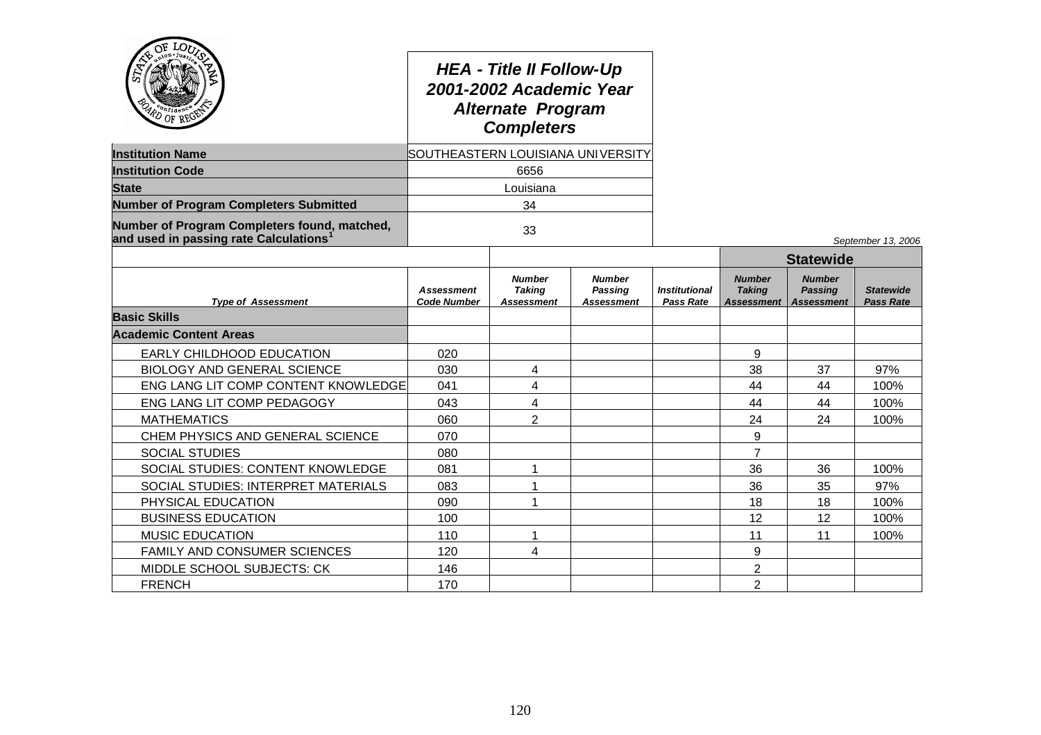# HEA - Title II Follow-Up 2001-2002 Academic Year Alternate Program Completers

| | |
|---|---|
| **Institution Name** | SOUTHEASTERN LOUISIANA UNIVERSITY |
| **Institution Code** | 6656 |
| **State** | Louisiana |
| **Number of Program Completers Submitted** | 34 |
| **Number of Program Completers found, matched, and used in passing rate Calculations**[1] | 33 |

*September 13, 2006*

| | | | | | Statewide | | |
|---|---|---|---|---|---|---|---|
| ***Type of Assessment*** | ***Assessment Code Number*** | ***Number Taking Assessment*** | ***Number Passing Assessment*** | ***Institutional Pass Rate*** | ***Number Taking Assessment*** | ***Number Passing Assessment*** | ***Statewide Pass Rate*** |
| **Basic Skills** | | | | | | | |
| **Academic Content Areas** | | | | | | | |
| EARLY CHILDHOOD EDUCATION | 020 | | | | 9 | | |
| BIOLOGY AND GENERAL SCIENCE | 030 | 4 | | | 38 | 37 | 97% |
| ENG LANG LIT COMP CONTENT KNOWLEDGE | 041 | 4 | | | 44 | 44 | 100% |
| ENG LANG LIT COMP PEDAGOGY | 043 | 4 | | | 44 | 44 | 100% |
| MATHEMATICS | 060 | 2 | | | 24 | 24 | 100% |
| CHEM PHYSICS AND GENERAL SCIENCE | 070 | | | | 9 | | |
| SOCIAL STUDIES | 080 | | | | 7 | | |
| SOCIAL STUDIES: CONTENT KNOWLEDGE | 081 | 1 | | | 36 | 36 | 100% |
| SOCIAL STUDIES: INTERPRET MATERIALS | 083 | 1 | | | 36 | 35 | 97% |
| PHYSICAL EDUCATION | 090 | 1 | | | 18 | 18 | 100% |
| BUSINESS EDUCATION | 100 | | | | 12 | 12 | 100% |
| MUSIC EDUCATION | 110 | 1 | | | 11 | 11 | 100% |
| FAMILY AND CONSUMER SCIENCES | 120 | 4 | | | 9 | | |
| MIDDLE SCHOOL SUBJECTS: CK | 146 | | | | 2 | | |
| FRENCH | 170 | | | | 2 | | |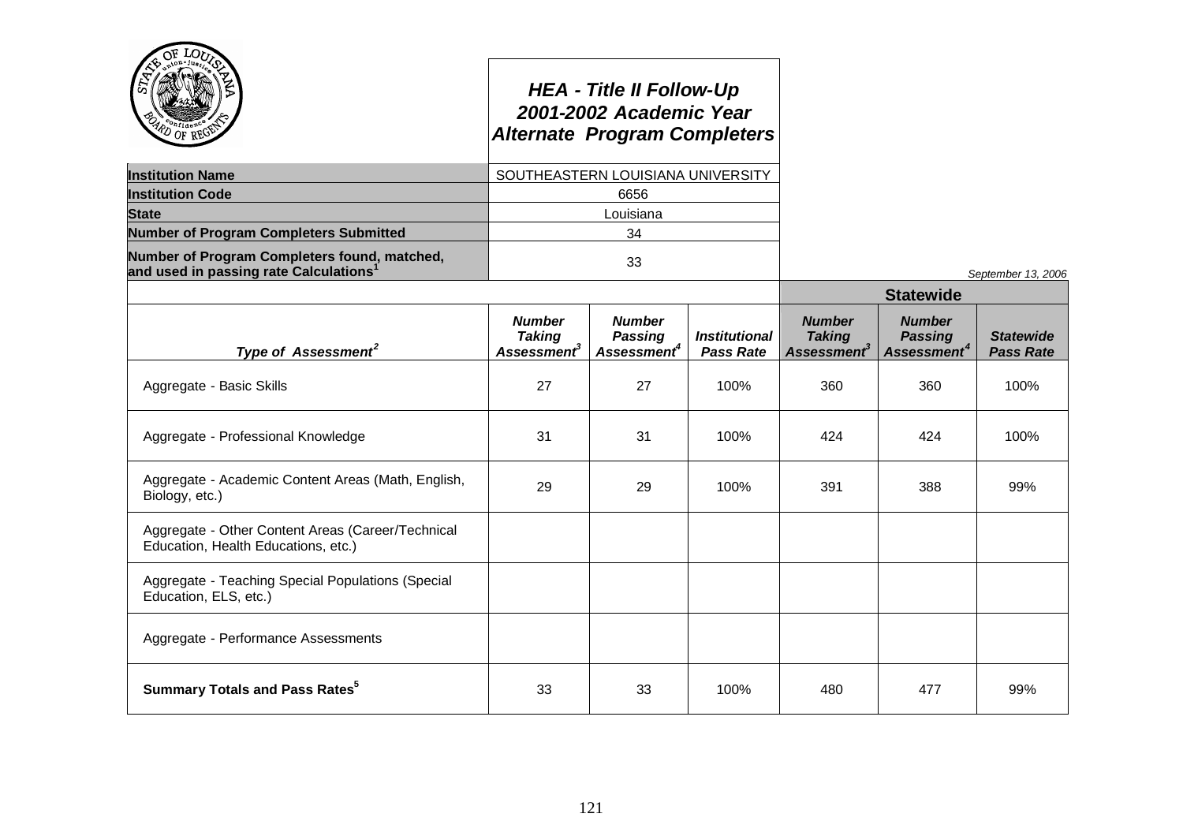# HEA - Title II Follow-Up
## 2001-2002 Academic Year
## Alternate Program Completers

| | |
|---|---|
| **Institution Name** | SOUTHEASTERN LOUISIANA UNIVERSITY |
| **Institution Code** | 6656 |
| **State** | Louisiana |
| **Number of Program Completers Submitted** | 34 |
| **Number of Program Completers found, matched, and used in passing rate Calculations[1]** | 33 |

*September 13, 2006*

| *Type of Assessment[2]* | *Number Taking Assessment[3]* | *Number Passing Assessment[4]* | *Institutional Pass Rate* | **Statewide** *Number Taking Assessment[3]* | *Number Passing Assessment[4]* | *Statewide Pass Rate* |
|---|---|---|---|---|---|---|
| Aggregate - Basic Skills | 27 | 27 | 100% | 360 | 360 | 100% |
| Aggregate - Professional Knowledge | 31 | 31 | 100% | 424 | 424 | 100% |
| Aggregate - Academic Content Areas (Math, English, Biology, etc.) | 29 | 29 | 100% | 391 | 388 | 99% |
| Aggregate - Other Content Areas (Career/Technical Education, Health Educations, etc.) | | | | | | |
| Aggregate - Teaching Special Populations (Special Education, ELS, etc.) | | | | | | |
| Aggregate - Performance Assessments | | | | | | |
| **Summary Totals and Pass Rates[5]** | 33 | 33 | 100% | 480 | 477 | 99% |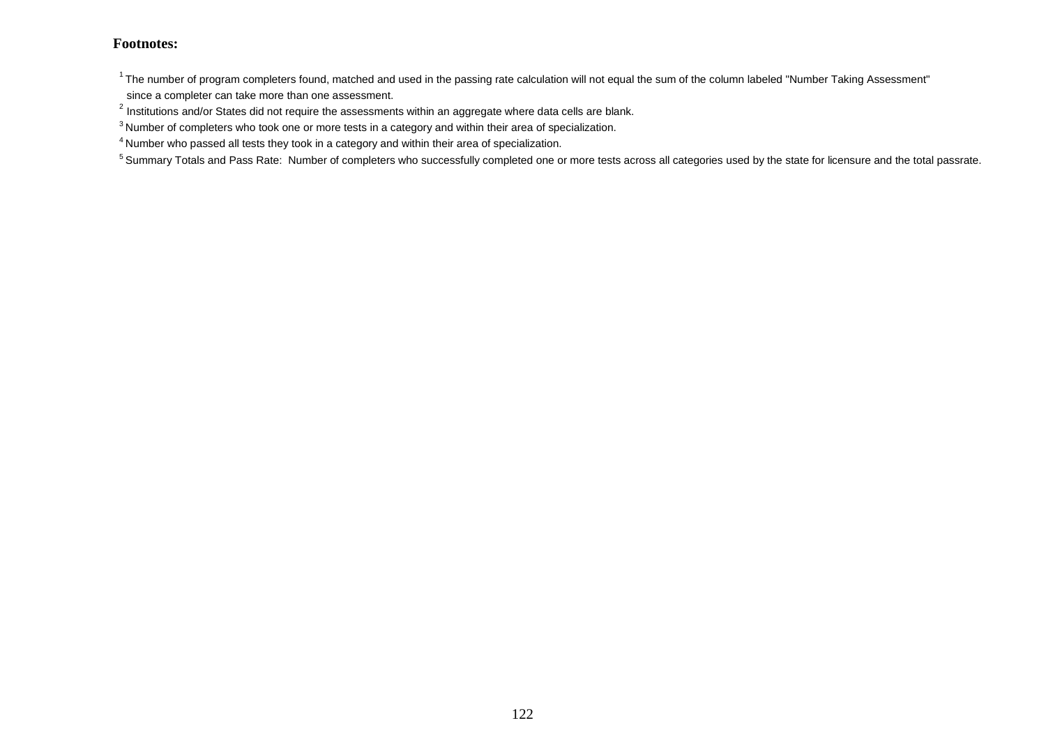**Footnotes:**

[1] The number of program completers found, matched and used in the passing rate calculation will not equal the sum of the column labeled "Number Taking Assessment" since a completer can take more than one assessment.

[2] Institutions and/or States did not require the assessments within an aggregate where data cells are blank.

[3] Number of completers who took one or more tests in a category and within their area of specialization.

[4] Number who passed all tests they took in a category and within their area of specialization.

[5] Summary Totals and Pass Rate: Number of completers who successfully completed one or more tests across all categories used by the state for licensure and the total passrate.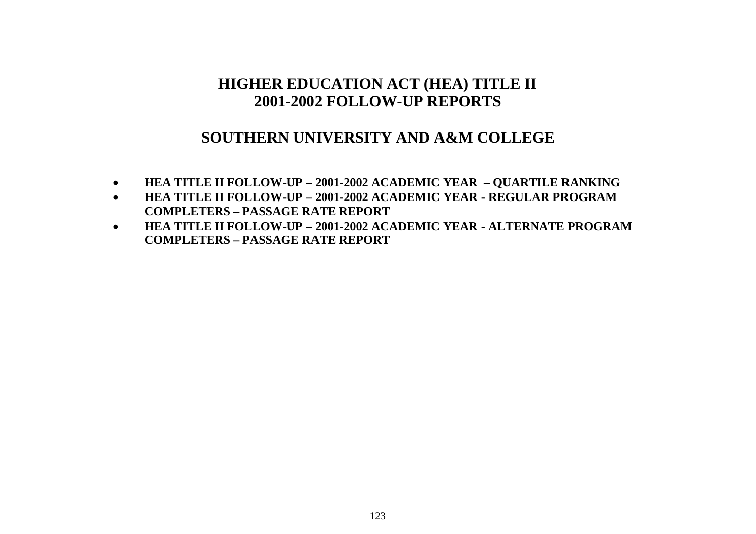# HIGHER EDUCATION ACT (HEA) TITLE II
# 2001-2002 FOLLOW-UP REPORTS

## SOUTHERN UNIVERSITY AND A&M COLLEGE

- **HEA TITLE II FOLLOW-UP – 2001-2002 ACADEMIC YEAR – QUARTILE RANKING**
- **HEA TITLE II FOLLOW-UP – 2001-2002 ACADEMIC YEAR - REGULAR PROGRAM COMPLETERS – PASSAGE RATE REPORT**
- **HEA TITLE II FOLLOW-UP – 2001-2002 ACADEMIC YEAR - ALTERNATE PROGRAM COMPLETERS – PASSAGE RATE REPORT**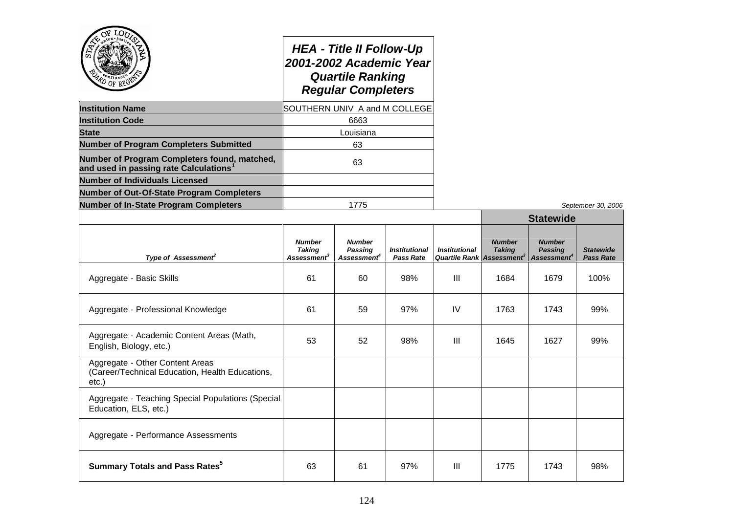# HEA - Title II Follow-Up
# 2001-2002 Academic Year
# Quartile Ranking
# Regular Completers

| | |
|---|---|
| **Institution Name** | SOUTHERN UNIV A and M COLLEGE |
| **Institution Code** | 6663 |
| **State** | Louisiana |
| **Number of Program Completers Submitted** | 63 |
| **Number of Program Completers found, matched, and used in passing rate Calculations[1]** | 63 |
| **Number of Individuals Licensed** | |
| **Number of Out-Of-State Program Completers** | |
| **Number of In-State Program Completers** | 1775 |

*September 30, 2006*

| | | | | | Statewide | | |
|---|---|---|---|---|---|---|---|
| ***Type of Assessment[2]*** | ***Number Taking Assessment[3]*** | ***Number Passing Assessment[4]*** | ***Institutional Pass Rate*** | ***Institutional Quartile Rank*** | ***Number Taking Assessment[3]*** | ***Number Passing Assessment[4]*** | ***Statewide Pass Rate*** |
| Aggregate - Basic Skills | 61 | 60 | 98% | III | 1684 | 1679 | 100% |
| Aggregate - Professional Knowledge | 61 | 59 | 97% | IV | 1763 | 1743 | 99% |
| Aggregate - Academic Content Areas (Math, English, Biology, etc.) | 53 | 52 | 98% | III | 1645 | 1627 | 99% |
| Aggregate - Other Content Areas (Career/Technical Education, Health Educations, etc.) | | | | | | | |
| Aggregate - Teaching Special Populations (Special Education, ELS, etc.) | | | | | | | |
| Aggregate - Performance Assessments | | | | | | | |
| **Summary Totals and Pass Rates[5]** | 63 | 61 | 97% | III | 1775 | 1743 | 98% |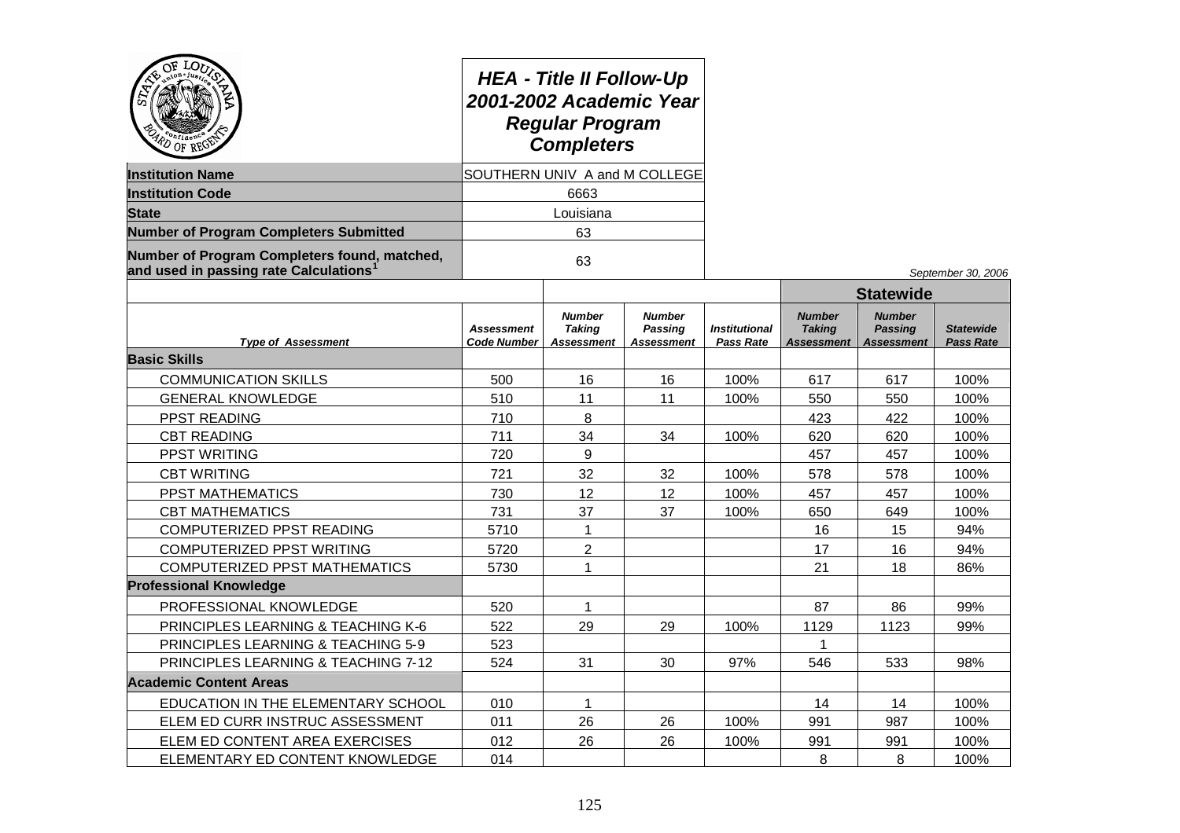# HEA - Title II Follow-Up 2001-2002 Academic Year Regular Program Completers

| | |
|---|---|
| **Institution Name** | SOUTHERN UNIV A and M COLLEGE |
| **Institution Code** | 6663 |
| **State** | Louisiana |
| **Number of Program Completers Submitted** | 63 |
| **Number of Program Completers found, matched, and used in passing rate Calculations[1]** | 63 |

*September 30, 2006*

| | | | | | Statewide | | |
|---|---|---|---|---|---|---|---|
| ***Type of Assessment*** | ***Assessment Code Number*** | ***Number Taking Assessment*** | ***Number Passing Assessment*** | ***Institutional Pass Rate*** | ***Number Taking Assessment*** | ***Number Passing Assessment*** | ***Statewide Pass Rate*** |
| **Basic Skills** | | | | | | | |
| COMMUNICATION SKILLS | 500 | 16 | 16 | 100% | 617 | 617 | 100% |
| GENERAL KNOWLEDGE | 510 | 11 | 11 | 100% | 550 | 550 | 100% |
| PPST READING | 710 | 8 | | | 423 | 422 | 100% |
| CBT READING | 711 | 34 | 34 | 100% | 620 | 620 | 100% |
| PPST WRITING | 720 | 9 | | | 457 | 457 | 100% |
| CBT WRITING | 721 | 32 | 32 | 100% | 578 | 578 | 100% |
| PPST MATHEMATICS | 730 | 12 | 12 | 100% | 457 | 457 | 100% |
| CBT MATHEMATICS | 731 | 37 | 37 | 100% | 650 | 649 | 100% |
| COMPUTERIZED PPST READING | 5710 | 1 | | | 16 | 15 | 94% |
| COMPUTERIZED PPST WRITING | 5720 | 2 | | | 17 | 16 | 94% |
| COMPUTERIZED PPST MATHEMATICS | 5730 | 1 | | | 21 | 18 | 86% |
| **Professional Knowledge** | | | | | | | |
| PROFESSIONAL KNOWLEDGE | 520 | 1 | | | 87 | 86 | 99% |
| PRINCIPLES LEARNING & TEACHING K-6 | 522 | 29 | 29 | 100% | 1129 | 1123 | 99% |
| PRINCIPLES LEARNING & TEACHING 5-9 | 523 | | | | 1 | | |
| PRINCIPLES LEARNING & TEACHING 7-12 | 524 | 31 | 30 | 97% | 546 | 533 | 98% |
| **Academic Content Areas** | | | | | | | |
| EDUCATION IN THE ELEMENTARY SCHOOL | 010 | 1 | | | 14 | 14 | 100% |
| ELEM ED CURR INSTRUC ASSESSMENT | 011 | 26 | 26 | 100% | 991 | 987 | 100% |
| ELEM ED CONTENT AREA EXERCISES | 012 | 26 | 26 | 100% | 991 | 991 | 100% |
| ELEMENTARY ED CONTENT KNOWLEDGE | 014 | | | | 8 | 8 | 100% |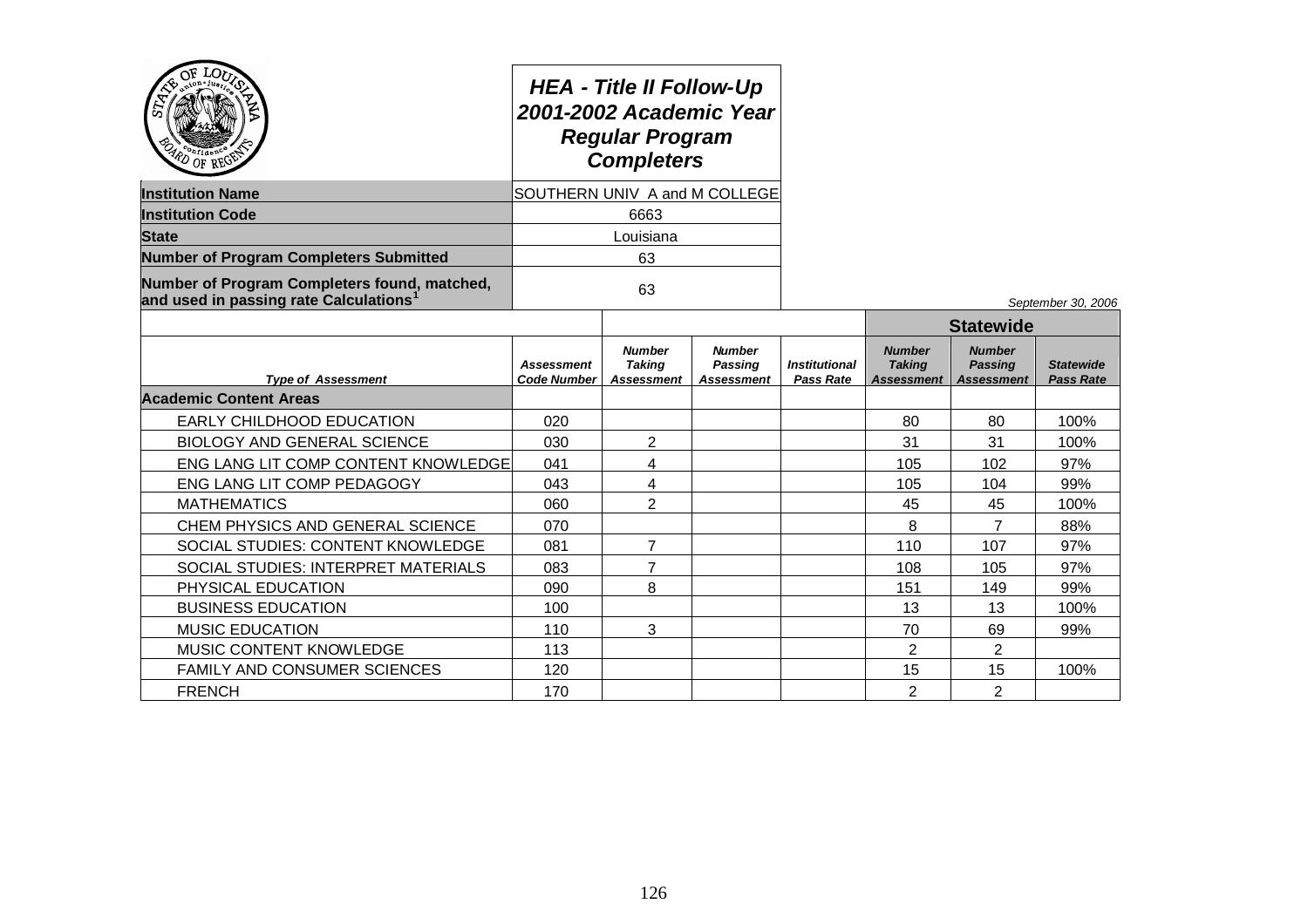# HEA - Title II Follow-Up
## 2001-2002 Academic Year
## Regular Program Completers

| | |
|---|---|
| **Institution Name** | SOUTHERN UNIV A and M COLLEGE |
| **Institution Code** | 6663 |
| **State** | Louisiana |
| **Number of Program Completers Submitted** | 63 |
| **Number of Program Completers found, matched, and used in passing rate Calculations**[1] | 63 |

*September 30, 2006*

| | | | | | Statewide | | |
|---|---|---|---|---|---|---|---|
| *Type of Assessment* | *Assessment Code Number* | *Number Taking Assessment* | *Number Passing Assessment* | *Institutional Pass Rate* | *Number Taking Assessment* | *Number Passing Assessment* | *Statewide Pass Rate* |
| **Academic Content Areas** | | | | | | | |
| EARLY CHILDHOOD EDUCATION | 020 | | | | 80 | 80 | 100% |
| BIOLOGY AND GENERAL SCIENCE | 030 | 2 | | | 31 | 31 | 100% |
| ENG LANG LIT COMP CONTENT KNOWLEDGE | 041 | 4 | | | 105 | 102 | 97% |
| ENG LANG LIT COMP PEDAGOGY | 043 | 4 | | | 105 | 104 | 99% |
| MATHEMATICS | 060 | 2 | | | 45 | 45 | 100% |
| CHEM PHYSICS AND GENERAL SCIENCE | 070 | | | | 8 | 7 | 88% |
| SOCIAL STUDIES: CONTENT KNOWLEDGE | 081 | 7 | | | 110 | 107 | 97% |
| SOCIAL STUDIES: INTERPRET MATERIALS | 083 | 7 | | | 108 | 105 | 97% |
| PHYSICAL EDUCATION | 090 | 8 | | | 151 | 149 | 99% |
| BUSINESS EDUCATION | 100 | | | | 13 | 13 | 100% |
| MUSIC EDUCATION | 110 | 3 | | | 70 | 69 | 99% |
| MUSIC CONTENT KNOWLEDGE | 113 | | | | 2 | 2 | |
| FAMILY AND CONSUMER SCIENCES | 120 | | | | 15 | 15 | 100% |
| FRENCH | 170 | | | | 2 | 2 | |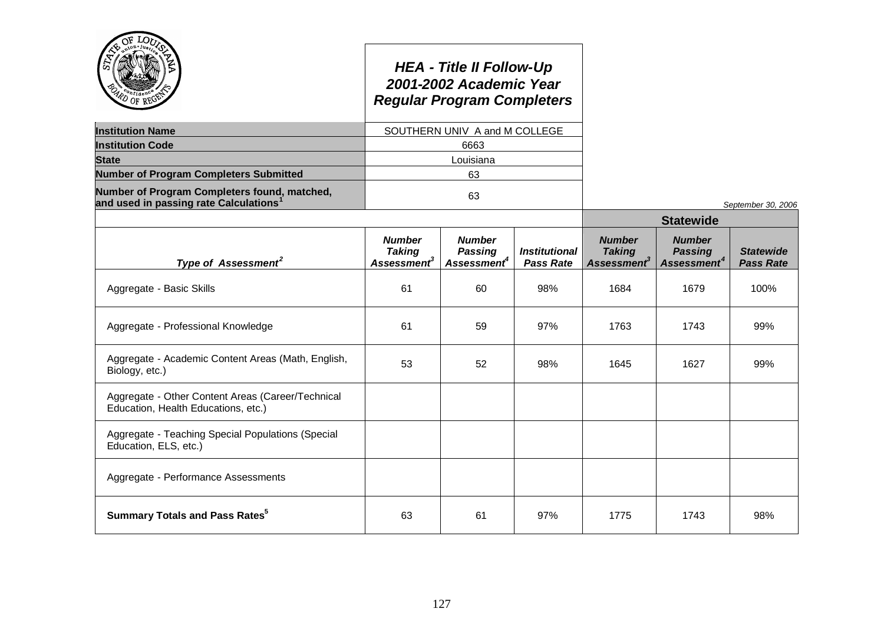# *HEA - Title II Follow-Up*
# *2001-2002 Academic Year*
# *Regular Program Completers*

| | |
|---|---|
| **Institution Name** | SOUTHERN UNIV A and M COLLEGE |
| **Institution Code** | 6663 |
| **State** | Louisiana |
| **Number of Program Completers Submitted** | 63 |
| **Number of Program Completers found, matched, and used in passing rate Calculations**[1] | 63 |

*September 30, 2006*

| | | | | **Statewide** | | |
|---|---|---|---|---|---|---|
| ***Type of Assessment***[2] | ***Number Taking Assessment***[3] | ***Number Passing Assessment***[4] | ***Institutional Pass Rate*** | ***Number Taking Assessment***[3] | ***Number Passing Assessment***[4] | ***Statewide Pass Rate*** |
| Aggregate - Basic Skills | 61 | 60 | 98% | 1684 | 1679 | 100% |
| Aggregate - Professional Knowledge | 61 | 59 | 97% | 1763 | 1743 | 99% |
| Aggregate - Academic Content Areas (Math, English, Biology, etc.) | 53 | 52 | 98% | 1645 | 1627 | 99% |
| Aggregate - Other Content Areas (Career/Technical Education, Health Educations, etc.) | | | | | | |
| Aggregate - Teaching Special Populations (Special Education, ELS, etc.) | | | | | | |
| Aggregate - Performance Assessments | | | | | | |
| **Summary Totals and Pass Rates**[5] | 63 | 61 | 97% | 1775 | 1743 | 98% |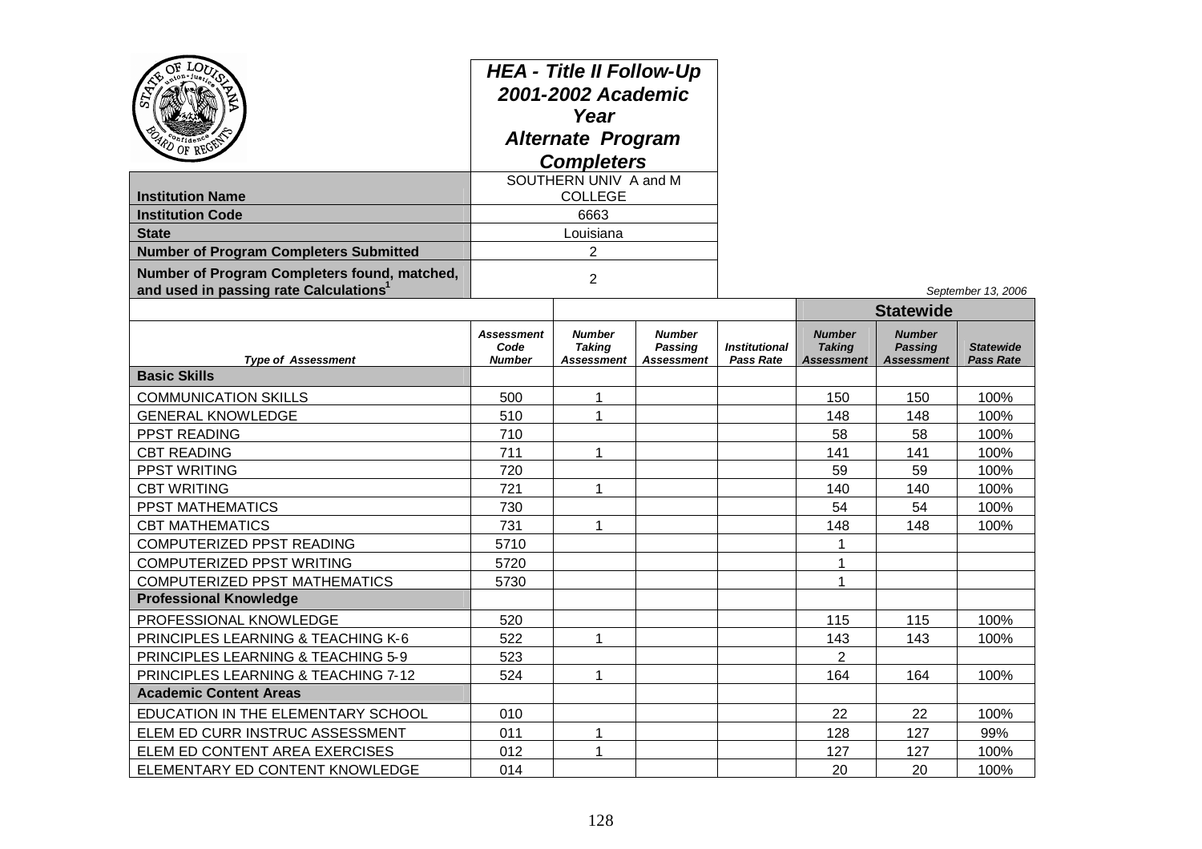# HEA - Title II Follow-Up 2001-2002 Academic Year Alternate Program Completers

| | |
|---|---|
| **Institution Name** | SOUTHERN UNIV A and M COLLEGE |
| **Institution Code** | 6663 |
| **State** | Louisiana |
| **Number of Program Completers Submitted** | 2 |
| **Number of Program Completers found, matched, and used in passing rate Calculations[1]** | 2 |

*September 13, 2006*

| | | | | | Statewide | | |
|---|---|---|---|---|---|---|---|
| ***Type of Assessment*** | ***Assessment Code Number*** | ***Number Taking Assessment*** | ***Number Passing Assessment*** | ***Institutional Pass Rate*** | ***Number Taking Assessment*** | ***Number Passing Assessment*** | ***Statewide Pass Rate*** |
| **Basic Skills** | | | | | | | |
| COMMUNICATION SKILLS | 500 | 1 | | | 150 | 150 | 100% |
| GENERAL KNOWLEDGE | 510 | 1 | | | 148 | 148 | 100% |
| PPST READING | 710 | | | | 58 | 58 | 100% |
| CBT READING | 711 | 1 | | | 141 | 141 | 100% |
| PPST WRITING | 720 | | | | 59 | 59 | 100% |
| CBT WRITING | 721 | 1 | | | 140 | 140 | 100% |
| PPST MATHEMATICS | 730 | | | | 54 | 54 | 100% |
| CBT MATHEMATICS | 731 | 1 | | | 148 | 148 | 100% |
| COMPUTERIZED PPST READING | 5710 | | | | 1 | | |
| COMPUTERIZED PPST WRITING | 5720 | | | | 1 | | |
| COMPUTERIZED PPST MATHEMATICS | 5730 | | | | 1 | | |
| **Professional Knowledge** | | | | | | | |
| PROFESSIONAL KNOWLEDGE | 520 | | | | 115 | 115 | 100% |
| PRINCIPLES LEARNING & TEACHING K-6 | 522 | 1 | | | 143 | 143 | 100% |
| PRINCIPLES LEARNING & TEACHING 5-9 | 523 | | | | 2 | | |
| PRINCIPLES LEARNING & TEACHING 7-12 | 524 | 1 | | | 164 | 164 | 100% |
| **Academic Content Areas** | | | | | | | |
| EDUCATION IN THE ELEMENTARY SCHOOL | 010 | | | | 22 | 22 | 100% |
| ELEM ED CURR INSTRUC ASSESSMENT | 011 | 1 | | | 128 | 127 | 99% |
| ELEM ED CONTENT AREA EXERCISES | 012 | 1 | | | 127 | 127 | 100% |
| ELEMENTARY ED CONTENT KNOWLEDGE | 014 | | | | 20 | 20 | 100% |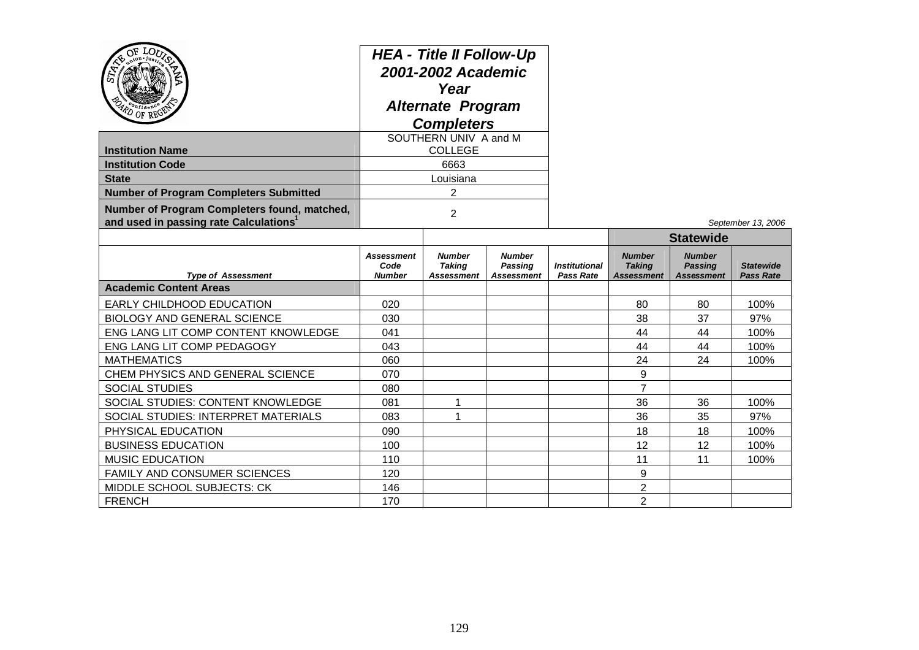# HEA - Title II Follow-Up 2001-2002 Academic Year Alternate Program Completers

| | |
|---|---|
| **Institution Name** | SOUTHERN UNIV A and M COLLEGE |
| **Institution Code** | 6663 |
| **State** | Louisiana |
| **Number of Program Completers Submitted** | 2 |
| **Number of Program Completers found, matched, and used in passing rate Calculations[1]** | 2 |

*September 13, 2006*

| | | | | | Statewide | | |
|---|---|---|---|---|---|---|---|
| *Type of Assessment* | *Assessment Code Number* | *Number Taking Assessment* | *Number Passing Assessment* | *Institutional Pass Rate* | *Number Taking Assessment* | *Number Passing Assessment* | *Statewide Pass Rate* |
| **Academic Content Areas** | | | | | | | |
| EARLY CHILDHOOD EDUCATION | 020 | | | | 80 | 80 | 100% |
| BIOLOGY AND GENERAL SCIENCE | 030 | | | | 38 | 37 | 97% |
| ENG LANG LIT COMP CONTENT KNOWLEDGE | 041 | | | | 44 | 44 | 100% |
| ENG LANG LIT COMP PEDAGOGY | 043 | | | | 44 | 44 | 100% |
| MATHEMATICS | 060 | | | | 24 | 24 | 100% |
| CHEM PHYSICS AND GENERAL SCIENCE | 070 | | | | 9 | | |
| SOCIAL STUDIES | 080 | | | | 7 | | |
| SOCIAL STUDIES: CONTENT KNOWLEDGE | 081 | 1 | | | 36 | 36 | 100% |
| SOCIAL STUDIES: INTERPRET MATERIALS | 083 | 1 | | | 36 | 35 | 97% |
| PHYSICAL EDUCATION | 090 | | | | 18 | 18 | 100% |
| BUSINESS EDUCATION | 100 | | | | 12 | 12 | 100% |
| MUSIC EDUCATION | 110 | | | | 11 | 11 | 100% |
| FAMILY AND CONSUMER SCIENCES | 120 | | | | 9 | | |
| MIDDLE SCHOOL SUBJECTS: CK | 146 | | | | 2 | | |
| FRENCH | 170 | | | | 2 | | |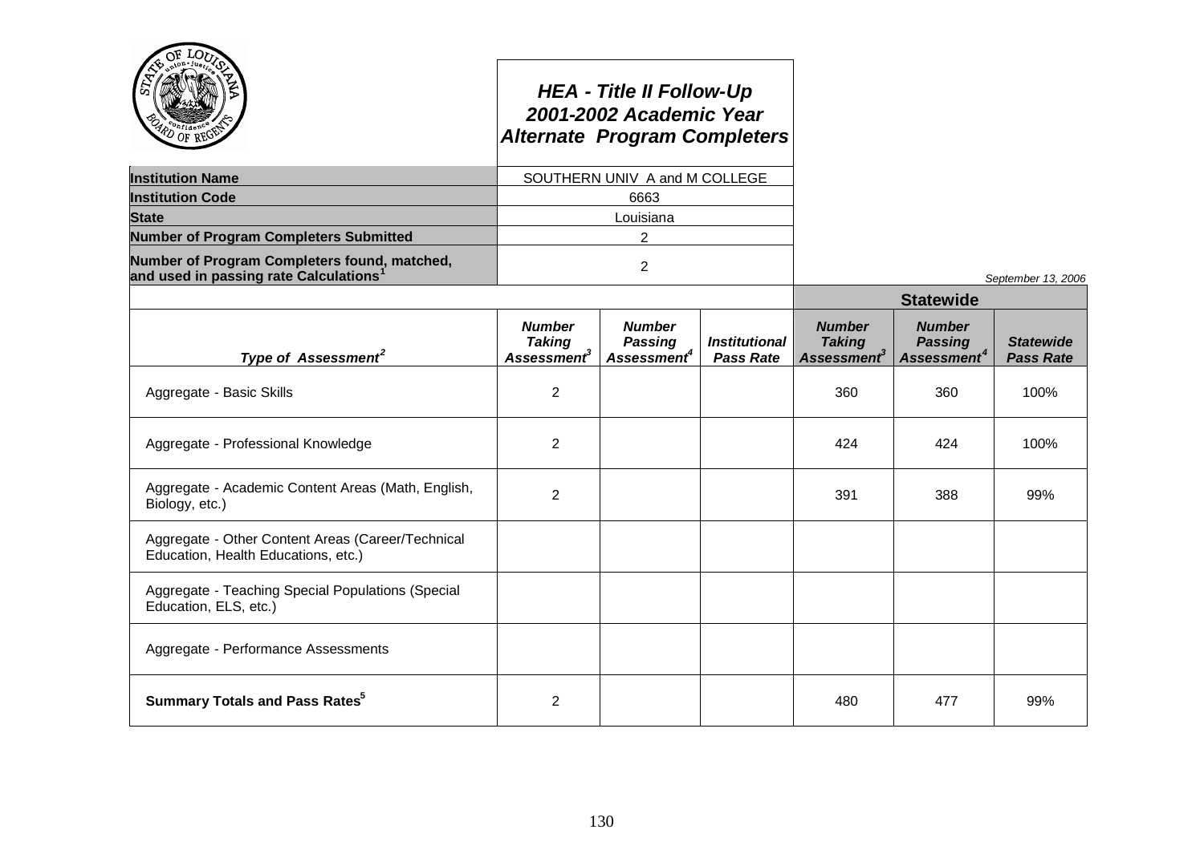# *HEA - Title II Follow-Up*
# *2001-2002 Academic Year*
# *Alternate Program Completers*

| | |
|---|---|
| **Institution Name** | SOUTHERN UNIV A and M COLLEGE |
| **Institution Code** | 6663 |
| **State** | Louisiana |
| **Number of Program Completers Submitted** | 2 |
| **Number of Program Completers found, matched, and used in passing rate Calculations**[1] | 2 |

*September 13, 2006*

| | | | | **Statewide** | | |
|---|---|---|---|---|---|---|
| ***Type of Assessment***[2] | ***Number Taking Assessment***[3] | ***Number Passing Assessment***[4] | ***Institutional Pass Rate*** | ***Number Taking Assessment***[3] | ***Number Passing Assessment***[4] | ***Statewide Pass Rate*** |
| Aggregate - Basic Skills | 2 | | | 360 | 360 | 100% |
| Aggregate - Professional Knowledge | 2 | | | 424 | 424 | 100% |
| Aggregate - Academic Content Areas (Math, English, Biology, etc.) | 2 | | | 391 | 388 | 99% |
| Aggregate - Other Content Areas (Career/Technical Education, Health Educations, etc.) | | | | | | |
| Aggregate - Teaching Special Populations (Special Education, ELS, etc.) | | | | | | |
| Aggregate - Performance Assessments | | | | | | |
| **Summary Totals and Pass Rates**[5] | 2 | | | 480 | 477 | 99% |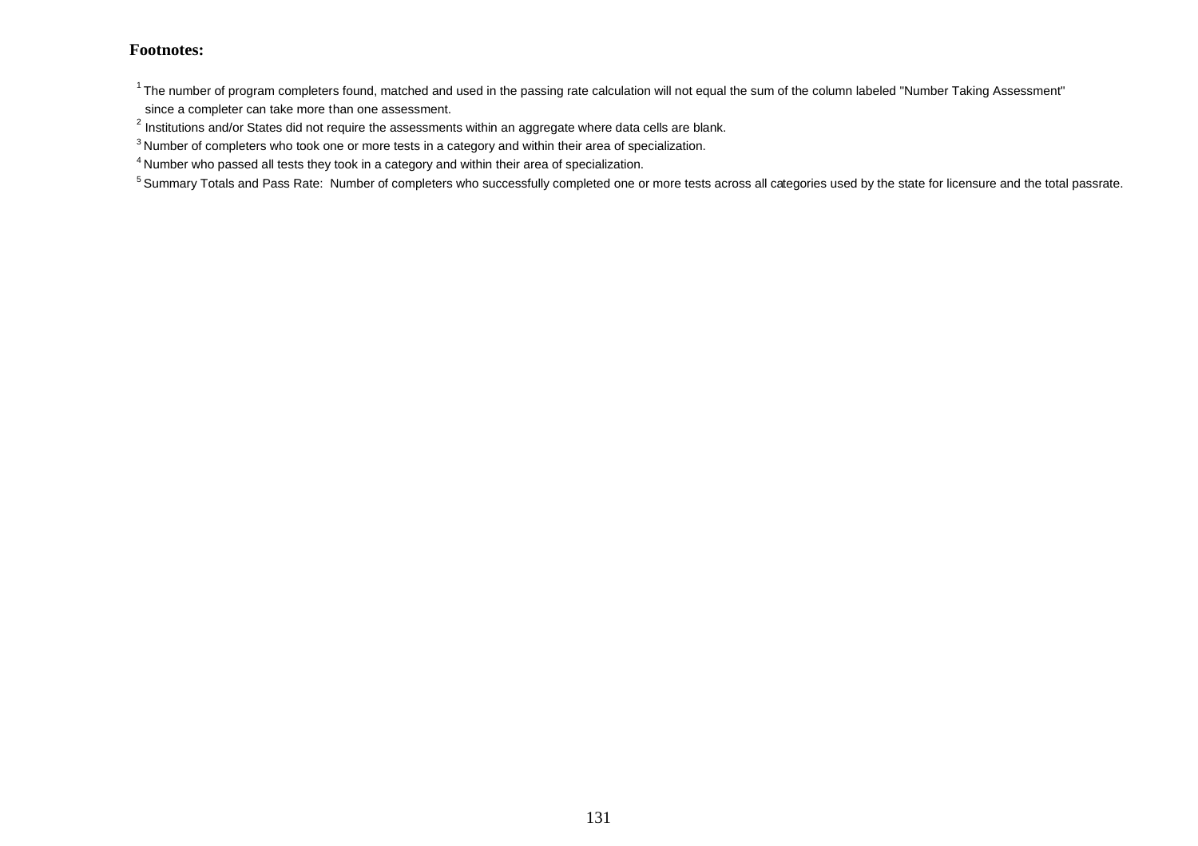**Footnotes:**

[1] The number of program completers found, matched and used in the passing rate calculation will not equal the sum of the column labeled "Number Taking Assessment" since a completer can take more than one assessment.

[2] Institutions and/or States did not require the assessments within an aggregate where data cells are blank.

[3] Number of completers who took one or more tests in a category and within their area of specialization.

[4] Number who passed all tests they took in a category and within their area of specialization.

[5] Summary Totals and Pass Rate: Number of completers who successfully completed one or more tests across all categories used by the state for licensure and the total passrate.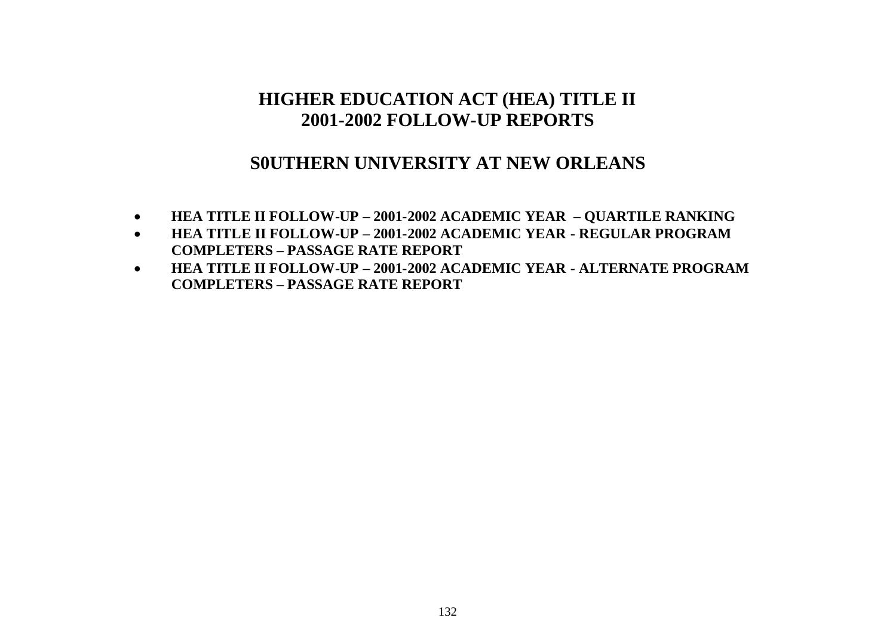# HIGHER EDUCATION ACT (HEA) TITLE II
# 2001-2002 FOLLOW-UP REPORTS

## S0UTHERN UNIVERSITY AT NEW ORLEANS

- **HEA TITLE II FOLLOW-UP – 2001-2002 ACADEMIC YEAR – QUARTILE RANKING**
- **HEA TITLE II FOLLOW-UP – 2001-2002 ACADEMIC YEAR - REGULAR PROGRAM COMPLETERS – PASSAGE RATE REPORT**
- **HEA TITLE II FOLLOW-UP – 2001-2002 ACADEMIC YEAR - ALTERNATE PROGRAM COMPLETERS – PASSAGE RATE REPORT**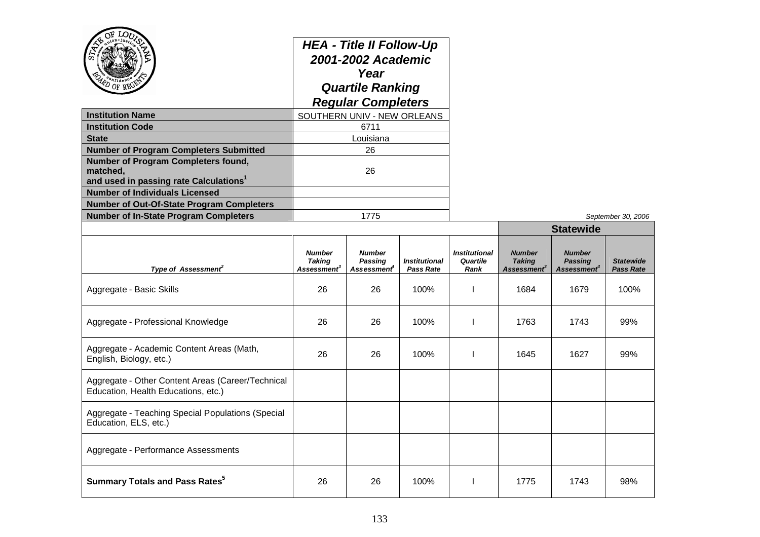# HEA - Title II Follow-Up 2001-2002 Academic Year Quartile Ranking Regular Completers

| | |
|---|---|
| **Institution Name** | SOUTHERN UNIV - NEW ORLEANS |
| **Institution Code** | 6711 |
| **State** | Louisiana |
| **Number of Program Completers Submitted** | 26 |
| **Number of Program Completers found, matched, and used in passing rate Calculations[1]** | 26 |
| **Number of Individuals Licensed** | |
| **Number of Out-Of-State Program Completers** | |
| **Number of In-State Program Completers** | 1775 |

*September 30, 2006*

| Type of Assessment[2] | Number Taking Assessment[3] | Number Passing Assessment[4] | Institutional Pass Rate | Institutional Quartile Rank | Statewide Number Taking Assessment[3] | Statewide Number Passing Assessment[4] | Statewide Pass Rate |
|---|---|---|---|---|---|---|---|
| Aggregate - Basic Skills | 26 | 26 | 100% | I | 1684 | 1679 | 100% |
| Aggregate - Professional Knowledge | 26 | 26 | 100% | I | 1763 | 1743 | 99% |
| Aggregate - Academic Content Areas (Math, English, Biology, etc.) | 26 | 26 | 100% | I | 1645 | 1627 | 99% |
| Aggregate - Other Content Areas (Career/Technical Education, Health Educations, etc.) | | | | | | | |
| Aggregate - Teaching Special Populations (Special Education, ELS, etc.) | | | | | | | |
| Aggregate - Performance Assessments | | | | | | | |
| **Summary Totals and Pass Rates[5]** | 26 | 26 | 100% | I | 1775 | 1743 | 98% |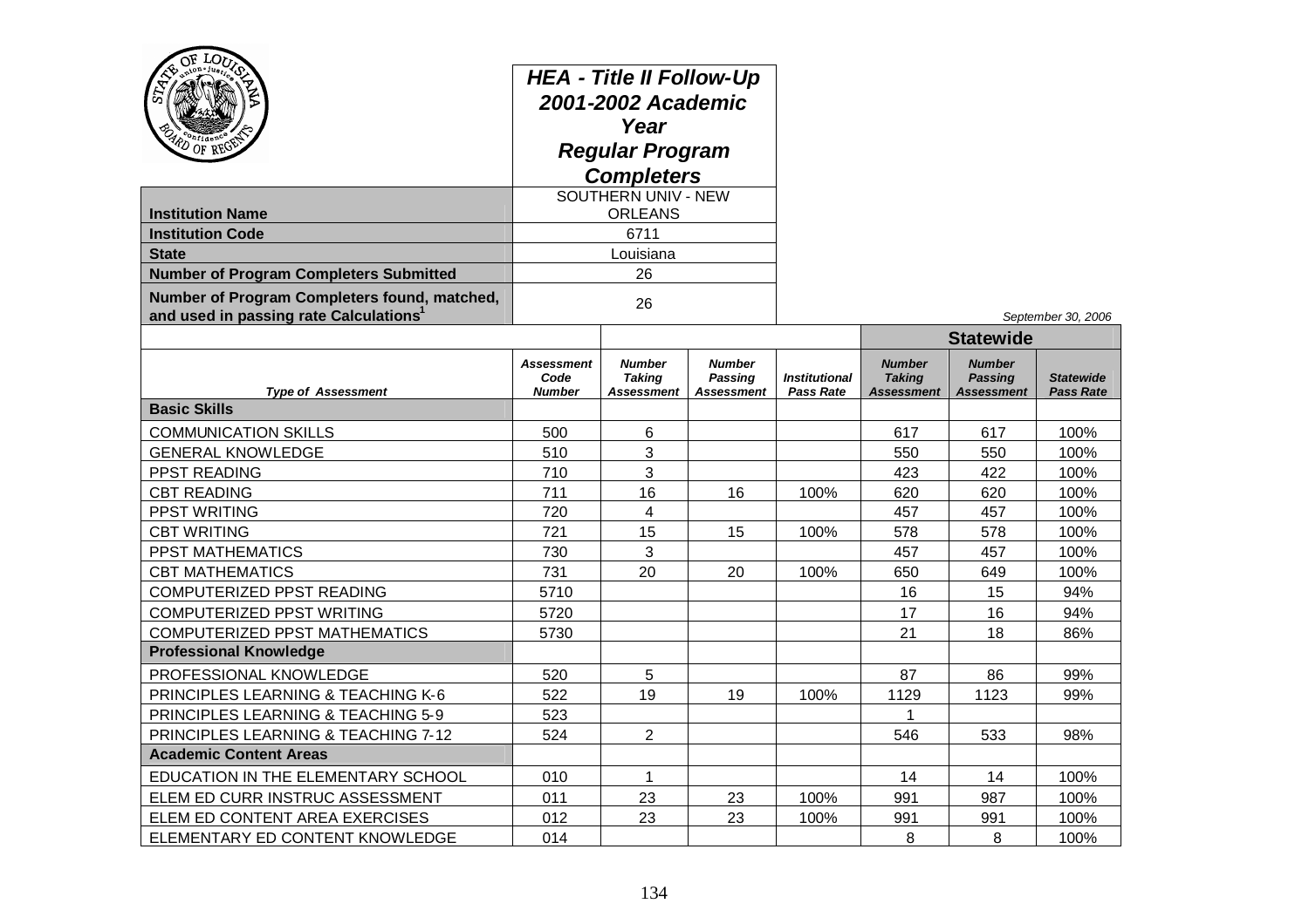## HEA - Title II Follow-Up 2001-2002 Academic Year Regular Program Completers

| | |
|---|---|
| **Institution Name** | SOUTHERN UNIV - NEW ORLEANS |
| **Institution Code** | 6711 |
| **State** | Louisiana |
| **Number of Program Completers Submitted** | 26 |
| **Number of Program Completers found, matched, and used in passing rate Calculations**[1] | 26 |

*September 30, 2006*

| | | | | | Statewide | | |
|---|---|---|---|---|---|---|---|
| *Type of Assessment* | *Assessment Code Number* | *Number Taking Assessment* | *Number Passing Assessment* | *Institutional Pass Rate* | *Number Taking Assessment* | *Number Passing Assessment* | *Statewide Pass Rate* |
| **Basic Skills** | | | | | | | |
| COMMUNICATION SKILLS | 500 | 6 | | | 617 | 617 | 100% |
| GENERAL KNOWLEDGE | 510 | 3 | | | 550 | 550 | 100% |
| PPST READING | 710 | 3 | | | 423 | 422 | 100% |
| CBT READING | 711 | 16 | 16 | 100% | 620 | 620 | 100% |
| PPST WRITING | 720 | 4 | | | 457 | 457 | 100% |
| CBT WRITING | 721 | 15 | 15 | 100% | 578 | 578 | 100% |
| PPST MATHEMATICS | 730 | 3 | | | 457 | 457 | 100% |
| CBT MATHEMATICS | 731 | 20 | 20 | 100% | 650 | 649 | 100% |
| COMPUTERIZED PPST READING | 5710 | | | | 16 | 15 | 94% |
| COMPUTERIZED PPST WRITING | 5720 | | | | 17 | 16 | 94% |
| COMPUTERIZED PPST MATHEMATICS | 5730 | | | | 21 | 18 | 86% |
| **Professional Knowledge** | | | | | | | |
| PROFESSIONAL KNOWLEDGE | 520 | 5 | | | 87 | 86 | 99% |
| PRINCIPLES LEARNING & TEACHING K-6 | 522 | 19 | 19 | 100% | 1129 | 1123 | 99% |
| PRINCIPLES LEARNING & TEACHING 5-9 | 523 | | | | 1 | | |
| PRINCIPLES LEARNING & TEACHING 7-12 | 524 | 2 | | | 546 | 533 | 98% |
| **Academic Content Areas** | | | | | | | |
| EDUCATION IN THE ELEMENTARY SCHOOL | 010 | 1 | | | 14 | 14 | 100% |
| ELEM ED CURR INSTRUC ASSESSMENT | 011 | 23 | 23 | 100% | 991 | 987 | 100% |
| ELEM ED CONTENT AREA EXERCISES | 012 | 23 | 23 | 100% | 991 | 991 | 100% |
| ELEMENTARY ED CONTENT KNOWLEDGE | 014 | | | | 8 | 8 | 100% |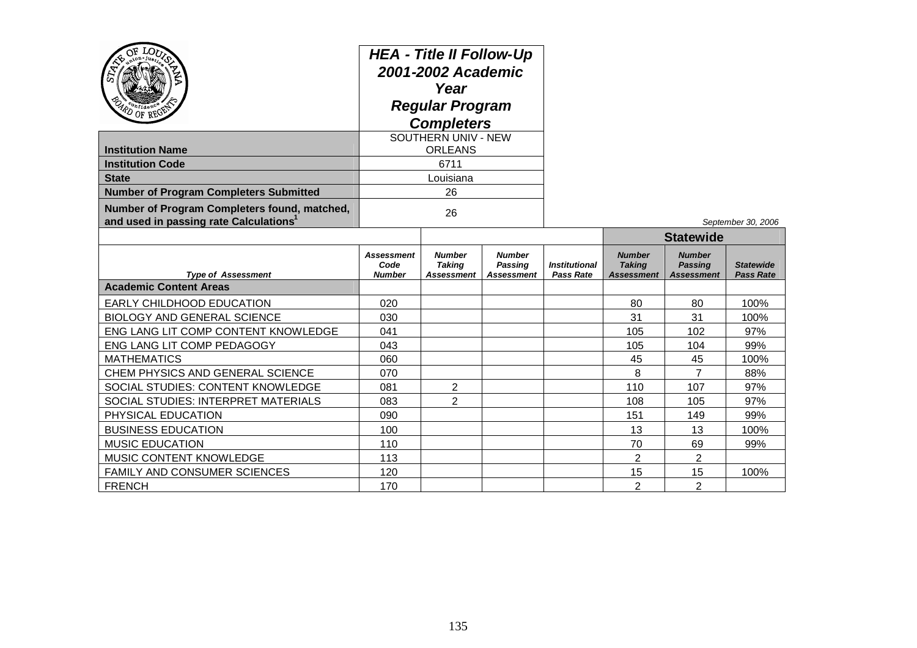# HEA - Title II Follow-Up 2001-2002 Academic Year Regular Program Completers

| | |
|---|---|
| **Institution Name** | SOUTHERN UNIV - NEW ORLEANS |
| **Institution Code** | 6711 |
| **State** | Louisiana |
| **Number of Program Completers Submitted** | 26 |
| **Number of Program Completers found, matched, and used in passing rate Calculations[1]** | 26 |

*September 30, 2006*

| | | | | | Statewide | | |
|---|---|---|---|---|---|---|---|
| ***Type of Assessment*** | ***Assessment Code Number*** | ***Number Taking Assessment*** | ***Number Passing Assessment*** | ***Institutional Pass Rate*** | ***Number Taking Assessment*** | ***Number Passing Assessment*** | ***Statewide Pass Rate*** |
| **Academic Content Areas** | | | | | | | |
| EARLY CHILDHOOD EDUCATION | 020 | | | | 80 | 80 | 100% |
| BIOLOGY AND GENERAL SCIENCE | 030 | | | | 31 | 31 | 100% |
| ENG LANG LIT COMP CONTENT KNOWLEDGE | 041 | | | | 105 | 102 | 97% |
| ENG LANG LIT COMP PEDAGOGY | 043 | | | | 105 | 104 | 99% |
| MATHEMATICS | 060 | | | | 45 | 45 | 100% |
| CHEM PHYSICS AND GENERAL SCIENCE | 070 | | | | 8 | 7 | 88% |
| SOCIAL STUDIES: CONTENT KNOWLEDGE | 081 | 2 | | | 110 | 107 | 97% |
| SOCIAL STUDIES: INTERPRET MATERIALS | 083 | 2 | | | 108 | 105 | 97% |
| PHYSICAL EDUCATION | 090 | | | | 151 | 149 | 99% |
| BUSINESS EDUCATION | 100 | | | | 13 | 13 | 100% |
| MUSIC EDUCATION | 110 | | | | 70 | 69 | 99% |
| MUSIC CONTENT KNOWLEDGE | 113 | | | | 2 | 2 | |
| FAMILY AND CONSUMER SCIENCES | 120 | | | | 15 | 15 | 100% |
| FRENCH | 170 | | | | 2 | 2 | |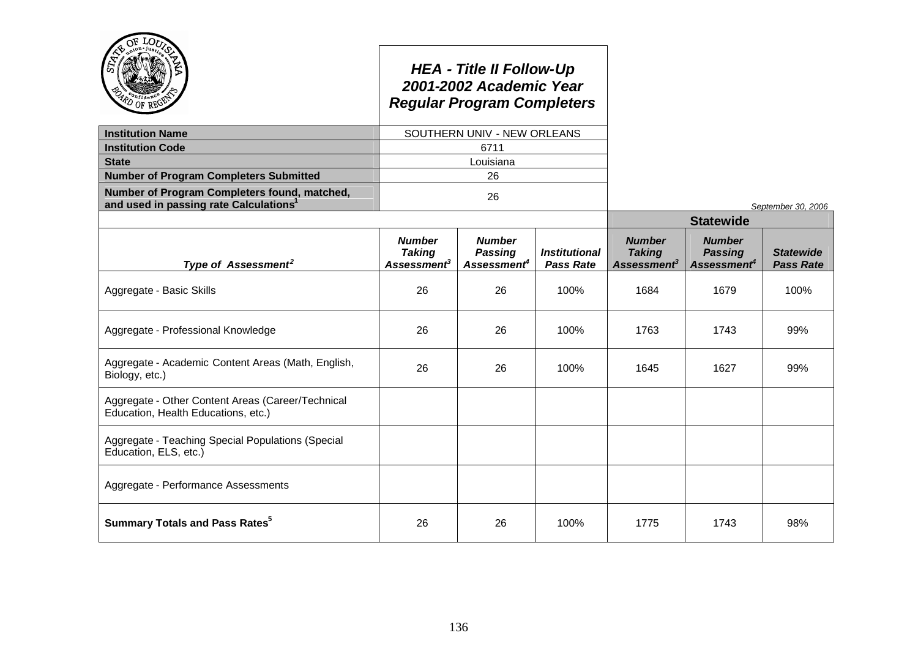## HEA - Title II Follow-Up
## 2001-2002 Academic Year
## Regular Program Completers

| | |
|---|---|
| **Institution Name** | SOUTHERN UNIV - NEW ORLEANS |
| **Institution Code** | 6711 |
| **State** | Louisiana |
| **Number of Program Completers Submitted** | 26 |
| **Number of Program Completers found, matched, and used in passing rate Calculations[1]** | 26 |

*September 30, 2006*

| | | | | Statewide | | |
|---|---|---|---|---|---|---|
| ***Type of Assessment[2]*** | ***Number Taking Assessment[3]*** | ***Number Passing Assessment[4]*** | ***Institutional Pass Rate*** | ***Number Taking Assessment[3]*** | ***Number Passing Assessment[4]*** | ***Statewide Pass Rate*** |
| Aggregate - Basic Skills | 26 | 26 | 100% | 1684 | 1679 | 100% |
| Aggregate - Professional Knowledge | 26 | 26 | 100% | 1763 | 1743 | 99% |
| Aggregate - Academic Content Areas (Math, English, Biology, etc.) | 26 | 26 | 100% | 1645 | 1627 | 99% |
| Aggregate - Other Content Areas (Career/Technical Education, Health Educations, etc.) | | | | | | |
| Aggregate - Teaching Special Populations (Special Education, ELS, etc.) | | | | | | |
| Aggregate - Performance Assessments | | | | | | |
| **Summary Totals and Pass Rates[5]** | 26 | 26 | 100% | 1775 | 1743 | 98% |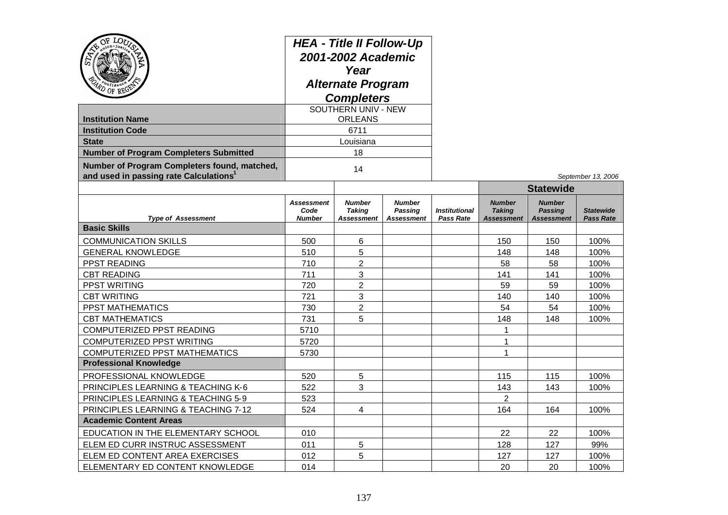# HEA - Title II Follow-Up 2001-2002 Academic Year Alternate Program Completers

| | |
|---|---|
| **Institution Name** | SOUTHERN UNIV - NEW ORLEANS |
| **Institution Code** | 6711 |
| **State** | Louisiana |
| **Number of Program Completers Submitted** | 18 |
| **Number of Program Completers found, matched, and used in passing rate Calculations**[1] | 14 |

*September 13, 2006*

| | | | | | Statewide | | |
|---|---|---|---|---|---|---|---|
| ***Type of Assessment*** | ***Assessment Code Number*** | ***Number Taking Assessment*** | ***Number Passing Assessment*** | ***Institutional Pass Rate*** | ***Number Taking Assessment*** | ***Number Passing Assessment*** | ***Statewide Pass Rate*** |
| **Basic Skills** | | | | | | | |
| COMMUNICATION SKILLS | 500 | 6 | | | 150 | 150 | 100% |
| GENERAL KNOWLEDGE | 510 | 5 | | | 148 | 148 | 100% |
| PPST READING | 710 | 2 | | | 58 | 58 | 100% |
| CBT READING | 711 | 3 | | | 141 | 141 | 100% |
| PPST WRITING | 720 | 2 | | | 59 | 59 | 100% |
| CBT WRITING | 721 | 3 | | | 140 | 140 | 100% |
| PPST MATHEMATICS | 730 | 2 | | | 54 | 54 | 100% |
| CBT MATHEMATICS | 731 | 5 | | | 148 | 148 | 100% |
| COMPUTERIZED PPST READING | 5710 | | | | 1 | | |
| COMPUTERIZED PPST WRITING | 5720 | | | | 1 | | |
| COMPUTERIZED PPST MATHEMATICS | 5730 | | | | 1 | | |
| **Professional Knowledge** | | | | | | | |
| PROFESSIONAL KNOWLEDGE | 520 | 5 | | | 115 | 115 | 100% |
| PRINCIPLES LEARNING & TEACHING K-6 | 522 | 3 | | | 143 | 143 | 100% |
| PRINCIPLES LEARNING & TEACHING 5-9 | 523 | | | | 2 | | |
| PRINCIPLES LEARNING & TEACHING 7-12 | 524 | 4 | | | 164 | 164 | 100% |
| **Academic Content Areas** | | | | | | | |
| EDUCATION IN THE ELEMENTARY SCHOOL | 010 | | | | 22 | 22 | 100% |
| ELEM ED CURR INSTRUC ASSESSMENT | 011 | 5 | | | 128 | 127 | 99% |
| ELEM ED CONTENT AREA EXERCISES | 012 | 5 | | | 127 | 127 | 100% |
| ELEMENTARY ED CONTENT KNOWLEDGE | 014 | | | | 20 | 20 | 100% |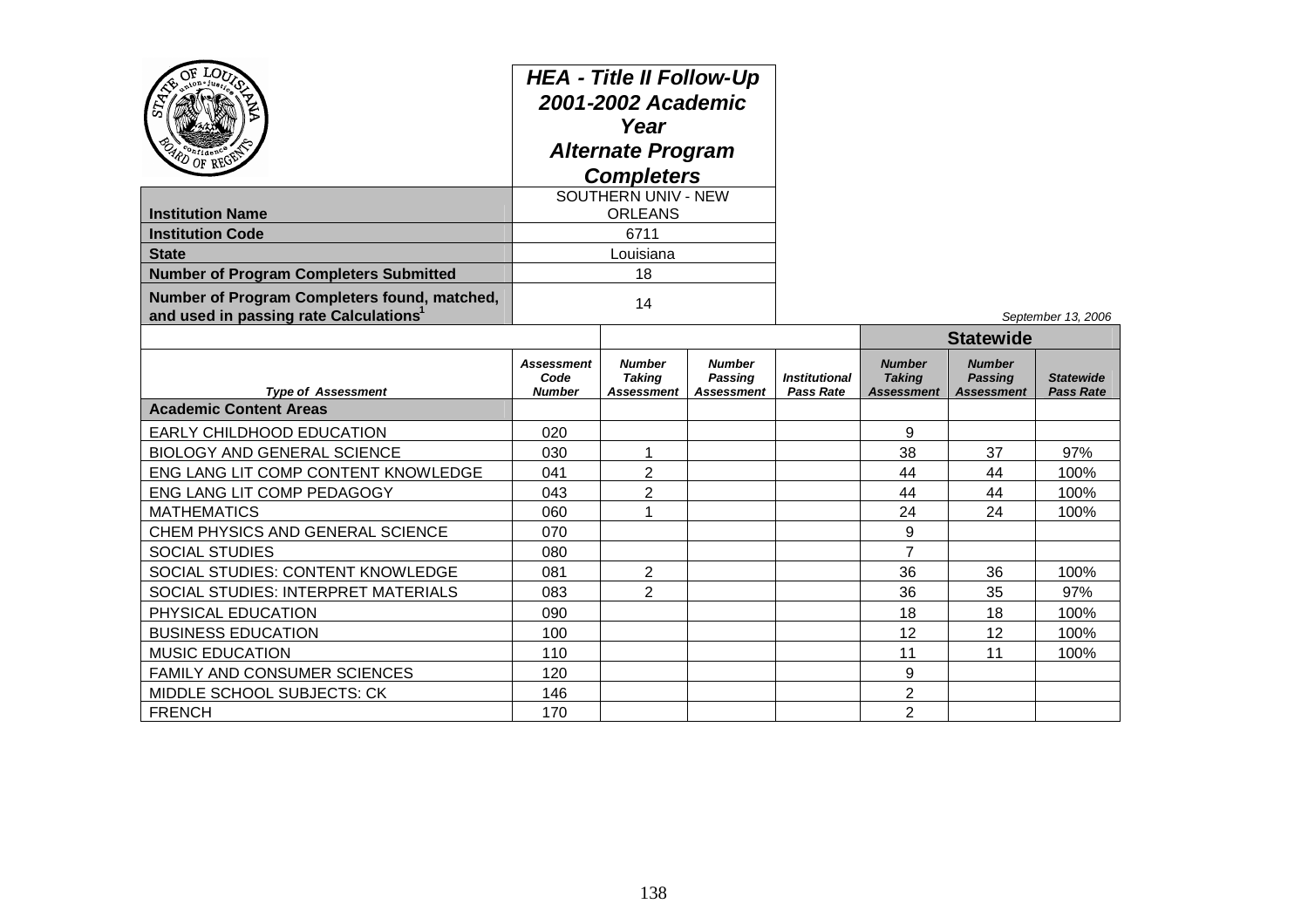# HEA - Title II Follow-Up 2001-2002 Academic Year Alternate Program Completers

| | |
|---|---|
| **Institution Name** | SOUTHERN UNIV - NEW ORLEANS |
| **Institution Code** | 6711 |
| **State** | Louisiana |
| **Number of Program Completers Submitted** | 18 |
| **Number of Program Completers found, matched, and used in passing rate Calculations**[1] | 14 |

*September 13, 2006*

| | | | | | Statewide | | |
|---|---|---|---|---|---|---|---|
| ***Type of Assessment*** | ***Assessment Code Number*** | ***Number Taking Assessment*** | ***Number Passing Assessment*** | ***Institutional Pass Rate*** | ***Number Taking Assessment*** | ***Number Passing Assessment*** | ***Statewide Pass Rate*** |
| **Academic Content Areas** | | | | | | | |
| EARLY CHILDHOOD EDUCATION | 020 | | | | 9 | | |
| BIOLOGY AND GENERAL SCIENCE | 030 | 1 | | | 38 | 37 | 97% |
| ENG LANG LIT COMP CONTENT KNOWLEDGE | 041 | 2 | | | 44 | 44 | 100% |
| ENG LANG LIT COMP PEDAGOGY | 043 | 2 | | | 44 | 44 | 100% |
| MATHEMATICS | 060 | 1 | | | 24 | 24 | 100% |
| CHEM PHYSICS AND GENERAL SCIENCE | 070 | | | | 9 | | |
| SOCIAL STUDIES | 080 | | | | 7 | | |
| SOCIAL STUDIES: CONTENT KNOWLEDGE | 081 | 2 | | | 36 | 36 | 100% |
| SOCIAL STUDIES: INTERPRET MATERIALS | 083 | 2 | | | 36 | 35 | 97% |
| PHYSICAL EDUCATION | 090 | | | | 18 | 18 | 100% |
| BUSINESS EDUCATION | 100 | | | | 12 | 12 | 100% |
| MUSIC EDUCATION | 110 | | | | 11 | 11 | 100% |
| FAMILY AND CONSUMER SCIENCES | 120 | | | | 9 | | |
| MIDDLE SCHOOL SUBJECTS: CK | 146 | | | | 2 | | |
| FRENCH | 170 | | | | 2 | | |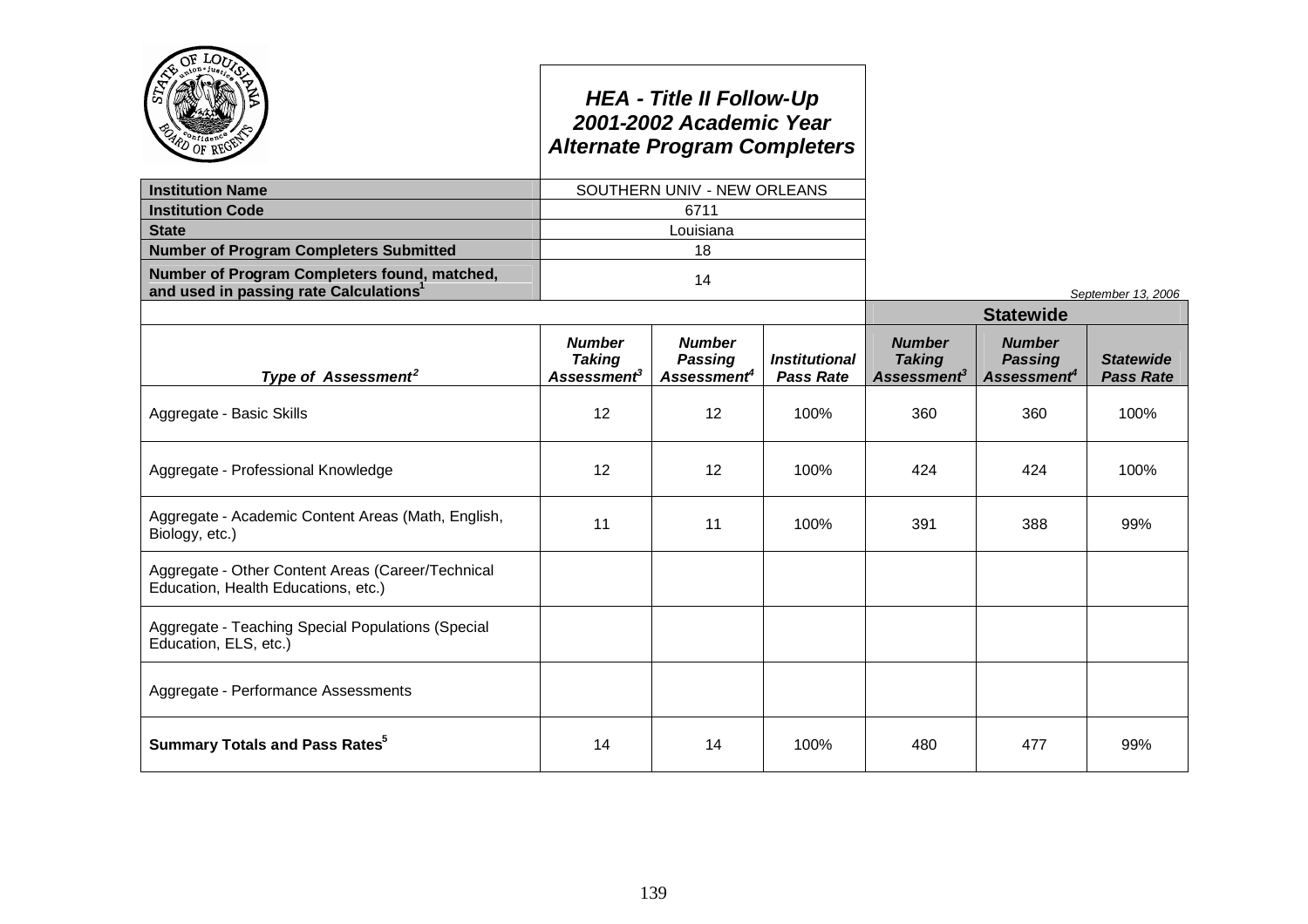# HEA - Title II Follow-Up
# 2001-2002 Academic Year
# Alternate Program Completers

| | |
|---|---|
| **Institution Name** | SOUTHERN UNIV - NEW ORLEANS |
| **Institution Code** | 6711 |
| **State** | Louisiana |
| **Number of Program Completers Submitted** | 18 |
| **Number of Program Completers found, matched, and used in passing rate Calculations**[1] | 14 |

*September 13, 2006*

| | | | | Statewide | | |
|---|---|---|---|---|---|---|
| ***Type of Assessment***[2] | ***Number Taking Assessment***[3] | ***Number Passing Assessment***[4] | ***Institutional Pass Rate*** | ***Number Taking Assessment***[3] | ***Number Passing Assessment***[4] | ***Statewide Pass Rate*** |
| Aggregate - Basic Skills | 12 | 12 | 100% | 360 | 360 | 100% |
| Aggregate - Professional Knowledge | 12 | 12 | 100% | 424 | 424 | 100% |
| Aggregate - Academic Content Areas (Math, English, Biology, etc.) | 11 | 11 | 100% | 391 | 388 | 99% |
| Aggregate - Other Content Areas (Career/Technical Education, Health Educations, etc.) | | | | | | |
| Aggregate - Teaching Special Populations (Special Education, ELS, etc.) | | | | | | |
| Aggregate - Performance Assessments | | | | | | |
| **Summary Totals and Pass Rates**[5] | 14 | 14 | 100% | 480 | 477 | 99% |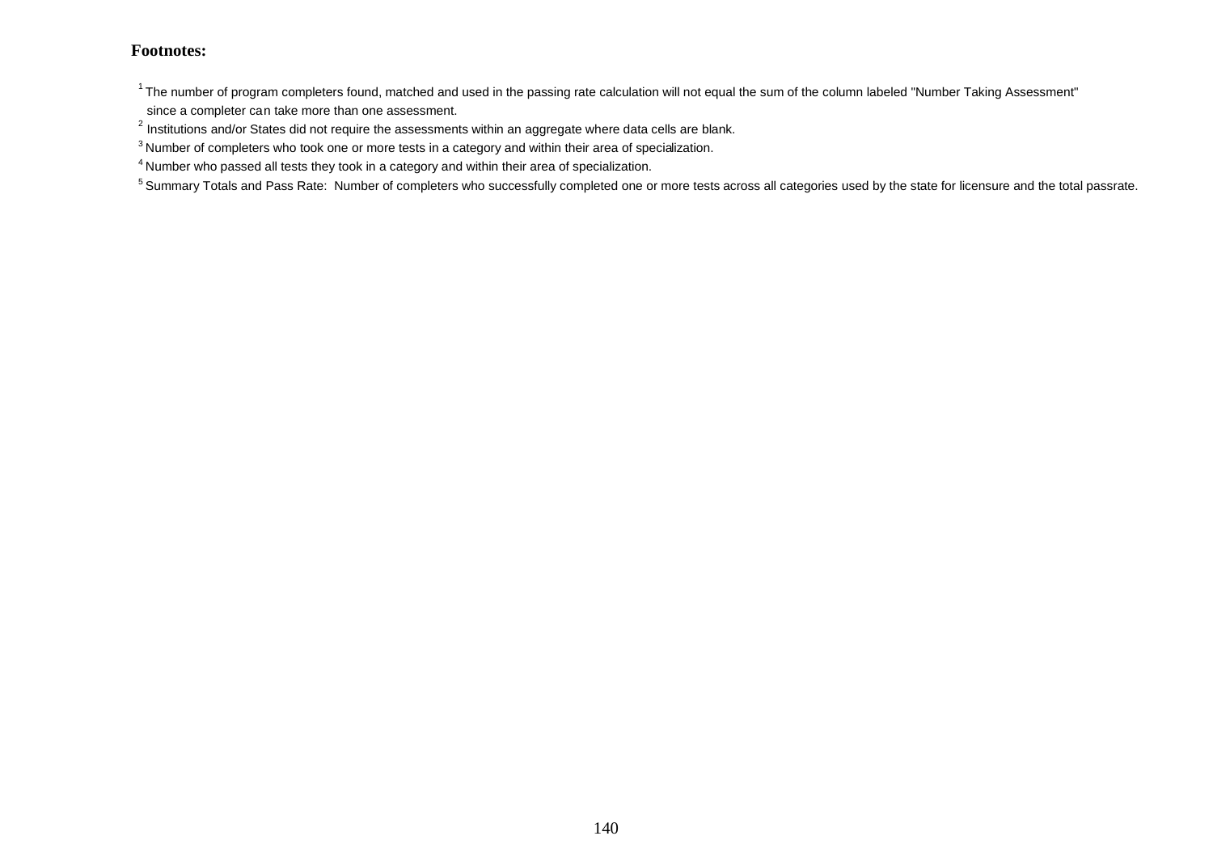**Footnotes:**

[1] The number of program completers found, matched and used in the passing rate calculation will not equal the sum of the column labeled "Number Taking Assessment" since a completer can take more than one assessment.

[2] Institutions and/or States did not require the assessments within an aggregate where data cells are blank.

[3] Number of completers who took one or more tests in a category and within their area of specialization.

[4] Number who passed all tests they took in a category and within their area of specialization.

[5] Summary Totals and Pass Rate: Number of completers who successfully completed one or more tests across all categories used by the state for licensure and the total passrate.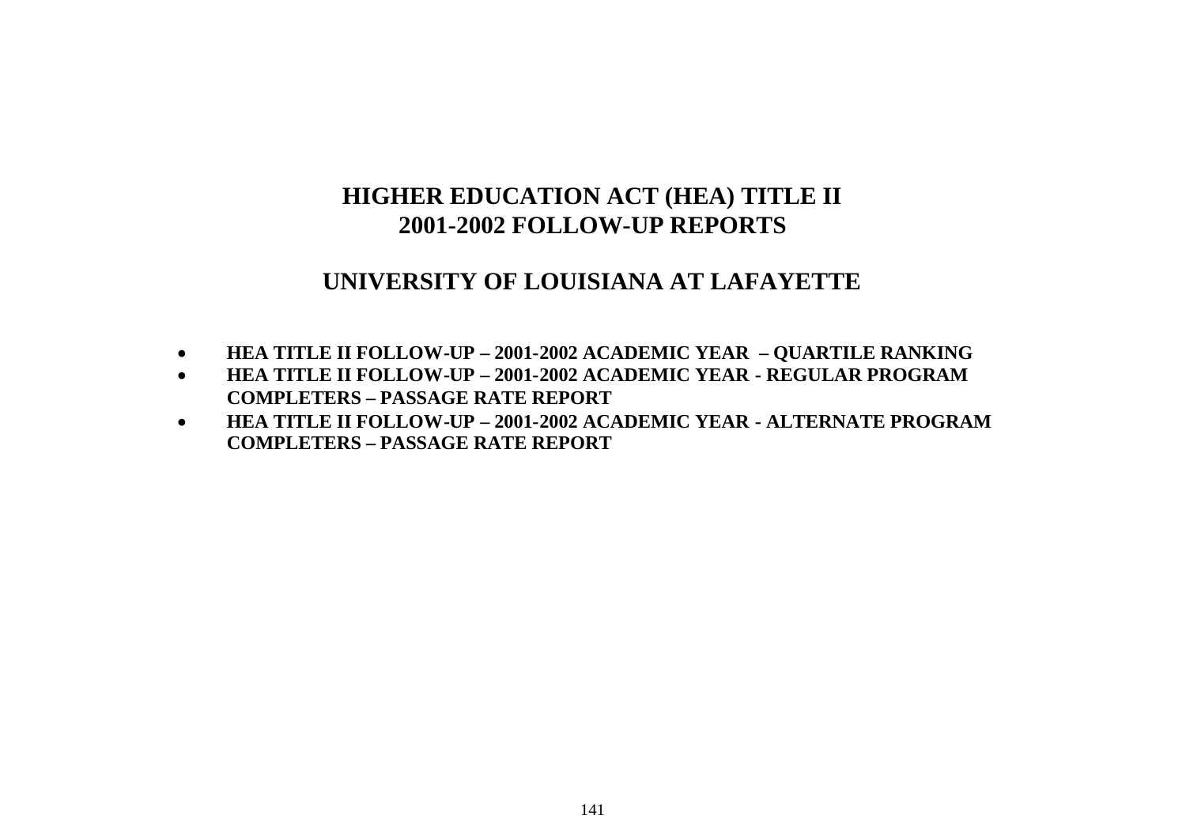# HIGHER EDUCATION ACT (HEA) TITLE II
# 2001-2002 FOLLOW-UP REPORTS

## UNIVERSITY OF LOUISIANA AT LAFAYETTE

- **HEA TITLE II FOLLOW-UP – 2001-2002 ACADEMIC YEAR – QUARTILE RANKING**
- **HEA TITLE II FOLLOW-UP – 2001-2002 ACADEMIC YEAR - REGULAR PROGRAM COMPLETERS – PASSAGE RATE REPORT**
- **HEA TITLE II FOLLOW-UP – 2001-2002 ACADEMIC YEAR - ALTERNATE PROGRAM COMPLETERS – PASSAGE RATE REPORT**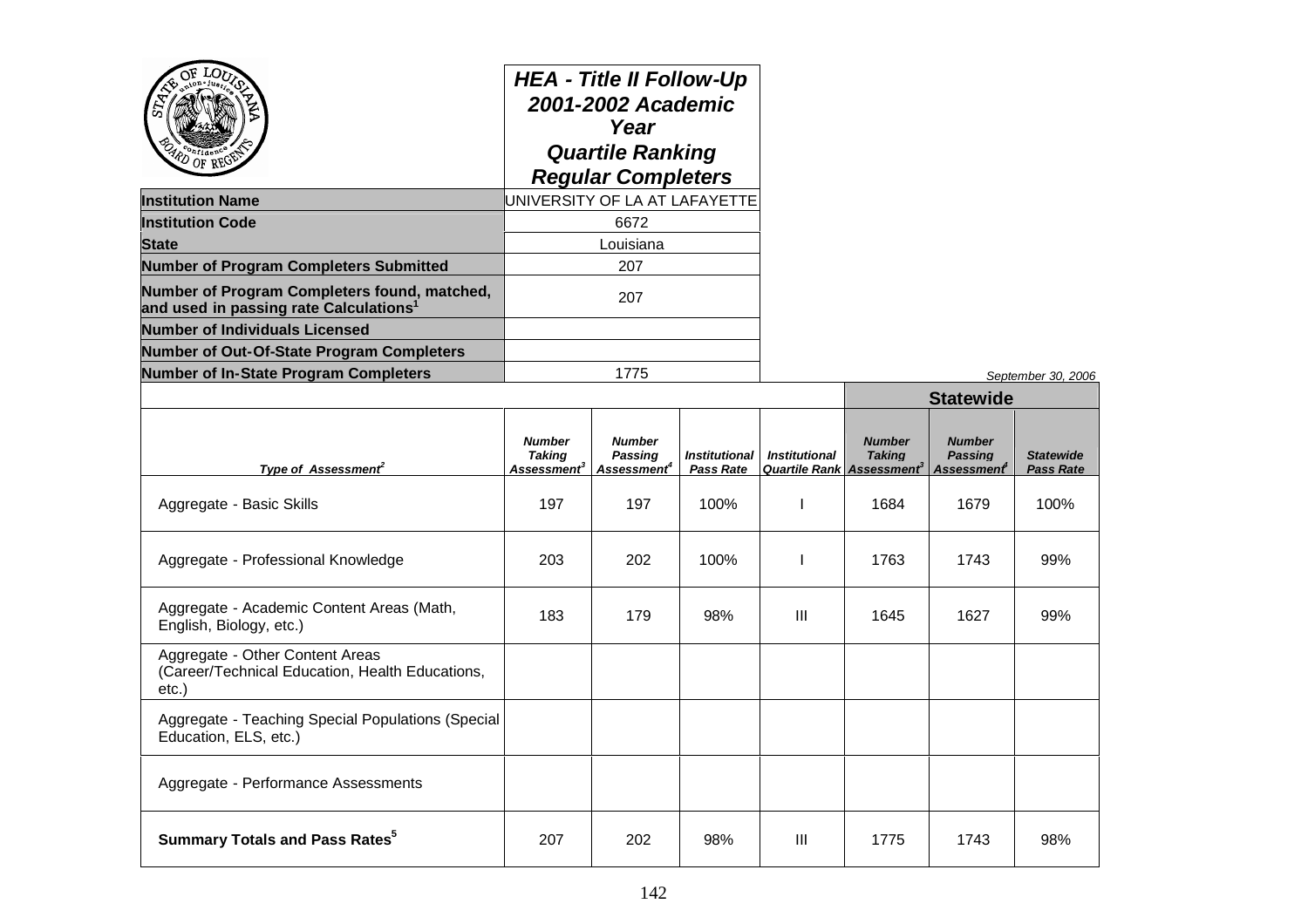# HEA - Title II Follow-Up
## 2001-2002 Academic Year
## Quartile Ranking
## Regular Completers

| | |
|---|---|
| **Institution Name** | UNIVERSITY OF LA AT LAFAYETTE |
| **Institution Code** | 6672 |
| **State** | Louisiana |
| **Number of Program Completers Submitted** | 207 |
| **Number of Program Completers found, matched, and used in passing rate Calculations[1]** | 207 |
| **Number of Individuals Licensed** | |
| **Number of Out-Of-State Program Completers** | |
| **Number of In-State Program Completers** | 1775 |

*September 30, 2006*

| | | | | | Statewide | | |
|---|---|---|---|---|---|---|---|
| ***Type of Assessment[2]*** | ***Number Taking Assessment[3]*** | ***Number Passing Assessment[4]*** | ***Institutional Pass Rate*** | ***Institutional Quartile Rank*** | ***Number Taking Assessment[3]*** | ***Number Passing Assessment[4]*** | ***Statewide Pass Rate*** |
| Aggregate - Basic Skills | 197 | 197 | 100% | I | 1684 | 1679 | 100% |
| Aggregate - Professional Knowledge | 203 | 202 | 100% | I | 1763 | 1743 | 99% |
| Aggregate - Academic Content Areas (Math, English, Biology, etc.) | 183 | 179 | 98% | III | 1645 | 1627 | 99% |
| Aggregate - Other Content Areas (Career/Technical Education, Health Educations, etc.) | | | | | | | |
| Aggregate - Teaching Special Populations (Special Education, ELS, etc.) | | | | | | | |
| Aggregate - Performance Assessments | | | | | | | |
| **Summary Totals and Pass Rates[5]** | 207 | 202 | 98% | III | 1775 | 1743 | 98% |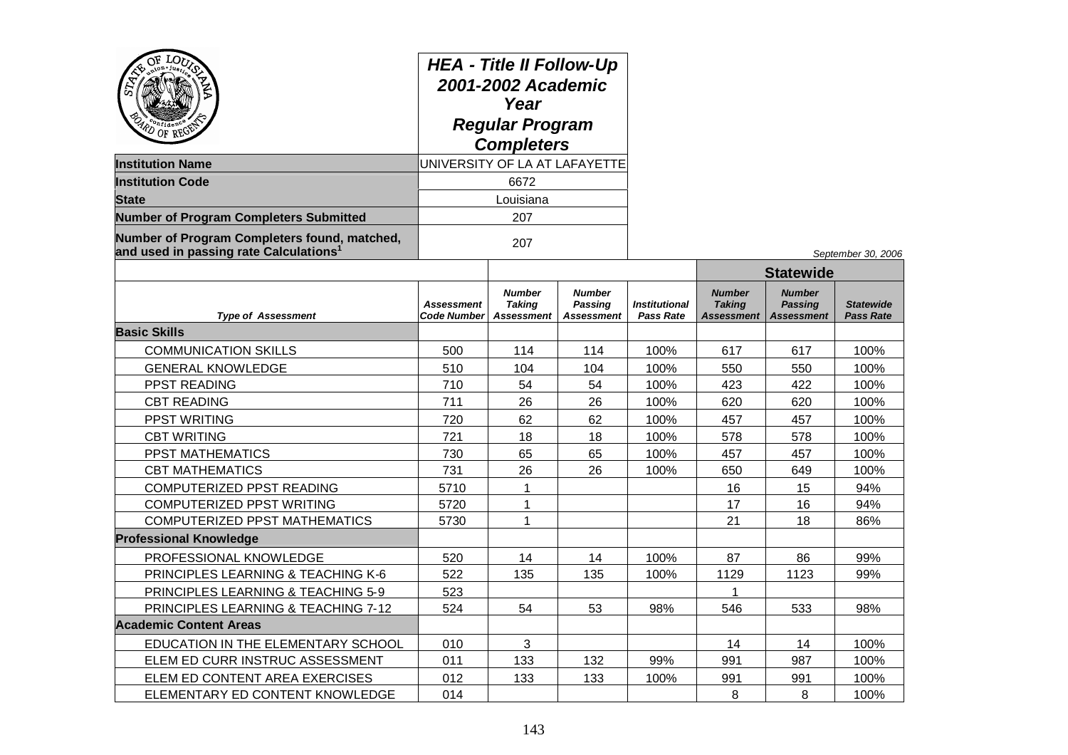## HEA - Title II Follow-Up 2001-2002 Academic Year Regular Program Completers

| | |
|---|---|
| **Institution Name** | UNIVERSITY OF LA AT LAFAYETTE |
| **Institution Code** | 6672 |
| **State** | Louisiana |
| **Number of Program Completers Submitted** | 207 |
| **Number of Program Completers found, matched, and used in passing rate Calculations**[1] | 207 |

*September 30, 2006*

| | | | | | Statewide | | |
|---|---|---|---|---|---|---|---|
| ***Type of Assessment*** | ***Assessment Code Number*** | ***Number Taking Assessment*** | ***Number Passing Assessment*** | ***Institutional Pass Rate*** | ***Number Taking Assessment*** | ***Number Passing Assessment*** | ***Statewide Pass Rate*** |
| **Basic Skills** | | | | | | | |
| COMMUNICATION SKILLS | 500 | 114 | 114 | 100% | 617 | 617 | 100% |
| GENERAL KNOWLEDGE | 510 | 104 | 104 | 100% | 550 | 550 | 100% |
| PPST READING | 710 | 54 | 54 | 100% | 423 | 422 | 100% |
| CBT READING | 711 | 26 | 26 | 100% | 620 | 620 | 100% |
| PPST WRITING | 720 | 62 | 62 | 100% | 457 | 457 | 100% |
| CBT WRITING | 721 | 18 | 18 | 100% | 578 | 578 | 100% |
| PPST MATHEMATICS | 730 | 65 | 65 | 100% | 457 | 457 | 100% |
| CBT MATHEMATICS | 731 | 26 | 26 | 100% | 650 | 649 | 100% |
| COMPUTERIZED PPST READING | 5710 | 1 | | | 16 | 15 | 94% |
| COMPUTERIZED PPST WRITING | 5720 | 1 | | | 17 | 16 | 94% |
| COMPUTERIZED PPST MATHEMATICS | 5730 | 1 | | | 21 | 18 | 86% |
| **Professional Knowledge** | | | | | | | |
| PROFESSIONAL KNOWLEDGE | 520 | 14 | 14 | 100% | 87 | 86 | 99% |
| PRINCIPLES LEARNING & TEACHING K-6 | 522 | 135 | 135 | 100% | 1129 | 1123 | 99% |
| PRINCIPLES LEARNING & TEACHING 5-9 | 523 | | | | 1 | | |
| PRINCIPLES LEARNING & TEACHING 7-12 | 524 | 54 | 53 | 98% | 546 | 533 | 98% |
| **Academic Content Areas** | | | | | | | |
| EDUCATION IN THE ELEMENTARY SCHOOL | 010 | 3 | | | 14 | 14 | 100% |
| ELEM ED CURR INSTRUC ASSESSMENT | 011 | 133 | 132 | 99% | 991 | 987 | 100% |
| ELEM ED CONTENT AREA EXERCISES | 012 | 133 | 133 | 100% | 991 | 991 | 100% |
| ELEMENTARY ED CONTENT KNOWLEDGE | 014 | | | | 8 | 8 | 100% |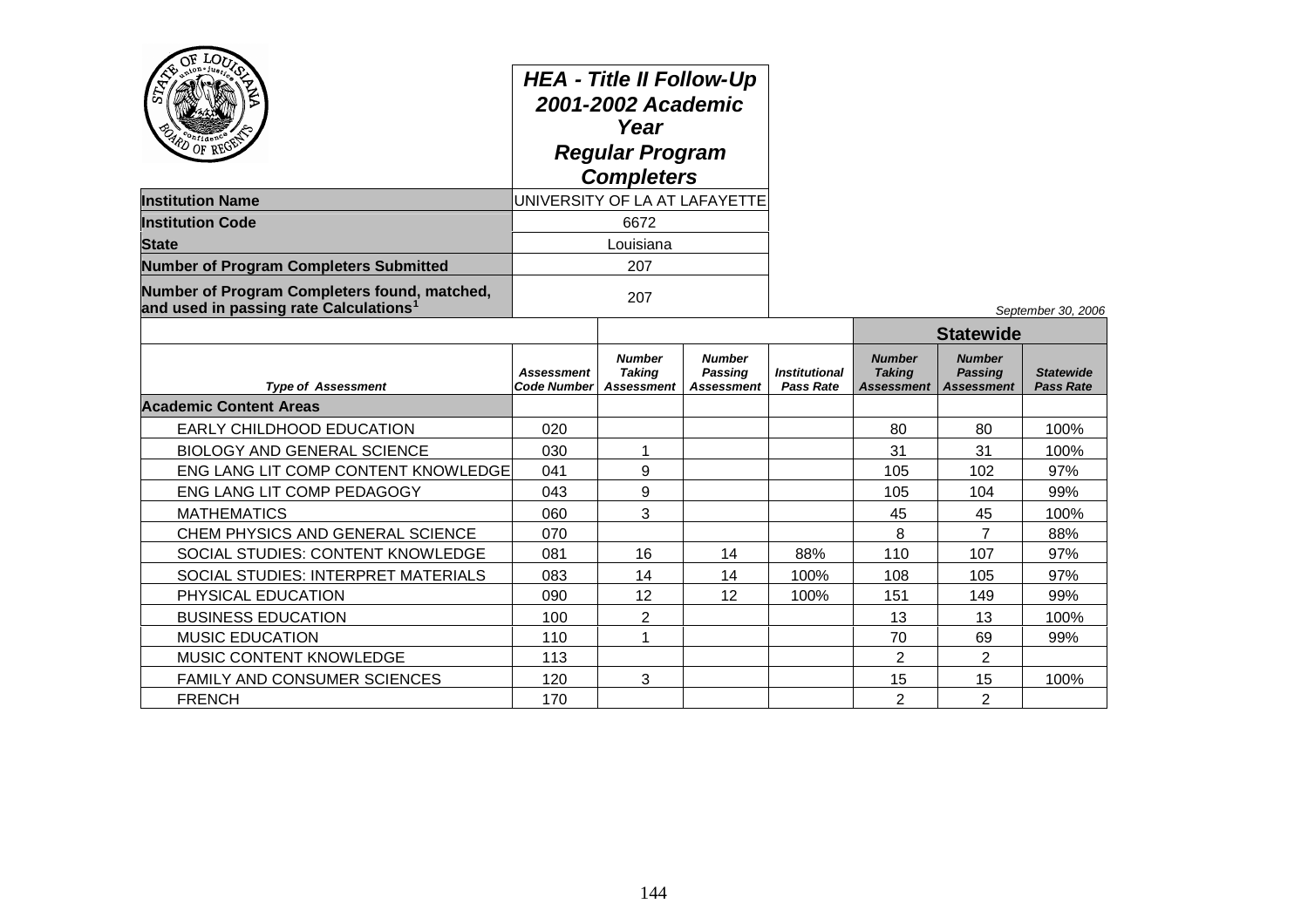## *HEA - Title II Follow-Up 2001-2002 Academic Year Regular Program Completers*

| | |
|---|---|
| **Institution Name** | UNIVERSITY OF LA AT LAFAYETTE |
| **Institution Code** | 6672 |
| **State** | Louisiana |
| **Number of Program Completers Submitted** | 207 |
| **Number of Program Completers found, matched, and used in passing rate Calculations[1]** | 207 |

*September 30, 2006*

| | | | | | **Statewide** | | |
|---|---|---|---|---|---|---|---|
| ***Type of Assessment*** | ***Assessment Code Number*** | ***Number Taking Assessment*** | ***Number Passing Assessment*** | ***Institutional Pass Rate*** | ***Number Taking Assessment*** | ***Number Passing Assessment*** | ***Statewide Pass Rate*** |
| **Academic Content Areas** | | | | | | | |
| EARLY CHILDHOOD EDUCATION | 020 | | | | 80 | 80 | 100% |
| BIOLOGY AND GENERAL SCIENCE | 030 | 1 | | | 31 | 31 | 100% |
| ENG LANG LIT COMP CONTENT KNOWLEDGE | 041 | 9 | | | 105 | 102 | 97% |
| ENG LANG LIT COMP PEDAGOGY | 043 | 9 | | | 105 | 104 | 99% |
| MATHEMATICS | 060 | 3 | | | 45 | 45 | 100% |
| CHEM PHYSICS AND GENERAL SCIENCE | 070 | | | | 8 | 7 | 88% |
| SOCIAL STUDIES: CONTENT KNOWLEDGE | 081 | 16 | 14 | 88% | 110 | 107 | 97% |
| SOCIAL STUDIES: INTERPRET MATERIALS | 083 | 14 | 14 | 100% | 108 | 105 | 97% |
| PHYSICAL EDUCATION | 090 | 12 | 12 | 100% | 151 | 149 | 99% |
| BUSINESS EDUCATION | 100 | 2 | | | 13 | 13 | 100% |
| MUSIC EDUCATION | 110 | 1 | | | 70 | 69 | 99% |
| MUSIC CONTENT KNOWLEDGE | 113 | | | | 2 | 2 | |
| FAMILY AND CONSUMER SCIENCES | 120 | 3 | | | 15 | 15 | 100% |
| FRENCH | 170 | | | | 2 | 2 | |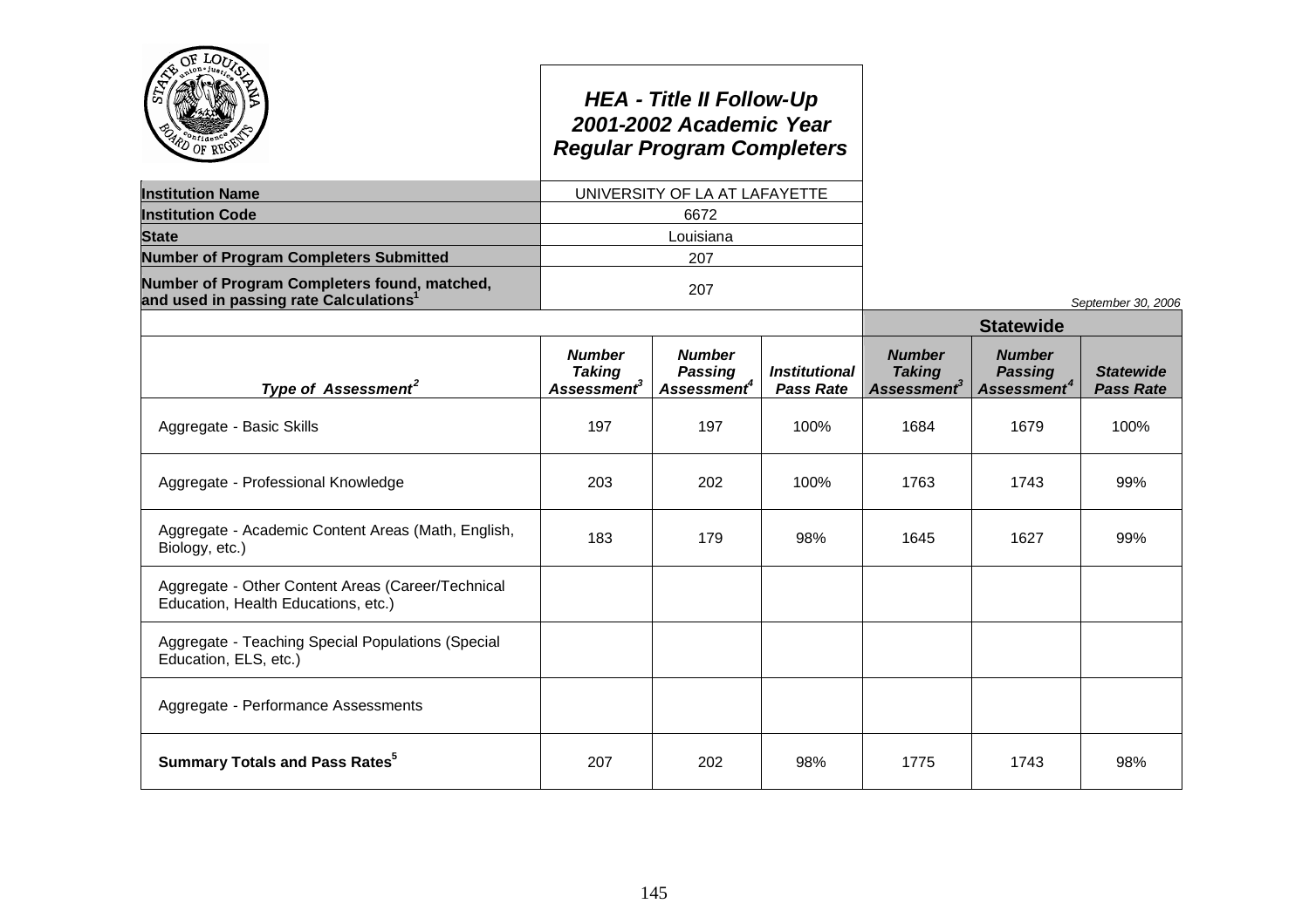## HEA - Title II Follow-Up
## 2001-2002 Academic Year
## Regular Program Completers

| | |
|---|---|
| **Institution Name** | UNIVERSITY OF LA AT LAFAYETTE |
| **Institution Code** | 6672 |
| **State** | Louisiana |
| **Number of Program Completers Submitted** | 207 |
| **Number of Program Completers found, matched, and used in passing rate Calculations[1]** | 207 |

*September 30, 2006*

| | | | | Statewide | | |
|---|---|---|---|---|---|---|
| ***Type of Assessment[2]*** | ***Number Taking Assessment[3]*** | ***Number Passing Assessment[4]*** | ***Institutional Pass Rate*** | ***Number Taking Assessment[3]*** | ***Number Passing Assessment[4]*** | ***Statewide Pass Rate*** |
| Aggregate - Basic Skills | 197 | 197 | 100% | 1684 | 1679 | 100% |
| Aggregate - Professional Knowledge | 203 | 202 | 100% | 1763 | 1743 | 99% |
| Aggregate - Academic Content Areas (Math, English, Biology, etc.) | 183 | 179 | 98% | 1645 | 1627 | 99% |
| Aggregate - Other Content Areas (Career/Technical Education, Health Educations, etc.) | | | | | | |
| Aggregate - Teaching Special Populations (Special Education, ELS, etc.) | | | | | | |
| Aggregate - Performance Assessments | | | | | | |
| **Summary Totals and Pass Rates[5]** | 207 | 202 | 98% | 1775 | 1743 | 98% |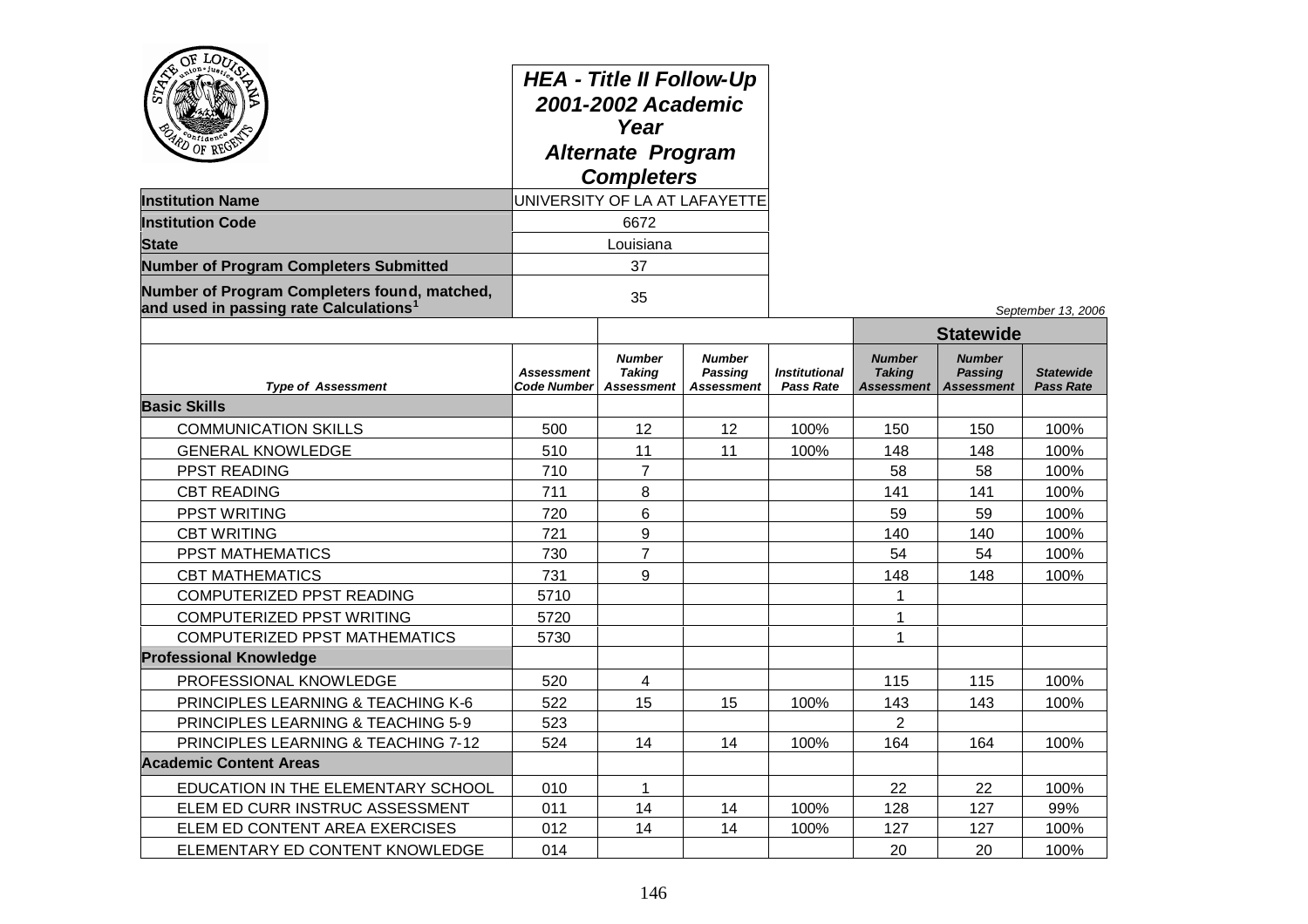# HEA - Title II Follow-Up 2001-2002 Academic Year Alternate Program Completers

| | |
|---|---|
| **Institution Name** | UNIVERSITY OF LA AT LAFAYETTE |
| **Institution Code** | 6672 |
| **State** | Louisiana |
| **Number of Program Completers Submitted** | 37 |
| **Number of Program Completers found, matched, and used in passing rate Calculations[1]** | 35 |

*September 13, 2006*

| | | | | | Statewide | | |
|---|---|---|---|---|---|---|---|
| ***Type of Assessment*** | ***Assessment Code Number*** | ***Number Taking Assessment*** | ***Number Passing Assessment*** | ***Institutional Pass Rate*** | ***Number Taking Assessment*** | ***Number Passing Assessment*** | ***Statewide Pass Rate*** |
| **Basic Skills** | | | | | | | |
| COMMUNICATION SKILLS | 500 | 12 | 12 | 100% | 150 | 150 | 100% |
| GENERAL KNOWLEDGE | 510 | 11 | 11 | 100% | 148 | 148 | 100% |
| PPST READING | 710 | 7 | | | 58 | 58 | 100% |
| CBT READING | 711 | 8 | | | 141 | 141 | 100% |
| PPST WRITING | 720 | 6 | | | 59 | 59 | 100% |
| CBT WRITING | 721 | 9 | | | 140 | 140 | 100% |
| PPST MATHEMATICS | 730 | 7 | | | 54 | 54 | 100% |
| CBT MATHEMATICS | 731 | 9 | | | 148 | 148 | 100% |
| COMPUTERIZED PPST READING | 5710 | | | | 1 | | |
| COMPUTERIZED PPST WRITING | 5720 | | | | 1 | | |
| COMPUTERIZED PPST MATHEMATICS | 5730 | | | | 1 | | |
| **Professional Knowledge** | | | | | | | |
| PROFESSIONAL KNOWLEDGE | 520 | 4 | | | 115 | 115 | 100% |
| PRINCIPLES LEARNING & TEACHING K-6 | 522 | 15 | 15 | 100% | 143 | 143 | 100% |
| PRINCIPLES LEARNING & TEACHING 5-9 | 523 | | | | 2 | | |
| PRINCIPLES LEARNING & TEACHING 7-12 | 524 | 14 | 14 | 100% | 164 | 164 | 100% |
| **Academic Content Areas** | | | | | | | |
| EDUCATION IN THE ELEMENTARY SCHOOL | 010 | 1 | | | 22 | 22 | 100% |
| ELEM ED CURR INSTRUC ASSESSMENT | 011 | 14 | 14 | 100% | 128 | 127 | 99% |
| ELEM ED CONTENT AREA EXERCISES | 012 | 14 | 14 | 100% | 127 | 127 | 100% |
| ELEMENTARY ED CONTENT KNOWLEDGE | 014 | | | | 20 | 20 | 100% |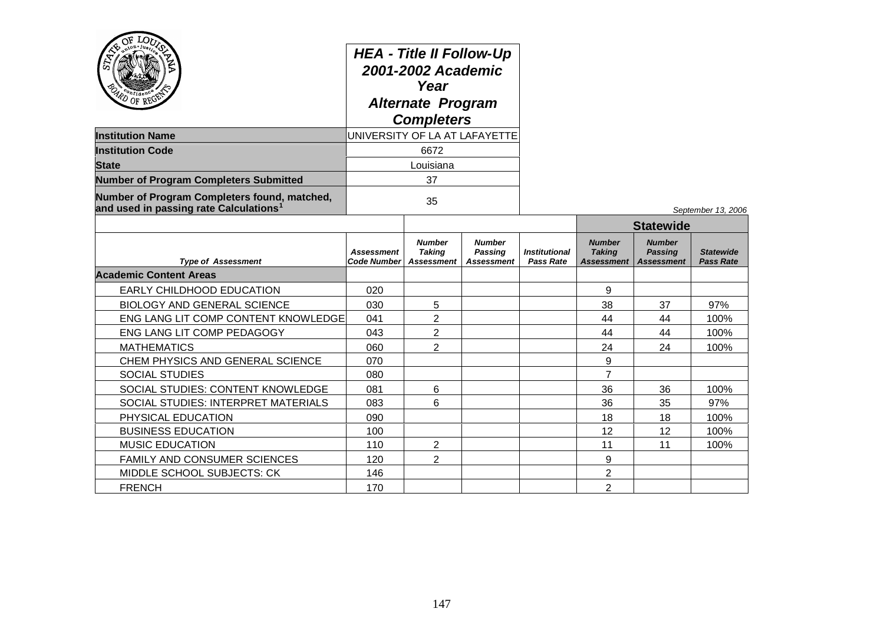# HEA - Title II Follow-Up 2001-2002 Academic Year Alternate Program Completers

| | |
|---|---|
| **Institution Name** | UNIVERSITY OF LA AT LAFAYETTE |
| **Institution Code** | 6672 |
| **State** | Louisiana |
| **Number of Program Completers Submitted** | 37 |
| **Number of Program Completers found, matched, and used in passing rate Calculations[1]** | 35 |

*September 13, 2006*

| | | | | | Statewide | | |
|---|---|---|---|---|---|---|---|
| *Type of Assessment* | *Assessment Code Number* | *Number Taking Assessment* | *Number Passing Assessment* | *Institutional Pass Rate* | *Number Taking Assessment* | *Number Passing Assessment* | *Statewide Pass Rate* |
| **Academic Content Areas** | | | | | | | |
| EARLY CHILDHOOD EDUCATION | 020 | | | | 9 | | |
| BIOLOGY AND GENERAL SCIENCE | 030 | 5 | | | 38 | 37 | 97% |
| ENG LANG LIT COMP CONTENT KNOWLEDGE | 041 | 2 | | | 44 | 44 | 100% |
| ENG LANG LIT COMP PEDAGOGY | 043 | 2 | | | 44 | 44 | 100% |
| MATHEMATICS | 060 | 2 | | | 24 | 24 | 100% |
| CHEM PHYSICS AND GENERAL SCIENCE | 070 | | | | 9 | | |
| SOCIAL STUDIES | 080 | | | | 7 | | |
| SOCIAL STUDIES: CONTENT KNOWLEDGE | 081 | 6 | | | 36 | 36 | 100% |
| SOCIAL STUDIES: INTERPRET MATERIALS | 083 | 6 | | | 36 | 35 | 97% |
| PHYSICAL EDUCATION | 090 | | | | 18 | 18 | 100% |
| BUSINESS EDUCATION | 100 | | | | 12 | 12 | 100% |
| MUSIC EDUCATION | 110 | 2 | | | 11 | 11 | 100% |
| FAMILY AND CONSUMER SCIENCES | 120 | 2 | | | 9 | | |
| MIDDLE SCHOOL SUBJECTS: CK | 146 | | | | 2 | | |
| FRENCH | 170 | | | | 2 | | |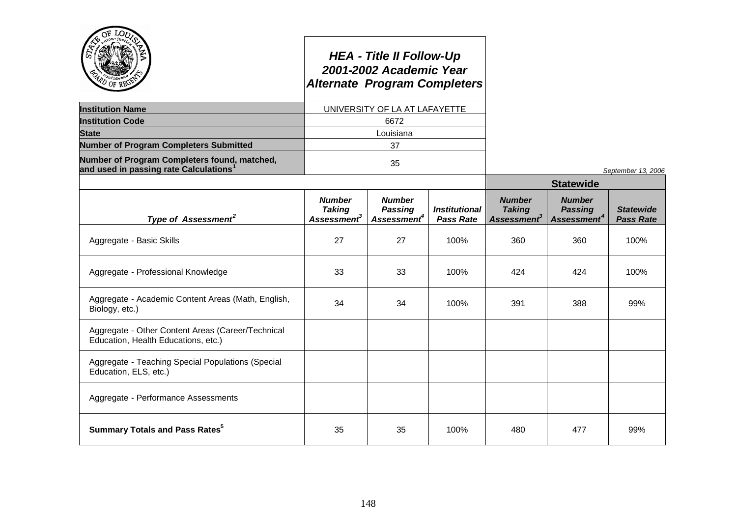# *HEA - Title II Follow-Up*
# *2001-2002 Academic Year*
# *Alternate Program Completers*

| | |
|---|---|
| **Institution Name** | UNIVERSITY OF LA AT LAFAYETTE |
| **Institution Code** | 6672 |
| **State** | Louisiana |
| **Number of Program Completers Submitted** | 37 |
| **Number of Program Completers found, matched, and used in passing rate Calculations[1]** | 35 |

*September 13, 2006*

| | | | | **Statewide** | | |
|---|---|---|---|---|---|---|
| ***Type of Assessment[2]*** | ***Number Taking Assessment[3]*** | ***Number Passing Assessment[4]*** | ***Institutional Pass Rate*** | ***Number Taking Assessment[3]*** | ***Number Passing Assessment[4]*** | ***Statewide Pass Rate*** |
| Aggregate - Basic Skills | 27 | 27 | 100% | 360 | 360 | 100% |
| Aggregate - Professional Knowledge | 33 | 33 | 100% | 424 | 424 | 100% |
| Aggregate - Academic Content Areas (Math, English, Biology, etc.) | 34 | 34 | 100% | 391 | 388 | 99% |
| Aggregate - Other Content Areas (Career/Technical Education, Health Educations, etc.) | | | | | | |
| Aggregate - Teaching Special Populations (Special Education, ELS, etc.) | | | | | | |
| Aggregate - Performance Assessments | | | | | | |
| **Summary Totals and Pass Rates[5]** | 35 | 35 | 100% | 480 | 477 | 99% |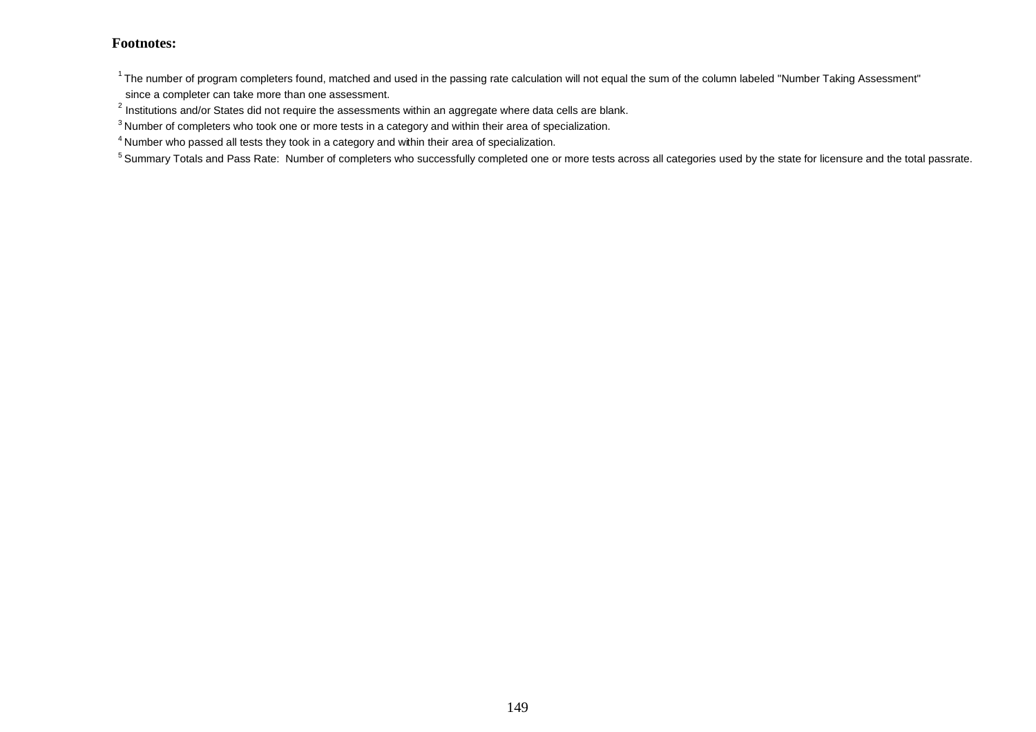**Footnotes:**

[1] The number of program completers found, matched and used in the passing rate calculation will not equal the sum of the column labeled "Number Taking Assessment" since a completer can take more than one assessment.

[2] Institutions and/or States did not require the assessments within an aggregate where data cells are blank.

[3] Number of completers who took one or more tests in a category and within their area of specialization.

[4] Number who passed all tests they took in a category and within their area of specialization.

[5] Summary Totals and Pass Rate: Number of completers who successfully completed one or more tests across all categories used by the state for licensure and the total passrate.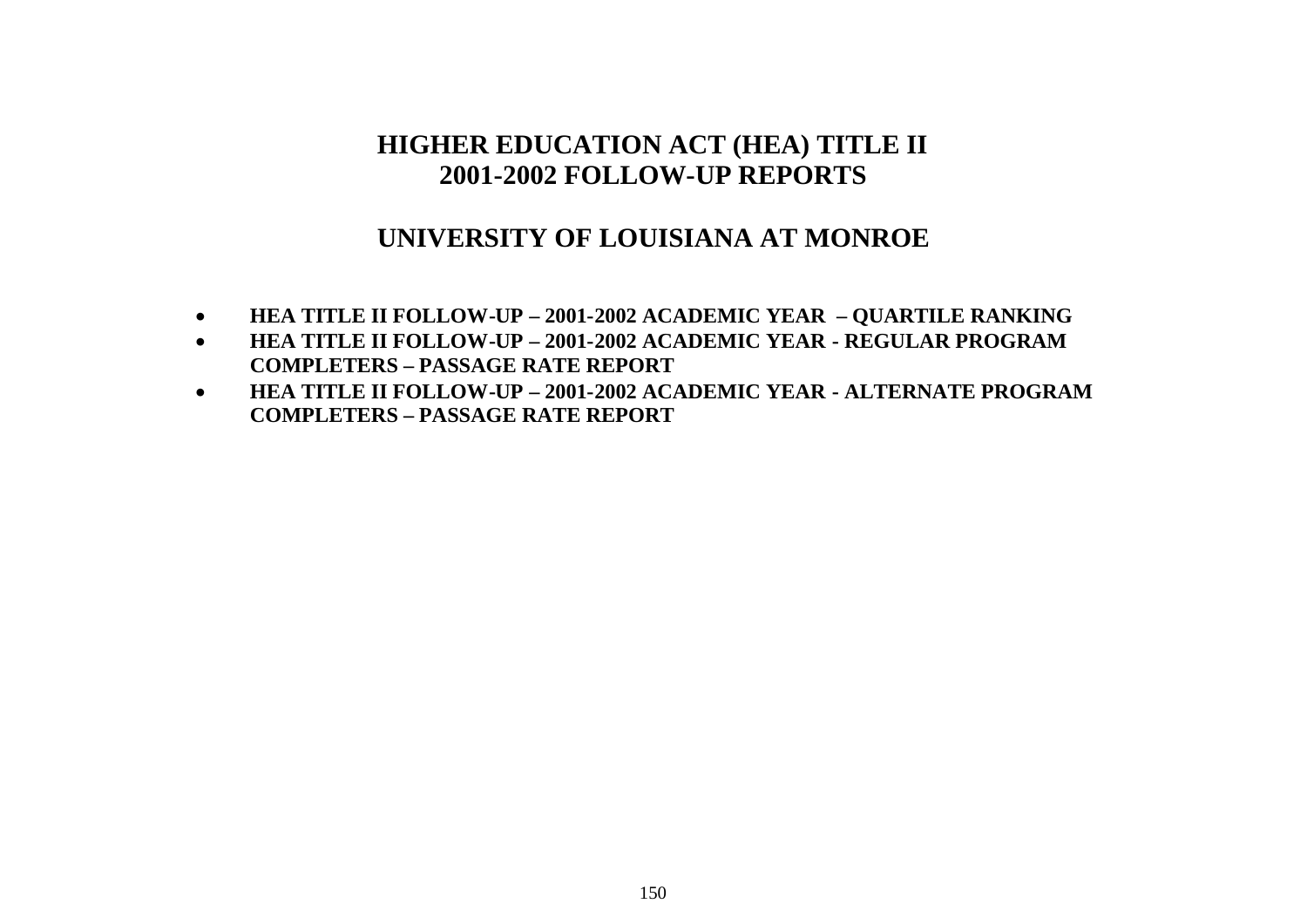# HIGHER EDUCATION ACT (HEA) TITLE II
# 2001-2002 FOLLOW-UP REPORTS

## UNIVERSITY OF LOUISIANA AT MONROE

- **HEA TITLE II FOLLOW-UP – 2001-2002 ACADEMIC YEAR – QUARTILE RANKING**
- **HEA TITLE II FOLLOW-UP – 2001-2002 ACADEMIC YEAR - REGULAR PROGRAM COMPLETERS – PASSAGE RATE REPORT**
- **HEA TITLE II FOLLOW-UP – 2001-2002 ACADEMIC YEAR - ALTERNATE PROGRAM COMPLETERS – PASSAGE RATE REPORT**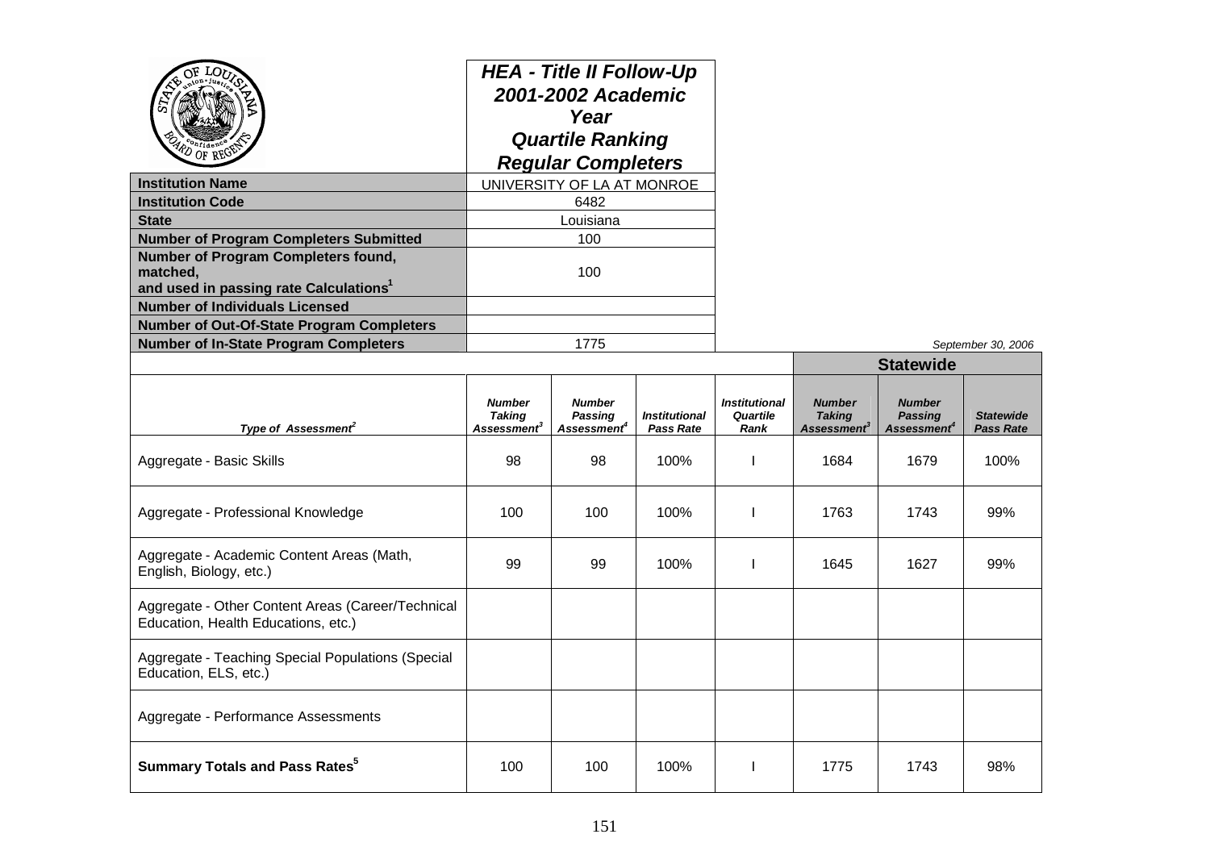## HEA - Title II Follow-Up 2001-2002 Academic Year Quartile Ranking Regular Completers

| | |
|---|---|
| **Institution Name** | UNIVERSITY OF LA AT MONROE |
| **Institution Code** | 6482 |
| **State** | Louisiana |
| **Number of Program Completers Submitted** | 100 |
| **Number of Program Completers found, matched, and used in passing rate Calculations[1]** | 100 |
| **Number of Individuals Licensed** | |
| **Number of Out-Of-State Program Completers** | |
| **Number of In-State Program Completers** | 1775 |

*September 30, 2006*

| | | | | | Statewide | | |
|---|---|---|---|---|---|---|---|
| *Type of Assessment[2]* | *Number Taking Assessment[3]* | *Number Passing Assessment[4]* | *Institutional Pass Rate* | *Institutional Quartile Rank* | *Number Taking Assessment[3]* | *Number Passing Assessment[4]* | *Statewide Pass Rate* |
| Aggregate - Basic Skills | 98 | 98 | 100% | I | 1684 | 1679 | 100% |
| Aggregate - Professional Knowledge | 100 | 100 | 100% | I | 1763 | 1743 | 99% |
| Aggregate - Academic Content Areas (Math, English, Biology, etc.) | 99 | 99 | 100% | I | 1645 | 1627 | 99% |
| Aggregate - Other Content Areas (Career/Technical Education, Health Educations, etc.) | | | | | | | |
| Aggregate - Teaching Special Populations (Special Education, ELS, etc.) | | | | | | | |
| Aggregate - Performance Assessments | | | | | | | |
| **Summary Totals and Pass Rates[5]** | 100 | 100 | 100% | I | 1775 | 1743 | 98% |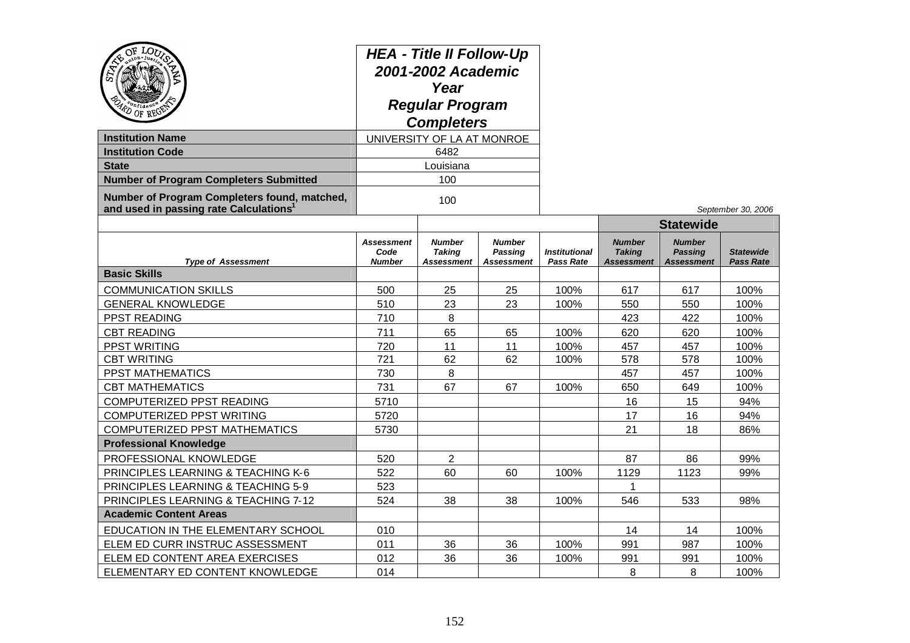# HEA - Title II Follow-Up 2001-2002 Academic Year Regular Program Completers

| | |
|---|---|
| **Institution Name** | UNIVERSITY OF LA AT MONROE |
| **Institution Code** | 6482 |
| **State** | Louisiana |
| **Number of Program Completers Submitted** | 100 |
| **Number of Program Completers found, matched, and used in passing rate Calculations[1]** | 100 |

*September 30, 2006*

| Type of Assessment | Assessment Code Number | Number Taking Assessment | Number Passing Assessment | Institutional Pass Rate | Statewide Number Taking Assessment | Statewide Number Passing Assessment | Statewide Pass Rate |
|---|---|---|---|---|---|---|---|
| **Basic Skills** | | | | | | | |
| COMMUNICATION SKILLS | 500 | 25 | 25 | 100% | 617 | 617 | 100% |
| GENERAL KNOWLEDGE | 510 | 23 | 23 | 100% | 550 | 550 | 100% |
| PPST READING | 710 | 8 | | | 423 | 422 | 100% |
| CBT READING | 711 | 65 | 65 | 100% | 620 | 620 | 100% |
| PPST WRITING | 720 | 11 | 11 | 100% | 457 | 457 | 100% |
| CBT WRITING | 721 | 62 | 62 | 100% | 578 | 578 | 100% |
| PPST MATHEMATICS | 730 | 8 | | | 457 | 457 | 100% |
| CBT MATHEMATICS | 731 | 67 | 67 | 100% | 650 | 649 | 100% |
| COMPUTERIZED PPST READING | 5710 | | | | 16 | 15 | 94% |
| COMPUTERIZED PPST WRITING | 5720 | | | | 17 | 16 | 94% |
| COMPUTERIZED PPST MATHEMATICS | 5730 | | | | 21 | 18 | 86% |
| **Professional Knowledge** | | | | | | | |
| PROFESSIONAL KNOWLEDGE | 520 | 2 | | | 87 | 86 | 99% |
| PRINCIPLES LEARNING & TEACHING K-6 | 522 | 60 | 60 | 100% | 1129 | 1123 | 99% |
| PRINCIPLES LEARNING & TEACHING 5-9 | 523 | | | | 1 | | |
| PRINCIPLES LEARNING & TEACHING 7-12 | 524 | 38 | 38 | 100% | 546 | 533 | 98% |
| **Academic Content Areas** | | | | | | | |
| EDUCATION IN THE ELEMENTARY SCHOOL | 010 | | | | 14 | 14 | 100% |
| ELEM ED CURR INSTRUC ASSESSMENT | 011 | 36 | 36 | 100% | 991 | 987 | 100% |
| ELEM ED CONTENT AREA EXERCISES | 012 | 36 | 36 | 100% | 991 | 991 | 100% |
| ELEMENTARY ED CONTENT KNOWLEDGE | 014 | | | | 8 | 8 | 100% |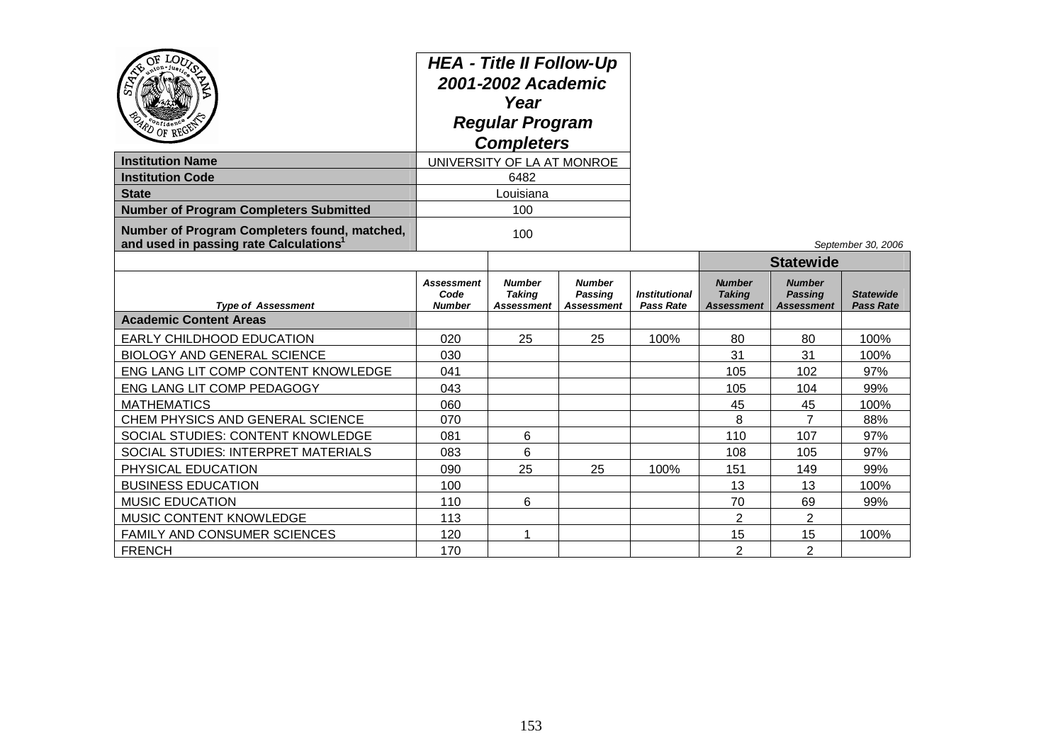**HEA - Title II Follow-Up 2001-2002 Academic Year Regular Program Completers**

| | |
|---|---|
| **Institution Name** | UNIVERSITY OF LA AT MONROE |
| **Institution Code** | 6482 |
| **State** | Louisiana |
| **Number of Program Completers Submitted** | 100 |
| **Number of Program Completers found, matched, and used in passing rate Calculations[1]** | 100 |

*September 30, 2006*

| | | | | | Statewide | | |
|---|---|---|---|---|---|---|---|
| *Type of Assessment* | *Assessment Code Number* | *Number Taking Assessment* | *Number Passing Assessment* | *Institutional Pass Rate* | *Number Taking Assessment* | *Number Passing Assessment* | *Statewide Pass Rate* |
| **Academic Content Areas** | | | | | | | |
| EARLY CHILDHOOD EDUCATION | 020 | 25 | 25 | 100% | 80 | 80 | 100% |
| BIOLOGY AND GENERAL SCIENCE | 030 | | | | 31 | 31 | 100% |
| ENG LANG LIT COMP CONTENT KNOWLEDGE | 041 | | | | 105 | 102 | 97% |
| ENG LANG LIT COMP PEDAGOGY | 043 | | | | 105 | 104 | 99% |
| MATHEMATICS | 060 | | | | 45 | 45 | 100% |
| CHEM PHYSICS AND GENERAL SCIENCE | 070 | | | | 8 | 7 | 88% |
| SOCIAL STUDIES: CONTENT KNOWLEDGE | 081 | 6 | | | 110 | 107 | 97% |
| SOCIAL STUDIES: INTERPRET MATERIALS | 083 | 6 | | | 108 | 105 | 97% |
| PHYSICAL EDUCATION | 090 | 25 | 25 | 100% | 151 | 149 | 99% |
| BUSINESS EDUCATION | 100 | | | | 13 | 13 | 100% |
| MUSIC EDUCATION | 110 | 6 | | | 70 | 69 | 99% |
| MUSIC CONTENT KNOWLEDGE | 113 | | | | 2 | 2 | |
| FAMILY AND CONSUMER SCIENCES | 120 | 1 | | | 15 | 15 | 100% |
| FRENCH | 170 | | | | 2 | 2 | |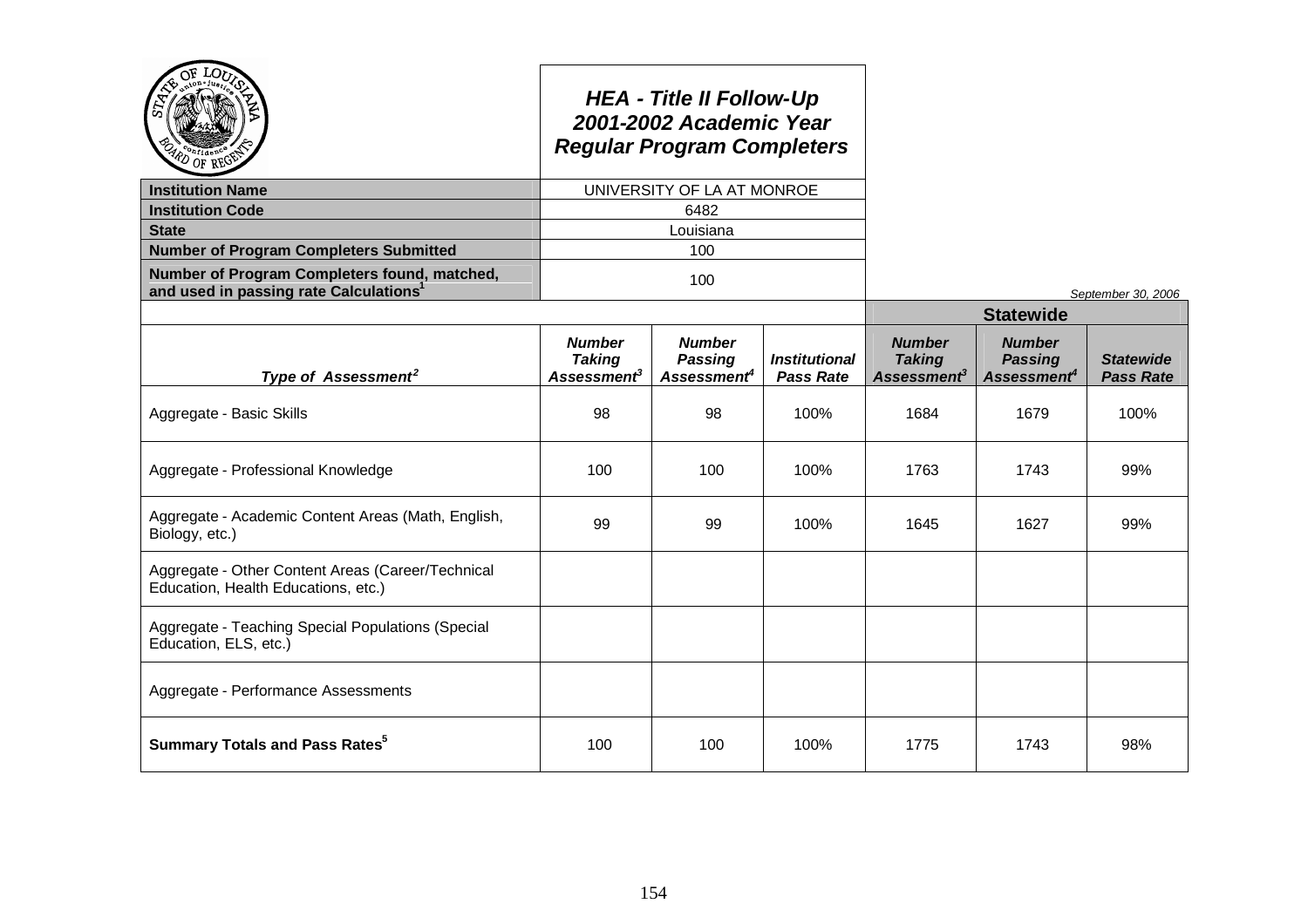# HEA - Title II Follow-Up
## 2001-2002 Academic Year
## Regular Program Completers

| | |
|---|---|
| **Institution Name** | UNIVERSITY OF LA AT MONROE |
| **Institution Code** | 6482 |
| **State** | Louisiana |
| **Number of Program Completers Submitted** | 100 |
| **Number of Program Completers found, matched, and used in passing rate Calculations[1]** | 100 |

*September 30, 2006*

| | | | | **Statewide** | | |
|---|---|---|---|---|---|---|
| ***Type of Assessment[2]*** | ***Number Taking Assessment[3]*** | ***Number Passing Assessment[4]*** | ***Institutional Pass Rate*** | ***Number Taking Assessment[3]*** | ***Number Passing Assessment[4]*** | ***Statewide Pass Rate*** |
| Aggregate - Basic Skills | 98 | 98 | 100% | 1684 | 1679 | 100% |
| Aggregate - Professional Knowledge | 100 | 100 | 100% | 1763 | 1743 | 99% |
| Aggregate - Academic Content Areas (Math, English, Biology, etc.) | 99 | 99 | 100% | 1645 | 1627 | 99% |
| Aggregate - Other Content Areas (Career/Technical Education, Health Educations, etc.) | | | | | | |
| Aggregate - Teaching Special Populations (Special Education, ELS, etc.) | | | | | | |
| Aggregate - Performance Assessments | | | | | | |
| **Summary Totals and Pass Rates[5]** | 100 | 100 | 100% | 1775 | 1743 | 98% |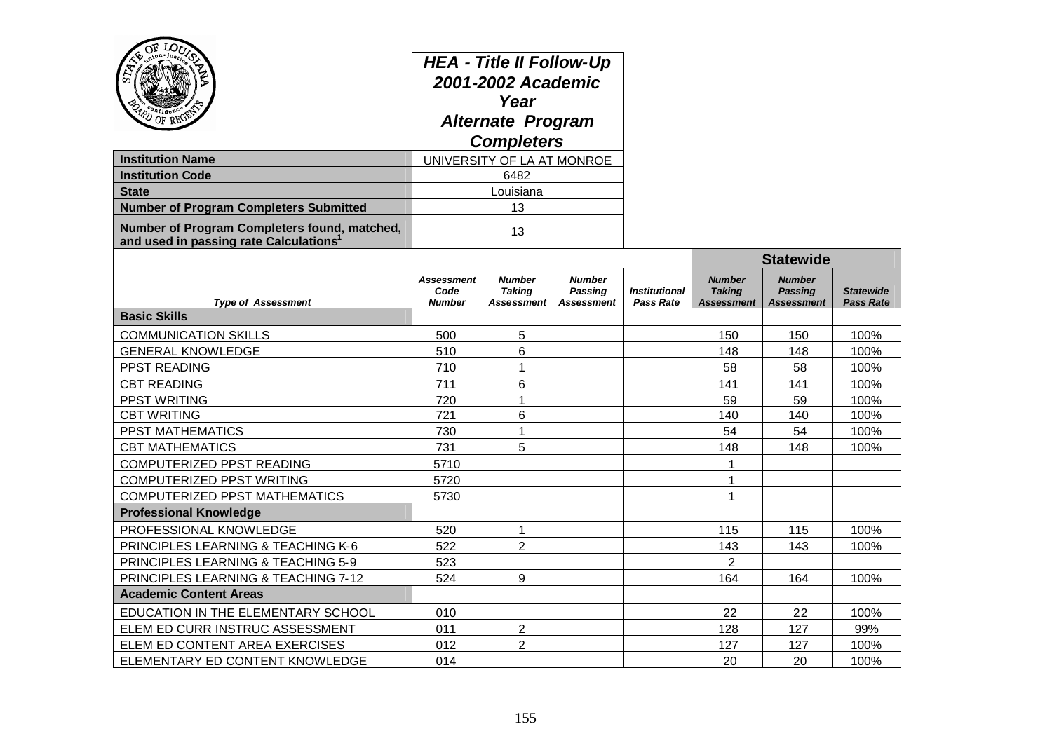# HEA - Title II Follow-Up 2001-2002 Academic Year Alternate Program Completers

| | |
|---|---|
| **Institution Name** | UNIVERSITY OF LA AT MONROE |
| **Institution Code** | 6482 |
| **State** | Louisiana |
| **Number of Program Completers Submitted** | 13 |
| **Number of Program Completers found, matched, and used in passing rate Calculations**[1] | 13 |

| | | | | | Statewide | | |
|---|---|---|---|---|---|---|---|
| *Type of Assessment* | *Assessment Code Number* | *Number Taking Assessment* | *Number Passing Assessment* | *Institutional Pass Rate* | *Number Taking Assessment* | *Number Passing Assessment* | *Statewide Pass Rate* |
| **Basic Skills** | | | | | | | |
| COMMUNICATION SKILLS | 500 | 5 | | | 150 | 150 | 100% |
| GENERAL KNOWLEDGE | 510 | 6 | | | 148 | 148 | 100% |
| PPST READING | 710 | 1 | | | 58 | 58 | 100% |
| CBT READING | 711 | 6 | | | 141 | 141 | 100% |
| PPST WRITING | 720 | 1 | | | 59 | 59 | 100% |
| CBT WRITING | 721 | 6 | | | 140 | 140 | 100% |
| PPST MATHEMATICS | 730 | 1 | | | 54 | 54 | 100% |
| CBT MATHEMATICS | 731 | 5 | | | 148 | 148 | 100% |
| COMPUTERIZED PPST READING | 5710 | | | | 1 | | |
| COMPUTERIZED PPST WRITING | 5720 | | | | 1 | | |
| COMPUTERIZED PPST MATHEMATICS | 5730 | | | | 1 | | |
| **Professional Knowledge** | | | | | | | |
| PROFESSIONAL KNOWLEDGE | 520 | 1 | | | 115 | 115 | 100% |
| PRINCIPLES LEARNING & TEACHING K-6 | 522 | 2 | | | 143 | 143 | 100% |
| PRINCIPLES LEARNING & TEACHING 5-9 | 523 | | | | 2 | | |
| PRINCIPLES LEARNING & TEACHING 7-12 | 524 | 9 | | | 164 | 164 | 100% |
| **Academic Content Areas** | | | | | | | |
| EDUCATION IN THE ELEMENTARY SCHOOL | 010 | | | | 22 | 22 | 100% |
| ELEM ED CURR INSTRUC ASSESSMENT | 011 | 2 | | | 128 | 127 | 99% |
| ELEM ED CONTENT AREA EXERCISES | 012 | 2 | | | 127 | 127 | 100% |
| ELEMENTARY ED CONTENT KNOWLEDGE | 014 | | | | 20 | 20 | 100% |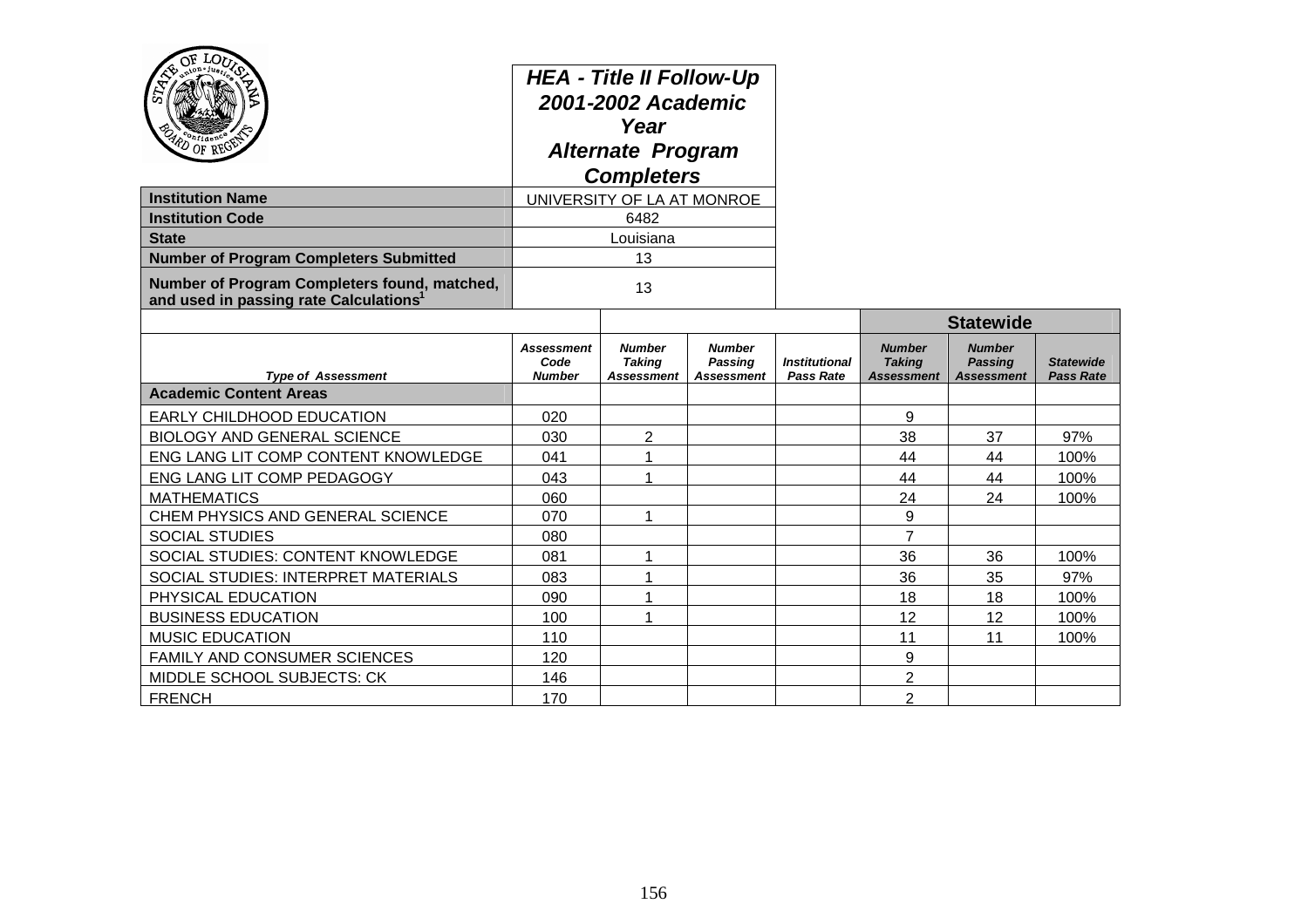# HEA - Title II Follow-Up 2001-2002 Academic Year Alternate Program Completers

| | |
|---|---|
| **Institution Name** | UNIVERSITY OF LA AT MONROE |
| **Institution Code** | 6482 |
| **State** | Louisiana |
| **Number of Program Completers Submitted** | 13 |
| **Number of Program Completers found, matched, and used in passing rate Calculations[1]** | 13 |

| | | | | | Statewide | | |
|---|---|---|---|---|---|---|---|
| *Type of Assessment* | *Assessment Code Number* | *Number Taking Assessment* | *Number Passing Assessment* | *Institutional Pass Rate* | *Number Taking Assessment* | *Number Passing Assessment* | *Statewide Pass Rate* |
| **Academic Content Areas** | | | | | | | |
| EARLY CHILDHOOD EDUCATION | 020 | | | | 9 | | |
| BIOLOGY AND GENERAL SCIENCE | 030 | 2 | | | 38 | 37 | 97% |
| ENG LANG LIT COMP CONTENT KNOWLEDGE | 041 | 1 | | | 44 | 44 | 100% |
| ENG LANG LIT COMP PEDAGOGY | 043 | 1 | | | 44 | 44 | 100% |
| MATHEMATICS | 060 | | | | 24 | 24 | 100% |
| CHEM PHYSICS AND GENERAL SCIENCE | 070 | 1 | | | 9 | | |
| SOCIAL STUDIES | 080 | | | | 7 | | |
| SOCIAL STUDIES: CONTENT KNOWLEDGE | 081 | 1 | | | 36 | 36 | 100% |
| SOCIAL STUDIES: INTERPRET MATERIALS | 083 | 1 | | | 36 | 35 | 97% |
| PHYSICAL EDUCATION | 090 | 1 | | | 18 | 18 | 100% |
| BUSINESS EDUCATION | 100 | 1 | | | 12 | 12 | 100% |
| MUSIC EDUCATION | 110 | | | | 11 | 11 | 100% |
| FAMILY AND CONSUMER SCIENCES | 120 | | | | 9 | | |
| MIDDLE SCHOOL SUBJECTS: CK | 146 | | | | 2 | | |
| FRENCH | 170 | | | | 2 | | |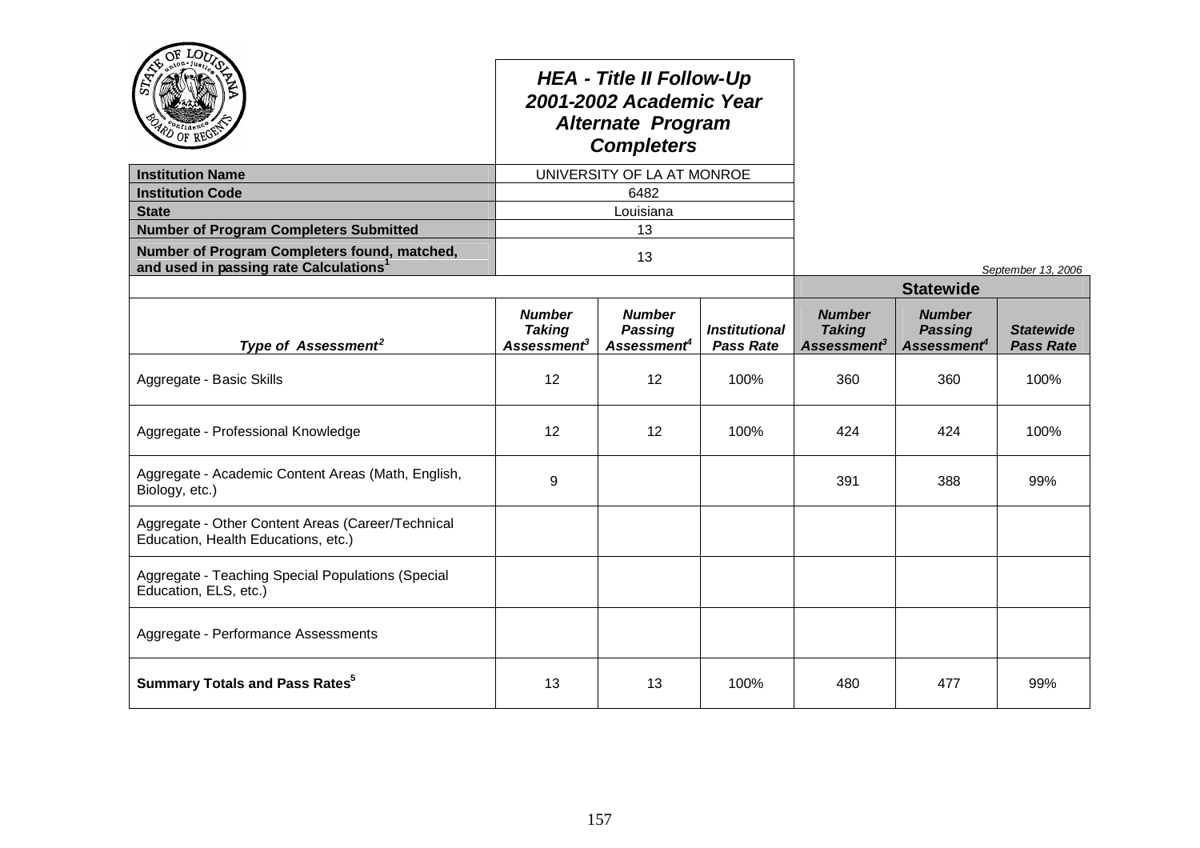# HEA - Title II Follow-Up 2001-2002 Academic Year Alternate Program Completers

| | |
|---|---|
| **Institution Name** | UNIVERSITY OF LA AT MONROE |
| **Institution Code** | 6482 |
| **State** | Louisiana |
| **Number of Program Completers Submitted** | 13 |
| **Number of Program Completers found, matched, and used in passing rate Calculations[1]** | 13 |

*September 13, 2006*

| | | | | Statewide | | |
|---|---|---|---|---|---|---|
| ***Type of Assessment[2]*** | ***Number Taking Assessment[3]*** | ***Number Passing Assessment[4]*** | ***Institutional Pass Rate*** | ***Number Taking Assessment[3]*** | ***Number Passing Assessment[4]*** | ***Statewide Pass Rate*** |
| Aggregate - Basic Skills | 12 | 12 | 100% | 360 | 360 | 100% |
| Aggregate - Professional Knowledge | 12 | 12 | 100% | 424 | 424 | 100% |
| Aggregate - Academic Content Areas (Math, English, Biology, etc.) | 9 | | | 391 | 388 | 99% |
| Aggregate - Other Content Areas (Career/Technical Education, Health Educations, etc.) | | | | | | |
| Aggregate - Teaching Special Populations (Special Education, ELS, etc.) | | | | | | |
| Aggregate - Performance Assessments | | | | | | |
| **Summary Totals and Pass Rates[5]** | 13 | 13 | 100% | 480 | 477 | 99% |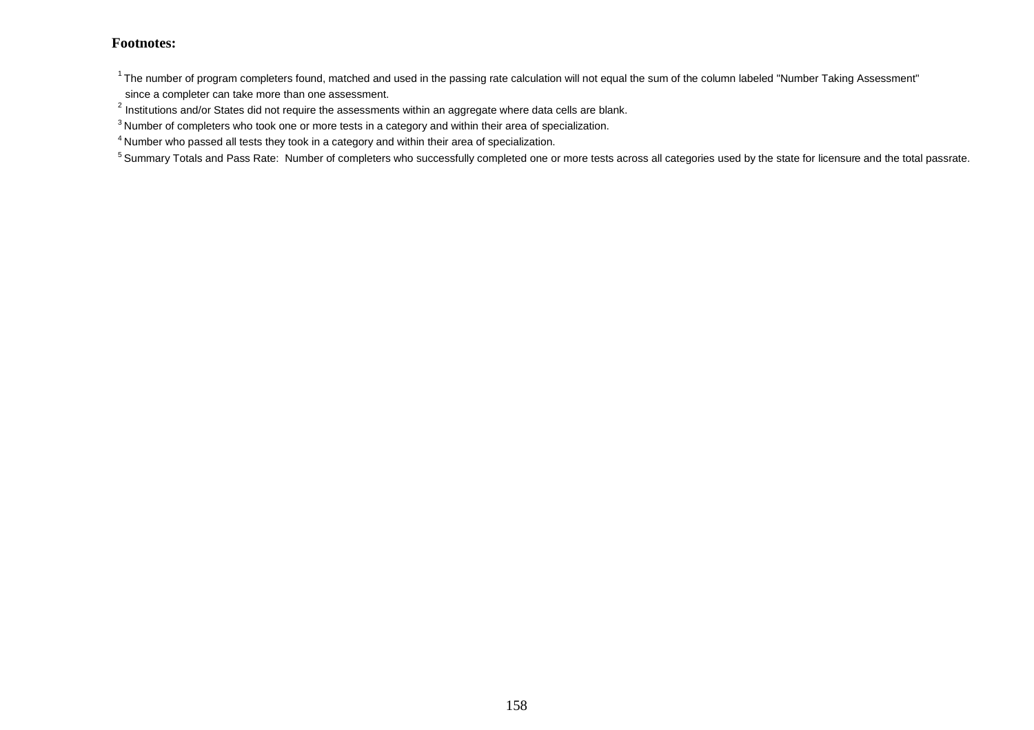**Footnotes:**

[1] The number of program completers found, matched and used in the passing rate calculation will not equal the sum of the column labeled "Number Taking Assessment" since a completer can take more than one assessment.

[2] Institutions and/or States did not require the assessments within an aggregate where data cells are blank.

[3] Number of completers who took one or more tests in a category and within their area of specialization.

[4] Number who passed all tests they took in a category and within their area of specialization.

[5] Summary Totals and Pass Rate: Number of completers who successfully completed one or more tests across all categories used by the state for licensure and the total passrate.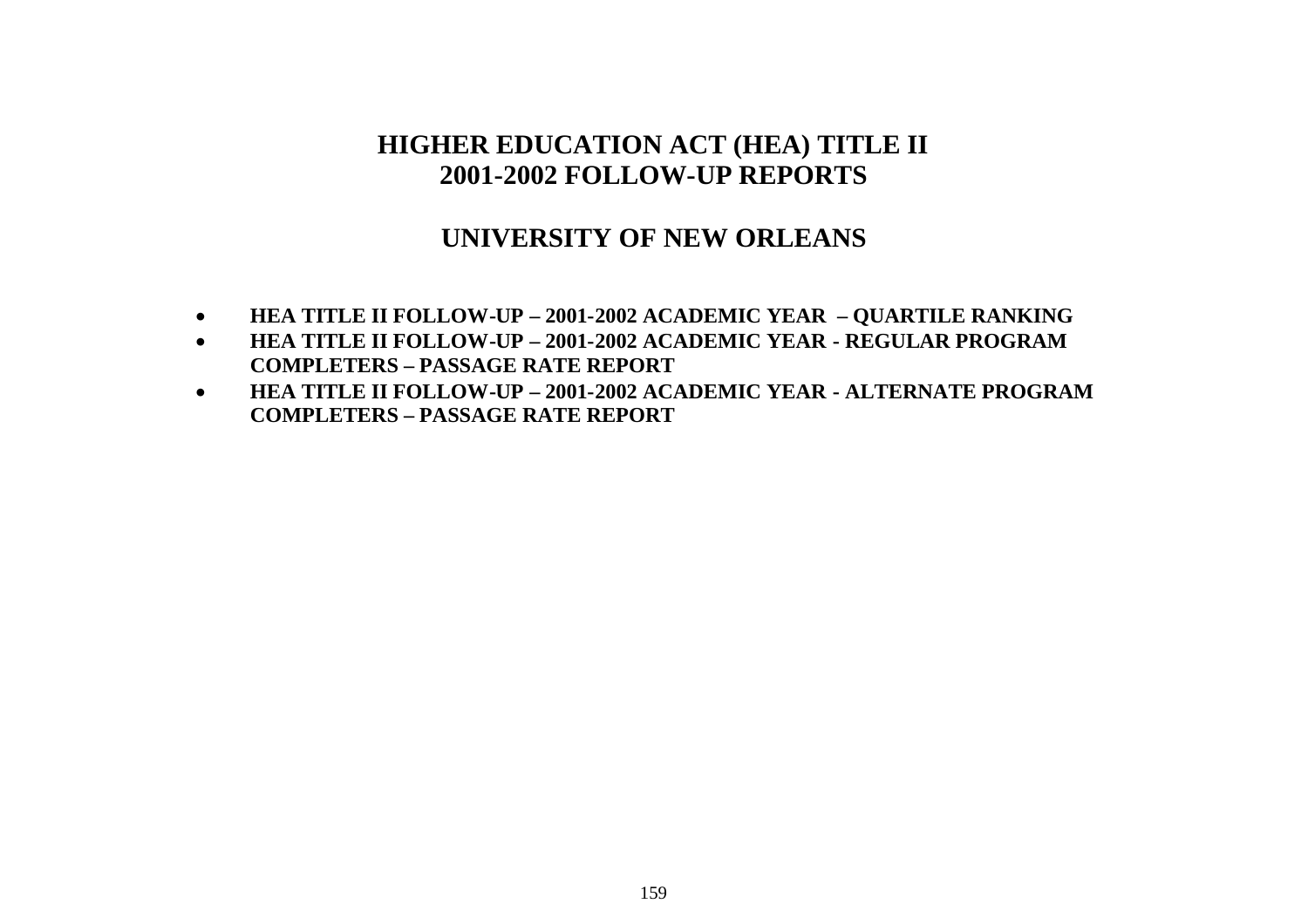# HIGHER EDUCATION ACT (HEA) TITLE II
# 2001-2002 FOLLOW-UP REPORTS

## UNIVERSITY OF NEW ORLEANS

- **HEA TITLE II FOLLOW-UP – 2001-2002 ACADEMIC YEAR – QUARTILE RANKING**
- **HEA TITLE II FOLLOW-UP – 2001-2002 ACADEMIC YEAR - REGULAR PROGRAM COMPLETERS – PASSAGE RATE REPORT**
- **HEA TITLE II FOLLOW-UP – 2001-2002 ACADEMIC YEAR - ALTERNATE PROGRAM COMPLETERS – PASSAGE RATE REPORT**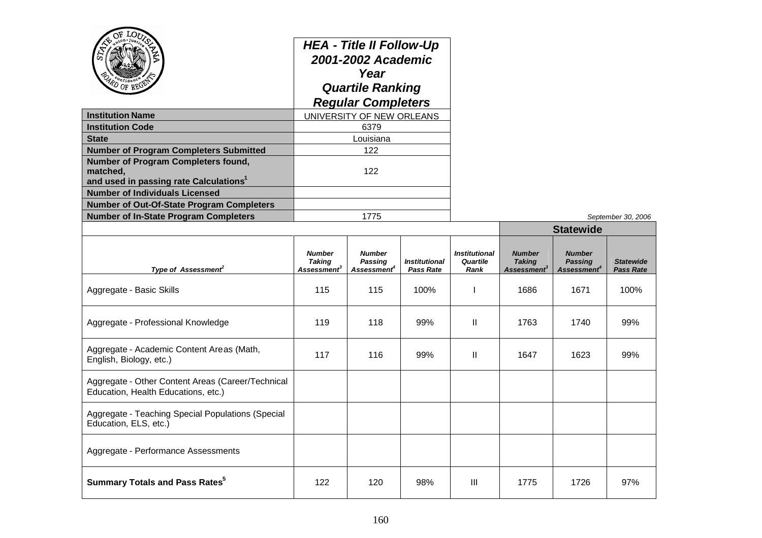## HEA - Title II Follow-Up 2001-2002 Academic Year Quartile Ranking Regular Completers

| | |
|---|---|
| **Institution Name** | UNIVERSITY OF NEW ORLEANS |
| **Institution Code** | 6379 |
| **State** | Louisiana |
| **Number of Program Completers Submitted** | 122 |
| **Number of Program Completers found, matched, and used in passing rate Calculations[1]** | 122 |
| **Number of Individuals Licensed** | |
| **Number of Out-Of-State Program Completers** | |
| **Number of In-State Program Completers** | 1775 |

*September 30, 2006*

| | | | | | **Statewide** | | |
|---|---|---|---|---|---|---|---|
| *Type of Assessment[2]* | *Number Taking Assessment[3]* | *Number Passing Assessment[4]* | *Institutional Pass Rate* | *Institutional Quartile Rank* | *Number Taking Assessment[3]* | *Number Passing Assessment[4]* | *Statewide Pass Rate* |
| Aggregate - Basic Skills | 115 | 115 | 100% | I | 1686 | 1671 | 100% |
| Aggregate - Professional Knowledge | 119 | 118 | 99% | II | 1763 | 1740 | 99% |
| Aggregate - Academic Content Areas (Math, English, Biology, etc.) | 117 | 116 | 99% | II | 1647 | 1623 | 99% |
| Aggregate - Other Content Areas (Career/Technical Education, Health Educations, etc.) | | | | | | | |
| Aggregate - Teaching Special Populations (Special Education, ELS, etc.) | | | | | | | |
| Aggregate - Performance Assessments | | | | | | | |
| **Summary Totals and Pass Rates[5]** | 122 | 120 | 98% | III | 1775 | 1726 | 97% |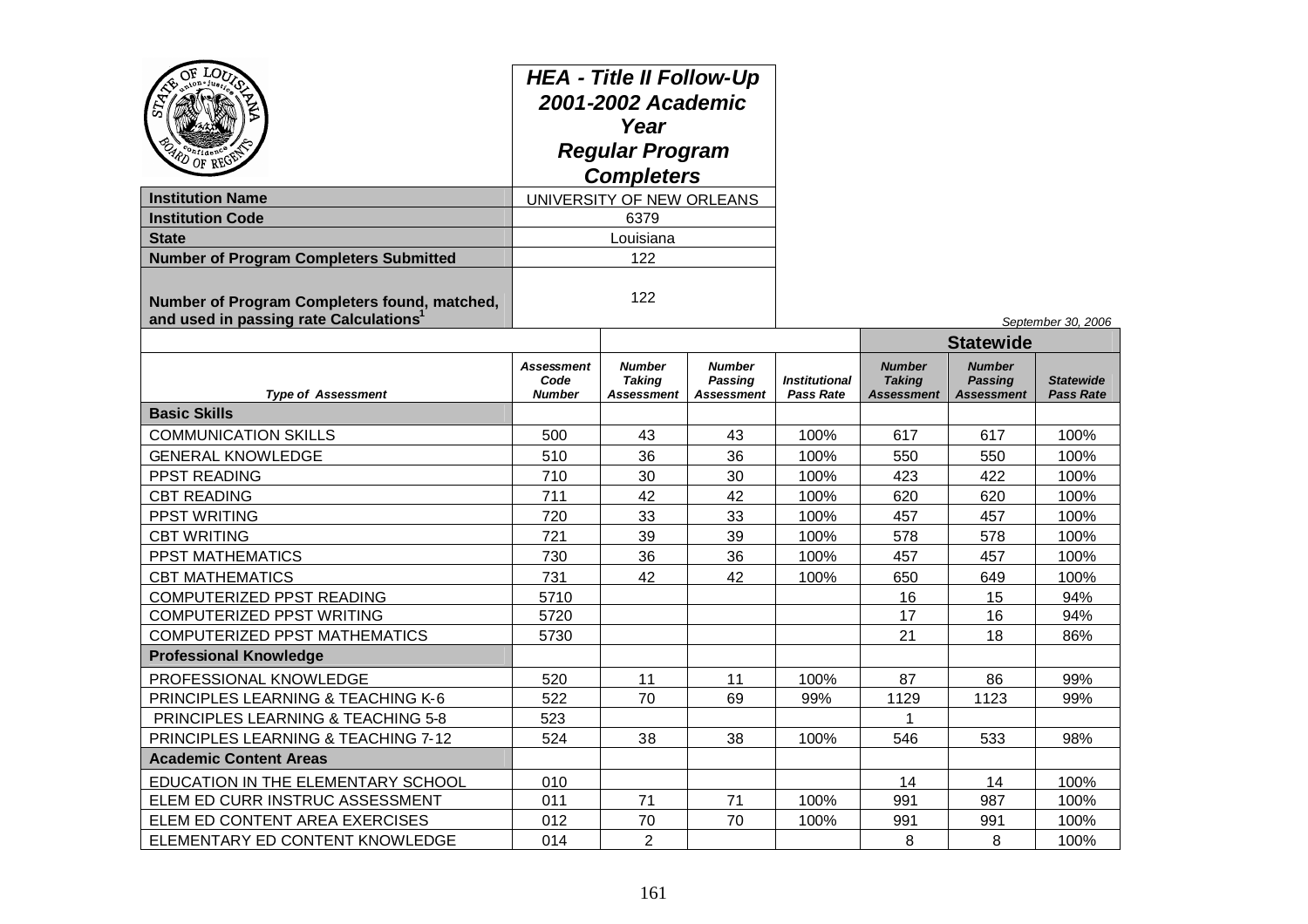## HEA - Title II Follow-Up 2001-2002 Academic Year Regular Program Completers

| | |
|---|---|
| **Institution Name** | UNIVERSITY OF NEW ORLEANS |
| **Institution Code** | 6379 |
| **State** | Louisiana |
| **Number of Program Completers Submitted** | 122 |
| **Number of Program Completers found, matched, and used in passing rate Calculations[1]** | 122 |

*September 30, 2006*

| | | | | | Statewide | | |
|---|---|---|---|---|---|---|---|
| ***Type of Assessment*** | ***Assessment Code Number*** | ***Number Taking Assessment*** | ***Number Passing Assessment*** | ***Institutional Pass Rate*** | ***Number Taking Assessment*** | ***Number Passing Assessment*** | ***Statewide Pass Rate*** |
| **Basic Skills** | | | | | | | |
| COMMUNICATION SKILLS | 500 | 43 | 43 | 100% | 617 | 617 | 100% |
| GENERAL KNOWLEDGE | 510 | 36 | 36 | 100% | 550 | 550 | 100% |
| PPST READING | 710 | 30 | 30 | 100% | 423 | 422 | 100% |
| CBT READING | 711 | 42 | 42 | 100% | 620 | 620 | 100% |
| PPST WRITING | 720 | 33 | 33 | 100% | 457 | 457 | 100% |
| CBT WRITING | 721 | 39 | 39 | 100% | 578 | 578 | 100% |
| PPST MATHEMATICS | 730 | 36 | 36 | 100% | 457 | 457 | 100% |
| CBT MATHEMATICS | 731 | 42 | 42 | 100% | 650 | 649 | 100% |
| COMPUTERIZED PPST READING | 5710 | | | | 16 | 15 | 94% |
| COMPUTERIZED PPST WRITING | 5720 | | | | 17 | 16 | 94% |
| COMPUTERIZED PPST MATHEMATICS | 5730 | | | | 21 | 18 | 86% |
| **Professional Knowledge** | | | | | | | |
| PROFESSIONAL KNOWLEDGE | 520 | 11 | 11 | 100% | 87 | 86 | 99% |
| PRINCIPLES LEARNING & TEACHING K-6 | 522 | 70 | 69 | 99% | 1129 | 1123 | 99% |
| PRINCIPLES LEARNING & TEACHING 5-8 | 523 | | | | 1 | | |
| PRINCIPLES LEARNING & TEACHING 7-12 | 524 | 38 | 38 | 100% | 546 | 533 | 98% |
| **Academic Content Areas** | | | | | | | |
| EDUCATION IN THE ELEMENTARY SCHOOL | 010 | | | | 14 | 14 | 100% |
| ELEM ED CURR INSTRUC ASSESSMENT | 011 | 71 | 71 | 100% | 991 | 987 | 100% |
| ELEM ED CONTENT AREA EXERCISES | 012 | 70 | 70 | 100% | 991 | 991 | 100% |
| ELEMENTARY ED CONTENT KNOWLEDGE | 014 | 2 | | | 8 | 8 | 100% |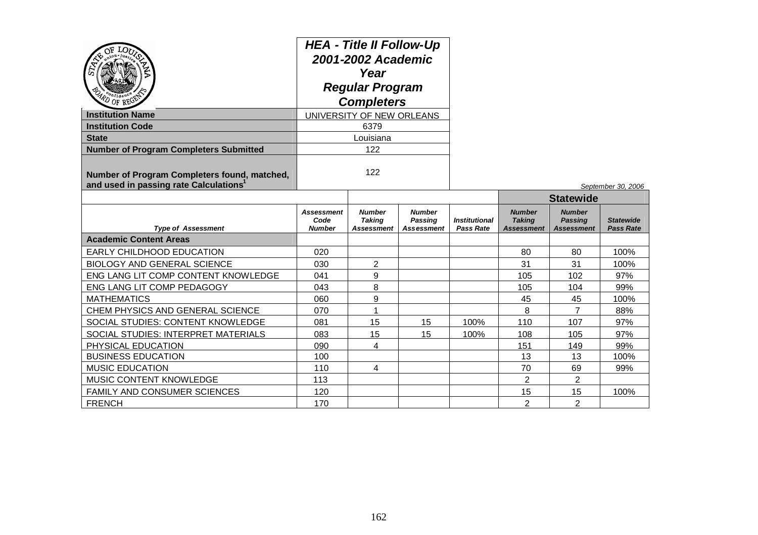## HEA - Title II Follow-Up 2001-2002 Academic Year Regular Program Completers

| | |
|---|---|
| **Institution Name** | UNIVERSITY OF NEW ORLEANS |
| **Institution Code** | 6379 |
| **State** | Louisiana |
| **Number of Program Completers Submitted** | 122 |
| **Number of Program Completers found, matched, and used in passing rate Calculations**[1] | 122 |

*September 30, 2006*

| | | | | | Statewide | | |
|---|---|---|---|---|---|---|---|
| ***Type of Assessment*** | ***Assessment Code Number*** | ***Number Taking Assessment*** | ***Number Passing Assessment*** | ***Institutional Pass Rate*** | ***Number Taking Assessment*** | ***Number Passing Assessment*** | ***Statewide Pass Rate*** |
| **Academic Content Areas** | | | | | | | |
| EARLY CHILDHOOD EDUCATION | 020 | | | | 80 | 80 | 100% |
| BIOLOGY AND GENERAL SCIENCE | 030 | 2 | | | 31 | 31 | 100% |
| ENG LANG LIT COMP CONTENT KNOWLEDGE | 041 | 9 | | | 105 | 102 | 97% |
| ENG LANG LIT COMP PEDAGOGY | 043 | 8 | | | 105 | 104 | 99% |
| MATHEMATICS | 060 | 9 | | | 45 | 45 | 100% |
| CHEM PHYSICS AND GENERAL SCIENCE | 070 | 1 | | | 8 | 7 | 88% |
| SOCIAL STUDIES: CONTENT KNOWLEDGE | 081 | 15 | 15 | 100% | 110 | 107 | 97% |
| SOCIAL STUDIES: INTERPRET MATERIALS | 083 | 15 | 15 | 100% | 108 | 105 | 97% |
| PHYSICAL EDUCATION | 090 | 4 | | | 151 | 149 | 99% |
| BUSINESS EDUCATION | 100 | | | | 13 | 13 | 100% |
| MUSIC EDUCATION | 110 | 4 | | | 70 | 69 | 99% |
| MUSIC CONTENT KNOWLEDGE | 113 | | | | 2 | 2 | |
| FAMILY AND CONSUMER SCIENCES | 120 | | | | 15 | 15 | 100% |
| FRENCH | 170 | | | | 2 | 2 | |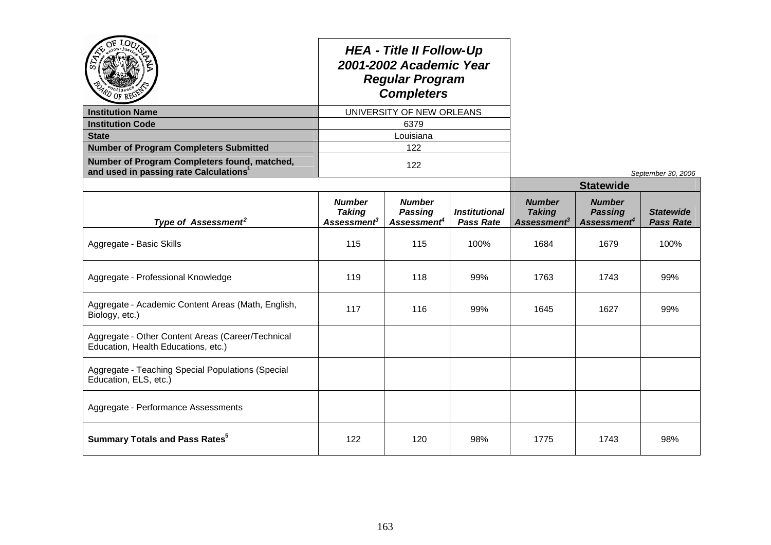# HEA - Title II Follow-Up
## 2001-2002 Academic Year
## Regular Program Completers

| | |
|---|---|
| **Institution Name** | UNIVERSITY OF NEW ORLEANS |
| **Institution Code** | 6379 |
| **State** | Louisiana |
| **Number of Program Completers Submitted** | 122 |
| **Number of Program Completers found, matched, and used in passing rate Calculations**[1] | 122 |

*September 30, 2006*

| | | | | Statewide | | |
|---|---|---|---|---|---|---|
| ***Type of Assessment***[2] | ***Number Taking Assessment***[3] | ***Number Passing Assessment***[4] | ***Institutional Pass Rate*** | ***Number Taking Assessment***[3] | ***Number Passing Assessment***[4] | ***Statewide Pass Rate*** |
| Aggregate - Basic Skills | 115 | 115 | 100% | 1684 | 1679 | 100% |
| Aggregate - Professional Knowledge | 119 | 118 | 99% | 1763 | 1743 | 99% |
| Aggregate - Academic Content Areas (Math, English, Biology, etc.) | 117 | 116 | 99% | 1645 | 1627 | 99% |
| Aggregate - Other Content Areas (Career/Technical Education, Health Educations, etc.) | | | | | | |
| Aggregate - Teaching Special Populations (Special Education, ELS, etc.) | | | | | | |
| Aggregate - Performance Assessments | | | | | | |
| **Summary Totals and Pass Rates**[5] | 122 | 120 | 98% | 1775 | 1743 | 98% |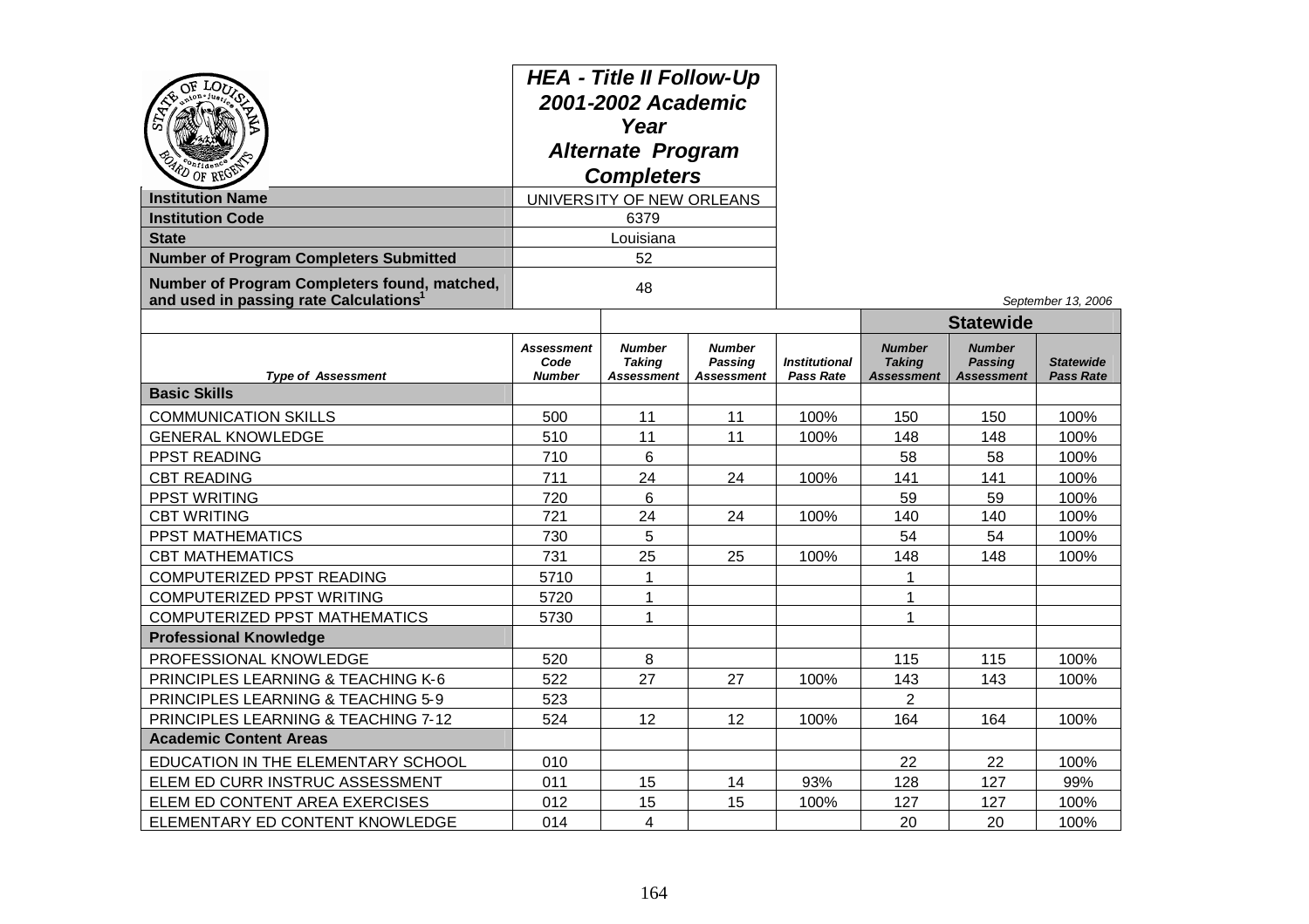# HEA - Title II Follow-Up 2001-2002 Academic Year Alternate Program Completers

| | |
|---|---|
| **Institution Name** | UNIVERSITY OF NEW ORLEANS |
| **Institution Code** | 6379 |
| **State** | Louisiana |
| **Number of Program Completers Submitted** | 52 |
| **Number of Program Completers found, matched, and used in passing rate Calculations[1]** | 48 |

*September 13, 2006*

| | | | | | Statewide | | |
|---|---|---|---|---|---|---|---|
| ***Type of Assessment*** | ***Assessment Code Number*** | ***Number Taking Assessment*** | ***Number Passing Assessment*** | ***Institutional Pass Rate*** | ***Number Taking Assessment*** | ***Number Passing Assessment*** | ***Statewide Pass Rate*** |
| **Basic Skills** | | | | | | | |
| COMMUNICATION SKILLS | 500 | 11 | 11 | 100% | 150 | 150 | 100% |
| GENERAL KNOWLEDGE | 510 | 11 | 11 | 100% | 148 | 148 | 100% |
| PPST READING | 710 | 6 | | | 58 | 58 | 100% |
| CBT READING | 711 | 24 | 24 | 100% | 141 | 141 | 100% |
| PPST WRITING | 720 | 6 | | | 59 | 59 | 100% |
| CBT WRITING | 721 | 24 | 24 | 100% | 140 | 140 | 100% |
| PPST MATHEMATICS | 730 | 5 | | | 54 | 54 | 100% |
| CBT MATHEMATICS | 731 | 25 | 25 | 100% | 148 | 148 | 100% |
| COMPUTERIZED PPST READING | 5710 | 1 | | | 1 | | |
| COMPUTERIZED PPST WRITING | 5720 | 1 | | | 1 | | |
| COMPUTERIZED PPST MATHEMATICS | 5730 | 1 | | | 1 | | |
| **Professional Knowledge** | | | | | | | |
| PROFESSIONAL KNOWLEDGE | 520 | 8 | | | 115 | 115 | 100% |
| PRINCIPLES LEARNING & TEACHING K-6 | 522 | 27 | 27 | 100% | 143 | 143 | 100% |
| PRINCIPLES LEARNING & TEACHING 5-9 | 523 | | | | 2 | | |
| PRINCIPLES LEARNING & TEACHING 7-12 | 524 | 12 | 12 | 100% | 164 | 164 | 100% |
| **Academic Content Areas** | | | | | | | |
| EDUCATION IN THE ELEMENTARY SCHOOL | 010 | | | | 22 | 22 | 100% |
| ELEM ED CURR INSTRUC ASSESSMENT | 011 | 15 | 14 | 93% | 128 | 127 | 99% |
| ELEM ED CONTENT AREA EXERCISES | 012 | 15 | 15 | 100% | 127 | 127 | 100% |
| ELEMENTARY ED CONTENT KNOWLEDGE | 014 | 4 | | | 20 | 20 | 100% |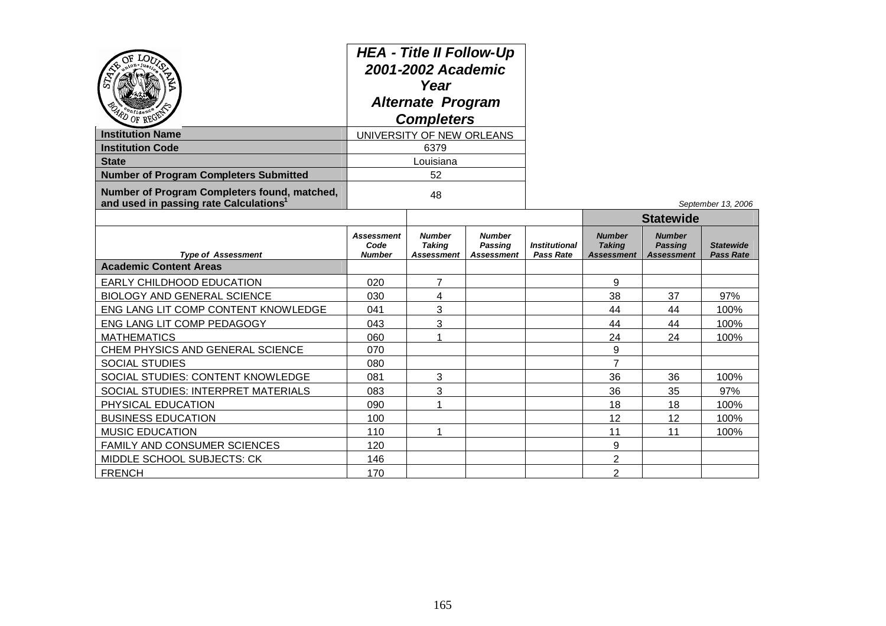# HEA - Title II Follow-Up 2001-2002 Academic Year Alternate Program Completers

| | |
|---|---|
| **Institution Name** | UNIVERSITY OF NEW ORLEANS |
| **Institution Code** | 6379 |
| **State** | Louisiana |
| **Number of Program Completers Submitted** | 52 |
| **Number of Program Completers found, matched, and used in passing rate Calculations**[1] | 48 |

*September 13, 2006*

| | | | | | Statewide | | |
|---|---|---|---|---|---|---|---|
| ***Type of Assessment*** | ***Assessment Code Number*** | ***Number Taking Assessment*** | ***Number Passing Assessment*** | ***Institutional Pass Rate*** | ***Number Taking Assessment*** | ***Number Passing Assessment*** | ***Statewide Pass Rate*** |
| **Academic Content Areas** | | | | | | | |
| EARLY CHILDHOOD EDUCATION | 020 | 7 | | | 9 | | |
| BIOLOGY AND GENERAL SCIENCE | 030 | 4 | | | 38 | 37 | 97% |
| ENG LANG LIT COMP CONTENT KNOWLEDGE | 041 | 3 | | | 44 | 44 | 100% |
| ENG LANG LIT COMP PEDAGOGY | 043 | 3 | | | 44 | 44 | 100% |
| MATHEMATICS | 060 | 1 | | | 24 | 24 | 100% |
| CHEM PHYSICS AND GENERAL SCIENCE | 070 | | | | 9 | | |
| SOCIAL STUDIES | 080 | | | | 7 | | |
| SOCIAL STUDIES: CONTENT KNOWLEDGE | 081 | 3 | | | 36 | 36 | 100% |
| SOCIAL STUDIES: INTERPRET MATERIALS | 083 | 3 | | | 36 | 35 | 97% |
| PHYSICAL EDUCATION | 090 | 1 | | | 18 | 18 | 100% |
| BUSINESS EDUCATION | 100 | | | | 12 | 12 | 100% |
| MUSIC EDUCATION | 110 | 1 | | | 11 | 11 | 100% |
| FAMILY AND CONSUMER SCIENCES | 120 | | | | 9 | | |
| MIDDLE SCHOOL SUBJECTS: CK | 146 | | | | 2 | | |
| FRENCH | 170 | | | | 2 | | |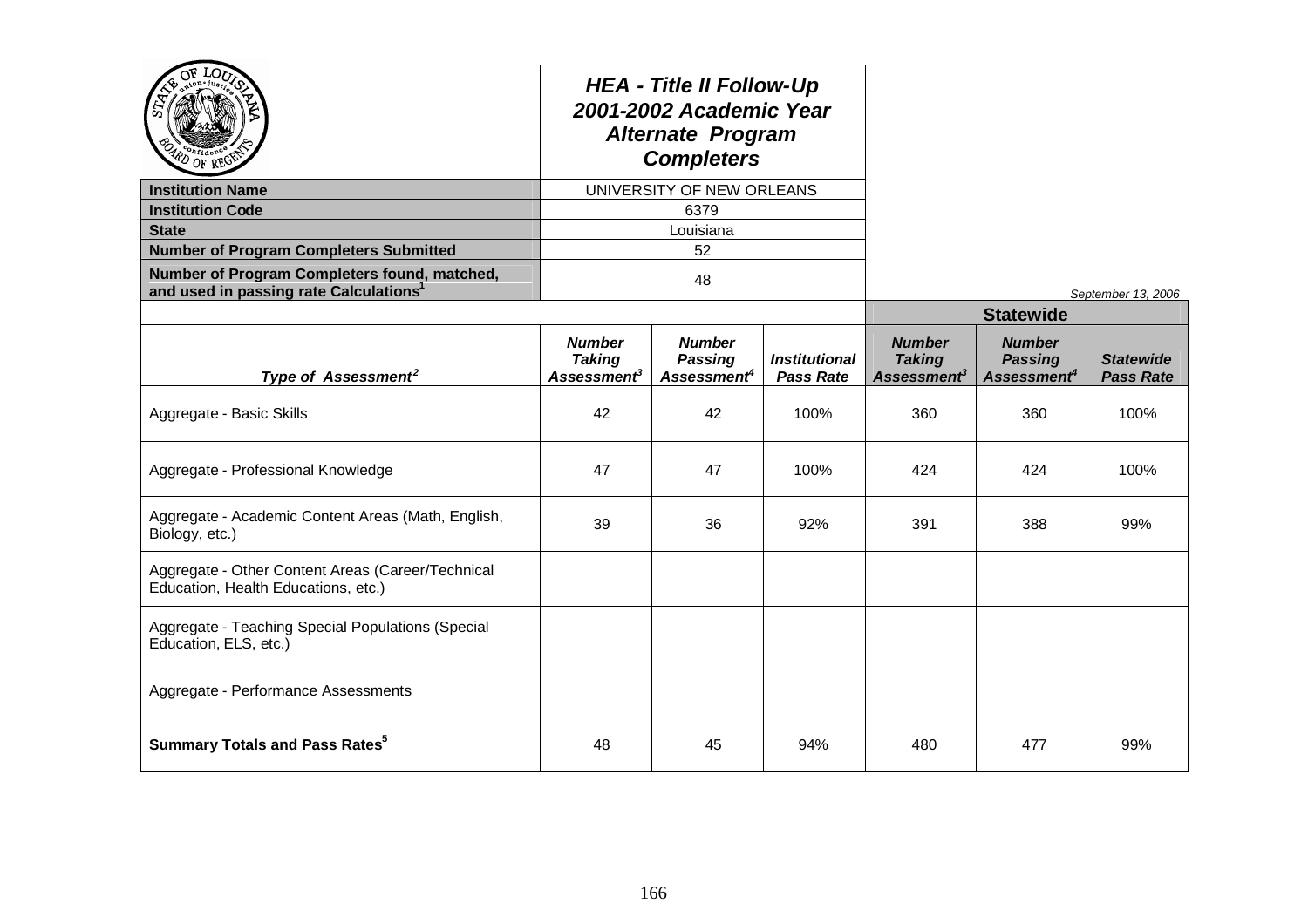**HEA - Title II Follow-Up**
**2001-2002 Academic Year**
**Alternate Program Completers**

| | |
|---|---|
| **Institution Name** | UNIVERSITY OF NEW ORLEANS |
| **Institution Code** | 6379 |
| **State** | Louisiana |
| **Number of Program Completers Submitted** | 52 |
| **Number of Program Completers found, matched, and used in passing rate Calculations**[1] | 48 |

September 13, 2006

| Type of Assessment[2] | Number Taking Assessment[3] | Number Passing Assessment[4] | Institutional Pass Rate | Statewide Number Taking Assessment[3] | Statewide Number Passing Assessment[4] | Statewide Pass Rate |
|---|---|---|---|---|---|---|
| Aggregate - Basic Skills | 42 | 42 | 100% | 360 | 360 | 100% |
| Aggregate - Professional Knowledge | 47 | 47 | 100% | 424 | 424 | 100% |
| Aggregate - Academic Content Areas (Math, English, Biology, etc.) | 39 | 36 | 92% | 391 | 388 | 99% |
| Aggregate - Other Content Areas (Career/Technical Education, Health Educations, etc.) | | | | | | |
| Aggregate - Teaching Special Populations (Special Education, ELS, etc.) | | | | | | |
| Aggregate - Performance Assessments | | | | | | |
| **Summary Totals and Pass Rates**[5] | 48 | 45 | 94% | 480 | 477 | 99% |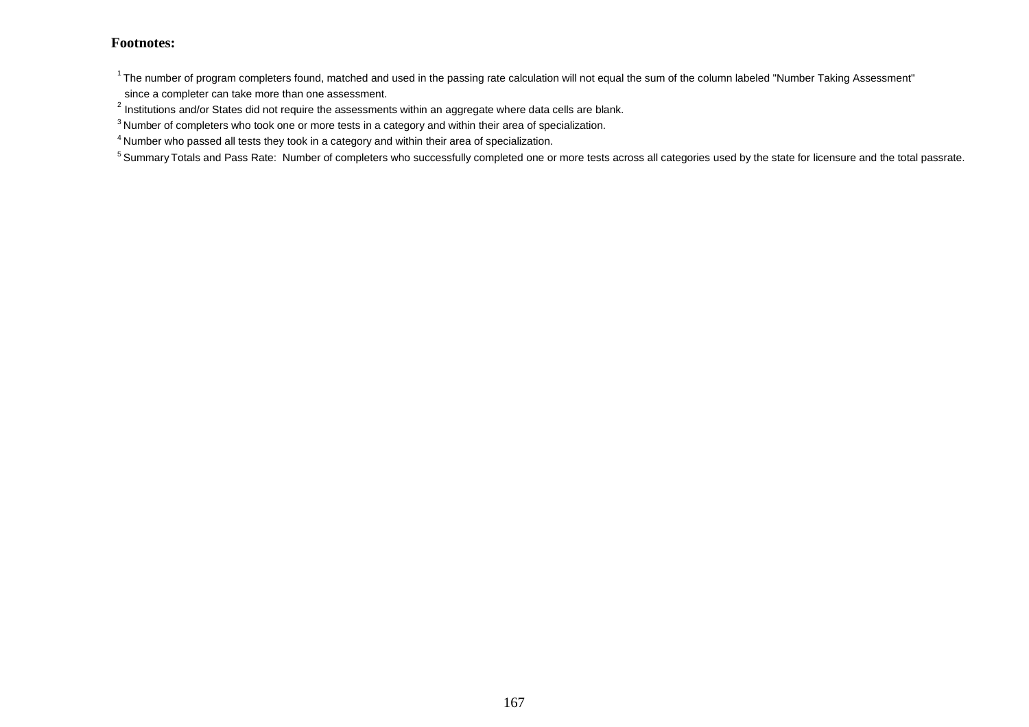**Footnotes:**

[1] The number of program completers found, matched and used in the passing rate calculation will not equal the sum of the column labeled "Number Taking Assessment" since a completer can take more than one assessment.

[2] Institutions and/or States did not require the assessments within an aggregate where data cells are blank.

[3] Number of completers who took one or more tests in a category and within their area of specialization.

[4] Number who passed all tests they took in a category and within their area of specialization.

[5] Summary Totals and Pass Rate: Number of completers who successfully completed one or more tests across all categories used by the state for licensure and the total passrate.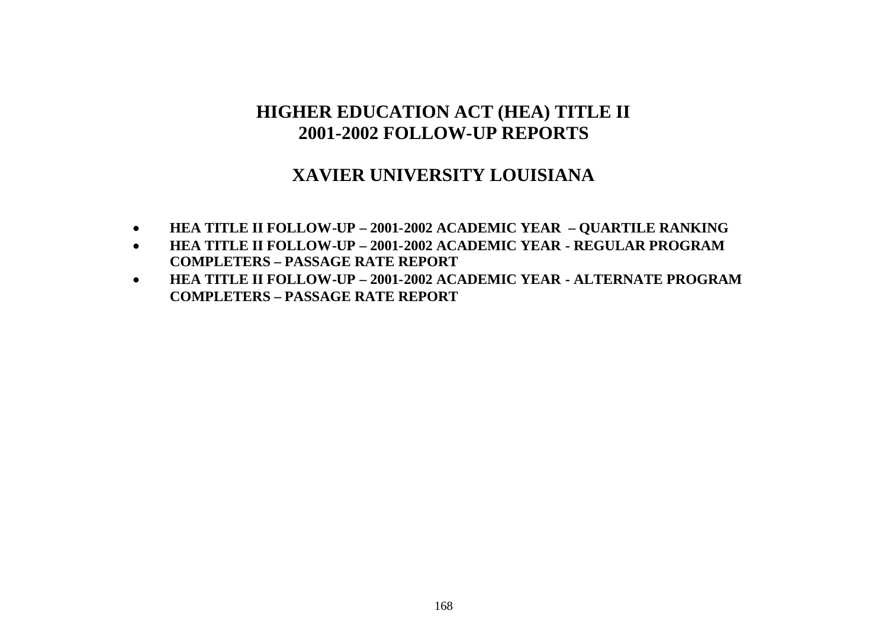# HIGHER EDUCATION ACT (HEA) TITLE II
# 2001-2002 FOLLOW-UP REPORTS

## XAVIER UNIVERSITY LOUISIANA

- **HEA TITLE II FOLLOW-UP – 2001-2002 ACADEMIC YEAR – QUARTILE RANKING**
- **HEA TITLE II FOLLOW-UP – 2001-2002 ACADEMIC YEAR - REGULAR PROGRAM COMPLETERS – PASSAGE RATE REPORT**
- **HEA TITLE II FOLLOW-UP – 2001-2002 ACADEMIC YEAR - ALTERNATE PROGRAM COMPLETERS – PASSAGE RATE REPORT**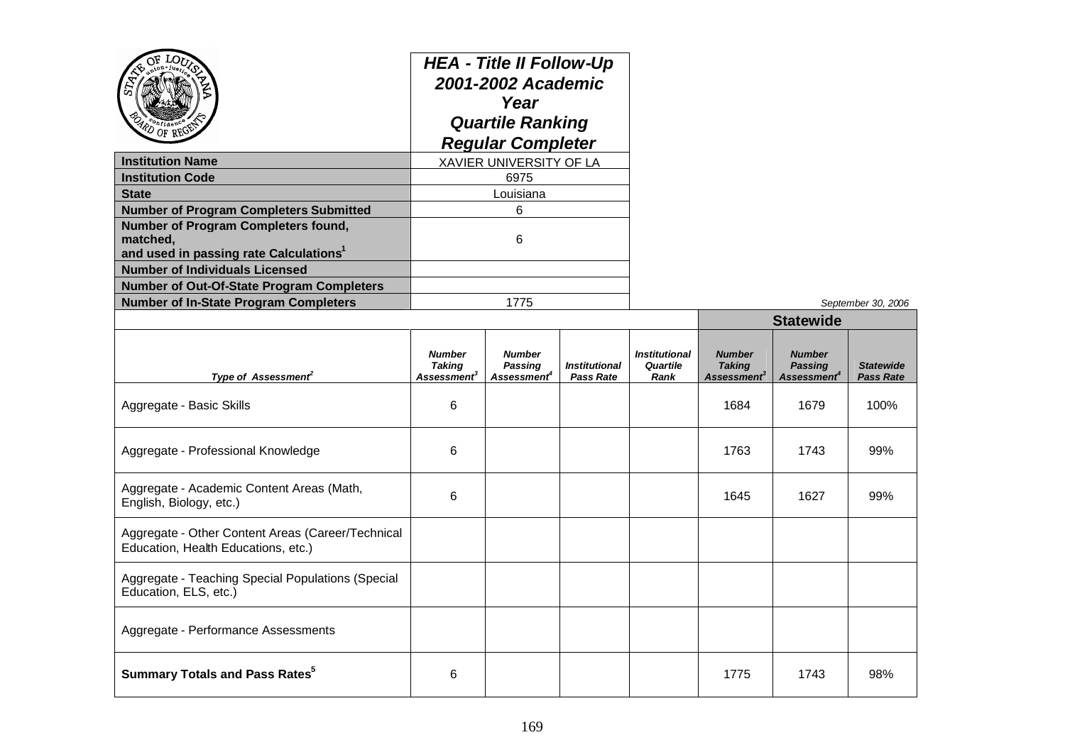**HEA - Title II Follow-Up 2001-2002 Academic Year Quartile Ranking Regular Completer**

| | |
|---|---|
| **Institution Name** | XAVIER UNIVERSITY OF LA |
| **Institution Code** | 6975 |
| **State** | Louisiana |
| **Number of Program Completers Submitted** | 6 |
| **Number of Program Completers found, matched, and used in passing rate Calculations**[1] | 6 |
| **Number of Individuals Licensed** | |
| **Number of Out-Of-State Program Completers** | |
| **Number of In-State Program Completers** | 1775 |

*September 30, 2006*

| | | | | | Statewide | | |
|---|---|---|---|---|---|---|---|
| *Type of Assessment*[2] | *Number Taking Assessment*[3] | *Number Passing Assessment*[4] | *Institutional Pass Rate* | *Institutional Quartile Rank* | *Number Taking Assessment*[3] | *Number Passing Assessment*[4] | *Statewide Pass Rate* |
| Aggregate - Basic Skills | 6 | | | | 1684 | 1679 | 100% |
| Aggregate - Professional Knowledge | 6 | | | | 1763 | 1743 | 99% |
| Aggregate - Academic Content Areas (Math, English, Biology, etc.) | 6 | | | | 1645 | 1627 | 99% |
| Aggregate - Other Content Areas (Career/Technical Education, Health Educations, etc.) | | | | | | | |
| Aggregate - Teaching Special Populations (Special Education, ELS, etc.) | | | | | | | |
| Aggregate - Performance Assessments | | | | | | | |
| **Summary Totals and Pass Rates**[5] | 6 | | | | 1775 | 1743 | 98% |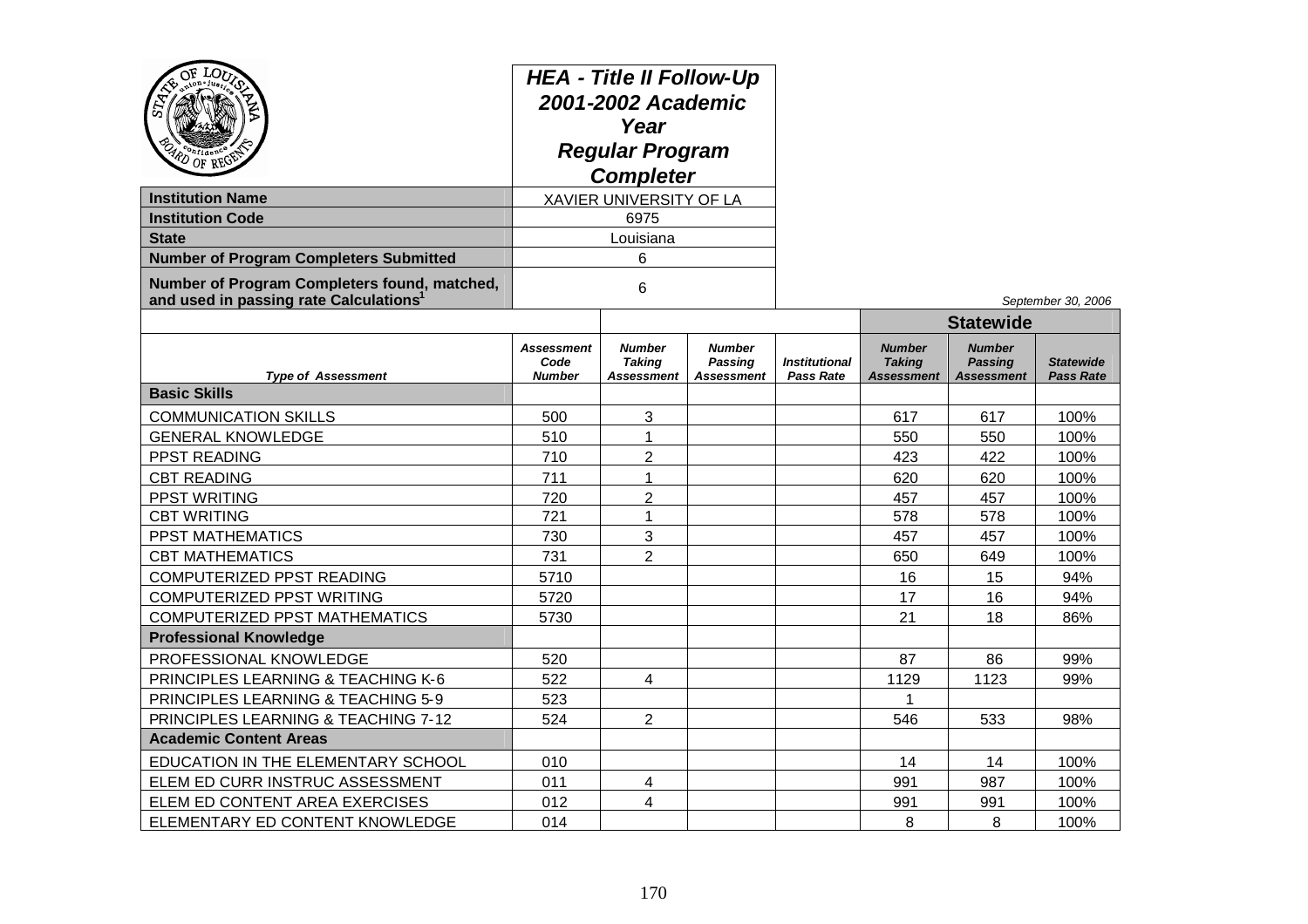## HEA - Title II Follow-Up 2001-2002 Academic Year Regular Program Completer

| | |
|---|---|
| **Institution Name** | XAVIER UNIVERSITY OF LA |
| **Institution Code** | 6975 |
| **State** | Louisiana |
| **Number of Program Completers Submitted** | 6 |
| **Number of Program Completers found, matched, and used in passing rate Calculations[1]** | 6 |

*September 30, 2006*

| | | | | | Statewide | | |
|---|---|---|---|---|---|---|---|
| ***Type of Assessment*** | ***Assessment Code Number*** | ***Number Taking Assessment*** | ***Number Passing Assessment*** | ***Institutional Pass Rate*** | ***Number Taking Assessment*** | ***Number Passing Assessment*** | ***Statewide Pass Rate*** |
| **Basic Skills** | | | | | | | |
| COMMUNICATION SKILLS | 500 | 3 | | | 617 | 617 | 100% |
| GENERAL KNOWLEDGE | 510 | 1 | | | 550 | 550 | 100% |
| PPST READING | 710 | 2 | | | 423 | 422 | 100% |
| CBT READING | 711 | 1 | | | 620 | 620 | 100% |
| PPST WRITING | 720 | 2 | | | 457 | 457 | 100% |
| CBT WRITING | 721 | 1 | | | 578 | 578 | 100% |
| PPST MATHEMATICS | 730 | 3 | | | 457 | 457 | 100% |
| CBT MATHEMATICS | 731 | 2 | | | 650 | 649 | 100% |
| COMPUTERIZED PPST READING | 5710 | | | | 16 | 15 | 94% |
| COMPUTERIZED PPST WRITING | 5720 | | | | 17 | 16 | 94% |
| COMPUTERIZED PPST MATHEMATICS | 5730 | | | | 21 | 18 | 86% |
| **Professional Knowledge** | | | | | | | |
| PROFESSIONAL KNOWLEDGE | 520 | | | | 87 | 86 | 99% |
| PRINCIPLES LEARNING & TEACHING K-6 | 522 | 4 | | | 1129 | 1123 | 99% |
| PRINCIPLES LEARNING & TEACHING 5-9 | 523 | | | | 1 | | |
| PRINCIPLES LEARNING & TEACHING 7-12 | 524 | 2 | | | 546 | 533 | 98% |
| **Academic Content Areas** | | | | | | | |
| EDUCATION IN THE ELEMENTARY SCHOOL | 010 | | | | 14 | 14 | 100% |
| ELEM ED CURR INSTRUC ASSESSMENT | 011 | 4 | | | 991 | 987 | 100% |
| ELEM ED CONTENT AREA EXERCISES | 012 | 4 | | | 991 | 991 | 100% |
| ELEMENTARY ED CONTENT KNOWLEDGE | 014 | | | | 8 | 8 | 100% |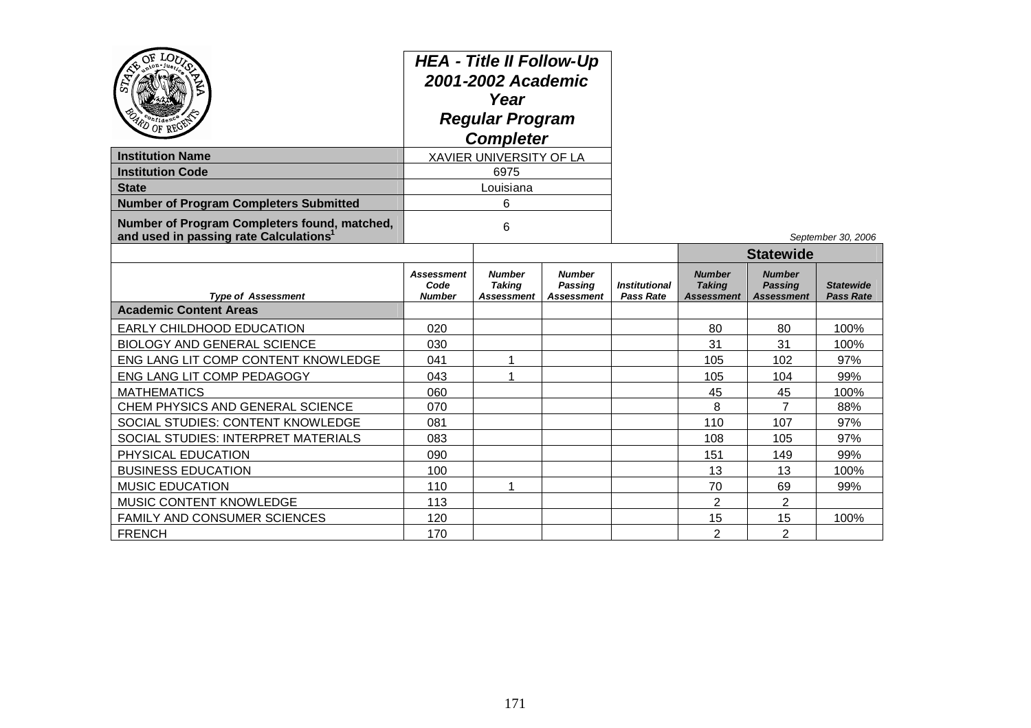# HEA - Title II Follow-Up 2001-2002 Academic Year Regular Program Completer

| | |
|---|---|
| **Institution Name** | XAVIER UNIVERSITY OF LA |
| **Institution Code** | 6975 |
| **State** | Louisiana |
| **Number of Program Completers Submitted** | 6 |
| **Number of Program Completers found, matched, and used in passing rate Calculations[1]** | 6 |

*September 30, 2006*

| | | | | | Statewide | | |
|---|---|---|---|---|---|---|---|
| *Type of Assessment* | *Assessment Code Number* | *Number Taking Assessment* | *Number Passing Assessment* | *Institutional Pass Rate* | *Number Taking Assessment* | *Number Passing Assessment* | *Statewide Pass Rate* |
| **Academic Content Areas** | | | | | | | |
| EARLY CHILDHOOD EDUCATION | 020 | | | | 80 | 80 | 100% |
| BIOLOGY AND GENERAL SCIENCE | 030 | | | | 31 | 31 | 100% |
| ENG LANG LIT COMP CONTENT KNOWLEDGE | 041 | 1 | | | 105 | 102 | 97% |
| ENG LANG LIT COMP PEDAGOGY | 043 | 1 | | | 105 | 104 | 99% |
| MATHEMATICS | 060 | | | | 45 | 45 | 100% |
| CHEM PHYSICS AND GENERAL SCIENCE | 070 | | | | 8 | 7 | 88% |
| SOCIAL STUDIES: CONTENT KNOWLEDGE | 081 | | | | 110 | 107 | 97% |
| SOCIAL STUDIES: INTERPRET MATERIALS | 083 | | | | 108 | 105 | 97% |
| PHYSICAL EDUCATION | 090 | | | | 151 | 149 | 99% |
| BUSINESS EDUCATION | 100 | | | | 13 | 13 | 100% |
| MUSIC EDUCATION | 110 | 1 | | | 70 | 69 | 99% |
| MUSIC CONTENT KNOWLEDGE | 113 | | | | 2 | 2 | |
| FAMILY AND CONSUMER SCIENCES | 120 | | | | 15 | 15 | 100% |
| FRENCH | 170 | | | | 2 | 2 | |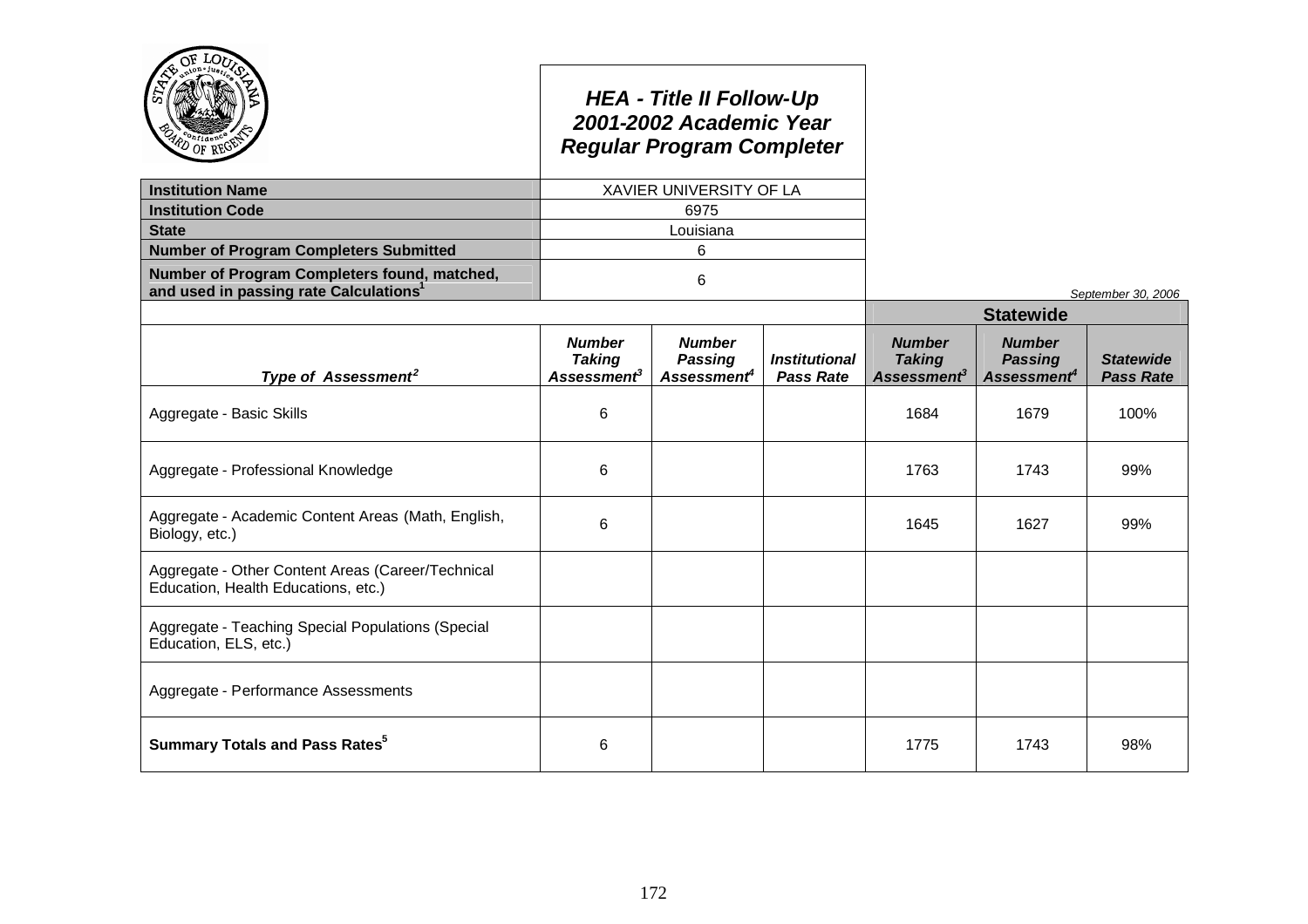# HEA - Title II Follow-Up
## 2001-2002 Academic Year
## Regular Program Completer

| | |
|---|---|
| **Institution Name** | XAVIER UNIVERSITY OF LA |
| **Institution Code** | 6975 |
| **State** | Louisiana |
| **Number of Program Completers Submitted** | 6 |
| **Number of Program Completers found, matched, and used in passing rate Calculations**[1] | 6 |

*September 30, 2006*

| | | | | Statewide | | |
|---|---|---|---|---|---|---|
| ***Type of Assessment***[2] | ***Number Taking Assessment***[3] | ***Number Passing Assessment***[4] | ***Institutional Pass Rate*** | ***Number Taking Assessment***[3] | ***Number Passing Assessment***[4] | ***Statewide Pass Rate*** |
| Aggregate - Basic Skills | 6 | | | 1684 | 1679 | 100% |
| Aggregate - Professional Knowledge | 6 | | | 1763 | 1743 | 99% |
| Aggregate - Academic Content Areas (Math, English, Biology, etc.) | 6 | | | 1645 | 1627 | 99% |
| Aggregate - Other Content Areas (Career/Technical Education, Health Educations, etc.) | | | | | | |
| Aggregate - Teaching Special Populations (Special Education, ELS, etc.) | | | | | | |
| Aggregate - Performance Assessments | | | | | | |
| **Summary Totals and Pass Rates**[5] | 6 | | | 1775 | 1743 | 98% |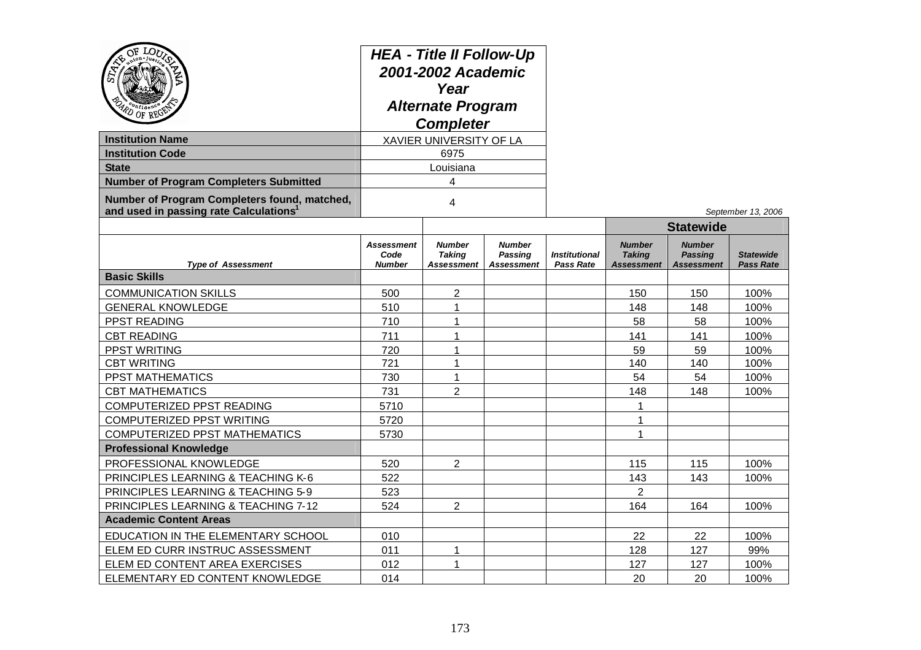# HEA - Title II Follow-Up 2001-2002 Academic Year Alternate Program Completer

| | |
|---|---|
| **Institution Name** | XAVIER UNIVERSITY OF LA |
| **Institution Code** | 6975 |
| **State** | Louisiana |
| **Number of Program Completers Submitted** | 4 |
| **Number of Program Completers found, matched, and used in passing rate Calculations**[1] | 4 |

*September 13, 2006*

| | | | | | Statewide | | |
|---|---|---|---|---|---|---|---|
| ***Type of Assessment*** | ***Assessment Code Number*** | ***Number Taking Assessment*** | ***Number Passing Assessment*** | ***Institutional Pass Rate*** | ***Number Taking Assessment*** | ***Number Passing Assessment*** | ***Statewide Pass Rate*** |
| **Basic Skills** | | | | | | | |
| COMMUNICATION SKILLS | 500 | 2 | | | 150 | 150 | 100% |
| GENERAL KNOWLEDGE | 510 | 1 | | | 148 | 148 | 100% |
| PPST READING | 710 | 1 | | | 58 | 58 | 100% |
| CBT READING | 711 | 1 | | | 141 | 141 | 100% |
| PPST WRITING | 720 | 1 | | | 59 | 59 | 100% |
| CBT WRITING | 721 | 1 | | | 140 | 140 | 100% |
| PPST MATHEMATICS | 730 | 1 | | | 54 | 54 | 100% |
| CBT MATHEMATICS | 731 | 2 | | | 148 | 148 | 100% |
| COMPUTERIZED PPST READING | 5710 | | | | 1 | | |
| COMPUTERIZED PPST WRITING | 5720 | | | | 1 | | |
| COMPUTERIZED PPST MATHEMATICS | 5730 | | | | 1 | | |
| **Professional Knowledge** | | | | | | | |
| PROFESSIONAL KNOWLEDGE | 520 | 2 | | | 115 | 115 | 100% |
| PRINCIPLES LEARNING & TEACHING K-6 | 522 | | | | 143 | 143 | 100% |
| PRINCIPLES LEARNING & TEACHING 5-9 | 523 | | | | 2 | | |
| PRINCIPLES LEARNING & TEACHING 7-12 | 524 | 2 | | | 164 | 164 | 100% |
| **Academic Content Areas** | | | | | | | |
| EDUCATION IN THE ELEMENTARY SCHOOL | 010 | | | | 22 | 22 | 100% |
| ELEM ED CURR INSTRUC ASSESSMENT | 011 | 1 | | | 128 | 127 | 99% |
| ELEM ED CONTENT AREA EXERCISES | 012 | 1 | | | 127 | 127 | 100% |
| ELEMENTARY ED CONTENT KNOWLEDGE | 014 | | | | 20 | 20 | 100% |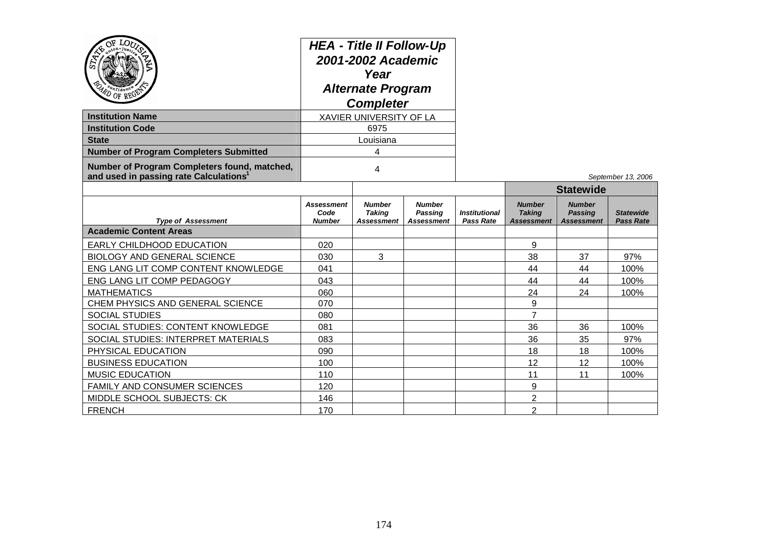**HEA - Title II Follow-Up 2001-2002 Academic Year Alternate Program Completer**

| | |
|---|---|
| **Institution Name** | XAVIER UNIVERSITY OF LA |
| **Institution Code** | 6975 |
| **State** | Louisiana |
| **Number of Program Completers Submitted** | 4 |
| **Number of Program Completers found, matched, and used in passing rate Calculations[1]** | 4 |

*September 13, 2006*

| | | | | | Statewide | | |
|---|---|---|---|---|---|---|---|
| ***Type of Assessment*** | ***Assessment Code Number*** | ***Number Taking Assessment*** | ***Number Passing Assessment*** | ***Institutional Pass Rate*** | ***Number Taking Assessment*** | ***Number Passing Assessment*** | ***Statewide Pass Rate*** |
| **Academic Content Areas** | | | | | | | |
| EARLY CHILDHOOD EDUCATION | 020 | | | | 9 | | |
| BIOLOGY AND GENERAL SCIENCE | 030 | 3 | | | 38 | 37 | 97% |
| ENG LANG LIT COMP CONTENT KNOWLEDGE | 041 | | | | 44 | 44 | 100% |
| ENG LANG LIT COMP PEDAGOGY | 043 | | | | 44 | 44 | 100% |
| MATHEMATICS | 060 | | | | 24 | 24 | 100% |
| CHEM PHYSICS AND GENERAL SCIENCE | 070 | | | | 9 | | |
| SOCIAL STUDIES | 080 | | | | 7 | | |
| SOCIAL STUDIES: CONTENT KNOWLEDGE | 081 | | | | 36 | 36 | 100% |
| SOCIAL STUDIES: INTERPRET MATERIALS | 083 | | | | 36 | 35 | 97% |
| PHYSICAL EDUCATION | 090 | | | | 18 | 18 | 100% |
| BUSINESS EDUCATION | 100 | | | | 12 | 12 | 100% |
| MUSIC EDUCATION | 110 | | | | 11 | 11 | 100% |
| FAMILY AND CONSUMER SCIENCES | 120 | | | | 9 | | |
| MIDDLE SCHOOL SUBJECTS: CK | 146 | | | | 2 | | |
| FRENCH | 170 | | | | 2 | | |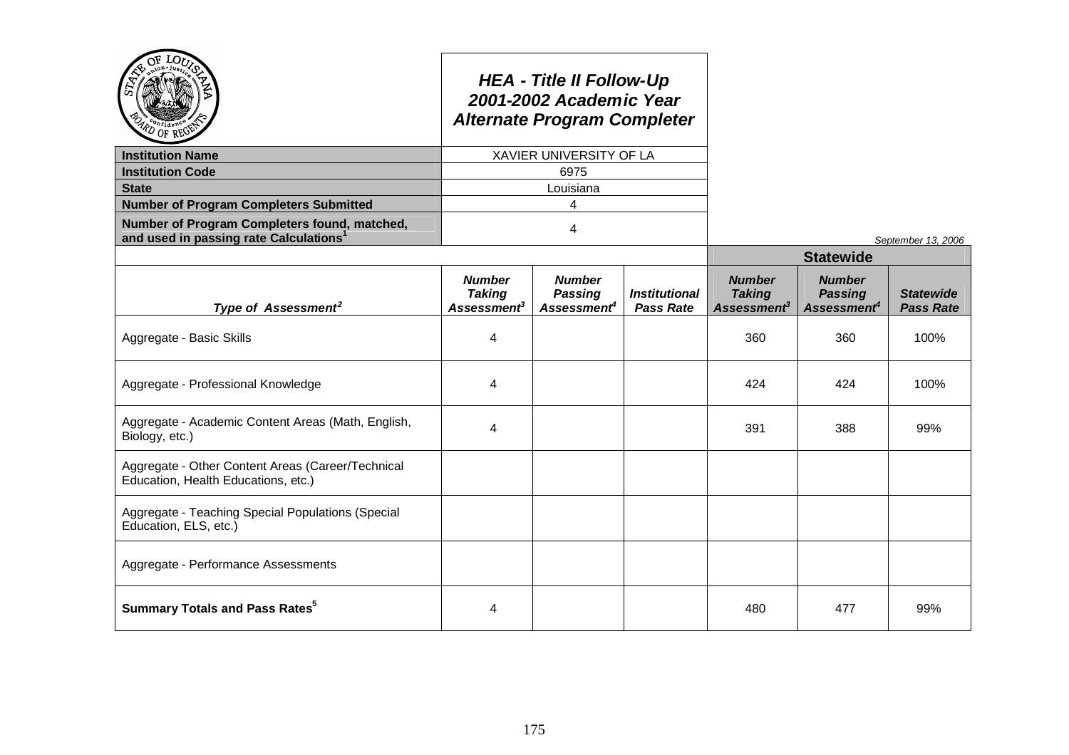# HEA - Title II Follow-Up
## 2001-2002 Academic Year
## Alternate Program Completer

| | |
|---|---|
| **Institution Name** | XAVIER UNIVERSITY OF LA |
| **Institution Code** | 6975 |
| **State** | Louisiana |
| **Number of Program Completers Submitted** | 4 |
| **Number of Program Completers found, matched, and used in passing rate Calculations**[1] | 4 |

*September 13, 2006*

| | | | | Statewide | | |
|---|---|---|---|---|---|---|
| ***Type of Assessment***[2] | ***Number Taking Assessment***[3] | ***Number Passing Assessment***[4] | ***Institutional Pass Rate*** | ***Number Taking Assessment***[3] | ***Number Passing Assessment***[4] | ***Statewide Pass Rate*** |
| Aggregate - Basic Skills | 4 | | | 360 | 360 | 100% |
| Aggregate - Professional Knowledge | 4 | | | 424 | 424 | 100% |
| Aggregate - Academic Content Areas (Math, English, Biology, etc.) | 4 | | | 391 | 388 | 99% |
| Aggregate - Other Content Areas (Career/Technical Education, Health Educations, etc.) | | | | | | |
| Aggregate - Teaching Special Populations (Special Education, ELS, etc.) | | | | | | |
| Aggregate - Performance Assessments | | | | | | |
| **Summary Totals and Pass Rates**[5] | 4 | | | 480 | 477 | 99% |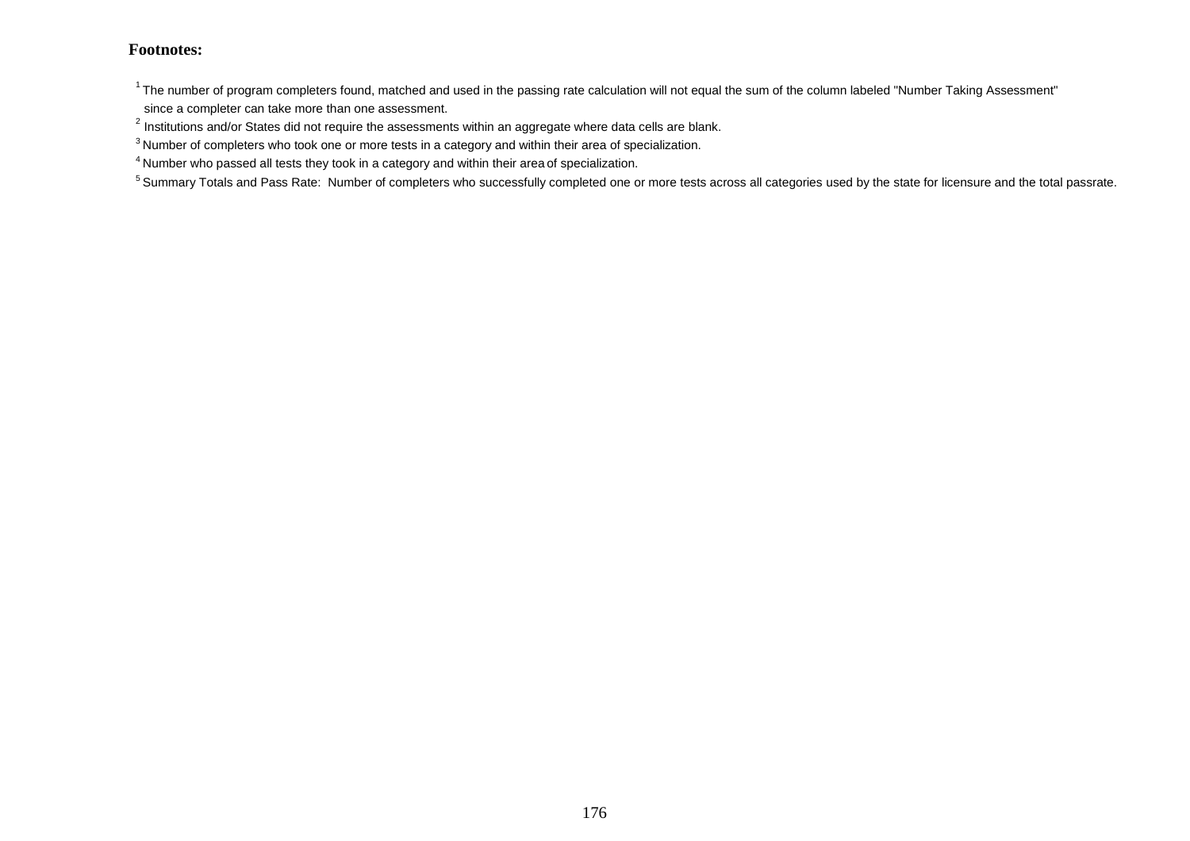**Footnotes:**

[1] The number of program completers found, matched and used in the passing rate calculation will not equal the sum of the column labeled "Number Taking Assessment" since a completer can take more than one assessment.

[2] Institutions and/or States did not require the assessments within an aggregate where data cells are blank.

[3] Number of completers who took one or more tests in a category and within their area of specialization.

[4] Number who passed all tests they took in a category and within their area of specialization.

[5] Summary Totals and Pass Rate: Number of completers who successfully completed one or more tests across all categories used by the state for licensure and the total passrate.